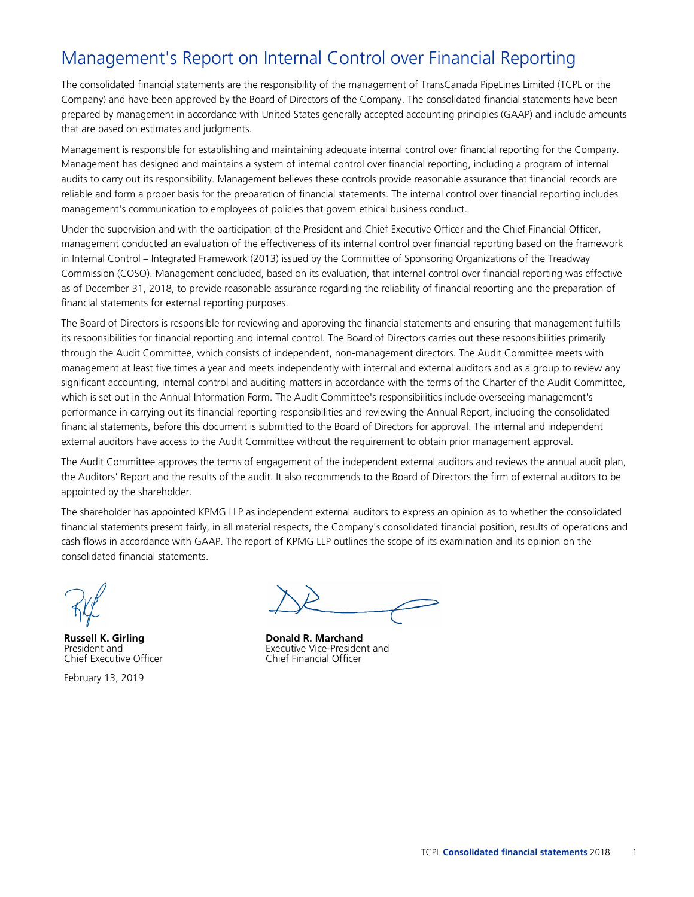# Management's Report on Internal Control over Financial Reporting

The consolidated financial statements are the responsibility of the management of TransCanada PipeLines Limited (TCPL or the Company) and have been approved by the Board of Directors of the Company. The consolidated financial statements have been prepared by management in accordance with United States generally accepted accounting principles (GAAP) and include amounts that are based on estimates and judgments.

Management is responsible for establishing and maintaining adequate internal control over financial reporting for the Company. Management has designed and maintains a system of internal control over financial reporting, including a program of internal audits to carry out its responsibility. Management believes these controls provide reasonable assurance that financial records are reliable and form a proper basis for the preparation of financial statements. The internal control over financial reporting includes management's communication to employees of policies that govern ethical business conduct.

Under the supervision and with the participation of the President and Chief Executive Officer and the Chief Financial Officer, management conducted an evaluation of the effectiveness of its internal control over financial reporting based on the framework in Internal Control – Integrated Framework (2013) issued by the Committee of Sponsoring Organizations of the Treadway Commission (COSO). Management concluded, based on its evaluation, that internal control over financial reporting was effective as of December 31, 2018, to provide reasonable assurance regarding the reliability of financial reporting and the preparation of financial statements for external reporting purposes.

The Board of Directors is responsible for reviewing and approving the financial statements and ensuring that management fulfills its responsibilities for financial reporting and internal control. The Board of Directors carries out these responsibilities primarily through the Audit Committee, which consists of independent, non-management directors. The Audit Committee meets with management at least five times a year and meets independently with internal and external auditors and as a group to review any significant accounting, internal control and auditing matters in accordance with the terms of the Charter of the Audit Committee, which is set out in the Annual Information Form. The Audit Committee's responsibilities include overseeing management's performance in carrying out its financial reporting responsibilities and reviewing the Annual Report, including the consolidated financial statements, before this document is submitted to the Board of Directors for approval. The internal and independent external auditors have access to the Audit Committee without the requirement to obtain prior management approval.

The Audit Committee approves the terms of engagement of the independent external auditors and reviews the annual audit plan, the Auditors' Report and the results of the audit. It also recommends to the Board of Directors the firm of external auditors to be appointed by the shareholder.

The shareholder has appointed KPMG LLP as independent external auditors to express an opinion as to whether the consolidated financial statements present fairly, in all material respects, the Company's consolidated financial position, results of operations and cash flows in accordance with GAAP. The report of KPMG LLP outlines the scope of its examination and its opinion on the consolidated financial statements.

**Russell K. Girling**
President and
Chief Executive Officer

**Donald R. Marchand**
Executive Vice-President and
Chief Financial Officer

February 13, 2019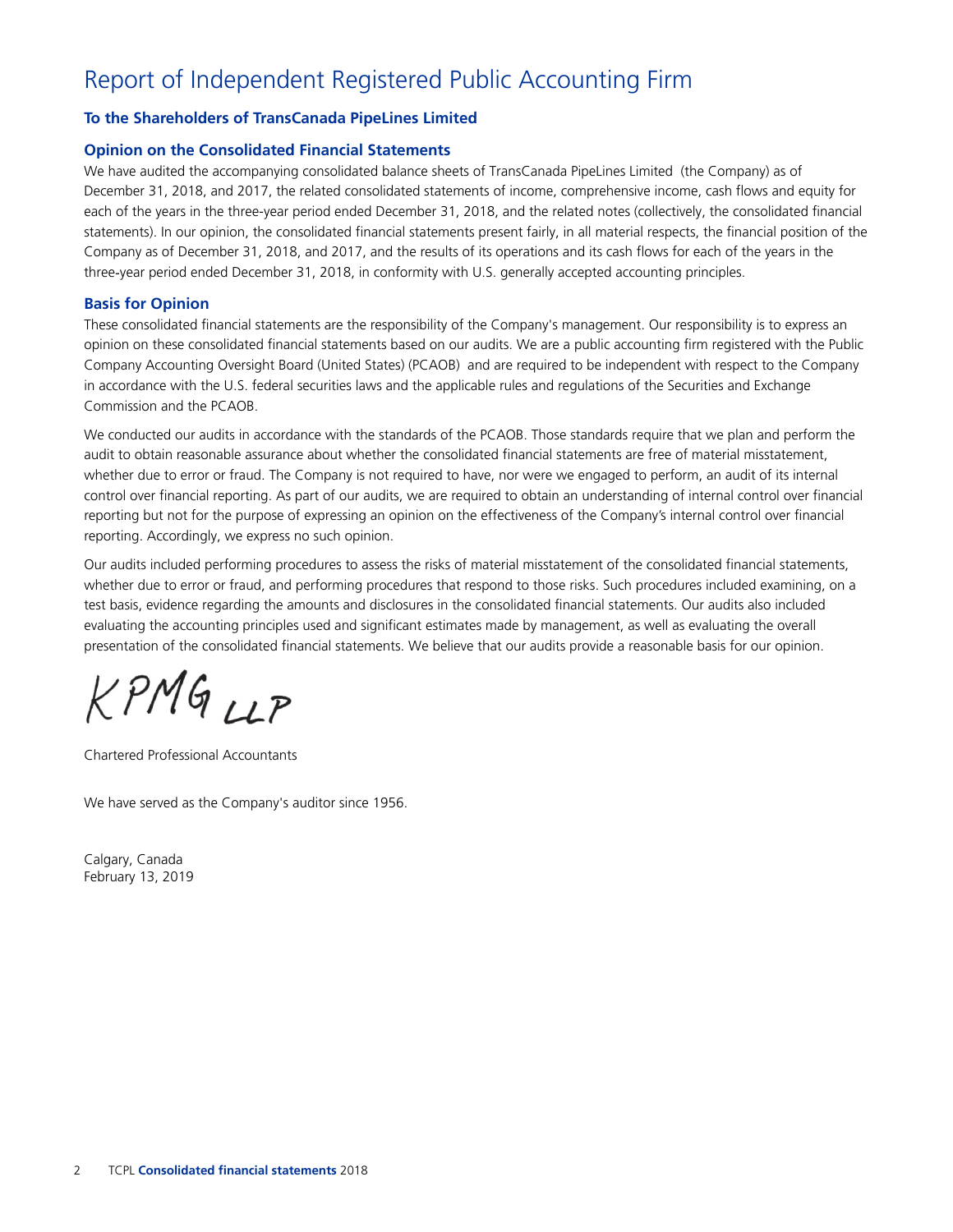# Report of Independent Registered Public Accounting Firm

### To the Shareholders of TransCanada PipeLines Limited

### Opinion on the Consolidated Financial Statements

We have audited the accompanying consolidated balance sheets of TransCanada PipeLines Limited (the Company) as of December 31, 2018, and 2017, the related consolidated statements of income, comprehensive income, cash flows and equity for each of the years in the three-year period ended December 31, 2018, and the related notes (collectively, the consolidated financial statements). In our opinion, the consolidated financial statements present fairly, in all material respects, the financial position of the Company as of December 31, 2018, and 2017, and the results of its operations and its cash flows for each of the years in the three-year period ended December 31, 2018, in conformity with U.S. generally accepted accounting principles.

### Basis for Opinion

These consolidated financial statements are the responsibility of the Company's management. Our responsibility is to express an opinion on these consolidated financial statements based on our audits. We are a public accounting firm registered with the Public Company Accounting Oversight Board (United States) (PCAOB) and are required to be independent with respect to the Company in accordance with the U.S. federal securities laws and the applicable rules and regulations of the Securities and Exchange Commission and the PCAOB.

We conducted our audits in accordance with the standards of the PCAOB. Those standards require that we plan and perform the audit to obtain reasonable assurance about whether the consolidated financial statements are free of material misstatement, whether due to error or fraud. The Company is not required to have, nor were we engaged to perform, an audit of its internal control over financial reporting. As part of our audits, we are required to obtain an understanding of internal control over financial reporting but not for the purpose of expressing an opinion on the effectiveness of the Company's internal control over financial reporting. Accordingly, we express no such opinion.

Our audits included performing procedures to assess the risks of material misstatement of the consolidated financial statements, whether due to error or fraud, and performing procedures that respond to those risks. Such procedures included examining, on a test basis, evidence regarding the amounts and disclosures in the consolidated financial statements. Our audits also included evaluating the accounting principles used and significant estimates made by management, as well as evaluating the overall presentation of the consolidated financial statements. We believe that our audits provide a reasonable basis for our opinion.

KPMG LLP

Chartered Professional Accountants

We have served as the Company's auditor since 1956.

Calgary, Canada
February 13, 2019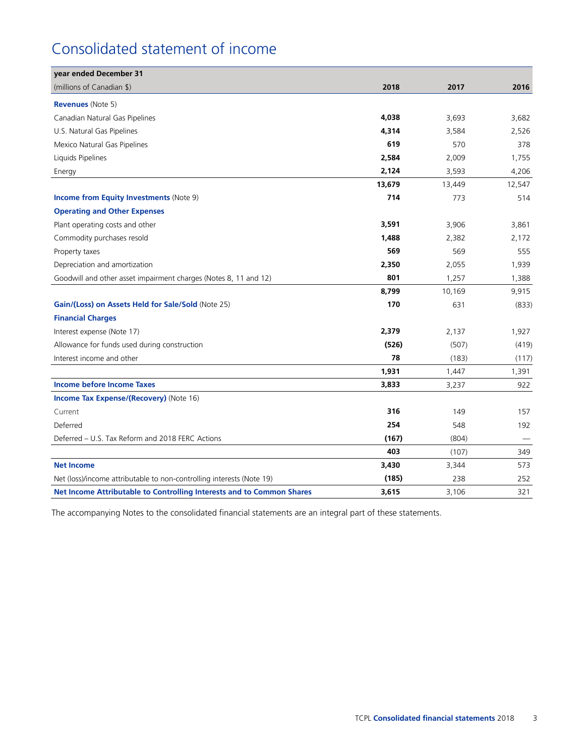# Consolidated statement of income

| year ended December 31<br>(millions of Canadian $) | 2018 | 2017 | 2016 |
|---|---|---|---|
| **Revenues** (Note 5) | | | |
| Canadian Natural Gas Pipelines | **4,038** | 3,693 | 3,682 |
| U.S. Natural Gas Pipelines | **4,314** | 3,584 | 2,526 |
| Mexico Natural Gas Pipelines | **619** | 570 | 378 |
| Liquids Pipelines | **2,584** | 2,009 | 1,755 |
| Energy | **2,124** | 3,593 | 4,206 |
| | **13,679** | 13,449 | 12,547 |
| **Income from Equity Investments** (Note 9) | **714** | 773 | 514 |
| **Operating and Other Expenses** | | | |
| Plant operating costs and other | **3,591** | 3,906 | 3,861 |
| Commodity purchases resold | **1,488** | 2,382 | 2,172 |
| Property taxes | **569** | 569 | 555 |
| Depreciation and amortization | **2,350** | 2,055 | 1,939 |
| Goodwill and other asset impairment charges (Notes 8, 11 and 12) | **801** | 1,257 | 1,388 |
| | **8,799** | 10,169 | 9,915 |
| **Gain/(Loss) on Assets Held for Sale/Sold** (Note 25) | **170** | 631 | (833) |
| **Financial Charges** | | | |
| Interest expense (Note 17) | **2,379** | 2,137 | 1,927 |
| Allowance for funds used during construction | **(526)** | (507) | (419) |
| Interest income and other | **78** | (183) | (117) |
| | **1,931** | 1,447 | 1,391 |
| **Income before Income Taxes** | **3,833** | 3,237 | 922 |
| **Income Tax Expense/(Recovery)** (Note 16) | | | |
| Current | **316** | 149 | 157 |
| Deferred | **254** | 548 | 192 |
| Deferred – U.S. Tax Reform and 2018 FERC Actions | **(167)** | (804) | — |
| | **403** | (107) | 349 |
| **Net Income** | **3,430** | 3,344 | 573 |
| Net (loss)/income attributable to non-controlling interests (Note 19) | **(185)** | 238 | 252 |
| **Net Income Attributable to Controlling Interests and to Common Shares** | **3,615** | 3,106 | 321 |

The accompanying Notes to the consolidated financial statements are an integral part of these statements.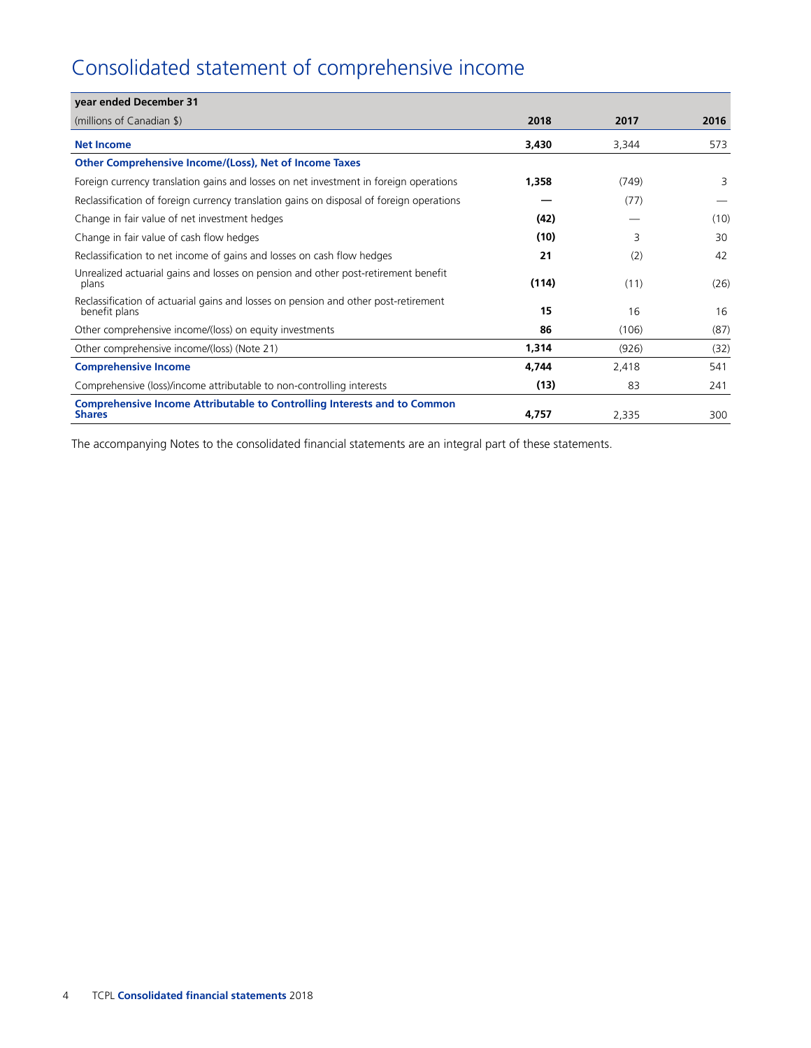# Consolidated statement of comprehensive income

| year ended December 31 | | | |
|---|---|---|---|
| (millions of Canadian $) | **2018** | **2017** | **2016** |
| **Net Income** | **3,430** | 3,344 | 573 |
| **Other Comprehensive Income/(Loss), Net of Income Taxes** | | | |
| Foreign currency translation gains and losses on net investment in foreign operations | **1,358** | (749) | 3 |
| Reclassification of foreign currency translation gains on disposal of foreign operations | **—** | (77) | — |
| Change in fair value of net investment hedges | **(42)** | — | (10) |
| Change in fair value of cash flow hedges | **(10)** | 3 | 30 |
| Reclassification to net income of gains and losses on cash flow hedges | **21** | (2) | 42 |
| Unrealized actuarial gains and losses on pension and other post-retirement benefit plans | **(114)** | (11) | (26) |
| Reclassification of actuarial gains and losses on pension and other post-retirement benefit plans | **15** | 16 | 16 |
| Other comprehensive income/(loss) on equity investments | **86** | (106) | (87) |
| Other comprehensive income/(loss) (Note 21) | **1,314** | (926) | (32) |
| **Comprehensive Income** | **4,744** | 2,418 | 541 |
| Comprehensive (loss)/income attributable to non-controlling interests | **(13)** | 83 | 241 |
| **Comprehensive Income Attributable to Controlling Interests and to Common Shares** | **4,757** | 2,335 | 300 |

The accompanying Notes to the consolidated financial statements are an integral part of these statements.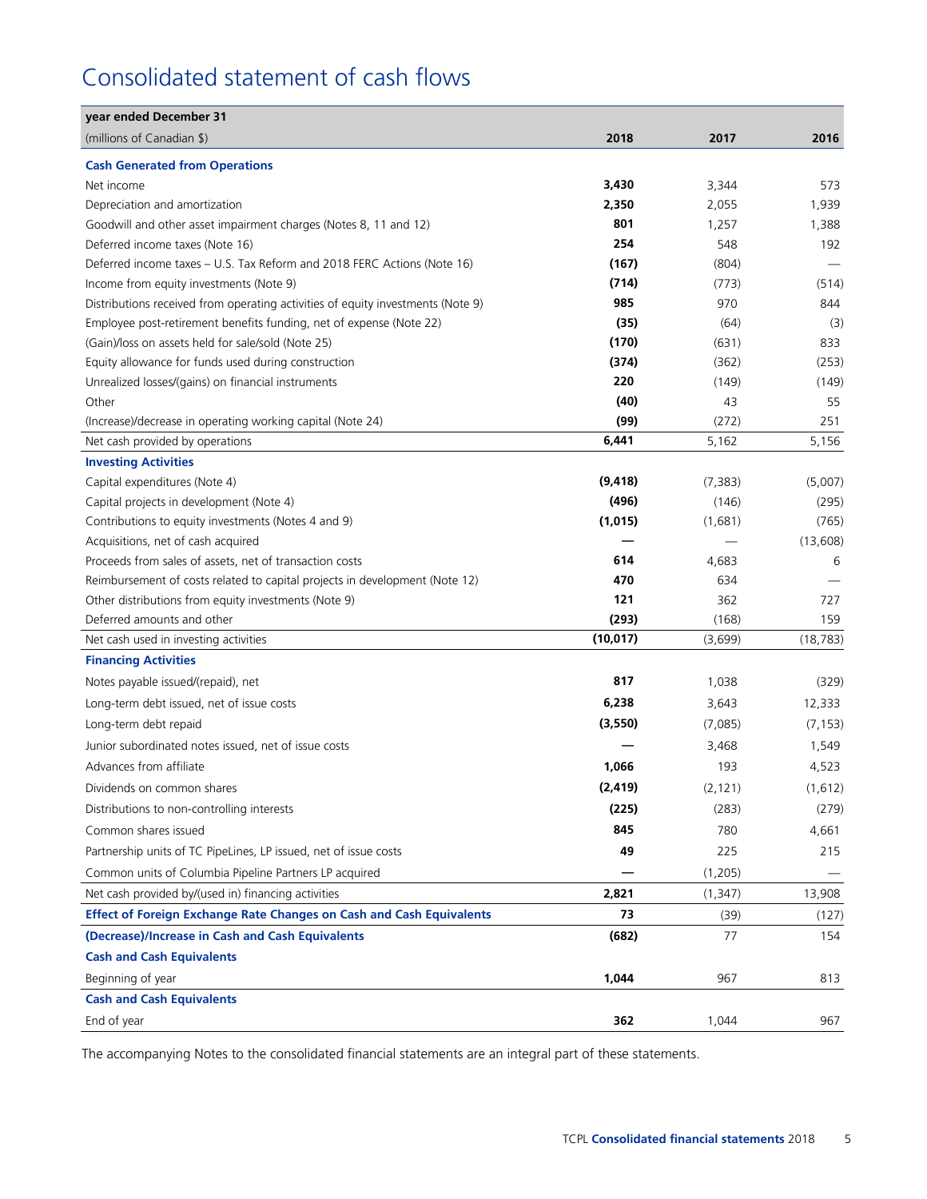# Consolidated statement of cash flows

| year ended December 31 | | | |
|---|---|---|---|
| (millions of Canadian $) | **2018** | **2017** | **2016** |
| **Cash Generated from Operations** | | | |
| Net income | **3,430** | 3,344 | 573 |
| Depreciation and amortization | **2,350** | 2,055 | 1,939 |
| Goodwill and other asset impairment charges (Notes 8, 11 and 12) | **801** | 1,257 | 1,388 |
| Deferred income taxes (Note 16) | **254** | 548 | 192 |
| Deferred income taxes – U.S. Tax Reform and 2018 FERC Actions (Note 16) | **(167)** | (804) | — |
| Income from equity investments (Note 9) | **(714)** | (773) | (514) |
| Distributions received from operating activities of equity investments (Note 9) | **985** | 970 | 844 |
| Employee post-retirement benefits funding, net of expense (Note 22) | **(35)** | (64) | (3) |
| (Gain)/loss on assets held for sale/sold (Note 25) | **(170)** | (631) | 833 |
| Equity allowance for funds used during construction | **(374)** | (362) | (253) |
| Unrealized losses/(gains) on financial instruments | **220** | (149) | (149) |
| Other | **(40)** | 43 | 55 |
| (Increase)/decrease in operating working capital (Note 24) | **(99)** | (272) | 251 |
| Net cash provided by operations | **6,441** | 5,162 | 5,156 |
| **Investing Activities** | | | |
| Capital expenditures (Note 4) | **(9,418)** | (7,383) | (5,007) |
| Capital projects in development (Note 4) | **(496)** | (146) | (295) |
| Contributions to equity investments (Notes 4 and 9) | **(1,015)** | (1,681) | (765) |
| Acquisitions, net of cash acquired | **—** | — | (13,608) |
| Proceeds from sales of assets, net of transaction costs | **614** | 4,683 | 6 |
| Reimbursement of costs related to capital projects in development (Note 12) | **470** | 634 | — |
| Other distributions from equity investments (Note 9) | **121** | 362 | 727 |
| Deferred amounts and other | **(293)** | (168) | 159 |
| Net cash used in investing activities | **(10,017)** | (3,699) | (18,783) |
| **Financing Activities** | | | |
| Notes payable issued/(repaid), net | **817** | 1,038 | (329) |
| Long-term debt issued, net of issue costs | **6,238** | 3,643 | 12,333 |
| Long-term debt repaid | **(3,550)** | (7,085) | (7,153) |
| Junior subordinated notes issued, net of issue costs | **—** | 3,468 | 1,549 |
| Advances from affiliate | **1,066** | 193 | 4,523 |
| Dividends on common shares | **(2,419)** | (2,121) | (1,612) |
| Distributions to non-controlling interests | **(225)** | (283) | (279) |
| Common shares issued | **845** | 780 | 4,661 |
| Partnership units of TC PipeLines, LP issued, net of issue costs | **49** | 225 | 215 |
| Common units of Columbia Pipeline Partners LP acquired | **—** | (1,205) | — |
| Net cash provided by/(used in) financing activities | **2,821** | (1,347) | 13,908 |
| **Effect of Foreign Exchange Rate Changes on Cash and Cash Equivalents** | **73** | (39) | (127) |
| **(Decrease)/Increase in Cash and Cash Equivalents** | **(682)** | 77 | 154 |
| **Cash and Cash Equivalents** | | | |
| Beginning of year | **1,044** | 967 | 813 |
| **Cash and Cash Equivalents** | | | |
| End of year | **362** | 1,044 | 967 |

The accompanying Notes to the consolidated financial statements are an integral part of these statements.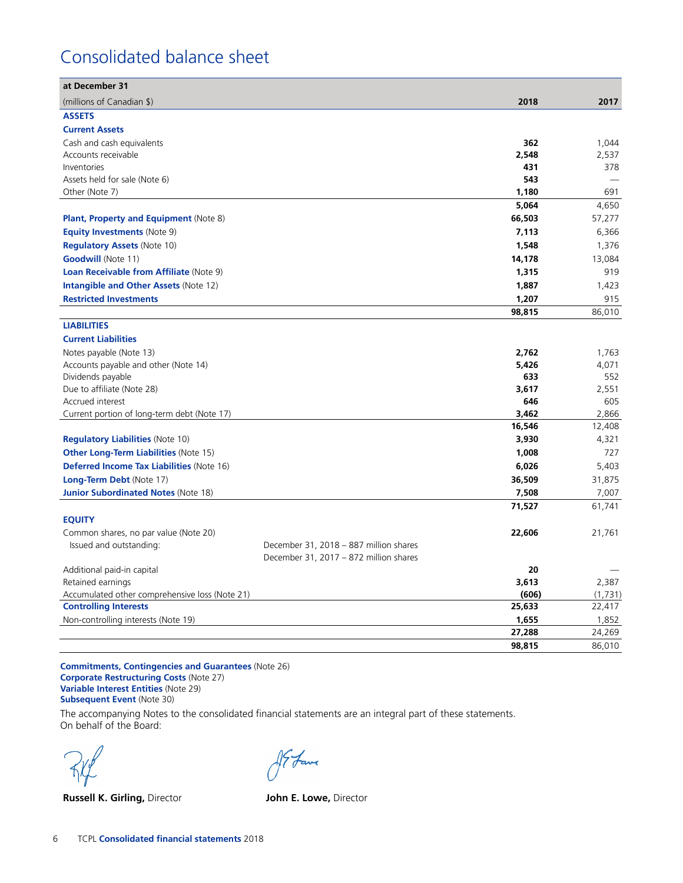# Consolidated balance sheet

| at December 31 | | |
|---|---|---|
| (millions of Canadian $) | **2018** | **2017** |
| **ASSETS** | | |
| **Current Assets** | | |
| Cash and cash equivalents | **362** | 1,044 |
| Accounts receivable | **2,548** | 2,537 |
| Inventories | **431** | 378 |
| Assets held for sale (Note 6) | **543** | — |
| Other (Note 7) | **1,180** | 691 |
| | **5,064** | 4,650 |
| **Plant, Property and Equipment** (Note 8) | **66,503** | 57,277 |
| **Equity Investments** (Note 9) | **7,113** | 6,366 |
| **Regulatory Assets** (Note 10) | **1,548** | 1,376 |
| **Goodwill** (Note 11) | **14,178** | 13,084 |
| **Loan Receivable from Affiliate** (Note 9) | **1,315** | 919 |
| **Intangible and Other Assets** (Note 12) | **1,887** | 1,423 |
| **Restricted Investments** | **1,207** | 915 |
| | **98,815** | 86,010 |
| **LIABILITIES** | | |
| **Current Liabilities** | | |
| Notes payable (Note 13) | **2,762** | 1,763 |
| Accounts payable and other (Note 14) | **5,426** | 4,071 |
| Dividends payable | **633** | 552 |
| Due to affiliate (Note 28) | **3,617** | 2,551 |
| Accrued interest | **646** | 605 |
| Current portion of long-term debt (Note 17) | **3,462** | 2,866 |
| | **16,546** | 12,408 |
| **Regulatory Liabilities** (Note 10) | **3,930** | 4,321 |
| **Other Long-Term Liabilities** (Note 15) | **1,008** | 727 |
| **Deferred Income Tax Liabilities** (Note 16) | **6,026** | 5,403 |
| **Long-Term Debt** (Note 17) | **36,509** | 31,875 |
| **Junior Subordinated Notes** (Note 18) | **7,508** | 7,007 |
| | **71,527** | 61,741 |
| **EQUITY** | | |
| Common shares, no par value (Note 20) | **22,606** | 21,761 |
| Issued and outstanding: December 31, 2018 – 887 million shares; December 31, 2017 – 872 million shares | | |
| Additional paid-in capital | **20** | — |
| Retained earnings | **3,613** | 2,387 |
| Accumulated other comprehensive loss (Note 21) | **(606)** | (1,731) |
| **Controlling Interests** | **25,633** | 22,417 |
| Non-controlling interests (Note 19) | **1,655** | 1,852 |
| | **27,288** | 24,269 |
| | **98,815** | 86,010 |

**Commitments, Contingencies and Guarantees** (Note 26)
**Corporate Restructuring Costs** (Note 27)
**Variable Interest Entities** (Note 29)
**Subsequent Event** (Note 30)

The accompanying Notes to the consolidated financial statements are an integral part of these statements.
On behalf of the Board:

**Russell K. Girling,** Director

**John E. Lowe,** Director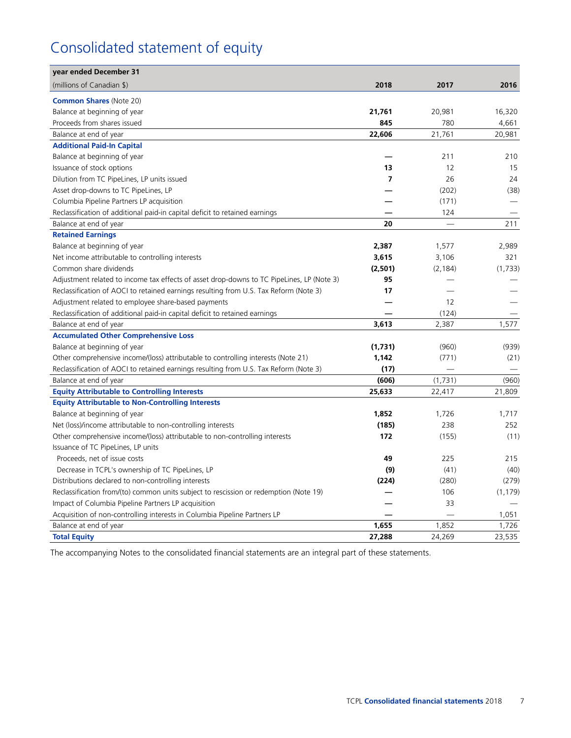# Consolidated statement of equity

| year ended December 31<br>(millions of Canadian $) | 2018 | 2017 | 2016 |
|---|---|---|---|
| **Common Shares** (Note 20) | | | |
| Balance at beginning of year | **21,761** | 20,981 | 16,320 |
| Proceeds from shares issued | **845** | 780 | 4,661 |
| Balance at end of year | **22,606** | 21,761 | 20,981 |
| **Additional Paid-In Capital** | | | |
| Balance at beginning of year | **—** | 211 | 210 |
| Issuance of stock options | **13** | 12 | 15 |
| Dilution from TC PipeLines, LP units issued | **7** | 26 | 24 |
| Asset drop-downs to TC PipeLines, LP | **—** | (202) | (38) |
| Columbia Pipeline Partners LP acquisition | **—** | (171) | — |
| Reclassification of additional paid-in capital deficit to retained earnings | **—** | 124 | — |
| Balance at end of year | **20** | — | 211 |
| **Retained Earnings** | | | |
| Balance at beginning of year | **2,387** | 1,577 | 2,989 |
| Net income attributable to controlling interests | **3,615** | 3,106 | 321 |
| Common share dividends | **(2,501)** | (2,184) | (1,733) |
| Adjustment related to income tax effects of asset drop-downs to TC PipeLines, LP (Note 3) | **95** | — | — |
| Reclassification of AOCI to retained earnings resulting from U.S. Tax Reform (Note 3) | **17** | — | — |
| Adjustment related to employee share-based payments | **—** | 12 | — |
| Reclassification of additional paid-in capital deficit to retained earnings | **—** | (124) | — |
| Balance at end of year | **3,613** | 2,387 | 1,577 |
| **Accumulated Other Comprehensive Loss** | | | |
| Balance at beginning of year | **(1,731)** | (960) | (939) |
| Other comprehensive income/(loss) attributable to controlling interests (Note 21) | **1,142** | (771) | (21) |
| Reclassification of AOCI to retained earnings resulting from U.S. Tax Reform (Note 3) | **(17)** | — | — |
| Balance at end of year | **(606)** | (1,731) | (960) |
| **Equity Attributable to Controlling Interests** | **25,633** | 22,417 | 21,809 |
| **Equity Attributable to Non-Controlling Interests** | | | |
| Balance at beginning of year | **1,852** | 1,726 | 1,717 |
| Net (loss)/income attributable to non-controlling interests | **(185)** | 238 | 252 |
| Other comprehensive income/(loss) attributable to non-controlling interests | **172** | (155) | (11) |
| Issuance of TC PipeLines, LP units | | | |
| Proceeds, net of issue costs | **49** | 225 | 215 |
| Decrease in TCPL's ownership of TC PipeLines, LP | **(9)** | (41) | (40) |
| Distributions declared to non-controlling interests | **(224)** | (280) | (279) |
| Reclassification from/(to) common units subject to rescission or redemption (Note 19) | **—** | 106 | (1,179) |
| Impact of Columbia Pipeline Partners LP acquisition | **—** | 33 | — |
| Acquisition of non-controlling interests in Columbia Pipeline Partners LP | **—** | — | 1,051 |
| Balance at end of year | **1,655** | 1,852 | 1,726 |
| **Total Equity** | **27,288** | 24,269 | 23,535 |

The accompanying Notes to the consolidated financial statements are an integral part of these statements.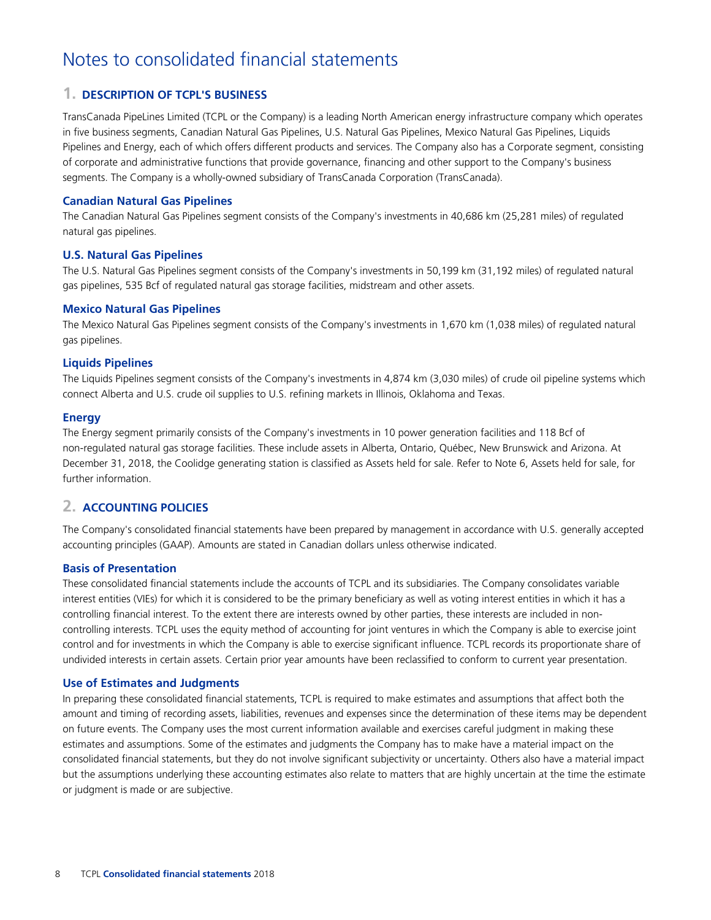# Notes to consolidated financial statements

## 1. DESCRIPTION OF TCPL'S BUSINESS

TransCanada PipeLines Limited (TCPL or the Company) is a leading North American energy infrastructure company which operates in five business segments, Canadian Natural Gas Pipelines, U.S. Natural Gas Pipelines, Mexico Natural Gas Pipelines, Liquids Pipelines and Energy, each of which offers different products and services. The Company also has a Corporate segment, consisting of corporate and administrative functions that provide governance, financing and other support to the Company's business segments. The Company is a wholly-owned subsidiary of TransCanada Corporation (TransCanada).

### Canadian Natural Gas Pipelines

The Canadian Natural Gas Pipelines segment consists of the Company's investments in 40,686 km (25,281 miles) of regulated natural gas pipelines.

### U.S. Natural Gas Pipelines

The U.S. Natural Gas Pipelines segment consists of the Company's investments in 50,199 km (31,192 miles) of regulated natural gas pipelines, 535 Bcf of regulated natural gas storage facilities, midstream and other assets.

### Mexico Natural Gas Pipelines

The Mexico Natural Gas Pipelines segment consists of the Company's investments in 1,670 km (1,038 miles) of regulated natural gas pipelines.

### Liquids Pipelines

The Liquids Pipelines segment consists of the Company's investments in 4,874 km (3,030 miles) of crude oil pipeline systems which connect Alberta and U.S. crude oil supplies to U.S. refining markets in Illinois, Oklahoma and Texas.

### Energy

The Energy segment primarily consists of the Company's investments in 10 power generation facilities and 118 Bcf of non-regulated natural gas storage facilities. These include assets in Alberta, Ontario, Québec, New Brunswick and Arizona. At December 31, 2018, the Coolidge generating station is classified as Assets held for sale. Refer to Note 6, Assets held for sale, for further information.

## 2. ACCOUNTING POLICIES

The Company's consolidated financial statements have been prepared by management in accordance with U.S. generally accepted accounting principles (GAAP). Amounts are stated in Canadian dollars unless otherwise indicated.

### Basis of Presentation

These consolidated financial statements include the accounts of TCPL and its subsidiaries. The Company consolidates variable interest entities (VIEs) for which it is considered to be the primary beneficiary as well as voting interest entities in which it has a controlling financial interest. To the extent there are interests owned by other parties, these interests are included in non-controlling interests. TCPL uses the equity method of accounting for joint ventures in which the Company is able to exercise joint control and for investments in which the Company is able to exercise significant influence. TCPL records its proportionate share of undivided interests in certain assets. Certain prior year amounts have been reclassified to conform to current year presentation.

### Use of Estimates and Judgments

In preparing these consolidated financial statements, TCPL is required to make estimates and assumptions that affect both the amount and timing of recording assets, liabilities, revenues and expenses since the determination of these items may be dependent on future events. The Company uses the most current information available and exercises careful judgment in making these estimates and assumptions. Some of the estimates and judgments the Company has to make have a material impact on the consolidated financial statements, but they do not involve significant subjectivity or uncertainty. Others also have a material impact but the assumptions underlying these accounting estimates also relate to matters that are highly uncertain at the time the estimate or judgment is made or are subjective.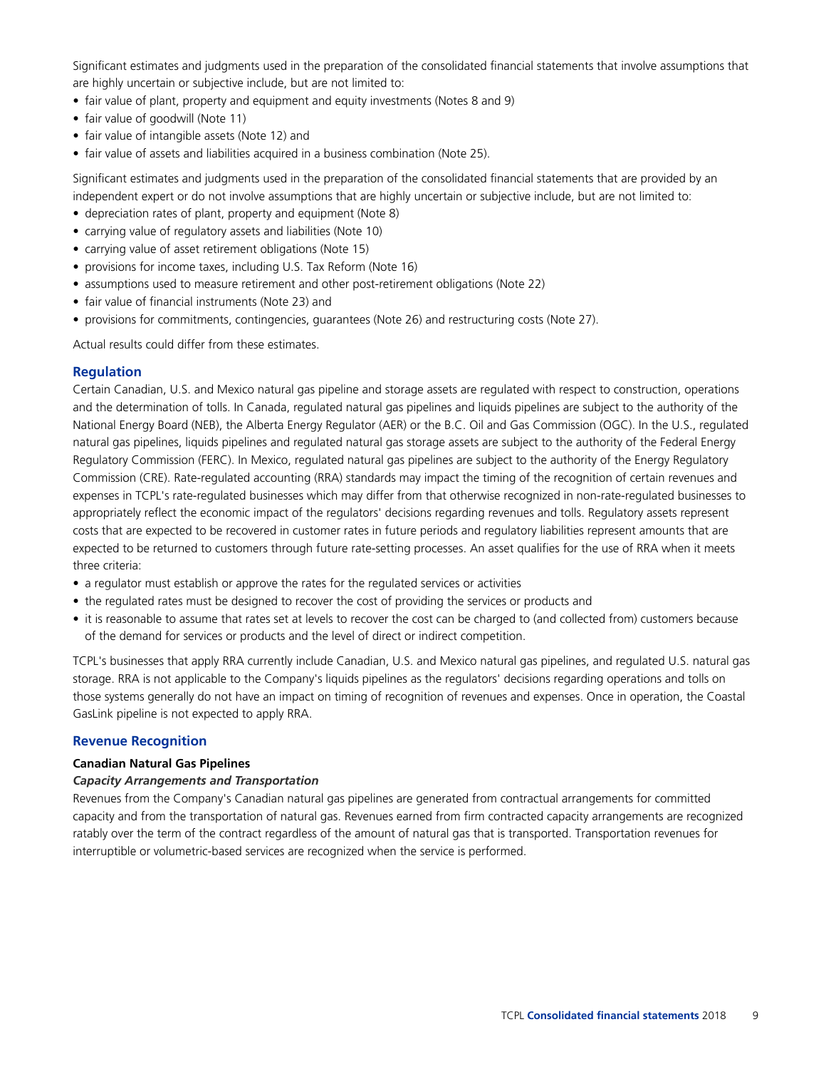Significant estimates and judgments used in the preparation of the consolidated financial statements that involve assumptions that are highly uncertain or subjective include, but are not limited to:

- fair value of plant, property and equipment and equity investments (Notes 8 and 9)
- fair value of goodwill (Note 11)
- fair value of intangible assets (Note 12) and
- fair value of assets and liabilities acquired in a business combination (Note 25).

Significant estimates and judgments used in the preparation of the consolidated financial statements that are provided by an independent expert or do not involve assumptions that are highly uncertain or subjective include, but are not limited to:

- depreciation rates of plant, property and equipment (Note 8)
- carrying value of regulatory assets and liabilities (Note 10)
- carrying value of asset retirement obligations (Note 15)
- provisions for income taxes, including U.S. Tax Reform (Note 16)
- assumptions used to measure retirement and other post-retirement obligations (Note 22)
- fair value of financial instruments (Note 23) and
- provisions for commitments, contingencies, guarantees (Note 26) and restructuring costs (Note 27).

Actual results could differ from these estimates.

## Regulation

Certain Canadian, U.S. and Mexico natural gas pipeline and storage assets are regulated with respect to construction, operations and the determination of tolls. In Canada, regulated natural gas pipelines and liquids pipelines are subject to the authority of the National Energy Board (NEB), the Alberta Energy Regulator (AER) or the B.C. Oil and Gas Commission (OGC). In the U.S., regulated natural gas pipelines, liquids pipelines and regulated natural gas storage assets are subject to the authority of the Federal Energy Regulatory Commission (FERC). In Mexico, regulated natural gas pipelines are subject to the authority of the Energy Regulatory Commission (CRE). Rate-regulated accounting (RRA) standards may impact the timing of the recognition of certain revenues and expenses in TCPL's rate-regulated businesses which may differ from that otherwise recognized in non-rate-regulated businesses to appropriately reflect the economic impact of the regulators' decisions regarding revenues and tolls. Regulatory assets represent costs that are expected to be recovered in customer rates in future periods and regulatory liabilities represent amounts that are expected to be returned to customers through future rate-setting processes. An asset qualifies for the use of RRA when it meets three criteria:

- a regulator must establish or approve the rates for the regulated services or activities
- the regulated rates must be designed to recover the cost of providing the services or products and
- it is reasonable to assume that rates set at levels to recover the cost can be charged to (and collected from) customers because of the demand for services or products and the level of direct or indirect competition.

TCPL's businesses that apply RRA currently include Canadian, U.S. and Mexico natural gas pipelines, and regulated U.S. natural gas storage. RRA is not applicable to the Company's liquids pipelines as the regulators' decisions regarding operations and tolls on those systems generally do not have an impact on timing of recognition of revenues and expenses. Once in operation, the Coastal GasLink pipeline is not expected to apply RRA.

## Revenue Recognition

### Canadian Natural Gas Pipelines

#### *Capacity Arrangements and Transportation*

Revenues from the Company's Canadian natural gas pipelines are generated from contractual arrangements for committed capacity and from the transportation of natural gas. Revenues earned from firm contracted capacity arrangements are recognized ratably over the term of the contract regardless of the amount of natural gas that is transported. Transportation revenues for interruptible or volumetric-based services are recognized when the service is performed.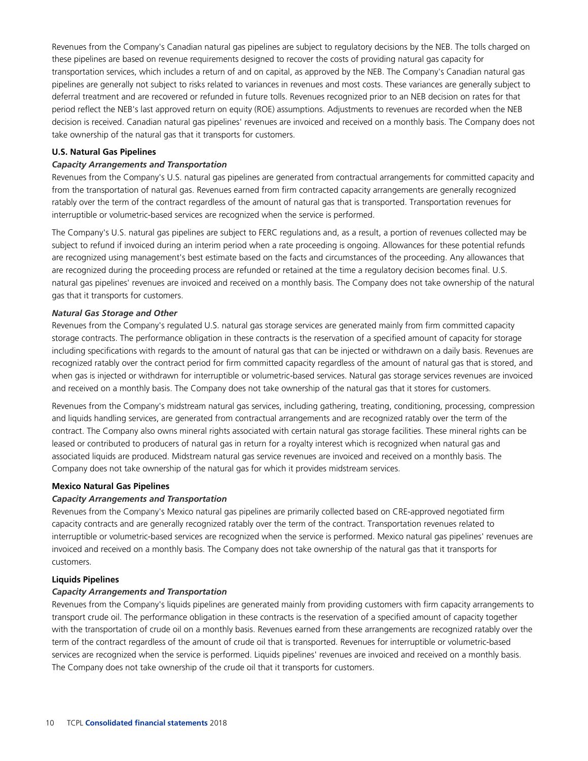Revenues from the Company's Canadian natural gas pipelines are subject to regulatory decisions by the NEB. The tolls charged on these pipelines are based on revenue requirements designed to recover the costs of providing natural gas capacity for transportation services, which includes a return of and on capital, as approved by the NEB. The Company's Canadian natural gas pipelines are generally not subject to risks related to variances in revenues and most costs. These variances are generally subject to deferral treatment and are recovered or refunded in future tolls. Revenues recognized prior to an NEB decision on rates for that period reflect the NEB's last approved return on equity (ROE) assumptions. Adjustments to revenues are recorded when the NEB decision is received. Canadian natural gas pipelines' revenues are invoiced and received on a monthly basis. The Company does not take ownership of the natural gas that it transports for customers.

**U.S. Natural Gas Pipelines**

***Capacity Arrangements and Transportation***

Revenues from the Company's U.S. natural gas pipelines are generated from contractual arrangements for committed capacity and from the transportation of natural gas. Revenues earned from firm contracted capacity arrangements are generally recognized ratably over the term of the contract regardless of the amount of natural gas that is transported. Transportation revenues for interruptible or volumetric-based services are recognized when the service is performed.

The Company's U.S. natural gas pipelines are subject to FERC regulations and, as a result, a portion of revenues collected may be subject to refund if invoiced during an interim period when a rate proceeding is ongoing. Allowances for these potential refunds are recognized using management's best estimate based on the facts and circumstances of the proceeding. Any allowances that are recognized during the proceeding process are refunded or retained at the time a regulatory decision becomes final. U.S. natural gas pipelines' revenues are invoiced and received on a monthly basis. The Company does not take ownership of the natural gas that it transports for customers.

***Natural Gas Storage and Other***

Revenues from the Company's regulated U.S. natural gas storage services are generated mainly from firm committed capacity storage contracts. The performance obligation in these contracts is the reservation of a specified amount of capacity for storage including specifications with regards to the amount of natural gas that can be injected or withdrawn on a daily basis. Revenues are recognized ratably over the contract period for firm committed capacity regardless of the amount of natural gas that is stored, and when gas is injected or withdrawn for interruptible or volumetric-based services. Natural gas storage services revenues are invoiced and received on a monthly basis. The Company does not take ownership of the natural gas that it stores for customers.

Revenues from the Company's midstream natural gas services, including gathering, treating, conditioning, processing, compression and liquids handling services, are generated from contractual arrangements and are recognized ratably over the term of the contract. The Company also owns mineral rights associated with certain natural gas storage facilities. These mineral rights can be leased or contributed to producers of natural gas in return for a royalty interest which is recognized when natural gas and associated liquids are produced. Midstream natural gas service revenues are invoiced and received on a monthly basis. The Company does not take ownership of the natural gas for which it provides midstream services.

**Mexico Natural Gas Pipelines**

***Capacity Arrangements and Transportation***

Revenues from the Company's Mexico natural gas pipelines are primarily collected based on CRE-approved negotiated firm capacity contracts and are generally recognized ratably over the term of the contract. Transportation revenues related to interruptible or volumetric-based services are recognized when the service is performed. Mexico natural gas pipelines' revenues are invoiced and received on a monthly basis. The Company does not take ownership of the natural gas that it transports for customers.

**Liquids Pipelines**

***Capacity Arrangements and Transportation***

Revenues from the Company's liquids pipelines are generated mainly from providing customers with firm capacity arrangements to transport crude oil. The performance obligation in these contracts is the reservation of a specified amount of capacity together with the transportation of crude oil on a monthly basis. Revenues earned from these arrangements are recognized ratably over the term of the contract regardless of the amount of crude oil that is transported. Revenues for interruptible or volumetric-based services are recognized when the service is performed. Liquids pipelines' revenues are invoiced and received on a monthly basis. The Company does not take ownership of the crude oil that it transports for customers.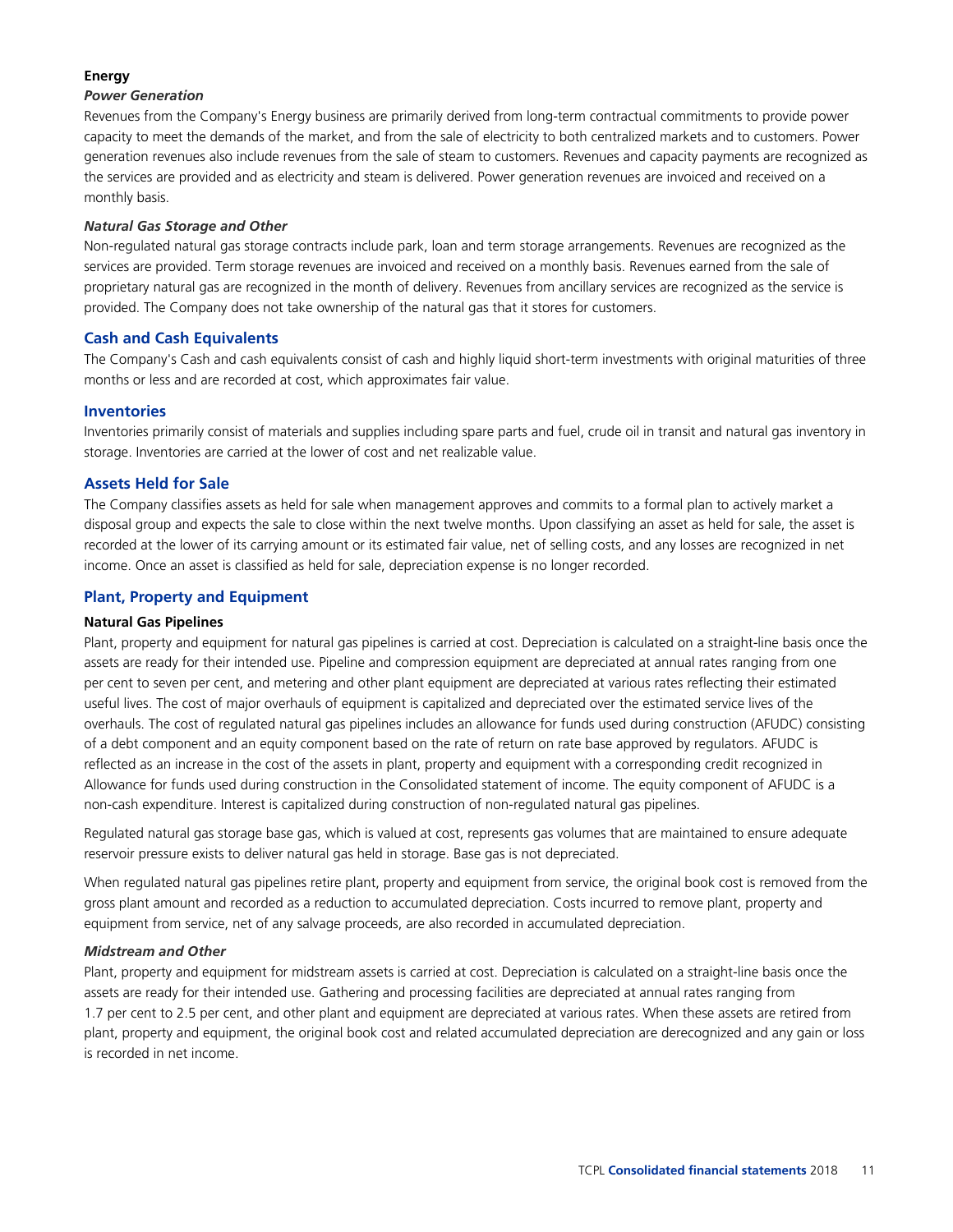**Energy**

***Power Generation***

Revenues from the Company's Energy business are primarily derived from long-term contractual commitments to provide power capacity to meet the demands of the market, and from the sale of electricity to both centralized markets and to customers. Power generation revenues also include revenues from the sale of steam to customers. Revenues and capacity payments are recognized as the services are provided and as electricity and steam is delivered. Power generation revenues are invoiced and received on a monthly basis.

***Natural Gas Storage and Other***

Non-regulated natural gas storage contracts include park, loan and term storage arrangements. Revenues are recognized as the services are provided. Term storage revenues are invoiced and received on a monthly basis. Revenues earned from the sale of proprietary natural gas are recognized in the month of delivery. Revenues from ancillary services are recognized as the service is provided. The Company does not take ownership of the natural gas that it stores for customers.

## Cash and Cash Equivalents

The Company's Cash and cash equivalents consist of cash and highly liquid short-term investments with original maturities of three months or less and are recorded at cost, which approximates fair value.

## Inventories

Inventories primarily consist of materials and supplies including spare parts and fuel, crude oil in transit and natural gas inventory in storage. Inventories are carried at the lower of cost and net realizable value.

## Assets Held for Sale

The Company classifies assets as held for sale when management approves and commits to a formal plan to actively market a disposal group and expects the sale to close within the next twelve months. Upon classifying an asset as held for sale, the asset is recorded at the lower of its carrying amount or its estimated fair value, net of selling costs, and any losses are recognized in net income. Once an asset is classified as held for sale, depreciation expense is no longer recorded.

## Plant, Property and Equipment

**Natural Gas Pipelines**

Plant, property and equipment for natural gas pipelines is carried at cost. Depreciation is calculated on a straight-line basis once the assets are ready for their intended use. Pipeline and compression equipment are depreciated at annual rates ranging from one per cent to seven per cent, and metering and other plant equipment are depreciated at various rates reflecting their estimated useful lives. The cost of major overhauls of equipment is capitalized and depreciated over the estimated service lives of the overhauls. The cost of regulated natural gas pipelines includes an allowance for funds used during construction (AFUDC) consisting of a debt component and an equity component based on the rate of return on rate base approved by regulators. AFUDC is reflected as an increase in the cost of the assets in plant, property and equipment with a corresponding credit recognized in Allowance for funds used during construction in the Consolidated statement of income. The equity component of AFUDC is a non-cash expenditure. Interest is capitalized during construction of non-regulated natural gas pipelines.

Regulated natural gas storage base gas, which is valued at cost, represents gas volumes that are maintained to ensure adequate reservoir pressure exists to deliver natural gas held in storage. Base gas is not depreciated.

When regulated natural gas pipelines retire plant, property and equipment from service, the original book cost is removed from the gross plant amount and recorded as a reduction to accumulated depreciation. Costs incurred to remove plant, property and equipment from service, net of any salvage proceeds, are also recorded in accumulated depreciation.

***Midstream and Other***

Plant, property and equipment for midstream assets is carried at cost. Depreciation is calculated on a straight-line basis once the assets are ready for their intended use. Gathering and processing facilities are depreciated at annual rates ranging from 1.7 per cent to 2.5 per cent, and other plant and equipment are depreciated at various rates. When these assets are retired from plant, property and equipment, the original book cost and related accumulated depreciation are derecognized and any gain or loss is recorded in net income.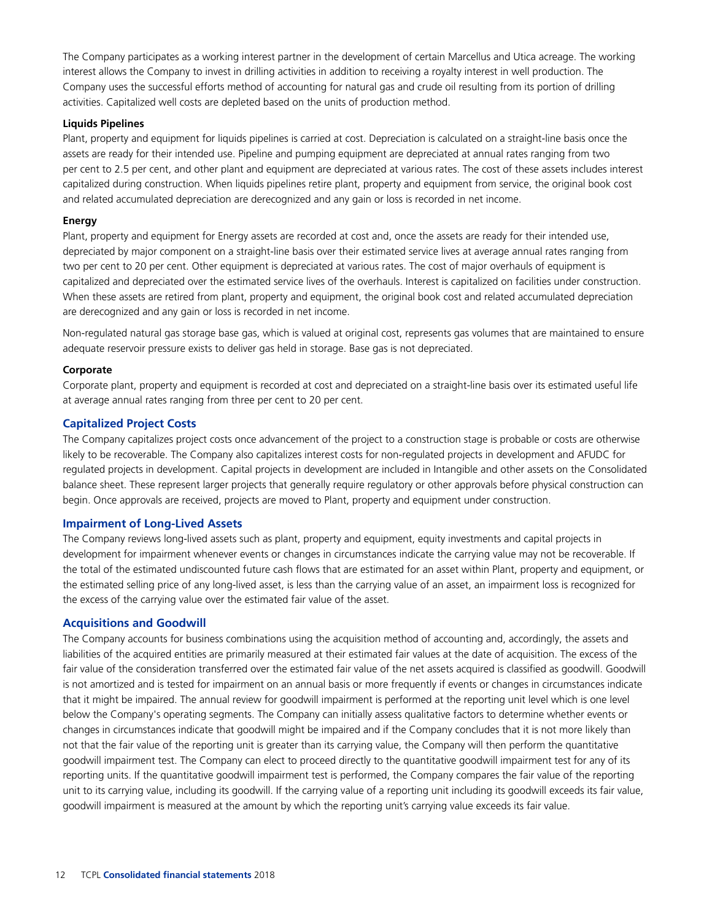The Company participates as a working interest partner in the development of certain Marcellus and Utica acreage. The working interest allows the Company to invest in drilling activities in addition to receiving a royalty interest in well production. The Company uses the successful efforts method of accounting for natural gas and crude oil resulting from its portion of drilling activities. Capitalized well costs are depleted based on the units of production method.

**Liquids Pipelines**

Plant, property and equipment for liquids pipelines is carried at cost. Depreciation is calculated on a straight-line basis once the assets are ready for their intended use. Pipeline and pumping equipment are depreciated at annual rates ranging from two per cent to 2.5 per cent, and other plant and equipment are depreciated at various rates. The cost of these assets includes interest capitalized during construction. When liquids pipelines retire plant, property and equipment from service, the original book cost and related accumulated depreciation are derecognized and any gain or loss is recorded in net income.

**Energy**

Plant, property and equipment for Energy assets are recorded at cost and, once the assets are ready for their intended use, depreciated by major component on a straight-line basis over their estimated service lives at average annual rates ranging from two per cent to 20 per cent. Other equipment is depreciated at various rates. The cost of major overhauls of equipment is capitalized and depreciated over the estimated service lives of the overhauls. Interest is capitalized on facilities under construction. When these assets are retired from plant, property and equipment, the original book cost and related accumulated depreciation are derecognized and any gain or loss is recorded in net income.

Non-regulated natural gas storage base gas, which is valued at original cost, represents gas volumes that are maintained to ensure adequate reservoir pressure exists to deliver gas held in storage. Base gas is not depreciated.

**Corporate**

Corporate plant, property and equipment is recorded at cost and depreciated on a straight-line basis over its estimated useful life at average annual rates ranging from three per cent to 20 per cent.

## Capitalized Project Costs

The Company capitalizes project costs once advancement of the project to a construction stage is probable or costs are otherwise likely to be recoverable. The Company also capitalizes interest costs for non-regulated projects in development and AFUDC for regulated projects in development. Capital projects in development are included in Intangible and other assets on the Consolidated balance sheet. These represent larger projects that generally require regulatory or other approvals before physical construction can begin. Once approvals are received, projects are moved to Plant, property and equipment under construction.

## Impairment of Long-Lived Assets

The Company reviews long-lived assets such as plant, property and equipment, equity investments and capital projects in development for impairment whenever events or changes in circumstances indicate the carrying value may not be recoverable. If the total of the estimated undiscounted future cash flows that are estimated for an asset within Plant, property and equipment, or the estimated selling price of any long-lived asset, is less than the carrying value of an asset, an impairment loss is recognized for the excess of the carrying value over the estimated fair value of the asset.

## Acquisitions and Goodwill

The Company accounts for business combinations using the acquisition method of accounting and, accordingly, the assets and liabilities of the acquired entities are primarily measured at their estimated fair values at the date of acquisition. The excess of the fair value of the consideration transferred over the estimated fair value of the net assets acquired is classified as goodwill. Goodwill is not amortized and is tested for impairment on an annual basis or more frequently if events or changes in circumstances indicate that it might be impaired. The annual review for goodwill impairment is performed at the reporting unit level which is one level below the Company's operating segments. The Company can initially assess qualitative factors to determine whether events or changes in circumstances indicate that goodwill might be impaired and if the Company concludes that it is not more likely than not that the fair value of the reporting unit is greater than its carrying value, the Company will then perform the quantitative goodwill impairment test. The Company can elect to proceed directly to the quantitative goodwill impairment test for any of its reporting units. If the quantitative goodwill impairment test is performed, the Company compares the fair value of the reporting unit to its carrying value, including its goodwill. If the carrying value of a reporting unit including its goodwill exceeds its fair value, goodwill impairment is measured at the amount by which the reporting unit's carrying value exceeds its fair value.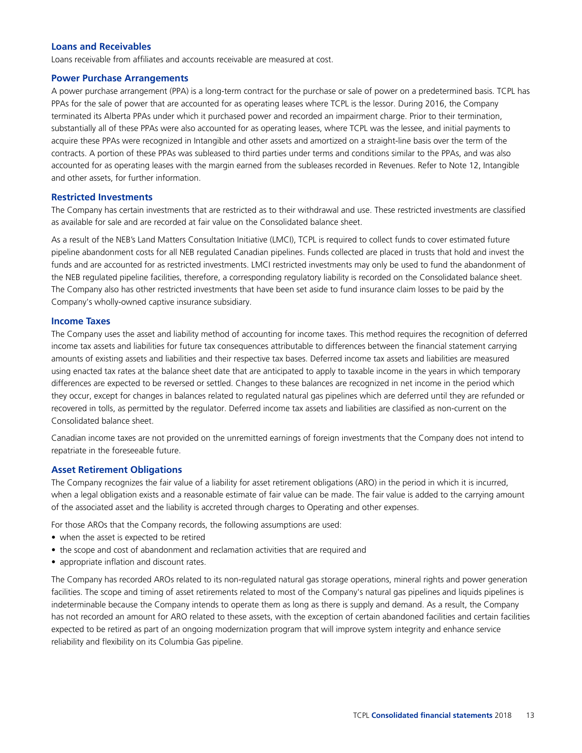### Loans and Receivables

Loans receivable from affiliates and accounts receivable are measured at cost.

### Power Purchase Arrangements

A power purchase arrangement (PPA) is a long-term contract for the purchase or sale of power on a predetermined basis. TCPL has PPAs for the sale of power that are accounted for as operating leases where TCPL is the lessor. During 2016, the Company terminated its Alberta PPAs under which it purchased power and recorded an impairment charge. Prior to their termination, substantially all of these PPAs were also accounted for as operating leases, where TCPL was the lessee, and initial payments to acquire these PPAs were recognized in Intangible and other assets and amortized on a straight-line basis over the term of the contracts. A portion of these PPAs was subleased to third parties under terms and conditions similar to the PPAs, and was also accounted for as operating leases with the margin earned from the subleases recorded in Revenues. Refer to Note 12, Intangible and other assets, for further information.

### Restricted Investments

The Company has certain investments that are restricted as to their withdrawal and use. These restricted investments are classified as available for sale and are recorded at fair value on the Consolidated balance sheet.

As a result of the NEB's Land Matters Consultation Initiative (LMCI), TCPL is required to collect funds to cover estimated future pipeline abandonment costs for all NEB regulated Canadian pipelines. Funds collected are placed in trusts that hold and invest the funds and are accounted for as restricted investments. LMCI restricted investments may only be used to fund the abandonment of the NEB regulated pipeline facilities, therefore, a corresponding regulatory liability is recorded on the Consolidated balance sheet. The Company also has other restricted investments that have been set aside to fund insurance claim losses to be paid by the Company's wholly-owned captive insurance subsidiary.

### Income Taxes

The Company uses the asset and liability method of accounting for income taxes. This method requires the recognition of deferred income tax assets and liabilities for future tax consequences attributable to differences between the financial statement carrying amounts of existing assets and liabilities and their respective tax bases. Deferred income tax assets and liabilities are measured using enacted tax rates at the balance sheet date that are anticipated to apply to taxable income in the years in which temporary differences are expected to be reversed or settled. Changes to these balances are recognized in net income in the period which they occur, except for changes in balances related to regulated natural gas pipelines which are deferred until they are refunded or recovered in tolls, as permitted by the regulator. Deferred income tax assets and liabilities are classified as non-current on the Consolidated balance sheet.

Canadian income taxes are not provided on the unremitted earnings of foreign investments that the Company does not intend to repatriate in the foreseeable future.

### Asset Retirement Obligations

The Company recognizes the fair value of a liability for asset retirement obligations (ARO) in the period in which it is incurred, when a legal obligation exists and a reasonable estimate of fair value can be made. The fair value is added to the carrying amount of the associated asset and the liability is accreted through charges to Operating and other expenses.

For those AROs that the Company records, the following assumptions are used:

- when the asset is expected to be retired
- the scope and cost of abandonment and reclamation activities that are required and
- appropriate inflation and discount rates.

The Company has recorded AROs related to its non-regulated natural gas storage operations, mineral rights and power generation facilities. The scope and timing of asset retirements related to most of the Company's natural gas pipelines and liquids pipelines is indeterminable because the Company intends to operate them as long as there is supply and demand. As a result, the Company has not recorded an amount for ARO related to these assets, with the exception of certain abandoned facilities and certain facilities expected to be retired as part of an ongoing modernization program that will improve system integrity and enhance service reliability and flexibility on its Columbia Gas pipeline.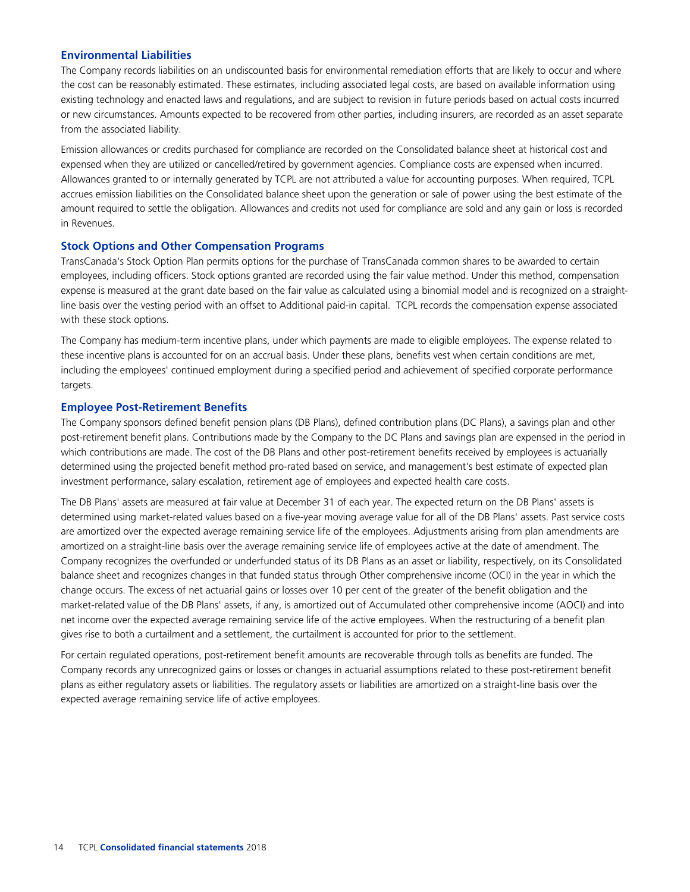### Environmental Liabilities

The Company records liabilities on an undiscounted basis for environmental remediation efforts that are likely to occur and where the cost can be reasonably estimated. These estimates, including associated legal costs, are based on available information using existing technology and enacted laws and regulations, and are subject to revision in future periods based on actual costs incurred or new circumstances. Amounts expected to be recovered from other parties, including insurers, are recorded as an asset separate from the associated liability.

Emission allowances or credits purchased for compliance are recorded on the Consolidated balance sheet at historical cost and expensed when they are utilized or cancelled/retired by government agencies. Compliance costs are expensed when incurred. Allowances granted to or internally generated by TCPL are not attributed a value for accounting purposes. When required, TCPL accrues emission liabilities on the Consolidated balance sheet upon the generation or sale of power using the best estimate of the amount required to settle the obligation. Allowances and credits not used for compliance are sold and any gain or loss is recorded in Revenues.

### Stock Options and Other Compensation Programs

TransCanada's Stock Option Plan permits options for the purchase of TransCanada common shares to be awarded to certain employees, including officers. Stock options granted are recorded using the fair value method. Under this method, compensation expense is measured at the grant date based on the fair value as calculated using a binomial model and is recognized on a straight-line basis over the vesting period with an offset to Additional paid-in capital. TCPL records the compensation expense associated with these stock options.

The Company has medium-term incentive plans, under which payments are made to eligible employees. The expense related to these incentive plans is accounted for on an accrual basis. Under these plans, benefits vest when certain conditions are met, including the employees' continued employment during a specified period and achievement of specified corporate performance targets.

### Employee Post-Retirement Benefits

The Company sponsors defined benefit pension plans (DB Plans), defined contribution plans (DC Plans), a savings plan and other post-retirement benefit plans. Contributions made by the Company to the DC Plans and savings plan are expensed in the period in which contributions are made. The cost of the DB Plans and other post-retirement benefits received by employees is actuarially determined using the projected benefit method pro-rated based on service, and management's best estimate of expected plan investment performance, salary escalation, retirement age of employees and expected health care costs.

The DB Plans' assets are measured at fair value at December 31 of each year. The expected return on the DB Plans' assets is determined using market-related values based on a five-year moving average value for all of the DB Plans' assets. Past service costs are amortized over the expected average remaining service life of the employees. Adjustments arising from plan amendments are amortized on a straight-line basis over the average remaining service life of employees active at the date of amendment. The Company recognizes the overfunded or underfunded status of its DB Plans as an asset or liability, respectively, on its Consolidated balance sheet and recognizes changes in that funded status through Other comprehensive income (OCI) in the year in which the change occurs. The excess of net actuarial gains or losses over 10 per cent of the greater of the benefit obligation and the market-related value of the DB Plans' assets, if any, is amortized out of Accumulated other comprehensive income (AOCI) and into net income over the expected average remaining service life of the active employees. When the restructuring of a benefit plan gives rise to both a curtailment and a settlement, the curtailment is accounted for prior to the settlement.

For certain regulated operations, post-retirement benefit amounts are recoverable through tolls as benefits are funded. The Company records any unrecognized gains or losses or changes in actuarial assumptions related to these post-retirement benefit plans as either regulatory assets or liabilities. The regulatory assets or liabilities are amortized on a straight-line basis over the expected average remaining service life of active employees.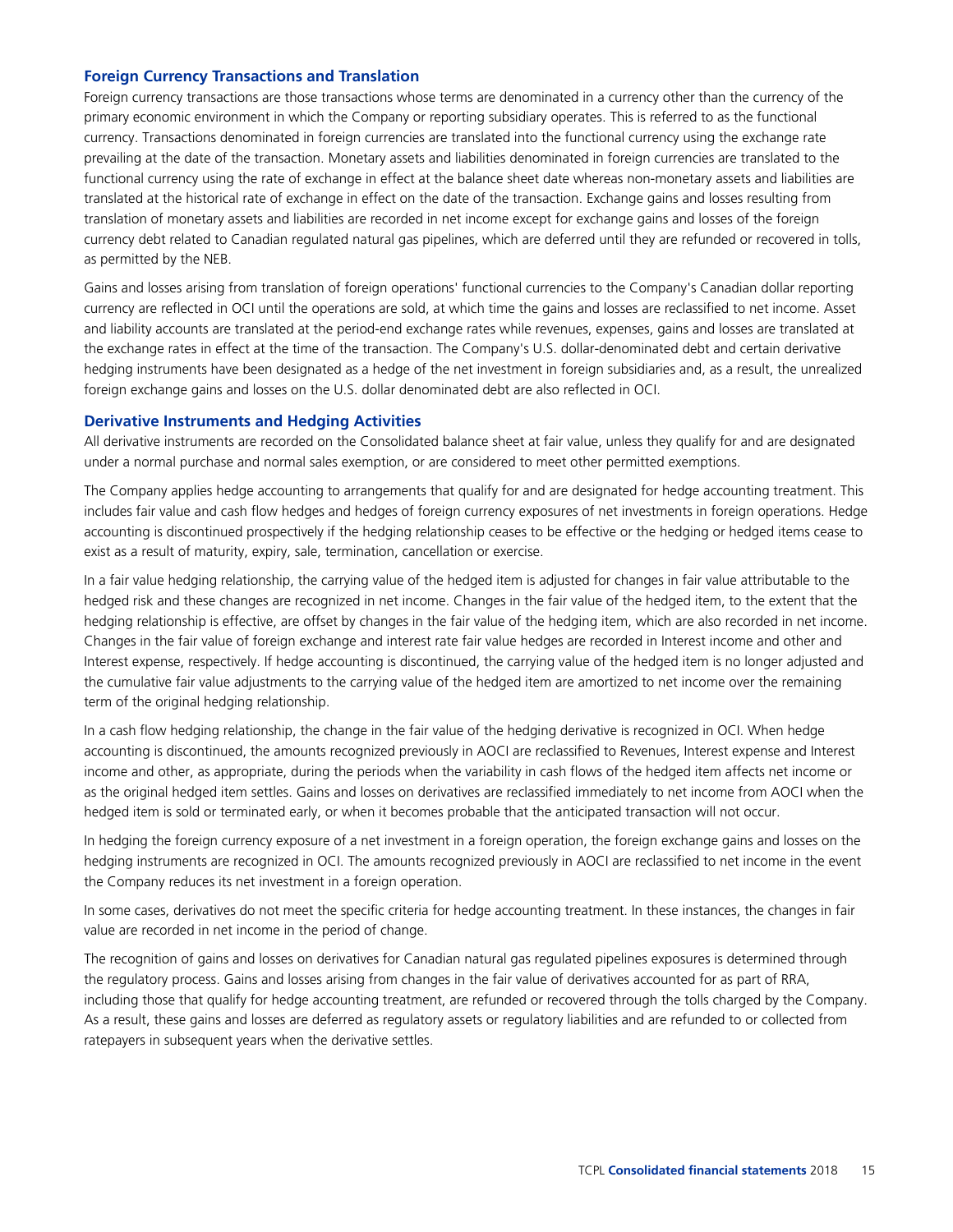### Foreign Currency Transactions and Translation

Foreign currency transactions are those transactions whose terms are denominated in a currency other than the currency of the primary economic environment in which the Company or reporting subsidiary operates. This is referred to as the functional currency. Transactions denominated in foreign currencies are translated into the functional currency using the exchange rate prevailing at the date of the transaction. Monetary assets and liabilities denominated in foreign currencies are translated to the functional currency using the rate of exchange in effect at the balance sheet date whereas non-monetary assets and liabilities are translated at the historical rate of exchange in effect on the date of the transaction. Exchange gains and losses resulting from translation of monetary assets and liabilities are recorded in net income except for exchange gains and losses of the foreign currency debt related to Canadian regulated natural gas pipelines, which are deferred until they are refunded or recovered in tolls, as permitted by the NEB.

Gains and losses arising from translation of foreign operations' functional currencies to the Company's Canadian dollar reporting currency are reflected in OCI until the operations are sold, at which time the gains and losses are reclassified to net income. Asset and liability accounts are translated at the period-end exchange rates while revenues, expenses, gains and losses are translated at the exchange rates in effect at the time of the transaction. The Company's U.S. dollar-denominated debt and certain derivative hedging instruments have been designated as a hedge of the net investment in foreign subsidiaries and, as a result, the unrealized foreign exchange gains and losses on the U.S. dollar denominated debt are also reflected in OCI.

### Derivative Instruments and Hedging Activities

All derivative instruments are recorded on the Consolidated balance sheet at fair value, unless they qualify for and are designated under a normal purchase and normal sales exemption, or are considered to meet other permitted exemptions.

The Company applies hedge accounting to arrangements that qualify for and are designated for hedge accounting treatment. This includes fair value and cash flow hedges and hedges of foreign currency exposures of net investments in foreign operations. Hedge accounting is discontinued prospectively if the hedging relationship ceases to be effective or the hedging or hedged items cease to exist as a result of maturity, expiry, sale, termination, cancellation or exercise.

In a fair value hedging relationship, the carrying value of the hedged item is adjusted for changes in fair value attributable to the hedged risk and these changes are recognized in net income. Changes in the fair value of the hedged item, to the extent that the hedging relationship is effective, are offset by changes in the fair value of the hedging item, which are also recorded in net income. Changes in the fair value of foreign exchange and interest rate fair value hedges are recorded in Interest income and other and Interest expense, respectively. If hedge accounting is discontinued, the carrying value of the hedged item is no longer adjusted and the cumulative fair value adjustments to the carrying value of the hedged item are amortized to net income over the remaining term of the original hedging relationship.

In a cash flow hedging relationship, the change in the fair value of the hedging derivative is recognized in OCI. When hedge accounting is discontinued, the amounts recognized previously in AOCI are reclassified to Revenues, Interest expense and Interest income and other, as appropriate, during the periods when the variability in cash flows of the hedged item affects net income or as the original hedged item settles. Gains and losses on derivatives are reclassified immediately to net income from AOCI when the hedged item is sold or terminated early, or when it becomes probable that the anticipated transaction will not occur.

In hedging the foreign currency exposure of a net investment in a foreign operation, the foreign exchange gains and losses on the hedging instruments are recognized in OCI. The amounts recognized previously in AOCI are reclassified to net income in the event the Company reduces its net investment in a foreign operation.

In some cases, derivatives do not meet the specific criteria for hedge accounting treatment. In these instances, the changes in fair value are recorded in net income in the period of change.

The recognition of gains and losses on derivatives for Canadian natural gas regulated pipelines exposures is determined through the regulatory process. Gains and losses arising from changes in the fair value of derivatives accounted for as part of RRA, including those that qualify for hedge accounting treatment, are refunded or recovered through the tolls charged by the Company. As a result, these gains and losses are deferred as regulatory assets or regulatory liabilities and are refunded to or collected from ratepayers in subsequent years when the derivative settles.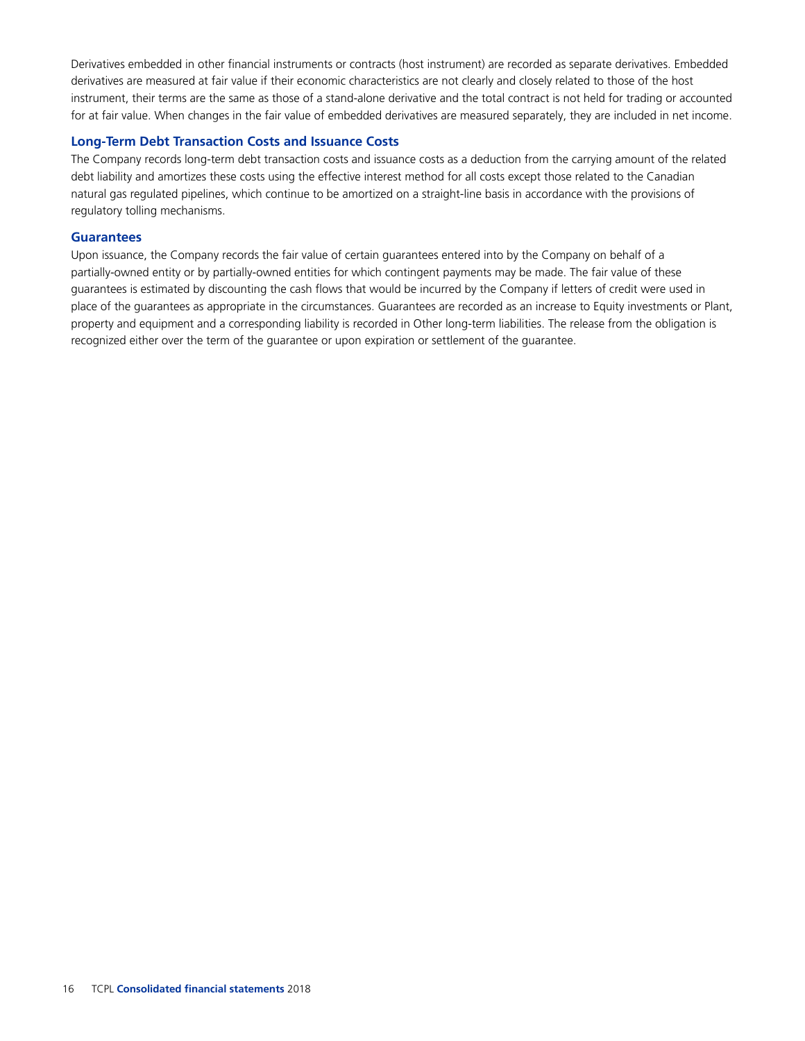Derivatives embedded in other financial instruments or contracts (host instrument) are recorded as separate derivatives. Embedded derivatives are measured at fair value if their economic characteristics are not clearly and closely related to those of the host instrument, their terms are the same as those of a stand-alone derivative and the total contract is not held for trading or accounted for at fair value. When changes in the fair value of embedded derivatives are measured separately, they are included in net income.

### Long-Term Debt Transaction Costs and Issuance Costs

The Company records long-term debt transaction costs and issuance costs as a deduction from the carrying amount of the related debt liability and amortizes these costs using the effective interest method for all costs except those related to the Canadian natural gas regulated pipelines, which continue to be amortized on a straight-line basis in accordance with the provisions of regulatory tolling mechanisms.

### Guarantees

Upon issuance, the Company records the fair value of certain guarantees entered into by the Company on behalf of a partially-owned entity or by partially-owned entities for which contingent payments may be made. The fair value of these guarantees is estimated by discounting the cash flows that would be incurred by the Company if letters of credit were used in place of the guarantees as appropriate in the circumstances. Guarantees are recorded as an increase to Equity investments or Plant, property and equipment and a corresponding liability is recorded in Other long-term liabilities. The release from the obligation is recognized either over the term of the guarantee or upon expiration or settlement of the guarantee.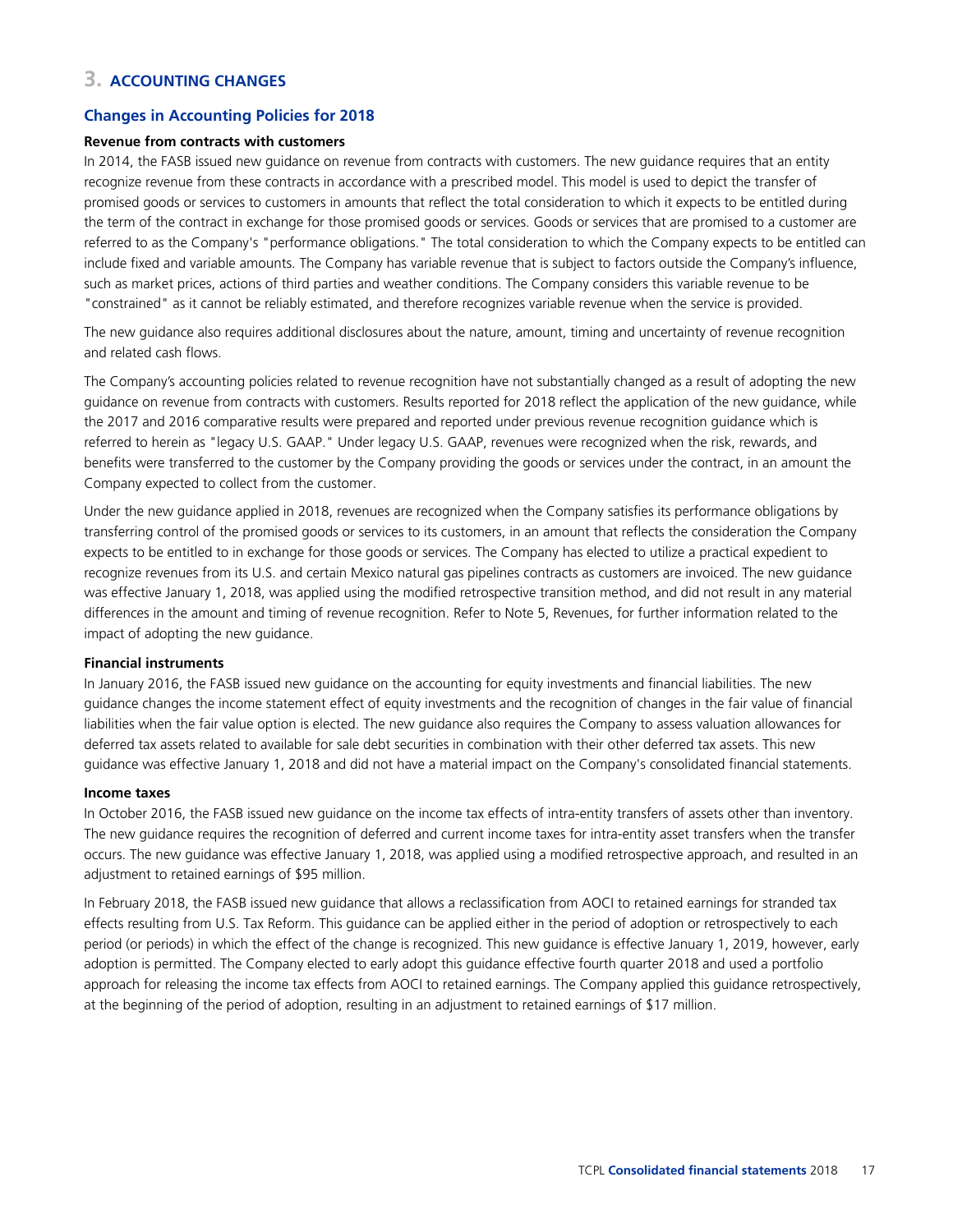## 3. ACCOUNTING CHANGES

### Changes in Accounting Policies for 2018

**Revenue from contracts with customers**

In 2014, the FASB issued new guidance on revenue from contracts with customers. The new guidance requires that an entity recognize revenue from these contracts in accordance with a prescribed model. This model is used to depict the transfer of promised goods or services to customers in amounts that reflect the total consideration to which it expects to be entitled during the term of the contract in exchange for those promised goods or services. Goods or services that are promised to a customer are referred to as the Company's "performance obligations." The total consideration to which the Company expects to be entitled can include fixed and variable amounts. The Company has variable revenue that is subject to factors outside the Company's influence, such as market prices, actions of third parties and weather conditions. The Company considers this variable revenue to be "constrained" as it cannot be reliably estimated, and therefore recognizes variable revenue when the service is provided.

The new guidance also requires additional disclosures about the nature, amount, timing and uncertainty of revenue recognition and related cash flows.

The Company's accounting policies related to revenue recognition have not substantially changed as a result of adopting the new guidance on revenue from contracts with customers. Results reported for 2018 reflect the application of the new guidance, while the 2017 and 2016 comparative results were prepared and reported under previous revenue recognition guidance which is referred to herein as "legacy U.S. GAAP." Under legacy U.S. GAAP, revenues were recognized when the risk, rewards, and benefits were transferred to the customer by the Company providing the goods or services under the contract, in an amount the Company expected to collect from the customer.

Under the new guidance applied in 2018, revenues are recognized when the Company satisfies its performance obligations by transferring control of the promised goods or services to its customers, in an amount that reflects the consideration the Company expects to be entitled to in exchange for those goods or services. The Company has elected to utilize a practical expedient to recognize revenues from its U.S. and certain Mexico natural gas pipelines contracts as customers are invoiced. The new guidance was effective January 1, 2018, was applied using the modified retrospective transition method, and did not result in any material differences in the amount and timing of revenue recognition. Refer to Note 5, Revenues, for further information related to the impact of adopting the new guidance.

**Financial instruments**

In January 2016, the FASB issued new guidance on the accounting for equity investments and financial liabilities. The new guidance changes the income statement effect of equity investments and the recognition of changes in the fair value of financial liabilities when the fair value option is elected. The new guidance also requires the Company to assess valuation allowances for deferred tax assets related to available for sale debt securities in combination with their other deferred tax assets. This new guidance was effective January 1, 2018 and did not have a material impact on the Company's consolidated financial statements.

**Income taxes**

In October 2016, the FASB issued new guidance on the income tax effects of intra-entity transfers of assets other than inventory. The new guidance requires the recognition of deferred and current income taxes for intra-entity asset transfers when the transfer occurs. The new guidance was effective January 1, 2018, was applied using a modified retrospective approach, and resulted in an adjustment to retained earnings of $95 million.

In February 2018, the FASB issued new guidance that allows a reclassification from AOCI to retained earnings for stranded tax effects resulting from U.S. Tax Reform. This guidance can be applied either in the period of adoption or retrospectively to each period (or periods) in which the effect of the change is recognized. This new guidance is effective January 1, 2019, however, early adoption is permitted. The Company elected to early adopt this guidance effective fourth quarter 2018 and used a portfolio approach for releasing the income tax effects from AOCI to retained earnings. The Company applied this guidance retrospectively, at the beginning of the period of adoption, resulting in an adjustment to retained earnings of $17 million.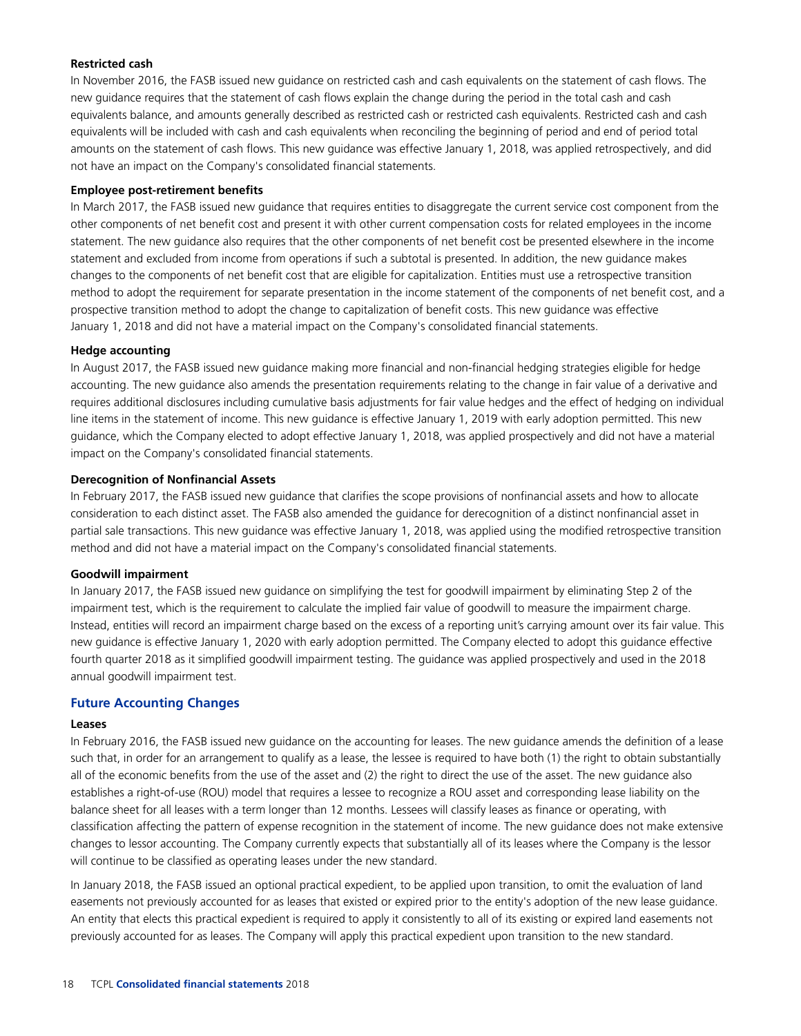**Restricted cash**

In November 2016, the FASB issued new guidance on restricted cash and cash equivalents on the statement of cash flows. The new guidance requires that the statement of cash flows explain the change during the period in the total cash and cash equivalents balance, and amounts generally described as restricted cash or restricted cash equivalents. Restricted cash and cash equivalents will be included with cash and cash equivalents when reconciling the beginning of period and end of period total amounts on the statement of cash flows. This new guidance was effective January 1, 2018, was applied retrospectively, and did not have an impact on the Company's consolidated financial statements.

**Employee post-retirement benefits**

In March 2017, the FASB issued new guidance that requires entities to disaggregate the current service cost component from the other components of net benefit cost and present it with other current compensation costs for related employees in the income statement. The new guidance also requires that the other components of net benefit cost be presented elsewhere in the income statement and excluded from income from operations if such a subtotal is presented. In addition, the new guidance makes changes to the components of net benefit cost that are eligible for capitalization. Entities must use a retrospective transition method to adopt the requirement for separate presentation in the income statement of the components of net benefit cost, and a prospective transition method to adopt the change to capitalization of benefit costs. This new guidance was effective January 1, 2018 and did not have a material impact on the Company's consolidated financial statements.

**Hedge accounting**

In August 2017, the FASB issued new guidance making more financial and non-financial hedging strategies eligible for hedge accounting. The new guidance also amends the presentation requirements relating to the change in fair value of a derivative and requires additional disclosures including cumulative basis adjustments for fair value hedges and the effect of hedging on individual line items in the statement of income. This new guidance is effective January 1, 2019 with early adoption permitted. This new guidance, which the Company elected to adopt effective January 1, 2018, was applied prospectively and did not have a material impact on the Company's consolidated financial statements.

**Derecognition of Nonfinancial Assets**

In February 2017, the FASB issued new guidance that clarifies the scope provisions of nonfinancial assets and how to allocate consideration to each distinct asset. The FASB also amended the guidance for derecognition of a distinct nonfinancial asset in partial sale transactions. This new guidance was effective January 1, 2018, was applied using the modified retrospective transition method and did not have a material impact on the Company's consolidated financial statements.

**Goodwill impairment**

In January 2017, the FASB issued new guidance on simplifying the test for goodwill impairment by eliminating Step 2 of the impairment test, which is the requirement to calculate the implied fair value of goodwill to measure the impairment charge. Instead, entities will record an impairment charge based on the excess of a reporting unit's carrying amount over its fair value. This new guidance is effective January 1, 2020 with early adoption permitted. The Company elected to adopt this guidance effective fourth quarter 2018 as it simplified goodwill impairment testing. The guidance was applied prospectively and used in the 2018 annual goodwill impairment test.

## Future Accounting Changes

**Leases**

In February 2016, the FASB issued new guidance on the accounting for leases. The new guidance amends the definition of a lease such that, in order for an arrangement to qualify as a lease, the lessee is required to have both (1) the right to obtain substantially all of the economic benefits from the use of the asset and (2) the right to direct the use of the asset. The new guidance also establishes a right-of-use (ROU) model that requires a lessee to recognize a ROU asset and corresponding lease liability on the balance sheet for all leases with a term longer than 12 months. Lessees will classify leases as finance or operating, with classification affecting the pattern of expense recognition in the statement of income. The new guidance does not make extensive changes to lessor accounting. The Company currently expects that substantially all of its leases where the Company is the lessor will continue to be classified as operating leases under the new standard.

In January 2018, the FASB issued an optional practical expedient, to be applied upon transition, to omit the evaluation of land easements not previously accounted for as leases that existed or expired prior to the entity's adoption of the new lease guidance. An entity that elects this practical expedient is required to apply it consistently to all of its existing or expired land easements not previously accounted for as leases. The Company will apply this practical expedient upon transition to the new standard.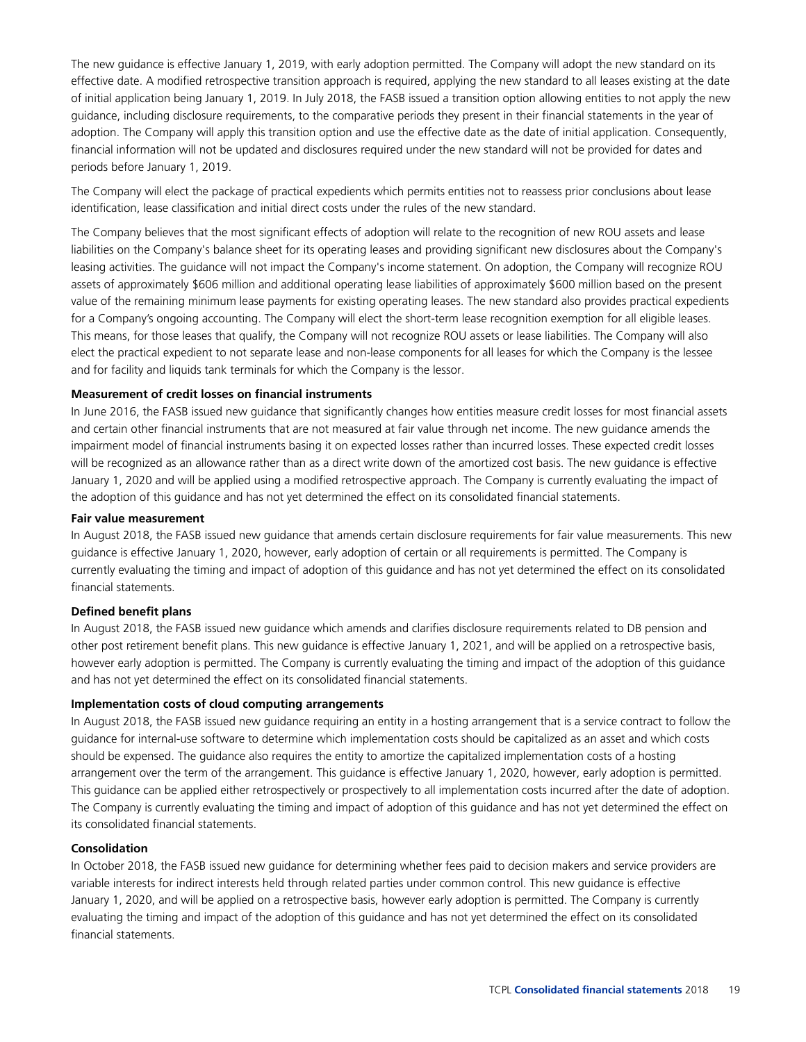The new guidance is effective January 1, 2019, with early adoption permitted. The Company will adopt the new standard on its effective date. A modified retrospective transition approach is required, applying the new standard to all leases existing at the date of initial application being January 1, 2019. In July 2018, the FASB issued a transition option allowing entities to not apply the new guidance, including disclosure requirements, to the comparative periods they present in their financial statements in the year of adoption. The Company will apply this transition option and use the effective date as the date of initial application. Consequently, financial information will not be updated and disclosures required under the new standard will not be provided for dates and periods before January 1, 2019.

The Company will elect the package of practical expedients which permits entities not to reassess prior conclusions about lease identification, lease classification and initial direct costs under the rules of the new standard.

The Company believes that the most significant effects of adoption will relate to the recognition of new ROU assets and lease liabilities on the Company's balance sheet for its operating leases and providing significant new disclosures about the Company's leasing activities. The guidance will not impact the Company's income statement. On adoption, the Company will recognize ROU assets of approximately $606 million and additional operating lease liabilities of approximately $600 million based on the present value of the remaining minimum lease payments for existing operating leases. The new standard also provides practical expedients for a Company's ongoing accounting. The Company will elect the short-term lease recognition exemption for all eligible leases. This means, for those leases that qualify, the Company will not recognize ROU assets or lease liabilities. The Company will also elect the practical expedient to not separate lease and non-lease components for all leases for which the Company is the lessee and for facility and liquids tank terminals for which the Company is the lessor.

**Measurement of credit losses on financial instruments**

In June 2016, the FASB issued new guidance that significantly changes how entities measure credit losses for most financial assets and certain other financial instruments that are not measured at fair value through net income. The new guidance amends the impairment model of financial instruments basing it on expected losses rather than incurred losses. These expected credit losses will be recognized as an allowance rather than as a direct write down of the amortized cost basis. The new guidance is effective January 1, 2020 and will be applied using a modified retrospective approach. The Company is currently evaluating the impact of the adoption of this guidance and has not yet determined the effect on its consolidated financial statements.

**Fair value measurement**

In August 2018, the FASB issued new guidance that amends certain disclosure requirements for fair value measurements. This new guidance is effective January 1, 2020, however, early adoption of certain or all requirements is permitted. The Company is currently evaluating the timing and impact of adoption of this guidance and has not yet determined the effect on its consolidated financial statements.

**Defined benefit plans**

In August 2018, the FASB issued new guidance which amends and clarifies disclosure requirements related to DB pension and other post retirement benefit plans. This new guidance is effective January 1, 2021, and will be applied on a retrospective basis, however early adoption is permitted. The Company is currently evaluating the timing and impact of the adoption of this guidance and has not yet determined the effect on its consolidated financial statements.

**Implementation costs of cloud computing arrangements**

In August 2018, the FASB issued new guidance requiring an entity in a hosting arrangement that is a service contract to follow the guidance for internal-use software to determine which implementation costs should be capitalized as an asset and which costs should be expensed. The guidance also requires the entity to amortize the capitalized implementation costs of a hosting arrangement over the term of the arrangement. This guidance is effective January 1, 2020, however, early adoption is permitted. This guidance can be applied either retrospectively or prospectively to all implementation costs incurred after the date of adoption. The Company is currently evaluating the timing and impact of adoption of this guidance and has not yet determined the effect on its consolidated financial statements.

**Consolidation**

In October 2018, the FASB issued new guidance for determining whether fees paid to decision makers and service providers are variable interests for indirect interests held through related parties under common control. This new guidance is effective January 1, 2020, and will be applied on a retrospective basis, however early adoption is permitted. The Company is currently evaluating the timing and impact of the adoption of this guidance and has not yet determined the effect on its consolidated financial statements.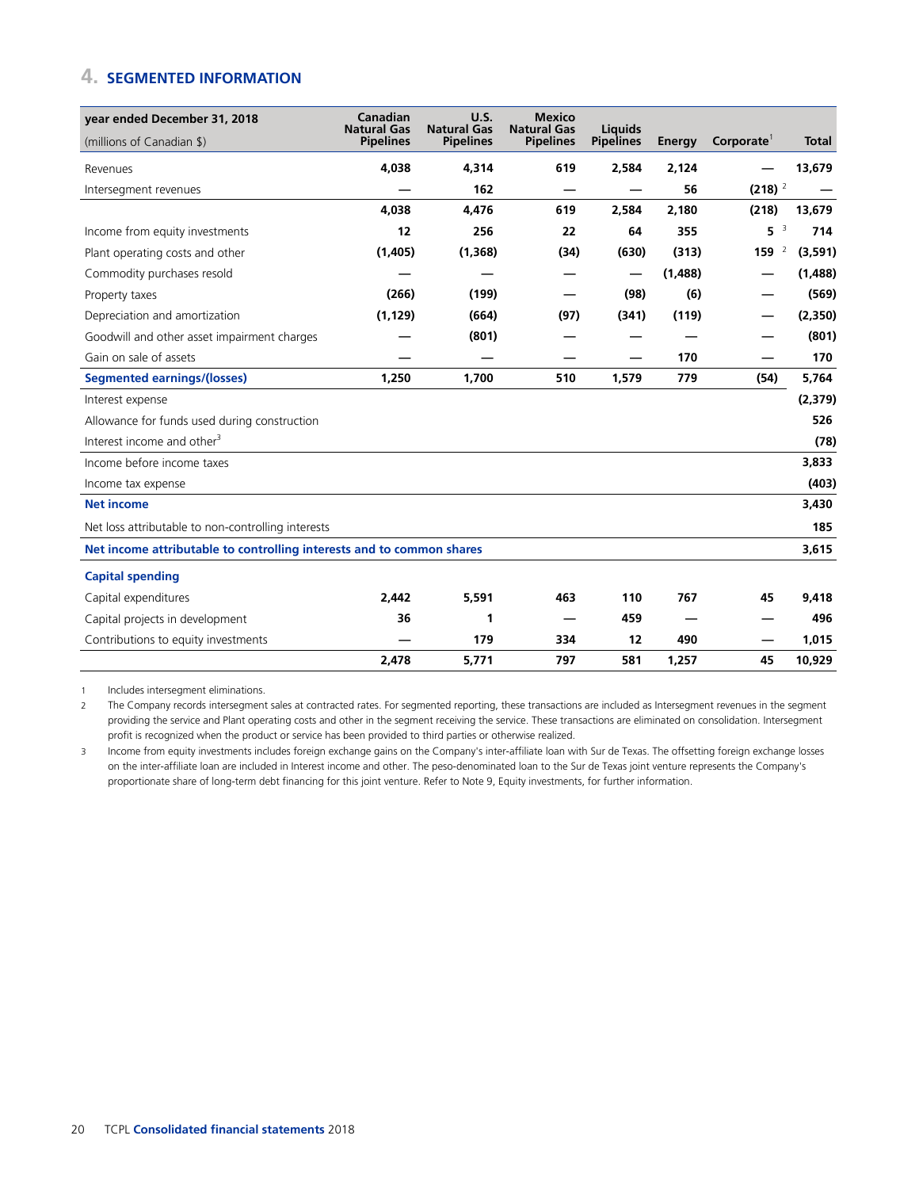## 4. SEGMENTED INFORMATION

| year ended December 31, 2018<br>(millions of Canadian $) | Canadian Natural Gas Pipelines | U.S. Natural Gas Pipelines | Mexico Natural Gas Pipelines | Liquids Pipelines | Energy | Corporate[1] | Total |
|---|---|---|---|---|---|---|---|
| Revenues | **4,038** | **4,314** | **619** | **2,584** | **2,124** | **—** | **13,679** |
| Intersegment revenues | **—** | **162** | **—** | **—** | **56** | **(218)** [2] | **—** |
| | **4,038** | **4,476** | **619** | **2,584** | **2,180** | **(218)** | **13,679** |
| Income from equity investments | **12** | **256** | **22** | **64** | **355** | **5** [3] | **714** |
| Plant operating costs and other | **(1,405)** | **(1,368)** | **(34)** | **(630)** | **(313)** | **159** [2] | **(3,591)** |
| Commodity purchases resold | **—** | **—** | **—** | **—** | **(1,488)** | **—** | **(1,488)** |
| Property taxes | **(266)** | **(199)** | **—** | **(98)** | **(6)** | **—** | **(569)** |
| Depreciation and amortization | **(1,129)** | **(664)** | **(97)** | **(341)** | **(119)** | **—** | **(2,350)** |
| Goodwill and other asset impairment charges | **—** | **(801)** | **—** | **—** | **—** | **—** | **(801)** |
| Gain on sale of assets | **—** | **—** | **—** | **—** | **170** | **—** | **170** |
| **Segmented earnings/(losses)** | **1,250** | **1,700** | **510** | **1,579** | **779** | **(54)** | **5,764** |
| Interest expense | | | | | | | **(2,379)** |
| Allowance for funds used during construction | | | | | | | **526** |
| Interest income and other[3] | | | | | | | **(78)** |
| Income before income taxes | | | | | | | **3,833** |
| Income tax expense | | | | | | | **(403)** |
| **Net income** | | | | | | | **3,430** |
| Net loss attributable to non-controlling interests | | | | | | | **185** |
| **Net income attributable to controlling interests and to common shares** | | | | | | | **3,615** |
| **Capital spending** | | | | | | | |
| Capital expenditures | **2,442** | **5,591** | **463** | **110** | **767** | **45** | **9,418** |
| Capital projects in development | **36** | **1** | **—** | **459** | **—** | **—** | **496** |
| Contributions to equity investments | **—** | **179** | **334** | **12** | **490** | **—** | **1,015** |
| | **2,478** | **5,771** | **797** | **581** | **1,257** | **45** | **10,929** |

1 Includes intersegment eliminations.

2 The Company records intersegment sales at contracted rates. For segmented reporting, these transactions are included as Intersegment revenues in the segment providing the service and Plant operating costs and other in the segment receiving the service. These transactions are eliminated on consolidation. Intersegment profit is recognized when the product or service has been provided to third parties or otherwise realized.

3 Income from equity investments includes foreign exchange gains on the Company's inter-affiliate loan with Sur de Texas. The offsetting foreign exchange losses on the inter-affiliate loan are included in Interest income and other. The peso-denominated loan to the Sur de Texas joint venture represents the Company's proportionate share of long-term debt financing for this joint venture. Refer to Note 9, Equity investments, for further information.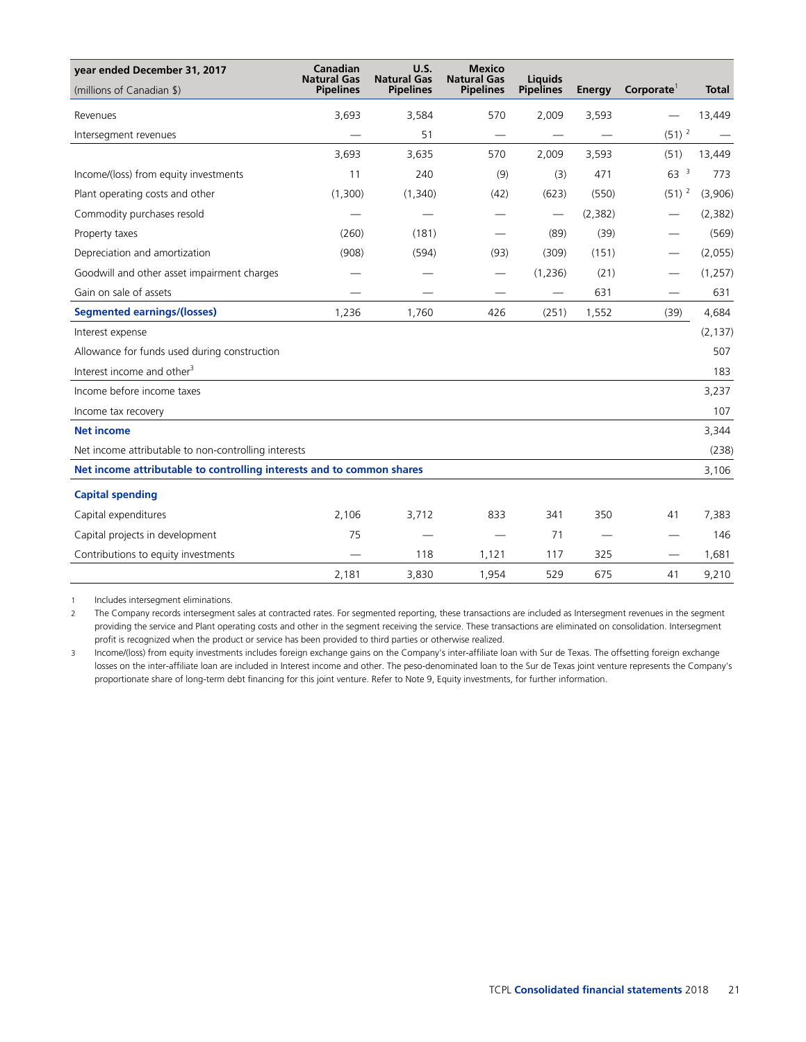| year ended December 31, 2017 (millions of Canadian $) | Canadian Natural Gas Pipelines | U.S. Natural Gas Pipelines | Mexico Natural Gas Pipelines | Liquids Pipelines | Energy | Corporate[1] | Total |
|---|---|---|---|---|---|---|---|
| Revenues | 3,693 | 3,584 | 570 | 2,009 | 3,593 | — | 13,449 |
| Intersegment revenues | — | 51 | — | — | — | (51) [2] | — |
| | 3,693 | 3,635 | 570 | 2,009 | 3,593 | (51) | 13,449 |
| Income/(loss) from equity investments | 11 | 240 | (9) | (3) | 471 | 63 [3] | 773 |
| Plant operating costs and other | (1,300) | (1,340) | (42) | (623) | (550) | (51) [2] | (3,906) |
| Commodity purchases resold | — | — | — | — | (2,382) | — | (2,382) |
| Property taxes | (260) | (181) | — | (89) | (39) | — | (569) |
| Depreciation and amortization | (908) | (594) | (93) | (309) | (151) | — | (2,055) |
| Goodwill and other asset impairment charges | — | — | — | (1,236) | (21) | — | (1,257) |
| Gain on sale of assets | — | — | — | — | 631 | — | 631 |
| **Segmented earnings/(losses)** | 1,236 | 1,760 | 426 | (251) | 1,552 | (39) | 4,684 |
| Interest expense | | | | | | | (2,137) |
| Allowance for funds used during construction | | | | | | | 507 |
| Interest income and other[3] | | | | | | | 183 |
| Income before income taxes | | | | | | | 3,237 |
| Income tax recovery | | | | | | | 107 |
| **Net income** | | | | | | | 3,344 |
| Net income attributable to non-controlling interests | | | | | | | (238) |
| **Net income attributable to controlling interests and to common shares** | | | | | | | 3,106 |
| **Capital spending** | | | | | | | |
| Capital expenditures | 2,106 | 3,712 | 833 | 341 | 350 | 41 | 7,383 |
| Capital projects in development | 75 | — | — | 71 | — | — | 146 |
| Contributions to equity investments | — | 118 | 1,121 | 117 | 325 | — | 1,681 |
| | 2,181 | 3,830 | 1,954 | 529 | 675 | 41 | 9,210 |

1 Includes intersegment eliminations.

2 The Company records intersegment sales at contracted rates. For segmented reporting, these transactions are included as Intersegment revenues in the segment providing the service and Plant operating costs and other in the segment receiving the service. These transactions are eliminated on consolidation. Intersegment profit is recognized when the product or service has been provided to third parties or otherwise realized.

3 Income/(loss) from equity investments includes foreign exchange gains on the Company's inter-affiliate loan with Sur de Texas. The offsetting foreign exchange losses on the inter-affiliate loan are included in Interest income and other. The peso-denominated loan to the Sur de Texas joint venture represents the Company's proportionate share of long-term debt financing for this joint venture. Refer to Note 9, Equity investments, for further information.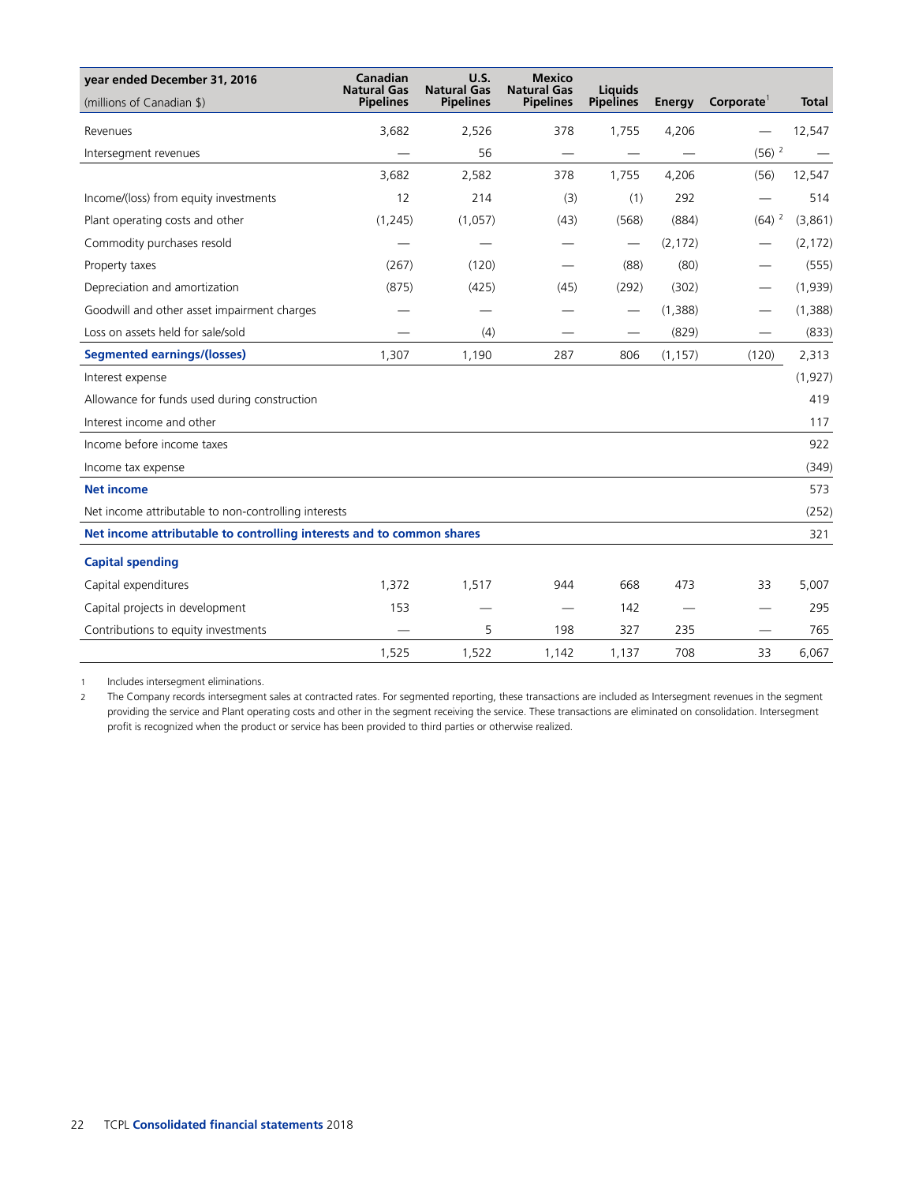| year ended December 31, 2016<br>(millions of Canadian $) | Canadian Natural Gas Pipelines | U.S. Natural Gas Pipelines | Mexico Natural Gas Pipelines | Liquids Pipelines | Energy | Corporate[1] | Total |
|---|---|---|---|---|---|---|---|
| Revenues | 3,682 | 2,526 | 378 | 1,755 | 4,206 | — | 12,547 |
| Intersegment revenues | — | 56 | — | — | — | (56) [2] | — |
| | 3,682 | 2,582 | 378 | 1,755 | 4,206 | (56) | 12,547 |
| Income/(loss) from equity investments | 12 | 214 | (3) | (1) | 292 | — | 514 |
| Plant operating costs and other | (1,245) | (1,057) | (43) | (568) | (884) | (64) [2] | (3,861) |
| Commodity purchases resold | — | — | — | — | (2,172) | — | (2,172) |
| Property taxes | (267) | (120) | — | (88) | (80) | — | (555) |
| Depreciation and amortization | (875) | (425) | (45) | (292) | (302) | — | (1,939) |
| Goodwill and other asset impairment charges | — | — | — | — | (1,388) | — | (1,388) |
| Loss on assets held for sale/sold | — | (4) | — | — | (829) | — | (833) |
| **Segmented earnings/(losses)** | 1,307 | 1,190 | 287 | 806 | (1,157) | (120) | 2,313 |
| Interest expense | | | | | | | (1,927) |
| Allowance for funds used during construction | | | | | | | 419 |
| Interest income and other | | | | | | | 117 |
| Income before income taxes | | | | | | | 922 |
| Income tax expense | | | | | | | (349) |
| **Net income** | | | | | | | 573 |
| Net income attributable to non-controlling interests | | | | | | | (252) |
| **Net income attributable to controlling interests and to common shares** | | | | | | | 321 |
| **Capital spending** | | | | | | | |
| Capital expenditures | 1,372 | 1,517 | 944 | 668 | 473 | 33 | 5,007 |
| Capital projects in development | 153 | — | — | 142 | — | — | 295 |
| Contributions to equity investments | — | 5 | 198 | 327 | 235 | — | 765 |
| | 1,525 | 1,522 | 1,142 | 1,137 | 708 | 33 | 6,067 |

1 Includes intersegment eliminations.

2 The Company records intersegment sales at contracted rates. For segmented reporting, these transactions are included as Intersegment revenues in the segment providing the service and Plant operating costs and other in the segment receiving the service. These transactions are eliminated on consolidation. Intersegment profit is recognized when the product or service has been provided to third parties or otherwise realized.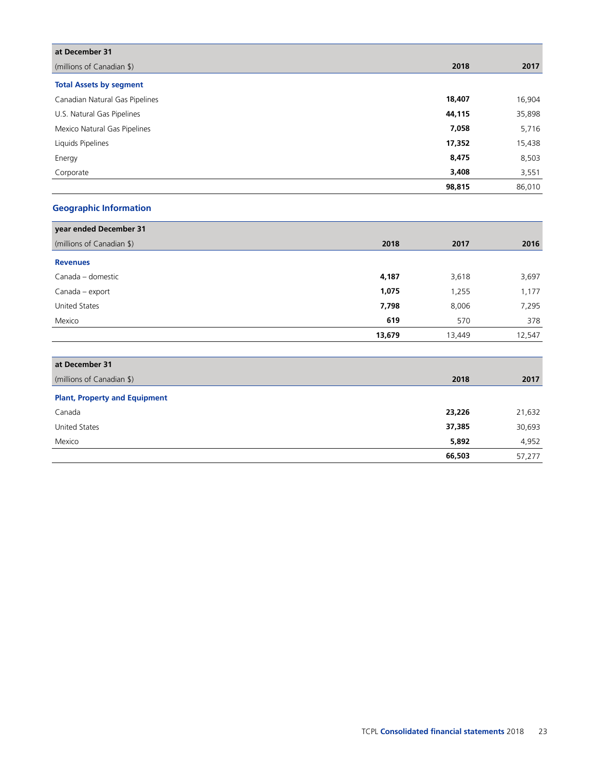| at December 31 (millions of Canadian $) | 2018 | 2017 |
|---|---|---|
| **Total Assets by segment** | | |
| Canadian Natural Gas Pipelines | **18,407** | 16,904 |
| U.S. Natural Gas Pipelines | **44,115** | 35,898 |
| Mexico Natural Gas Pipelines | **7,058** | 5,716 |
| Liquids Pipelines | **17,352** | 15,438 |
| Energy | **8,475** | 8,503 |
| Corporate | **3,408** | 3,551 |
| | **98,815** | 86,010 |

## Geographic Information

| year ended December 31 (millions of Canadian $) | 2018 | 2017 | 2016 |
|---|---|---|---|
| **Revenues** | | | |
| Canada – domestic | **4,187** | 3,618 | 3,697 |
| Canada – export | **1,075** | 1,255 | 1,177 |
| United States | **7,798** | 8,006 | 7,295 |
| Mexico | **619** | 570 | 378 |
| | **13,679** | 13,449 | 12,547 |

| at December 31 (millions of Canadian $) | 2018 | 2017 |
|---|---|---|
| **Plant, Property and Equipment** | | |
| Canada | **23,226** | 21,632 |
| United States | **37,385** | 30,693 |
| Mexico | **5,892** | 4,952 |
| | **66,503** | 57,277 |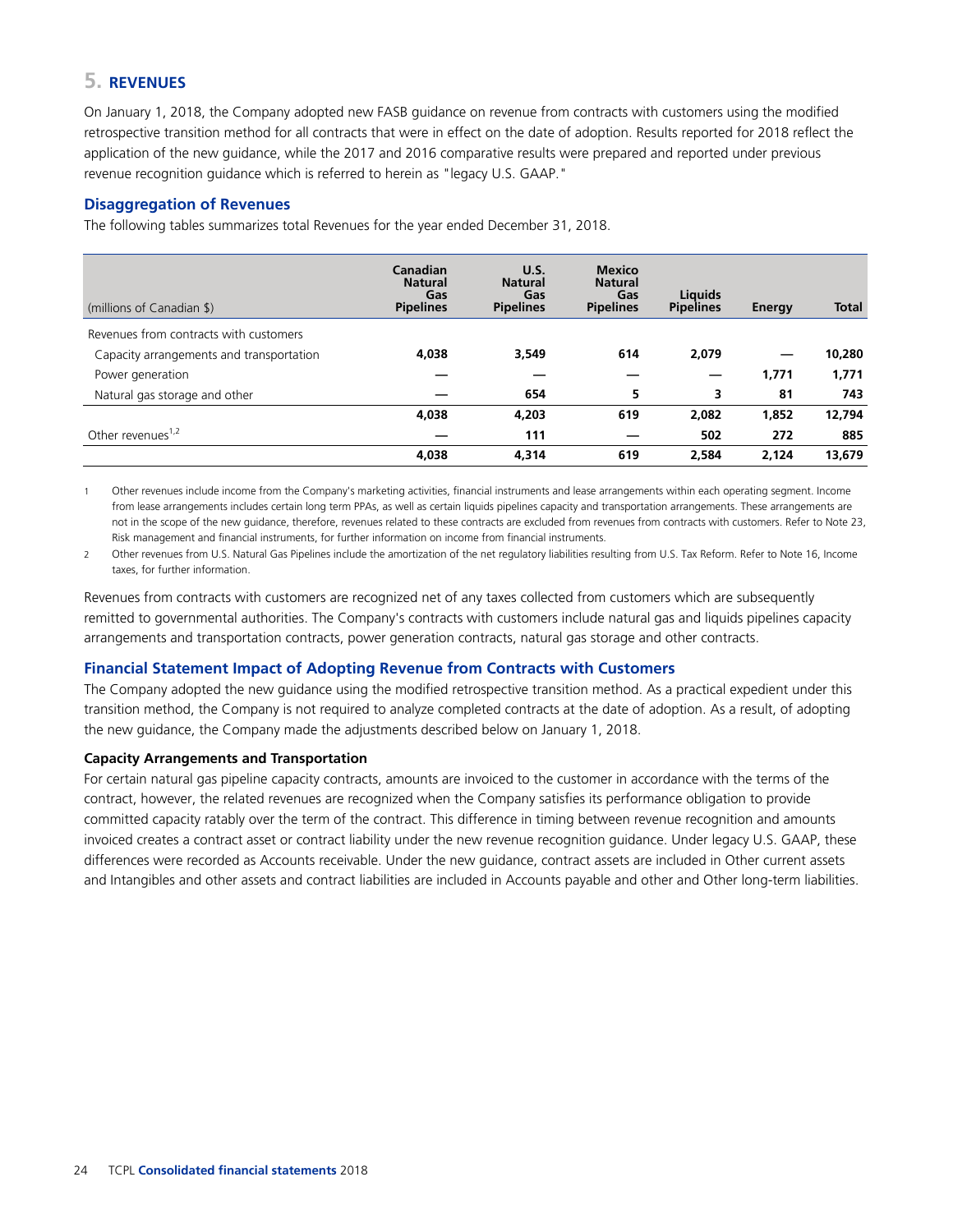## 5. REVENUES

On January 1, 2018, the Company adopted new FASB guidance on revenue from contracts with customers using the modified retrospective transition method for all contracts that were in effect on the date of adoption. Results reported for 2018 reflect the application of the new guidance, while the 2017 and 2016 comparative results were prepared and reported under previous revenue recognition guidance which is referred to herein as "legacy U.S. GAAP."

### Disaggregation of Revenues

The following tables summarizes total Revenues for the year ended December 31, 2018.

| (millions of Canadian $) | Canadian Natural Gas Pipelines | U.S. Natural Gas Pipelines | Mexico Natural Gas Pipelines | Liquids Pipelines | Energy | Total |
|---|---|---|---|---|---|---|
| Revenues from contracts with customers | | | | | | |
| Capacity arrangements and transportation | **4,038** | **3,549** | **614** | **2,079** | **—** | **10,280** |
| Power generation | **—** | **—** | **—** | **—** | **1,771** | **1,771** |
| Natural gas storage and other | **—** | **654** | **5** | **3** | **81** | **743** |
| | **4,038** | **4,203** | **619** | **2,082** | **1,852** | **12,794** |
| Other revenues[1,2] | **—** | **111** | **—** | **502** | **272** | **885** |
| | **4,038** | **4,314** | **619** | **2,584** | **2,124** | **13,679** |

1 Other revenues include income from the Company's marketing activities, financial instruments and lease arrangements within each operating segment. Income from lease arrangements includes certain long term PPAs, as well as certain liquids pipelines capacity and transportation arrangements. These arrangements are not in the scope of the new guidance, therefore, revenues related to these contracts are excluded from revenues from contracts with customers. Refer to Note 23, Risk management and financial instruments, for further information on income from financial instruments.

2 Other revenues from U.S. Natural Gas Pipelines include the amortization of the net regulatory liabilities resulting from U.S. Tax Reform. Refer to Note 16, Income taxes, for further information.

Revenues from contracts with customers are recognized net of any taxes collected from customers which are subsequently remitted to governmental authorities. The Company's contracts with customers include natural gas and liquids pipelines capacity arrangements and transportation contracts, power generation contracts, natural gas storage and other contracts.

### Financial Statement Impact of Adopting Revenue from Contracts with Customers

The Company adopted the new guidance using the modified retrospective transition method. As a practical expedient under this transition method, the Company is not required to analyze completed contracts at the date of adoption. As a result, of adopting the new guidance, the Company made the adjustments described below on January 1, 2018.

#### Capacity Arrangements and Transportation

For certain natural gas pipeline capacity contracts, amounts are invoiced to the customer in accordance with the terms of the contract, however, the related revenues are recognized when the Company satisfies its performance obligation to provide committed capacity ratably over the term of the contract. This difference in timing between revenue recognition and amounts invoiced creates a contract asset or contract liability under the new revenue recognition guidance. Under legacy U.S. GAAP, these differences were recorded as Accounts receivable. Under the new guidance, contract assets are included in Other current assets and Intangibles and other assets and contract liabilities are included in Accounts payable and other and Other long-term liabilities.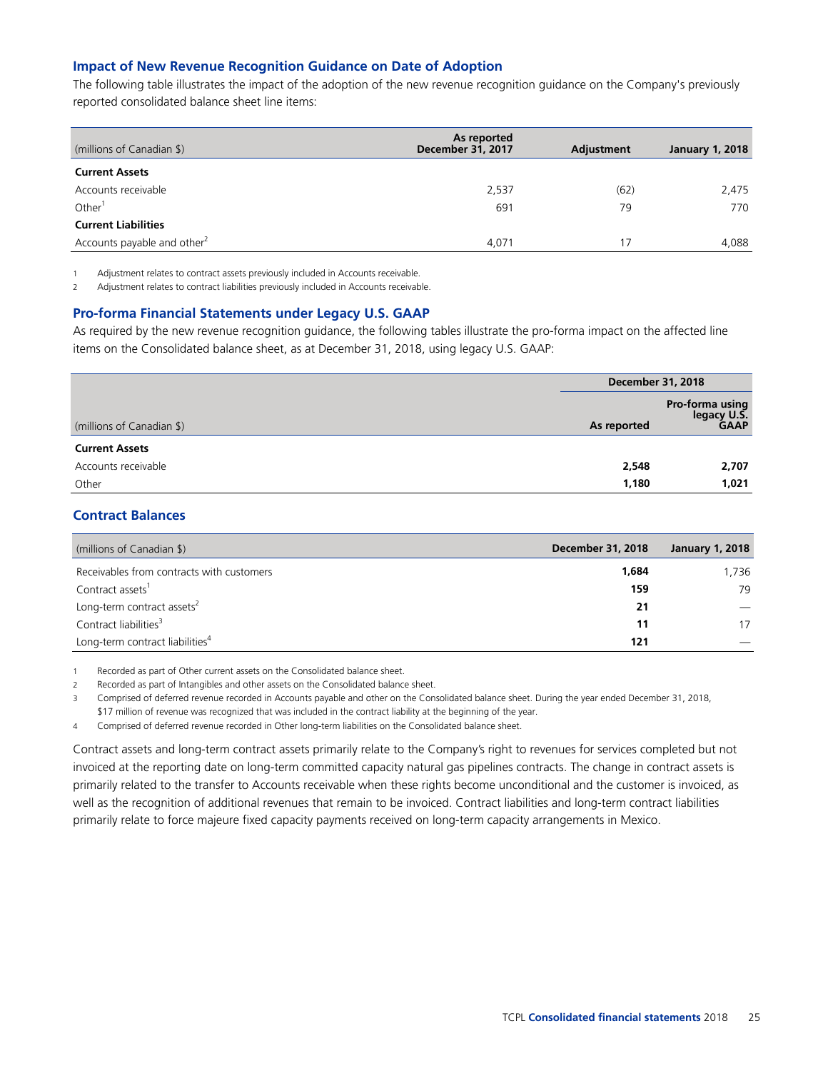### Impact of New Revenue Recognition Guidance on Date of Adoption

The following table illustrates the impact of the adoption of the new revenue recognition guidance on the Company's previously reported consolidated balance sheet line items:

| (millions of Canadian $) | As reported December 31, 2017 | Adjustment | January 1, 2018 |
|---|---|---|---|
| **Current Assets** | | | |
| Accounts receivable | 2,537 | (62) | 2,475 |
| Other[1] | 691 | 79 | 770 |
| **Current Liabilities** | | | |
| Accounts payable and other[2] | 4,071 | 17 | 4,088 |

1 Adjustment relates to contract assets previously included in Accounts receivable.

2 Adjustment relates to contract liabilities previously included in Accounts receivable.

### Pro-forma Financial Statements under Legacy U.S. GAAP

As required by the new revenue recognition guidance, the following tables illustrate the pro-forma impact on the affected line items on the Consolidated balance sheet, as at December 31, 2018, using legacy U.S. GAAP:

| | December 31, 2018 | |
|---|---|---|
| (millions of Canadian $) | As reported | Pro-forma using legacy U.S. GAAP |
| **Current Assets** | | |
| Accounts receivable | **2,548** | **2,707** |
| Other | **1,180** | **1,021** |

### Contract Balances

| (millions of Canadian $) | December 31, 2018 | January 1, 2018 |
|---|---|---|
| Receivables from contracts with customers | **1,684** | 1,736 |
| Contract assets[1] | **159** | 79 |
| Long-term contract assets[2] | **21** | — |
| Contract liabilities[3] | **11** | 17 |
| Long-term contract liabilities[4] | **121** | — |

1 Recorded as part of Other current assets on the Consolidated balance sheet.

2 Recorded as part of Intangibles and other assets on the Consolidated balance sheet.

3 Comprised of deferred revenue recorded in Accounts payable and other on the Consolidated balance sheet. During the year ended December 31, 2018, $17 million of revenue was recognized that was included in the contract liability at the beginning of the year.

4 Comprised of deferred revenue recorded in Other long-term liabilities on the Consolidated balance sheet.

Contract assets and long-term contract assets primarily relate to the Company's right to revenues for services completed but not invoiced at the reporting date on long-term committed capacity natural gas pipelines contracts. The change in contract assets is primarily related to the transfer to Accounts receivable when these rights become unconditional and the customer is invoiced, as well as the recognition of additional revenues that remain to be invoiced. Contract liabilities and long-term contract liabilities primarily relate to force majeure fixed capacity payments received on long-term capacity arrangements in Mexico.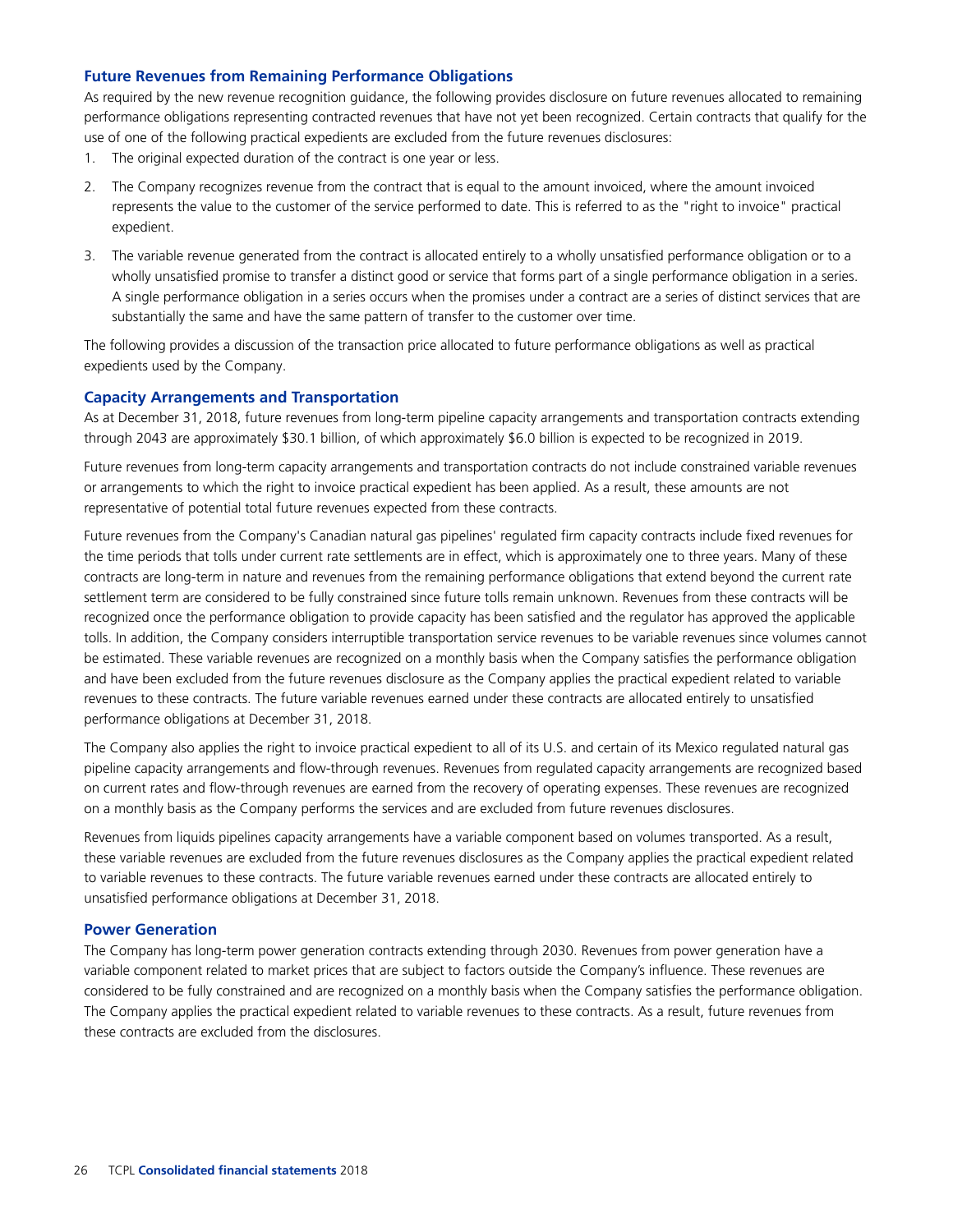### Future Revenues from Remaining Performance Obligations

As required by the new revenue recognition guidance, the following provides disclosure on future revenues allocated to remaining performance obligations representing contracted revenues that have not yet been recognized. Certain contracts that qualify for the use of one of the following practical expedients are excluded from the future revenues disclosures:

1. The original expected duration of the contract is one year or less.
2. The Company recognizes revenue from the contract that is equal to the amount invoiced, where the amount invoiced represents the value to the customer of the service performed to date. This is referred to as the "right to invoice" practical expedient.
3. The variable revenue generated from the contract is allocated entirely to a wholly unsatisfied performance obligation or to a wholly unsatisfied promise to transfer a distinct good or service that forms part of a single performance obligation in a series. A single performance obligation in a series occurs when the promises under a contract are a series of distinct services that are substantially the same and have the same pattern of transfer to the customer over time.

The following provides a discussion of the transaction price allocated to future performance obligations as well as practical expedients used by the Company.

### Capacity Arrangements and Transportation

As at December 31, 2018, future revenues from long-term pipeline capacity arrangements and transportation contracts extending through 2043 are approximately $30.1 billion, of which approximately $6.0 billion is expected to be recognized in 2019.

Future revenues from long-term capacity arrangements and transportation contracts do not include constrained variable revenues or arrangements to which the right to invoice practical expedient has been applied. As a result, these amounts are not representative of potential total future revenues expected from these contracts.

Future revenues from the Company's Canadian natural gas pipelines' regulated firm capacity contracts include fixed revenues for the time periods that tolls under current rate settlements are in effect, which is approximately one to three years. Many of these contracts are long-term in nature and revenues from the remaining performance obligations that extend beyond the current rate settlement term are considered to be fully constrained since future tolls remain unknown. Revenues from these contracts will be recognized once the performance obligation to provide capacity has been satisfied and the regulator has approved the applicable tolls. In addition, the Company considers interruptible transportation service revenues to be variable revenues since volumes cannot be estimated. These variable revenues are recognized on a monthly basis when the Company satisfies the performance obligation and have been excluded from the future revenues disclosure as the Company applies the practical expedient related to variable revenues to these contracts. The future variable revenues earned under these contracts are allocated entirely to unsatisfied performance obligations at December 31, 2018.

The Company also applies the right to invoice practical expedient to all of its U.S. and certain of its Mexico regulated natural gas pipeline capacity arrangements and flow-through revenues. Revenues from regulated capacity arrangements are recognized based on current rates and flow-through revenues are earned from the recovery of operating expenses. These revenues are recognized on a monthly basis as the Company performs the services and are excluded from future revenues disclosures.

Revenues from liquids pipelines capacity arrangements have a variable component based on volumes transported. As a result, these variable revenues are excluded from the future revenues disclosures as the Company applies the practical expedient related to variable revenues to these contracts. The future variable revenues earned under these contracts are allocated entirely to unsatisfied performance obligations at December 31, 2018.

### Power Generation

The Company has long-term power generation contracts extending through 2030. Revenues from power generation have a variable component related to market prices that are subject to factors outside the Company's influence. These revenues are considered to be fully constrained and are recognized on a monthly basis when the Company satisfies the performance obligation. The Company applies the practical expedient related to variable revenues to these contracts. As a result, future revenues from these contracts are excluded from the disclosures.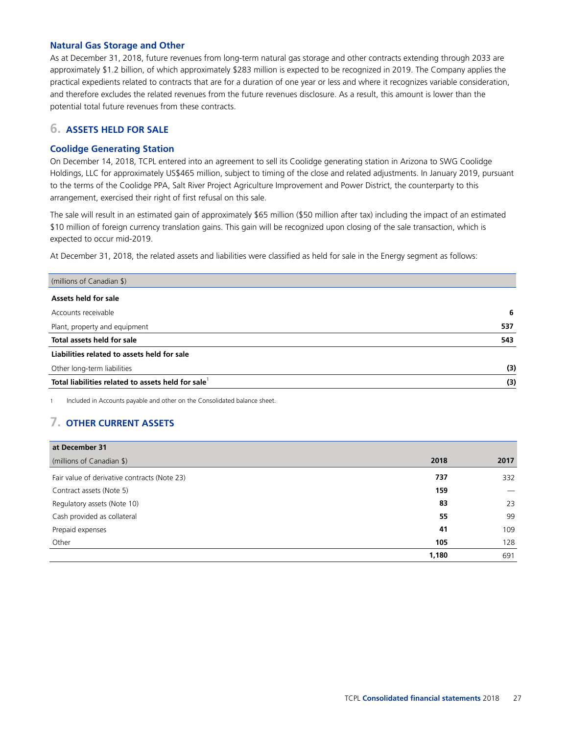### Natural Gas Storage and Other

As at December 31, 2018, future revenues from long-term natural gas storage and other contracts extending through 2033 are approximately $1.2 billion, of which approximately $283 million is expected to be recognized in 2019. The Company applies the practical expedients related to contracts that are for a duration of one year or less and where it recognizes variable consideration, and therefore excludes the related revenues from the future revenues disclosure. As a result, this amount is lower than the potential total future revenues from these contracts.

## 6. ASSETS HELD FOR SALE

### Coolidge Generating Station

On December 14, 2018, TCPL entered into an agreement to sell its Coolidge generating station in Arizona to SWG Coolidge Holdings, LLC for approximately US$465 million, subject to timing of the close and related adjustments. In January 2019, pursuant to the terms of the Coolidge PPA, Salt River Project Agriculture Improvement and Power District, the counterparty to this arrangement, exercised their right of first refusal on this sale.

The sale will result in an estimated gain of approximately $65 million ($50 million after tax) including the impact of an estimated $10 million of foreign currency translation gains. This gain will be recognized upon closing of the sale transaction, which is expected to occur mid-2019.

At December 31, 2018, the related assets and liabilities were classified as held for sale in the Energy segment as follows:

| (millions of Canadian $) | |
|---|---|
| **Assets held for sale** | |
| Accounts receivable | **6** |
| Plant, property and equipment | **537** |
| **Total assets held for sale** | **543** |
| **Liabilities related to assets held for sale** | |
| Other long-term liabilities | **(3)** |
| **Total liabilities related to assets held for sale**[1] | **(3)** |

1 Included in Accounts payable and other on the Consolidated balance sheet.

## 7. OTHER CURRENT ASSETS

| at December 31 (millions of Canadian $) | 2018 | 2017 |
|---|---|---|
| Fair value of derivative contracts (Note 23) | **737** | 332 |
| Contract assets (Note 5) | **159** | — |
| Regulatory assets (Note 10) | **83** | 23 |
| Cash provided as collateral | **55** | 99 |
| Prepaid expenses | **41** | 109 |
| Other | **105** | 128 |
| | **1,180** | 691 |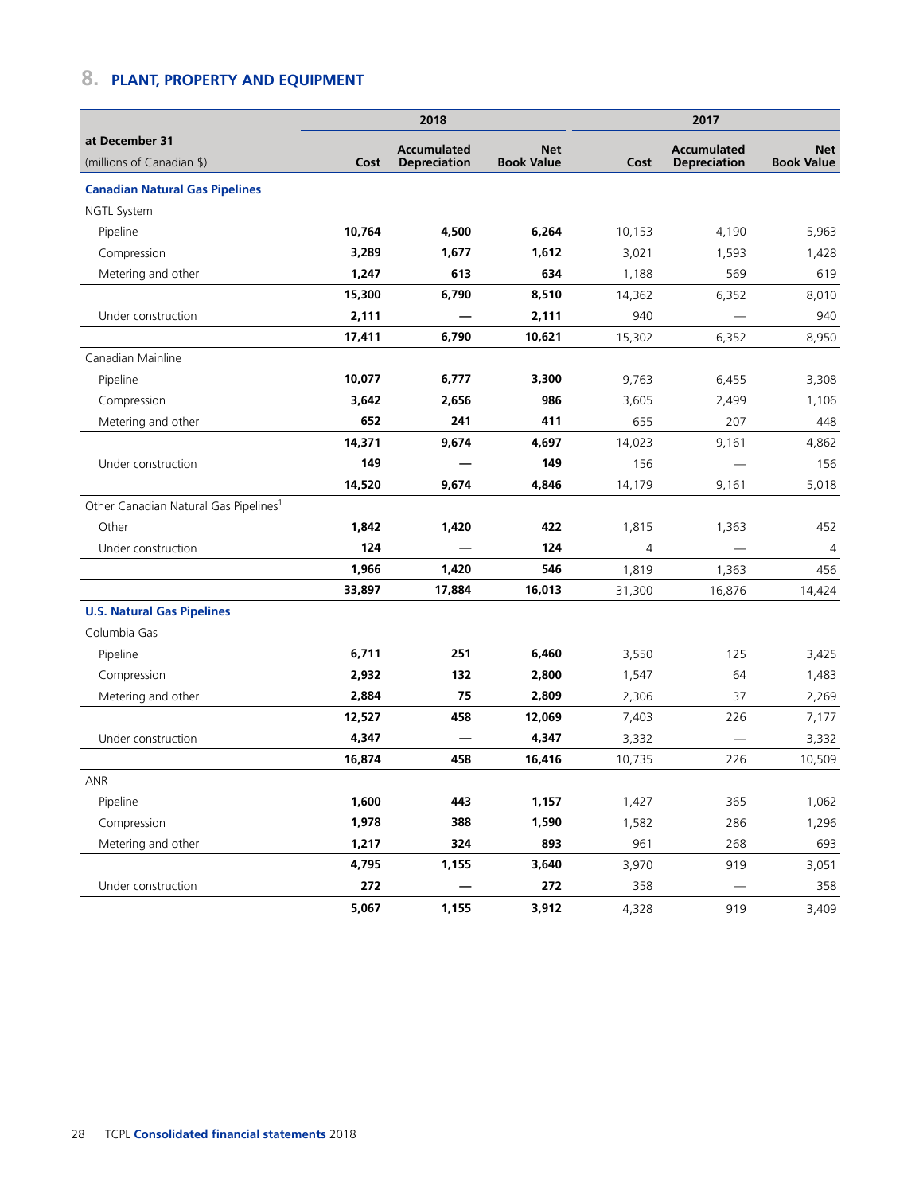## 8. PLANT, PROPERTY AND EQUIPMENT

| at December 31 (millions of Canadian $) | 2018 Cost | 2018 Accumulated Depreciation | 2018 Net Book Value | 2017 Cost | 2017 Accumulated Depreciation | 2017 Net Book Value |
|---|---|---|---|---|---|---|
| **Canadian Natural Gas Pipelines** | | | | | | |
| NGTL System | | | | | | |
| Pipeline | **10,764** | **4,500** | **6,264** | 10,153 | 4,190 | 5,963 |
| Compression | **3,289** | **1,677** | **1,612** | 3,021 | 1,593 | 1,428 |
| Metering and other | **1,247** | **613** | **634** | 1,188 | 569 | 619 |
| | **15,300** | **6,790** | **8,510** | 14,362 | 6,352 | 8,010 |
| Under construction | **2,111** | **—** | **2,111** | 940 | — | 940 |
| | **17,411** | **6,790** | **10,621** | 15,302 | 6,352 | 8,950 |
| Canadian Mainline | | | | | | |
| Pipeline | **10,077** | **6,777** | **3,300** | 9,763 | 6,455 | 3,308 |
| Compression | **3,642** | **2,656** | **986** | 3,605 | 2,499 | 1,106 |
| Metering and other | **652** | **241** | **411** | 655 | 207 | 448 |
| | **14,371** | **9,674** | **4,697** | 14,023 | 9,161 | 4,862 |
| Under construction | **149** | **—** | **149** | 156 | — | 156 |
| | **14,520** | **9,674** | **4,846** | 14,179 | 9,161 | 5,018 |
| Other Canadian Natural Gas Pipelines[1] | | | | | | |
| Other | **1,842** | **1,420** | **422** | 1,815 | 1,363 | 452 |
| Under construction | **124** | **—** | **124** | 4 | — | 4 |
| | **1,966** | **1,420** | **546** | 1,819 | 1,363 | 456 |
| | **33,897** | **17,884** | **16,013** | 31,300 | 16,876 | 14,424 |
| **U.S. Natural Gas Pipelines** | | | | | | |
| Columbia Gas | | | | | | |
| Pipeline | **6,711** | **251** | **6,460** | 3,550 | 125 | 3,425 |
| Compression | **2,932** | **132** | **2,800** | 1,547 | 64 | 1,483 |
| Metering and other | **2,884** | **75** | **2,809** | 2,306 | 37 | 2,269 |
| | **12,527** | **458** | **12,069** | 7,403 | 226 | 7,177 |
| Under construction | **4,347** | **—** | **4,347** | 3,332 | — | 3,332 |
| | **16,874** | **458** | **16,416** | 10,735 | 226 | 10,509 |
| ANR | | | | | | |
| Pipeline | **1,600** | **443** | **1,157** | 1,427 | 365 | 1,062 |
| Compression | **1,978** | **388** | **1,590** | 1,582 | 286 | 1,296 |
| Metering and other | **1,217** | **324** | **893** | 961 | 268 | 693 |
| | **4,795** | **1,155** | **3,640** | 3,970 | 919 | 3,051 |
| Under construction | **272** | **—** | **272** | 358 | — | 358 |
| | **5,067** | **1,155** | **3,912** | 4,328 | 919 | 3,409 |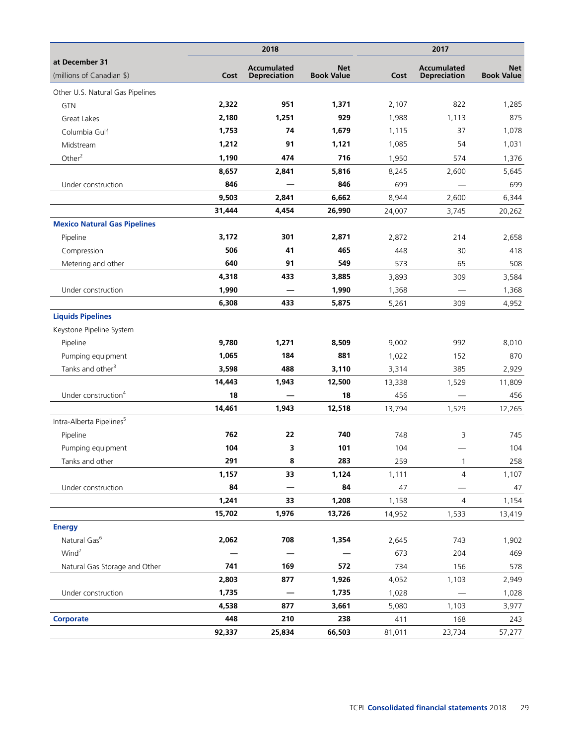| at December 31 (millions of Canadian $) | 2018 Cost | 2018 Accumulated Depreciation | 2018 Net Book Value | 2017 Cost | 2017 Accumulated Depreciation | 2017 Net Book Value |
|---|---|---|---|---|---|---|
| Other U.S. Natural Gas Pipelines | | | | | | |
| GTN | **2,322** | **951** | **1,371** | 2,107 | 822 | 1,285 |
| Great Lakes | **2,180** | **1,251** | **929** | 1,988 | 1,113 | 875 |
| Columbia Gulf | **1,753** | **74** | **1,679** | 1,115 | 37 | 1,078 |
| Midstream | **1,212** | **91** | **1,121** | 1,085 | 54 | 1,031 |
| Other[2] | **1,190** | **474** | **716** | 1,950 | 574 | 1,376 |
| | **8,657** | **2,841** | **5,816** | 8,245 | 2,600 | 5,645 |
| Under construction | **846** | **—** | **846** | 699 | — | 699 |
| | **9,503** | **2,841** | **6,662** | 8,944 | 2,600 | 6,344 |
| | **31,444** | **4,454** | **26,990** | 24,007 | 3,745 | 20,262 |
| **Mexico Natural Gas Pipelines** | | | | | | |
| Pipeline | **3,172** | **301** | **2,871** | 2,872 | 214 | 2,658 |
| Compression | **506** | **41** | **465** | 448 | 30 | 418 |
| Metering and other | **640** | **91** | **549** | 573 | 65 | 508 |
| | **4,318** | **433** | **3,885** | 3,893 | 309 | 3,584 |
| Under construction | **1,990** | **—** | **1,990** | 1,368 | — | 1,368 |
| | **6,308** | **433** | **5,875** | 5,261 | 309 | 4,952 |
| **Liquids Pipelines** | | | | | | |
| Keystone Pipeline System | | | | | | |
| Pipeline | **9,780** | **1,271** | **8,509** | 9,002 | 992 | 8,010 |
| Pumping equipment | **1,065** | **184** | **881** | 1,022 | 152 | 870 |
| Tanks and other[3] | **3,598** | **488** | **3,110** | 3,314 | 385 | 2,929 |
| | **14,443** | **1,943** | **12,500** | 13,338 | 1,529 | 11,809 |
| Under construction[4] | **18** | **—** | **18** | 456 | — | 456 |
| | **14,461** | **1,943** | **12,518** | 13,794 | 1,529 | 12,265 |
| Intra-Alberta Pipelines[5] | | | | | | |
| Pipeline | **762** | **22** | **740** | 748 | 3 | 745 |
| Pumping equipment | **104** | **3** | **101** | 104 | — | 104 |
| Tanks and other | **291** | **8** | **283** | 259 | 1 | 258 |
| | **1,157** | **33** | **1,124** | 1,111 | 4 | 1,107 |
| Under construction | **84** | **—** | **84** | 47 | — | 47 |
| | **1,241** | **33** | **1,208** | 1,158 | 4 | 1,154 |
| | **15,702** | **1,976** | **13,726** | 14,952 | 1,533 | 13,419 |
| **Energy** | | | | | | |
| Natural Gas[6] | **2,062** | **708** | **1,354** | 2,645 | 743 | 1,902 |
| Wind[7] | **—** | **—** | **—** | 673 | 204 | 469 |
| Natural Gas Storage and Other | **741** | **169** | **572** | 734 | 156 | 578 |
| | **2,803** | **877** | **1,926** | 4,052 | 1,103 | 2,949 |
| Under construction | **1,735** | **—** | **1,735** | 1,028 | — | 1,028 |
| | **4,538** | **877** | **3,661** | 5,080 | 1,103 | 3,977 |
| **Corporate** | **448** | **210** | **238** | 411 | 168 | 243 |
| | **92,337** | **25,834** | **66,503** | 81,011 | 23,734 | 57,277 |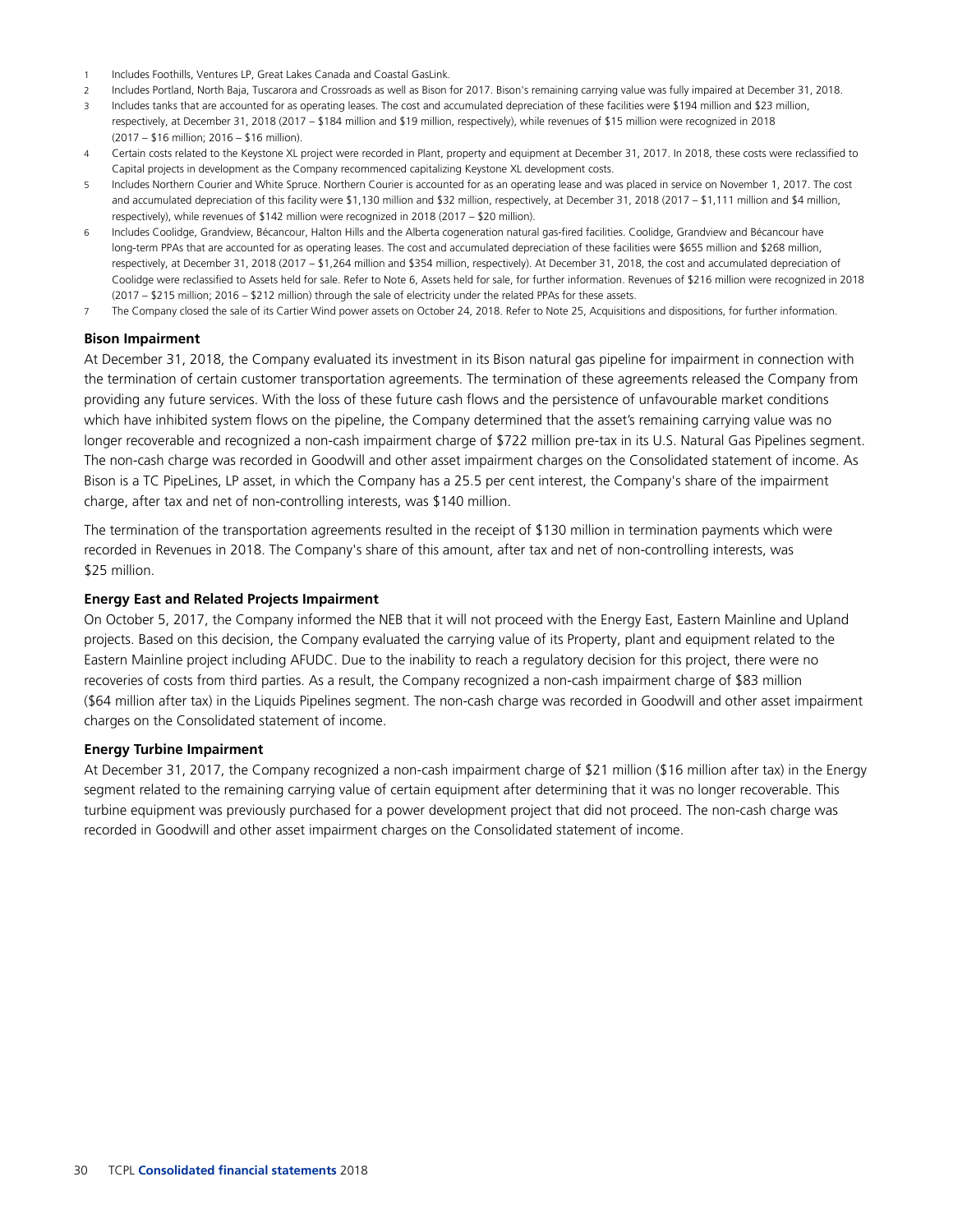1 Includes Foothills, Ventures LP, Great Lakes Canada and Coastal GasLink.
2 Includes Portland, North Baja, Tuscarora and Crossroads as well as Bison for 2017. Bison's remaining carrying value was fully impaired at December 31, 2018.
3 Includes tanks that are accounted for as operating leases. The cost and accumulated depreciation of these facilities were \$194 million and \$23 million, respectively, at December 31, 2018 (2017 – \$184 million and \$19 million, respectively), while revenues of \$15 million were recognized in 2018 (2017 – \$16 million; 2016 – \$16 million).
4 Certain costs related to the Keystone XL project were recorded in Plant, property and equipment at December 31, 2017. In 2018, these costs were reclassified to Capital projects in development as the Company recommenced capitalizing Keystone XL development costs.
5 Includes Northern Courier and White Spruce. Northern Courier is accounted for as an operating lease and was placed in service on November 1, 2017. The cost and accumulated depreciation of this facility were \$1,130 million and \$32 million, respectively, at December 31, 2018 (2017 – \$1,111 million and \$4 million, respectively), while revenues of \$142 million were recognized in 2018 (2017 – \$20 million).
6 Includes Coolidge, Grandview, Bécancour, Halton Hills and the Alberta cogeneration natural gas-fired facilities. Coolidge, Grandview and Bécancour have long-term PPAs that are accounted for as operating leases. The cost and accumulated depreciation of these facilities were \$655 million and \$268 million, respectively, at December 31, 2018 (2017 – \$1,264 million and \$354 million, respectively). At December 31, 2018, the cost and accumulated depreciation of Coolidge were reclassified to Assets held for sale. Refer to Note 6, Assets held for sale, for further information. Revenues of \$216 million were recognized in 2018 (2017 – \$215 million; 2016 – \$212 million) through the sale of electricity under the related PPAs for these assets.
7 The Company closed the sale of its Cartier Wind power assets on October 24, 2018. Refer to Note 25, Acquisitions and dispositions, for further information.

**Bison Impairment**

At December 31, 2018, the Company evaluated its investment in its Bison natural gas pipeline for impairment in connection with the termination of certain customer transportation agreements. The termination of these agreements released the Company from providing any future services. With the loss of these future cash flows and the persistence of unfavourable market conditions which have inhibited system flows on the pipeline, the Company determined that the asset's remaining carrying value was no longer recoverable and recognized a non-cash impairment charge of \$722 million pre-tax in its U.S. Natural Gas Pipelines segment. The non-cash charge was recorded in Goodwill and other asset impairment charges on the Consolidated statement of income. As Bison is a TC PipeLines, LP asset, in which the Company has a 25.5 per cent interest, the Company's share of the impairment charge, after tax and net of non-controlling interests, was \$140 million.

The termination of the transportation agreements resulted in the receipt of \$130 million in termination payments which were recorded in Revenues in 2018. The Company's share of this amount, after tax and net of non-controlling interests, was \$25 million.

**Energy East and Related Projects Impairment**

On October 5, 2017, the Company informed the NEB that it will not proceed with the Energy East, Eastern Mainline and Upland projects. Based on this decision, the Company evaluated the carrying value of its Property, plant and equipment related to the Eastern Mainline project including AFUDC. Due to the inability to reach a regulatory decision for this project, there were no recoveries of costs from third parties. As a result, the Company recognized a non-cash impairment charge of \$83 million (\$64 million after tax) in the Liquids Pipelines segment. The non-cash charge was recorded in Goodwill and other asset impairment charges on the Consolidated statement of income.

**Energy Turbine Impairment**

At December 31, 2017, the Company recognized a non-cash impairment charge of \$21 million (\$16 million after tax) in the Energy segment related to the remaining carrying value of certain equipment after determining that it was no longer recoverable. This turbine equipment was previously purchased for a power development project that did not proceed. The non-cash charge was recorded in Goodwill and other asset impairment charges on the Consolidated statement of income.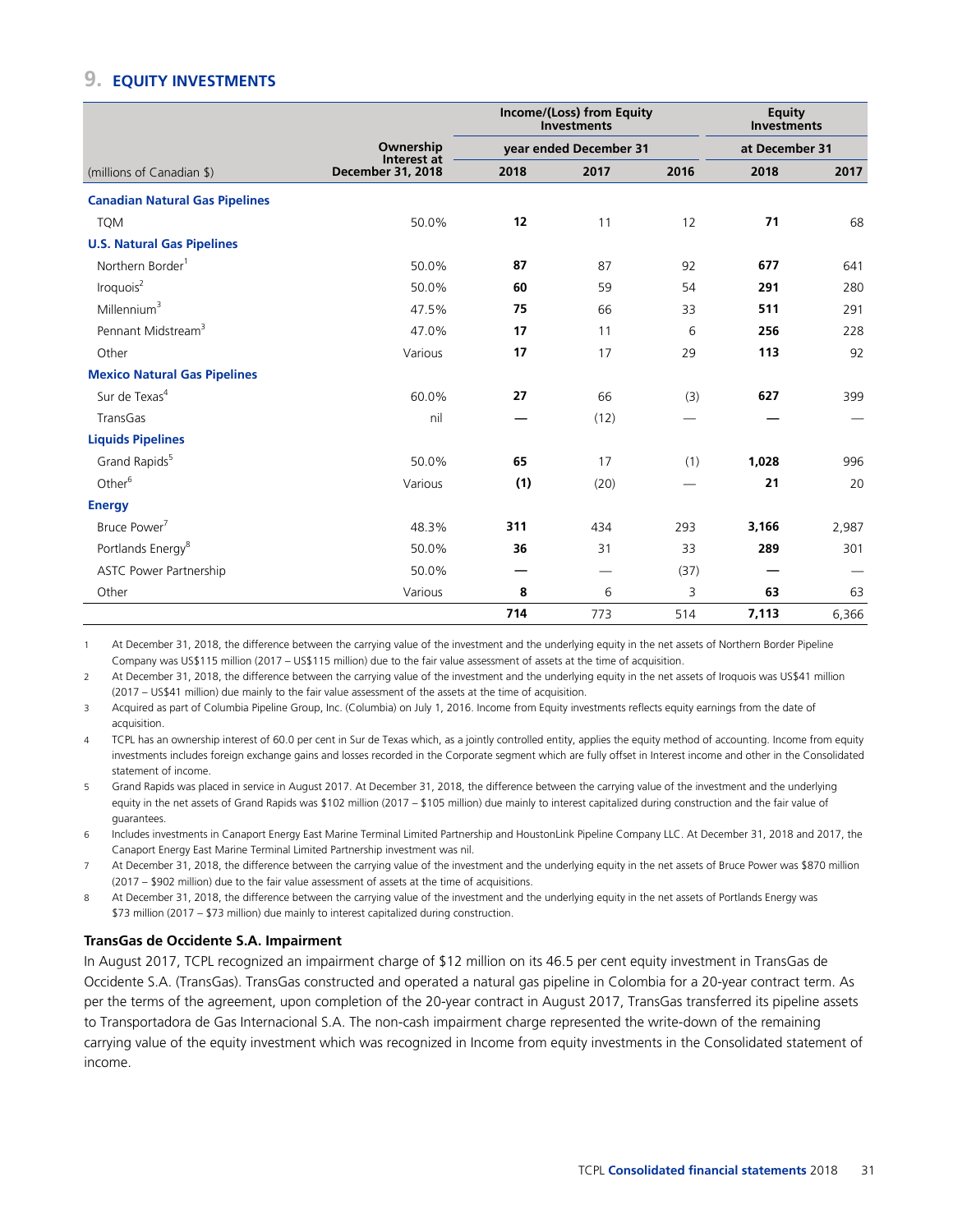## 9. EQUITY INVESTMENTS

| (millions of Canadian $) | Ownership Interest at December 31, 2018 | Income/(Loss) from Equity Investments | | | Equity Investments | |
|---|---|---|---|---|---|---|
| | | year ended December 31 | | | at December 31 | |
| | | **2018** | 2017 | 2016 | **2018** | 2017 |
| **Canadian Natural Gas Pipelines** | | | | | | |
| TQM | 50.0% | **12** | 11 | 12 | **71** | 68 |
| **U.S. Natural Gas Pipelines** | | | | | | |
| Northern Border[1] | 50.0% | **87** | 87 | 92 | **677** | 641 |
| Iroquois[2] | 50.0% | **60** | 59 | 54 | **291** | 280 |
| Millennium[3] | 47.5% | **75** | 66 | 33 | **511** | 291 |
| Pennant Midstream[3] | 47.0% | **17** | 11 | 6 | **256** | 228 |
| Other | Various | **17** | 17 | 29 | **113** | 92 |
| **Mexico Natural Gas Pipelines** | | | | | | |
| Sur de Texas[4] | 60.0% | **27** | 66 | (3) | **627** | 399 |
| TransGas | nil | **—** | (12) | — | **—** | — |
| **Liquids Pipelines** | | | | | | |
| Grand Rapids[5] | 50.0% | **65** | 17 | (1) | **1,028** | 996 |
| Other[6] | Various | **(1)** | (20) | — | **21** | 20 |
| **Energy** | | | | | | |
| Bruce Power[7] | 48.3% | **311** | 434 | 293 | **3,166** | 2,987 |
| Portlands Energy[8] | 50.0% | **36** | 31 | 33 | **289** | 301 |
| ASTC Power Partnership | 50.0% | **—** | — | (37) | **—** | — |
| Other | Various | **8** | 6 | 3 | **63** | 63 |
| | | **714** | 773 | 514 | **7,113** | 6,366 |

1 At December 31, 2018, the difference between the carrying value of the investment and the underlying equity in the net assets of Northern Border Pipeline Company was US$115 million (2017 – US$115 million) due to the fair value assessment of assets at the time of acquisition.

2 At December 31, 2018, the difference between the carrying value of the investment and the underlying equity in the net assets of Iroquois was US$41 million (2017 – US$41 million) due mainly to the fair value assessment of the assets at the time of acquisition.

3 Acquired as part of Columbia Pipeline Group, Inc. (Columbia) on July 1, 2016. Income from Equity investments reflects equity earnings from the date of acquisition.

4 TCPL has an ownership interest of 60.0 per cent in Sur de Texas which, as a jointly controlled entity, applies the equity method of accounting. Income from equity investments includes foreign exchange gains and losses recorded in the Corporate segment which are fully offset in Interest income and other in the Consolidated statement of income.

5 Grand Rapids was placed in service in August 2017. At December 31, 2018, the difference between the carrying value of the investment and the underlying equity in the net assets of Grand Rapids was $102 million (2017 – $105 million) due mainly to interest capitalized during construction and the fair value of guarantees.

6 Includes investments in Canaport Energy East Marine Terminal Limited Partnership and HoustonLink Pipeline Company LLC. At December 31, 2018 and 2017, the Canaport Energy East Marine Terminal Limited Partnership investment was nil.

7 At December 31, 2018, the difference between the carrying value of the investment and the underlying equity in the net assets of Bruce Power was $870 million (2017 – $902 million) due to the fair value assessment of assets at the time of acquisitions.

8 At December 31, 2018, the difference between the carrying value of the investment and the underlying equity in the net assets of Portlands Energy was $73 million (2017 – $73 million) due mainly to interest capitalized during construction.

### TransGas de Occidente S.A. Impairment

In August 2017, TCPL recognized an impairment charge of $12 million on its 46.5 per cent equity investment in TransGas de Occidente S.A. (TransGas). TransGas constructed and operated a natural gas pipeline in Colombia for a 20-year contract term. As per the terms of the agreement, upon completion of the 20-year contract in August 2017, TransGas transferred its pipeline assets to Transportadora de Gas Internacional S.A. The non-cash impairment charge represented the write-down of the remaining carrying value of the equity investment which was recognized in Income from equity investments in the Consolidated statement of income.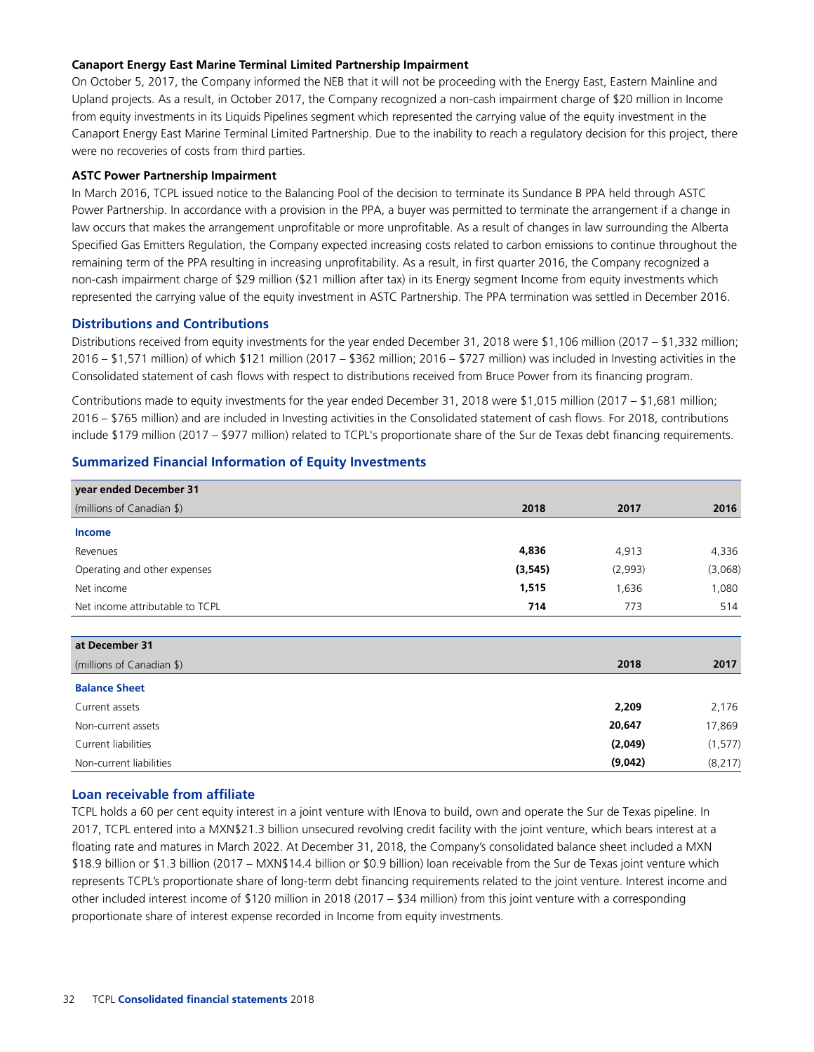**Canaport Energy East Marine Terminal Limited Partnership Impairment**

On October 5, 2017, the Company informed the NEB that it will not be proceeding with the Energy East, Eastern Mainline and Upland projects. As a result, in October 2017, the Company recognized a non-cash impairment charge of $20 million in Income from equity investments in its Liquids Pipelines segment which represented the carrying value of the equity investment in the Canaport Energy East Marine Terminal Limited Partnership. Due to the inability to reach a regulatory decision for this project, there were no recoveries of costs from third parties.

**ASTC Power Partnership Impairment**

In March 2016, TCPL issued notice to the Balancing Pool of the decision to terminate its Sundance B PPA held through ASTC Power Partnership. In accordance with a provision in the PPA, a buyer was permitted to terminate the arrangement if a change in law occurs that makes the arrangement unprofitable or more unprofitable. As a result of changes in law surrounding the Alberta Specified Gas Emitters Regulation, the Company expected increasing costs related to carbon emissions to continue throughout the remaining term of the PPA resulting in increasing unprofitability. As a result, in first quarter 2016, the Company recognized a non-cash impairment charge of $29 million ($21 million after tax) in its Energy segment Income from equity investments which represented the carrying value of the equity investment in ASTC Partnership. The PPA termination was settled in December 2016.

## Distributions and Contributions

Distributions received from equity investments for the year ended December 31, 2018 were $1,106 million (2017 – $1,332 million; 2016 – $1,571 million) of which $121 million (2017 – $362 million; 2016 – $727 million) was included in Investing activities in the Consolidated statement of cash flows with respect to distributions received from Bruce Power from its financing program.

Contributions made to equity investments for the year ended December 31, 2018 were $1,015 million (2017 – $1,681 million; 2016 – $765 million) and are included in Investing activities in the Consolidated statement of cash flows. For 2018, contributions include $179 million (2017 – $977 million) related to TCPL's proportionate share of the Sur de Texas debt financing requirements.

## Summarized Financial Information of Equity Investments

| year ended December 31<br>(millions of Canadian $) | 2018 | 2017 | 2016 |
|---|---|---|---|
| **Income** | | | |
| Revenues | **4,836** | 4,913 | 4,336 |
| Operating and other expenses | **(3,545)** | (2,993) | (3,068) |
| Net income | **1,515** | 1,636 | 1,080 |
| Net income attributable to TCPL | **714** | 773 | 514 |

| at December 31<br>(millions of Canadian $) | 2018 | 2017 |
|---|---|---|
| **Balance Sheet** | | |
| Current assets | **2,209** | 2,176 |
| Non-current assets | **20,647** | 17,869 |
| Current liabilities | **(2,049)** | (1,577) |
| Non-current liabilities | **(9,042)** | (8,217) |

## Loan receivable from affiliate

TCPL holds a 60 per cent equity interest in a joint venture with IEnova to build, own and operate the Sur de Texas pipeline. In 2017, TCPL entered into a MXN$21.3 billion unsecured revolving credit facility with the joint venture, which bears interest at a floating rate and matures in March 2022. At December 31, 2018, the Company's consolidated balance sheet included a MXN $18.9 billion or $1.3 billion (2017 – MXN$14.4 billion or $0.9 billion) loan receivable from the Sur de Texas joint venture which represents TCPL's proportionate share of long-term debt financing requirements related to the joint venture. Interest income and other included interest income of $120 million in 2018 (2017 – $34 million) from this joint venture with a corresponding proportionate share of interest expense recorded in Income from equity investments.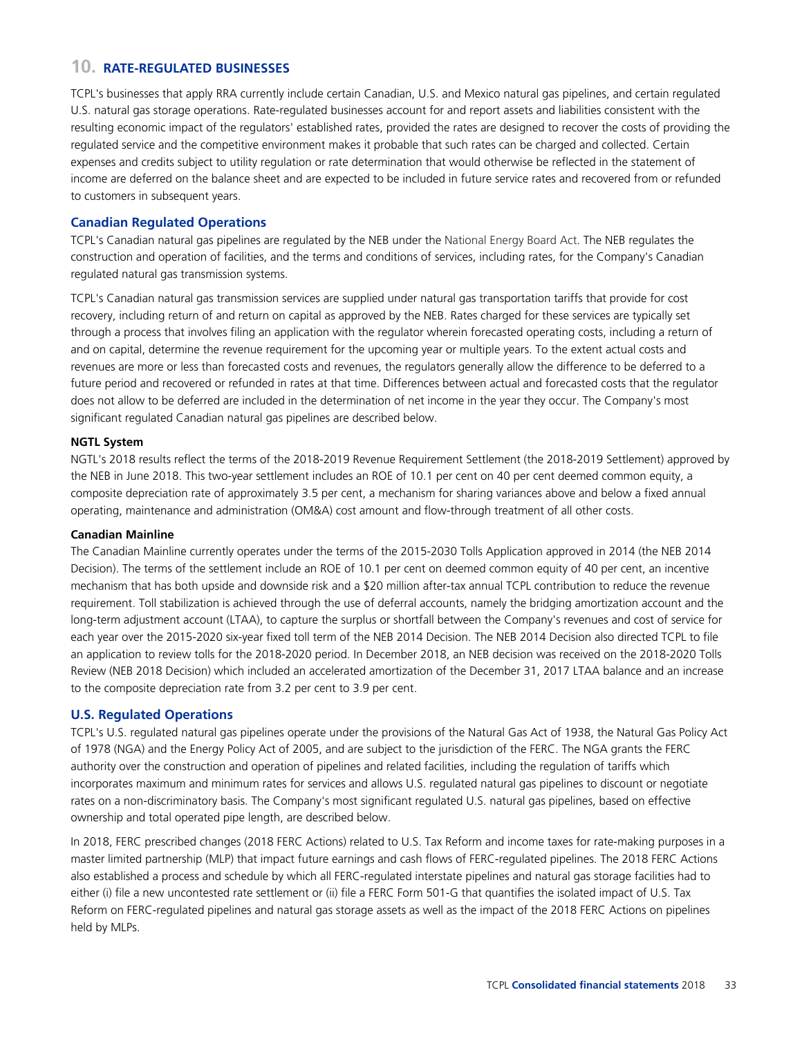## 10. RATE-REGULATED BUSINESSES

TCPL's businesses that apply RRA currently include certain Canadian, U.S. and Mexico natural gas pipelines, and certain regulated U.S. natural gas storage operations. Rate-regulated businesses account for and report assets and liabilities consistent with the resulting economic impact of the regulators' established rates, provided the rates are designed to recover the costs of providing the regulated service and the competitive environment makes it probable that such rates can be charged and collected. Certain expenses and credits subject to utility regulation or rate determination that would otherwise be reflected in the statement of income are deferred on the balance sheet and are expected to be included in future service rates and recovered from or refunded to customers in subsequent years.

### Canadian Regulated Operations

TCPL's Canadian natural gas pipelines are regulated by the NEB under the National Energy Board Act. The NEB regulates the construction and operation of facilities, and the terms and conditions of services, including rates, for the Company's Canadian regulated natural gas transmission systems.

TCPL's Canadian natural gas transmission services are supplied under natural gas transportation tariffs that provide for cost recovery, including return of and return on capital as approved by the NEB. Rates charged for these services are typically set through a process that involves filing an application with the regulator wherein forecasted operating costs, including a return of and on capital, determine the revenue requirement for the upcoming year or multiple years. To the extent actual costs and revenues are more or less than forecasted costs and revenues, the regulators generally allow the difference to be deferred to a future period and recovered or refunded in rates at that time. Differences between actual and forecasted costs that the regulator does not allow to be deferred are included in the determination of net income in the year they occur. The Company's most significant regulated Canadian natural gas pipelines are described below.

**NGTL System**

NGTL's 2018 results reflect the terms of the 2018-2019 Revenue Requirement Settlement (the 2018-2019 Settlement) approved by the NEB in June 2018. This two-year settlement includes an ROE of 10.1 per cent on 40 per cent deemed common equity, a composite depreciation rate of approximately 3.5 per cent, a mechanism for sharing variances above and below a fixed annual operating, maintenance and administration (OM&A) cost amount and flow-through treatment of all other costs.

**Canadian Mainline**

The Canadian Mainline currently operates under the terms of the 2015-2030 Tolls Application approved in 2014 (the NEB 2014 Decision). The terms of the settlement include an ROE of 10.1 per cent on deemed common equity of 40 per cent, an incentive mechanism that has both upside and downside risk and a $20 million after-tax annual TCPL contribution to reduce the revenue requirement. Toll stabilization is achieved through the use of deferral accounts, namely the bridging amortization account and the long-term adjustment account (LTAA), to capture the surplus or shortfall between the Company's revenues and cost of service for each year over the 2015-2020 six-year fixed toll term of the NEB 2014 Decision. The NEB 2014 Decision also directed TCPL to file an application to review tolls for the 2018-2020 period. In December 2018, an NEB decision was received on the 2018-2020 Tolls Review (NEB 2018 Decision) which included an accelerated amortization of the December 31, 2017 LTAA balance and an increase to the composite depreciation rate from 3.2 per cent to 3.9 per cent.

### U.S. Regulated Operations

TCPL's U.S. regulated natural gas pipelines operate under the provisions of the Natural Gas Act of 1938, the Natural Gas Policy Act of 1978 (NGA) and the Energy Policy Act of 2005, and are subject to the jurisdiction of the FERC. The NGA grants the FERC authority over the construction and operation of pipelines and related facilities, including the regulation of tariffs which incorporates maximum and minimum rates for services and allows U.S. regulated natural gas pipelines to discount or negotiate rates on a non-discriminatory basis. The Company's most significant regulated U.S. natural gas pipelines, based on effective ownership and total operated pipe length, are described below.

In 2018, FERC prescribed changes (2018 FERC Actions) related to U.S. Tax Reform and income taxes for rate-making purposes in a master limited partnership (MLP) that impact future earnings and cash flows of FERC-regulated pipelines. The 2018 FERC Actions also established a process and schedule by which all FERC-regulated interstate pipelines and natural gas storage facilities had to either (i) file a new uncontested rate settlement or (ii) file a FERC Form 501-G that quantifies the isolated impact of U.S. Tax Reform on FERC-regulated pipelines and natural gas storage assets as well as the impact of the 2018 FERC Actions on pipelines held by MLPs.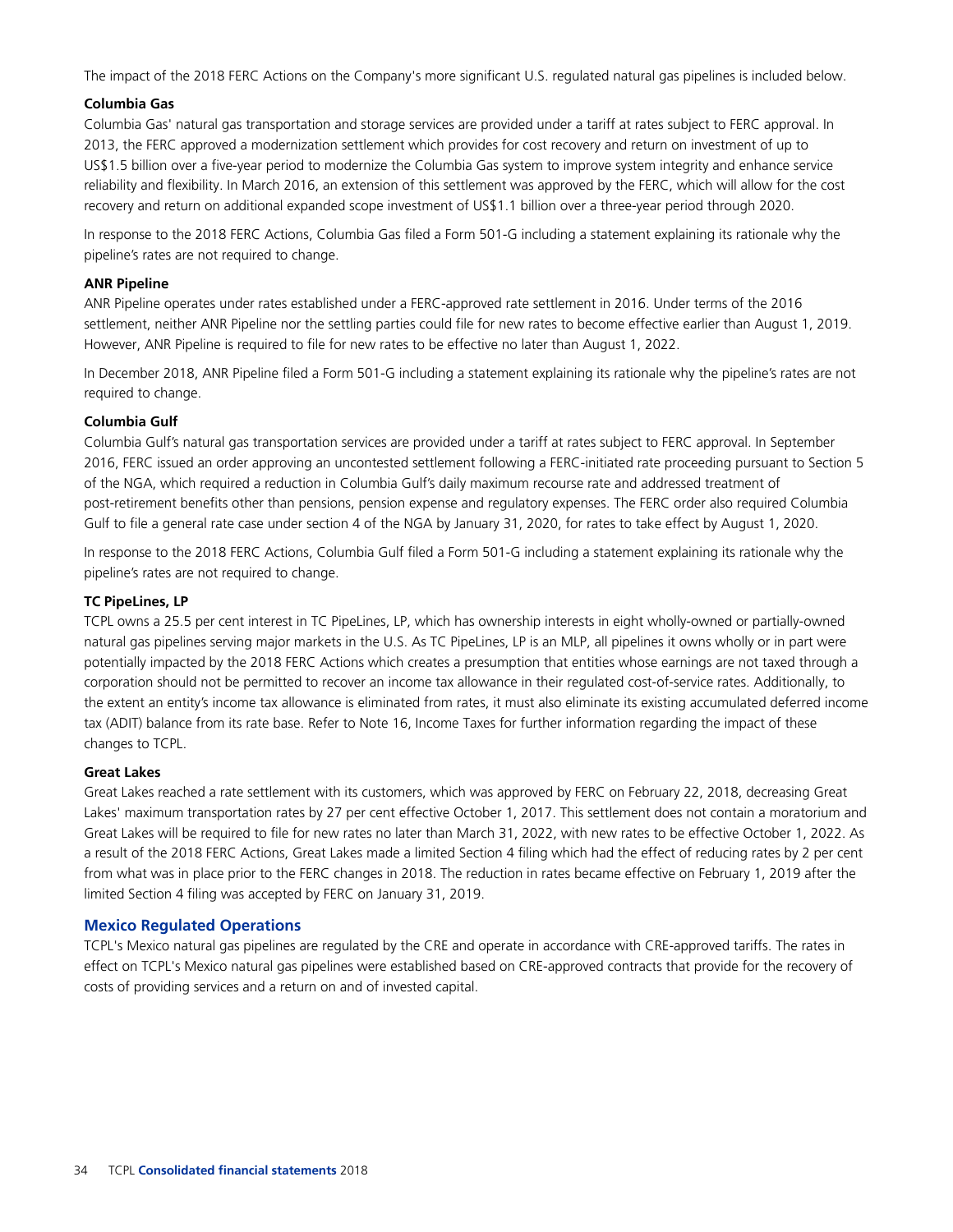The impact of the 2018 FERC Actions on the Company's more significant U.S. regulated natural gas pipelines is included below.

**Columbia Gas**

Columbia Gas' natural gas transportation and storage services are provided under a tariff at rates subject to FERC approval. In 2013, the FERC approved a modernization settlement which provides for cost recovery and return on investment of up to US$1.5 billion over a five-year period to modernize the Columbia Gas system to improve system integrity and enhance service reliability and flexibility. In March 2016, an extension of this settlement was approved by the FERC, which will allow for the cost recovery and return on additional expanded scope investment of US$1.1 billion over a three-year period through 2020.

In response to the 2018 FERC Actions, Columbia Gas filed a Form 501-G including a statement explaining its rationale why the pipeline's rates are not required to change.

**ANR Pipeline**

ANR Pipeline operates under rates established under a FERC-approved rate settlement in 2016. Under terms of the 2016 settlement, neither ANR Pipeline nor the settling parties could file for new rates to become effective earlier than August 1, 2019. However, ANR Pipeline is required to file for new rates to be effective no later than August 1, 2022.

In December 2018, ANR Pipeline filed a Form 501-G including a statement explaining its rationale why the pipeline's rates are not required to change.

**Columbia Gulf**

Columbia Gulf's natural gas transportation services are provided under a tariff at rates subject to FERC approval. In September 2016, FERC issued an order approving an uncontested settlement following a FERC-initiated rate proceeding pursuant to Section 5 of the NGA, which required a reduction in Columbia Gulf's daily maximum recourse rate and addressed treatment of post-retirement benefits other than pensions, pension expense and regulatory expenses. The FERC order also required Columbia Gulf to file a general rate case under section 4 of the NGA by January 31, 2020, for rates to take effect by August 1, 2020.

In response to the 2018 FERC Actions, Columbia Gulf filed a Form 501-G including a statement explaining its rationale why the pipeline's rates are not required to change.

**TC PipeLines, LP**

TCPL owns a 25.5 per cent interest in TC PipeLines, LP, which has ownership interests in eight wholly-owned or partially-owned natural gas pipelines serving major markets in the U.S. As TC PipeLines, LP is an MLP, all pipelines it owns wholly or in part were potentially impacted by the 2018 FERC Actions which creates a presumption that entities whose earnings are not taxed through a corporation should not be permitted to recover an income tax allowance in their regulated cost-of-service rates. Additionally, to the extent an entity's income tax allowance is eliminated from rates, it must also eliminate its existing accumulated deferred income tax (ADIT) balance from its rate base. Refer to Note 16, Income Taxes for further information regarding the impact of these changes to TCPL.

**Great Lakes**

Great Lakes reached a rate settlement with its customers, which was approved by FERC on February 22, 2018, decreasing Great Lakes' maximum transportation rates by 27 per cent effective October 1, 2017. This settlement does not contain a moratorium and Great Lakes will be required to file for new rates no later than March 31, 2022, with new rates to be effective October 1, 2022. As a result of the 2018 FERC Actions, Great Lakes made a limited Section 4 filing which had the effect of reducing rates by 2 per cent from what was in place prior to the FERC changes in 2018. The reduction in rates became effective on February 1, 2019 after the limited Section 4 filing was accepted by FERC on January 31, 2019.

## Mexico Regulated Operations

TCPL's Mexico natural gas pipelines are regulated by the CRE and operate in accordance with CRE-approved tariffs. The rates in effect on TCPL's Mexico natural gas pipelines were established based on CRE-approved contracts that provide for the recovery of costs of providing services and a return on and of invested capital.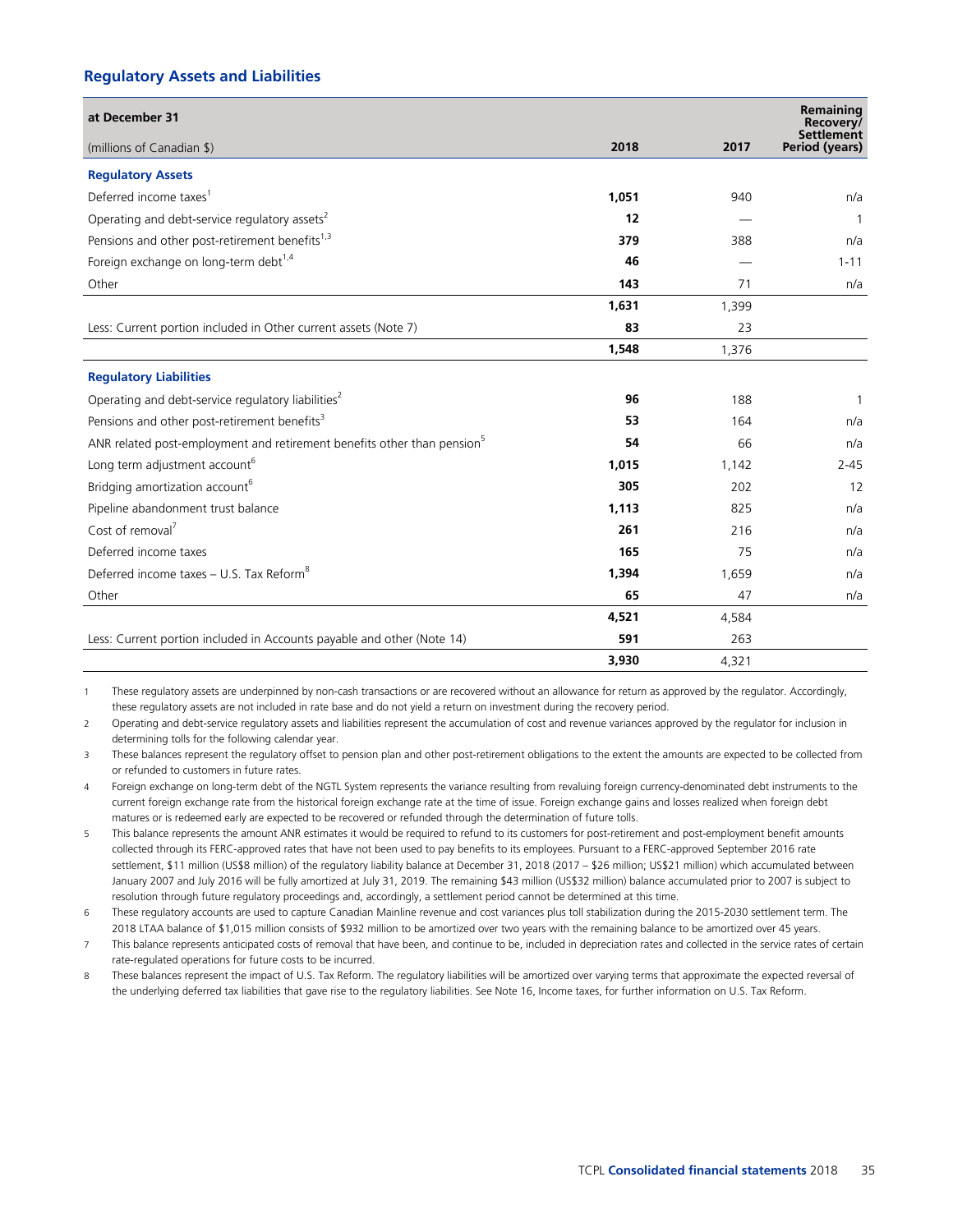### Regulatory Assets and Liabilities

| at December 31<br>(millions of Canadian $) | 2018 | 2017 | Remaining Recovery/ Settlement Period (years) |
|---|---|---|---|
| **Regulatory Assets** | | | |
| Deferred income taxes[1] | **1,051** | 940 | n/a |
| Operating and debt-service regulatory assets[2] | **12** | — | 1 |
| Pensions and other post-retirement benefits[1,3] | **379** | 388 | n/a |
| Foreign exchange on long-term debt[1,4] | **46** | — | 1-11 |
| Other | **143** | 71 | n/a |
| | **1,631** | 1,399 | |
| Less: Current portion included in Other current assets (Note 7) | **83** | 23 | |
| | **1,548** | 1,376 | |
| **Regulatory Liabilities** | | | |
| Operating and debt-service regulatory liabilities[2] | **96** | 188 | 1 |
| Pensions and other post-retirement benefits[3] | **53** | 164 | n/a |
| ANR related post-employment and retirement benefits other than pension[5] | **54** | 66 | n/a |
| Long term adjustment account[6] | **1,015** | 1,142 | 2-45 |
| Bridging amortization account[6] | **305** | 202 | 12 |
| Pipeline abandonment trust balance | **1,113** | 825 | n/a |
| Cost of removal[7] | **261** | 216 | n/a |
| Deferred income taxes | **165** | 75 | n/a |
| Deferred income taxes – U.S. Tax Reform[8] | **1,394** | 1,659 | n/a |
| Other | **65** | 47 | n/a |
| | **4,521** | 4,584 | |
| Less: Current portion included in Accounts payable and other (Note 14) | **591** | 263 | |
| | **3,930** | 4,321 | |

1 These regulatory assets are underpinned by non-cash transactions or are recovered without an allowance for return as approved by the regulator. Accordingly, these regulatory assets are not included in rate base and do not yield a return on investment during the recovery period.

2 Operating and debt-service regulatory assets and liabilities represent the accumulation of cost and revenue variances approved by the regulator for inclusion in determining tolls for the following calendar year.

3 These balances represent the regulatory offset to pension plan and other post-retirement obligations to the extent the amounts are expected to be collected from or refunded to customers in future rates.

4 Foreign exchange on long-term debt of the NGTL System represents the variance resulting from revaluing foreign currency-denominated debt instruments to the current foreign exchange rate from the historical foreign exchange rate at the time of issue. Foreign exchange gains and losses realized when foreign debt matures or is redeemed early are expected to be recovered or refunded through the determination of future tolls.

5 This balance represents the amount ANR estimates it would be required to refund to its customers for post-retirement and post-employment benefit amounts collected through its FERC-approved rates that have not been used to pay benefits to its employees. Pursuant to a FERC-approved September 2016 rate settlement, $11 million (US$8 million) of the regulatory liability balance at December 31, 2018 (2017 – $26 million; US$21 million) which accumulated between January 2007 and July 2016 will be fully amortized at July 31, 2019. The remaining $43 million (US$32 million) balance accumulated prior to 2007 is subject to resolution through future regulatory proceedings and, accordingly, a settlement period cannot be determined at this time.

6 These regulatory accounts are used to capture Canadian Mainline revenue and cost variances plus toll stabilization during the 2015-2030 settlement term. The 2018 LTAA balance of $1,015 million consists of $932 million to be amortized over two years with the remaining balance to be amortized over 45 years.

7 This balance represents anticipated costs of removal that have been, and continue to be, included in depreciation rates and collected in the service rates of certain rate-regulated operations for future costs to be incurred.

8 These balances represent the impact of U.S. Tax Reform. The regulatory liabilities will be amortized over varying terms that approximate the expected reversal of the underlying deferred tax liabilities that gave rise to the regulatory liabilities. See Note 16, Income taxes, for further information on U.S. Tax Reform.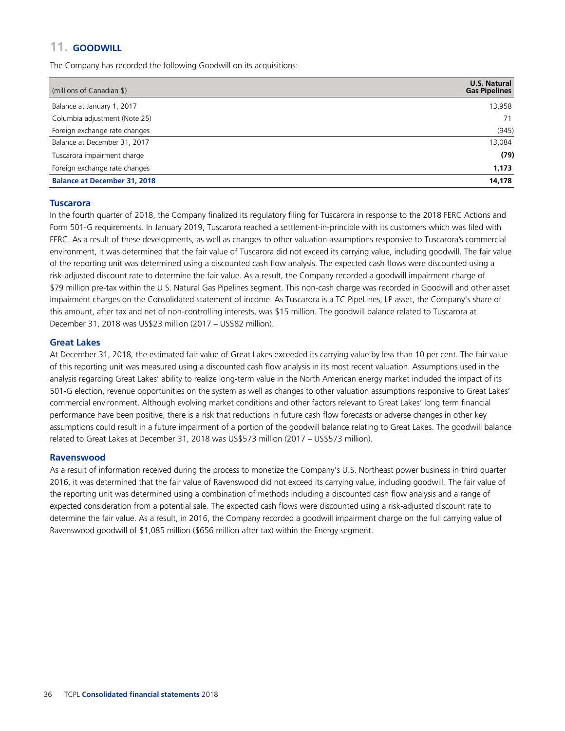## 11. GOODWILL

The Company has recorded the following Goodwill on its acquisitions:

| (millions of Canadian $) | U.S. Natural Gas Pipelines |
|---|---|
| Balance at January 1, 2017 | 13,958 |
| Columbia adjustment (Note 25) | 71 |
| Foreign exchange rate changes | (945) |
| Balance at December 31, 2017 | 13,084 |
| Tuscarora impairment charge | **(79)** |
| Foreign exchange rate changes | **1,173** |
| **Balance at December 31, 2018** | **14,178** |

### Tuscarora

In the fourth quarter of 2018, the Company finalized its regulatory filing for Tuscarora in response to the 2018 FERC Actions and Form 501-G requirements. In January 2019, Tuscarora reached a settlement-in-principle with its customers which was filed with FERC. As a result of these developments, as well as changes to other valuation assumptions responsive to Tuscarora's commercial environment, it was determined that the fair value of Tuscarora did not exceed its carrying value, including goodwill. The fair value of the reporting unit was determined using a discounted cash flow analysis. The expected cash flows were discounted using a risk-adjusted discount rate to determine the fair value. As a result, the Company recorded a goodwill impairment charge of $79 million pre-tax within the U.S. Natural Gas Pipelines segment. This non-cash charge was recorded in Goodwill and other asset impairment charges on the Consolidated statement of income. As Tuscarora is a TC PipeLines, LP asset, the Company's share of this amount, after tax and net of non-controlling interests, was $15 million. The goodwill balance related to Tuscarora at December 31, 2018 was US$23 million (2017 – US$82 million).

### Great Lakes

At December 31, 2018, the estimated fair value of Great Lakes exceeded its carrying value by less than 10 per cent. The fair value of this reporting unit was measured using a discounted cash flow analysis in its most recent valuation. Assumptions used in the analysis regarding Great Lakes' ability to realize long-term value in the North American energy market included the impact of its 501-G election, revenue opportunities on the system as well as changes to other valuation assumptions responsive to Great Lakes' commercial environment. Although evolving market conditions and other factors relevant to Great Lakes' long term financial performance have been positive, there is a risk that reductions in future cash flow forecasts or adverse changes in other key assumptions could result in a future impairment of a portion of the goodwill balance relating to Great Lakes. The goodwill balance related to Great Lakes at December 31, 2018 was US$573 million (2017 – US$573 million).

### Ravenswood

As a result of information received during the process to monetize the Company's U.S. Northeast power business in third quarter 2016, it was determined that the fair value of Ravenswood did not exceed its carrying value, including goodwill. The fair value of the reporting unit was determined using a combination of methods including a discounted cash flow analysis and a range of expected consideration from a potential sale. The expected cash flows were discounted using a risk-adjusted discount rate to determine the fair value. As a result, in 2016, the Company recorded a goodwill impairment charge on the full carrying value of Ravenswood goodwill of $1,085 million ($656 million after tax) within the Energy segment.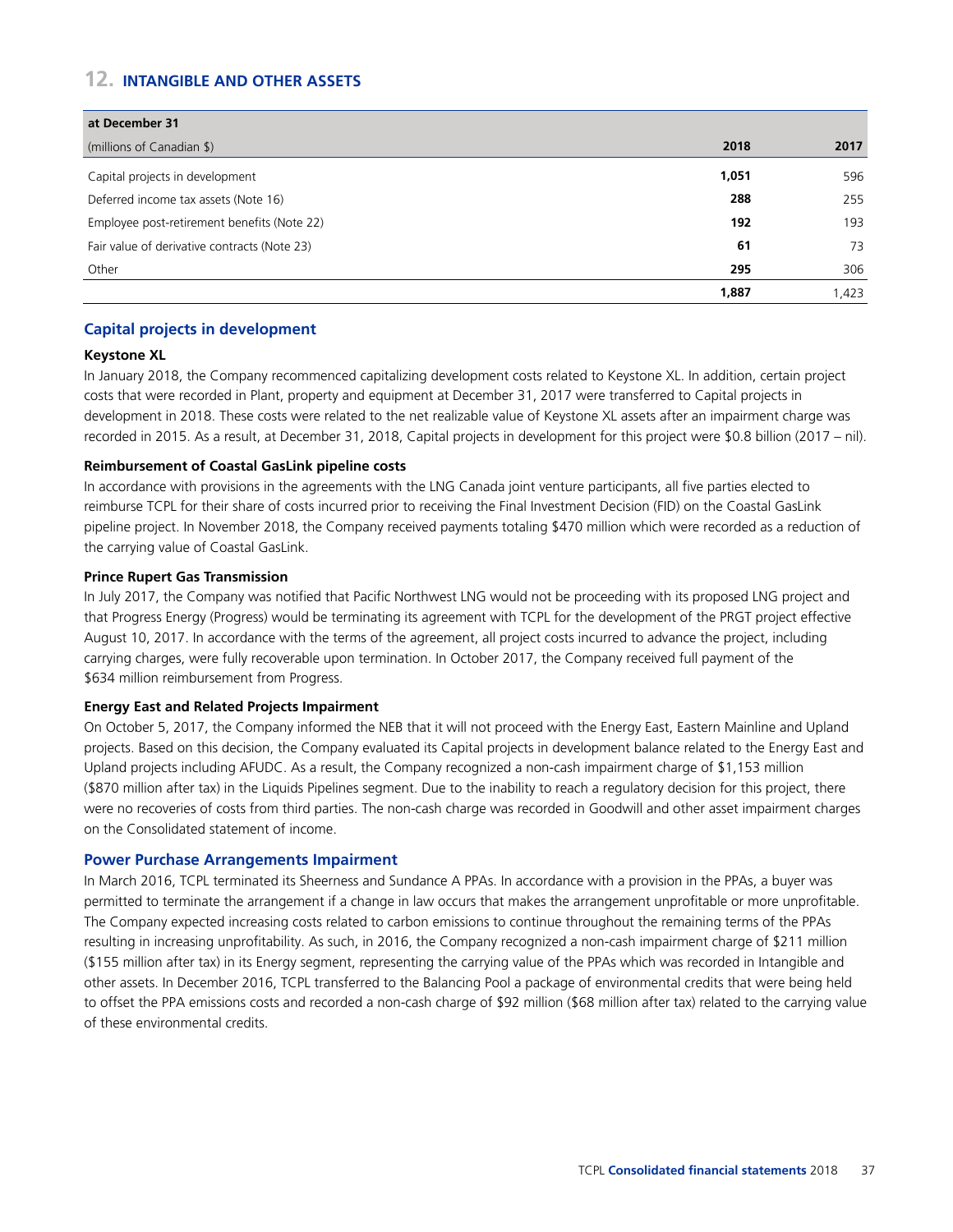## 12. INTANGIBLE AND OTHER ASSETS

| at December 31 | | |
|---|---|---|
| (millions of Canadian $) | **2018** | 2017 |
| Capital projects in development | **1,051** | 596 |
| Deferred income tax assets (Note 16) | **288** | 255 |
| Employee post-retirement benefits (Note 22) | **192** | 193 |
| Fair value of derivative contracts (Note 23) | **61** | 73 |
| Other | **295** | 306 |
| | **1,887** | 1,423 |

### Capital projects in development

**Keystone XL**

In January 2018, the Company recommenced capitalizing development costs related to Keystone XL. In addition, certain project costs that were recorded in Plant, property and equipment at December 31, 2017 were transferred to Capital projects in development in 2018. These costs were related to the net realizable value of Keystone XL assets after an impairment charge was recorded in 2015. As a result, at December 31, 2018, Capital projects in development for this project were $0.8 billion (2017 – nil).

**Reimbursement of Coastal GasLink pipeline costs**

In accordance with provisions in the agreements with the LNG Canada joint venture participants, all five parties elected to reimburse TCPL for their share of costs incurred prior to receiving the Final Investment Decision (FID) on the Coastal GasLink pipeline project. In November 2018, the Company received payments totaling $470 million which were recorded as a reduction of the carrying value of Coastal GasLink.

**Prince Rupert Gas Transmission**

In July 2017, the Company was notified that Pacific Northwest LNG would not be proceeding with its proposed LNG project and that Progress Energy (Progress) would be terminating its agreement with TCPL for the development of the PRGT project effective August 10, 2017. In accordance with the terms of the agreement, all project costs incurred to advance the project, including carrying charges, were fully recoverable upon termination. In October 2017, the Company received full payment of the $634 million reimbursement from Progress.

**Energy East and Related Projects Impairment**

On October 5, 2017, the Company informed the NEB that it will not proceed with the Energy East, Eastern Mainline and Upland projects. Based on this decision, the Company evaluated its Capital projects in development balance related to the Energy East and Upland projects including AFUDC. As a result, the Company recognized a non-cash impairment charge of $1,153 million ($870 million after tax) in the Liquids Pipelines segment. Due to the inability to reach a regulatory decision for this project, there were no recoveries of costs from third parties. The non-cash charge was recorded in Goodwill and other asset impairment charges on the Consolidated statement of income.

### Power Purchase Arrangements Impairment

In March 2016, TCPL terminated its Sheerness and Sundance A PPAs. In accordance with a provision in the PPAs, a buyer was permitted to terminate the arrangement if a change in law occurs that makes the arrangement unprofitable or more unprofitable. The Company expected increasing costs related to carbon emissions to continue throughout the remaining terms of the PPAs resulting in increasing unprofitability. As such, in 2016, the Company recognized a non-cash impairment charge of $211 million ($155 million after tax) in its Energy segment, representing the carrying value of the PPAs which was recorded in Intangible and other assets. In December 2016, TCPL transferred to the Balancing Pool a package of environmental credits that were being held to offset the PPA emissions costs and recorded a non-cash charge of $92 million ($68 million after tax) related to the carrying value of these environmental credits.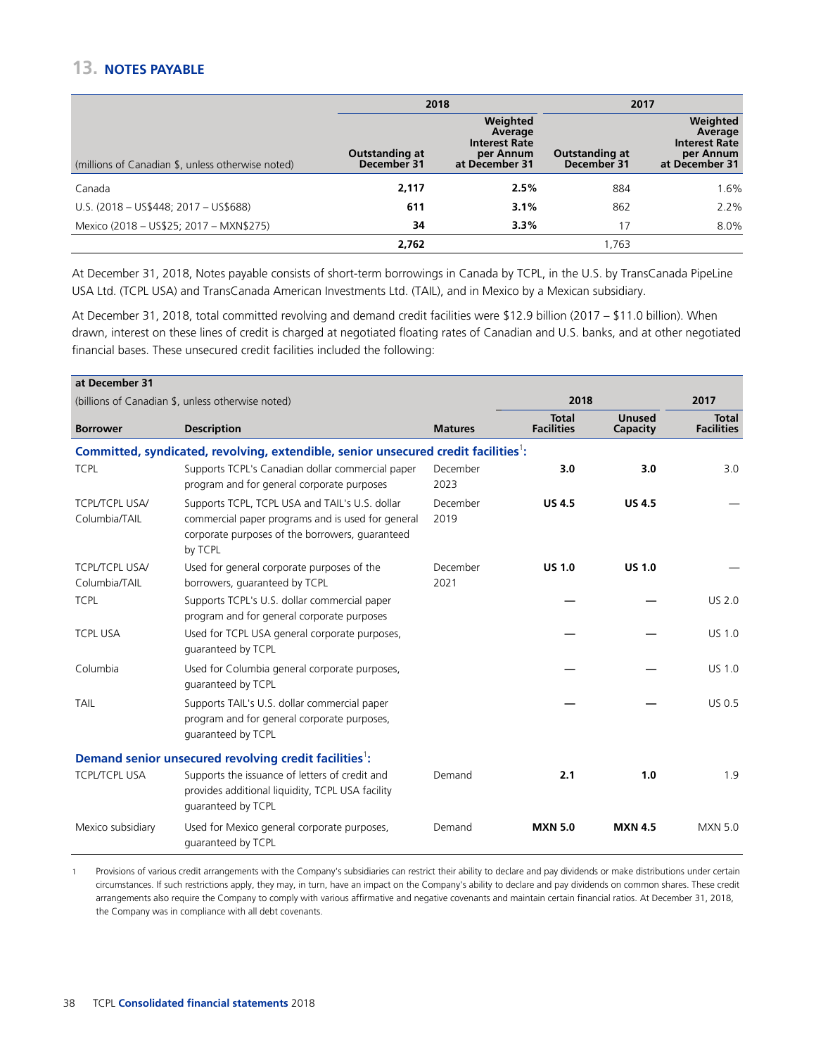## 13. NOTES PAYABLE

| (millions of Canadian $, unless otherwise noted) | 2018 Outstanding at December 31 | 2018 Weighted Average Interest Rate per Annum at December 31 | 2017 Outstanding at December 31 | 2017 Weighted Average Interest Rate per Annum at December 31 |
|---|---|---|---|---|
| Canada | **2,117** | **2.5%** | 884 | 1.6% |
| U.S. (2018 – US$448; 2017 – US$688) | **611** | **3.1%** | 862 | 2.2% |
| Mexico (2018 – US$25; 2017 – MXN$275) | **34** | **3.3%** | 17 | 8.0% |
| | **2,762** | | 1,763 | |

At December 31, 2018, Notes payable consists of short-term borrowings in Canada by TCPL, in the U.S. by TransCanada PipeLine USA Ltd. (TCPL USA) and TransCanada American Investments Ltd. (TAIL), and in Mexico by a Mexican subsidiary.

At December 31, 2018, total committed revolving and demand credit facilities were $12.9 billion (2017 – $11.0 billion). When drawn, interest on these lines of credit is charged at negotiated floating rates of Canadian and U.S. banks, and at other negotiated financial bases. These unsecured credit facilities included the following:

| Borrower | Description | Matures | 2018 Total Facilities | 2018 Unused Capacity | 2017 Total Facilities |
|---|---|---|---|---|---|
| **Committed, syndicated, revolving, extendible, senior unsecured credit facilities[1]:** | | | | | |
| TCPL | Supports TCPL's Canadian dollar commercial paper program and for general corporate purposes | December 2023 | **3.0** | **3.0** | 3.0 |
| TCPL/TCPL USA/ Columbia/TAIL | Supports TCPL, TCPL USA and TAIL's U.S. dollar commercial paper programs and is used for general corporate purposes of the borrowers, guaranteed by TCPL | December 2019 | **US 4.5** | **US 4.5** | — |
| TCPL/TCPL USA/ Columbia/TAIL | Used for general corporate purposes of the borrowers, guaranteed by TCPL | December 2021 | **US 1.0** | **US 1.0** | — |
| TCPL | Supports TCPL's U.S. dollar commercial paper program and for general corporate purposes | | **—** | **—** | US 2.0 |
| TCPL USA | Used for TCPL USA general corporate purposes, guaranteed by TCPL | | **—** | **—** | US 1.0 |
| Columbia | Used for Columbia general corporate purposes, guaranteed by TCPL | | **—** | **—** | US 1.0 |
| TAIL | Supports TAIL's U.S. dollar commercial paper program and for general corporate purposes, guaranteed by TCPL | | **—** | **—** | US 0.5 |
| **Demand senior unsecured revolving credit facilities[1]:** | | | | | |
| TCPL/TCPL USA | Supports the issuance of letters of credit and provides additional liquidity, TCPL USA facility guaranteed by TCPL | Demand | **2.1** | **1.0** | 1.9 |
| Mexico subsidiary | Used for Mexico general corporate purposes, guaranteed by TCPL | Demand | **MXN 5.0** | **MXN 4.5** | MXN 5.0 |

at December 31 (billions of Canadian $, unless otherwise noted)

1 Provisions of various credit arrangements with the Company's subsidiaries can restrict their ability to declare and pay dividends or make distributions under certain circumstances. If such restrictions apply, they may, in turn, have an impact on the Company's ability to declare and pay dividends on common shares. These credit arrangements also require the Company to comply with various affirmative and negative covenants and maintain certain financial ratios. At December 31, 2018, the Company was in compliance with all debt covenants.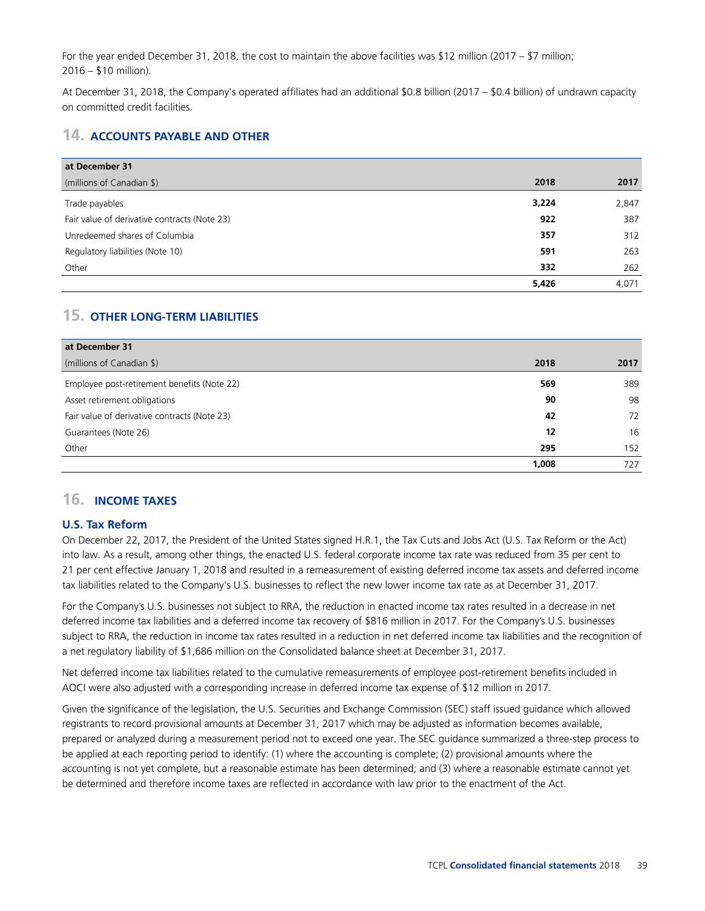For the year ended December 31, 2018, the cost to maintain the above facilities was $12 million (2017 – $7 million; 2016 – $10 million).

At December 31, 2018, the Company's operated affiliates had an additional $0.8 billion (2017 – $0.4 billion) of undrawn capacity on committed credit facilities.

## 14. ACCOUNTS PAYABLE AND OTHER

| at December 31<br>(millions of Canadian $) | 2018 | 2017 |
|---|---|---|
| Trade payables | **3,224** | 2,847 |
| Fair value of derivative contracts (Note 23) | **922** | 387 |
| Unredeemed shares of Columbia | **357** | 312 |
| Regulatory liabilities (Note 10) | **591** | 263 |
| Other | **332** | 262 |
| | **5,426** | 4,071 |

## 15. OTHER LONG-TERM LIABILITIES

| at December 31<br>(millions of Canadian $) | 2018 | 2017 |
|---|---|---|
| Employee post-retirement benefits (Note 22) | **569** | 389 |
| Asset retirement obligations | **90** | 98 |
| Fair value of derivative contracts (Note 23) | **42** | 72 |
| Guarantees (Note 26) | **12** | 16 |
| Other | **295** | 152 |
| | **1,008** | 727 |

## 16. INCOME TAXES

### U.S. Tax Reform

On December 22, 2017, the President of the United States signed H.R.1, the Tax Cuts and Jobs Act (U.S. Tax Reform or the Act) into law. As a result, among other things, the enacted U.S. federal corporate income tax rate was reduced from 35 per cent to 21 per cent effective January 1, 2018 and resulted in a remeasurement of existing deferred income tax assets and deferred income tax liabilities related to the Company's U.S. businesses to reflect the new lower income tax rate as at December 31, 2017.

For the Company's U.S. businesses not subject to RRA, the reduction in enacted income tax rates resulted in a decrease in net deferred income tax liabilities and a deferred income tax recovery of $816 million in 2017. For the Company's U.S. businesses subject to RRA, the reduction in income tax rates resulted in a reduction in net deferred income tax liabilities and the recognition of a net regulatory liability of $1,686 million on the Consolidated balance sheet at December 31, 2017.

Net deferred income tax liabilities related to the cumulative remeasurements of employee post-retirement benefits included in AOCI were also adjusted with a corresponding increase in deferred income tax expense of $12 million in 2017.

Given the significance of the legislation, the U.S. Securities and Exchange Commission (SEC) staff issued guidance which allowed registrants to record provisional amounts at December 31, 2017 which may be adjusted as information becomes available, prepared or analyzed during a measurement period not to exceed one year. The SEC guidance summarized a three-step process to be applied at each reporting period to identify: (1) where the accounting is complete; (2) provisional amounts where the accounting is not yet complete, but a reasonable estimate has been determined; and (3) where a reasonable estimate cannot yet be determined and therefore income taxes are reflected in accordance with law prior to the enactment of the Act.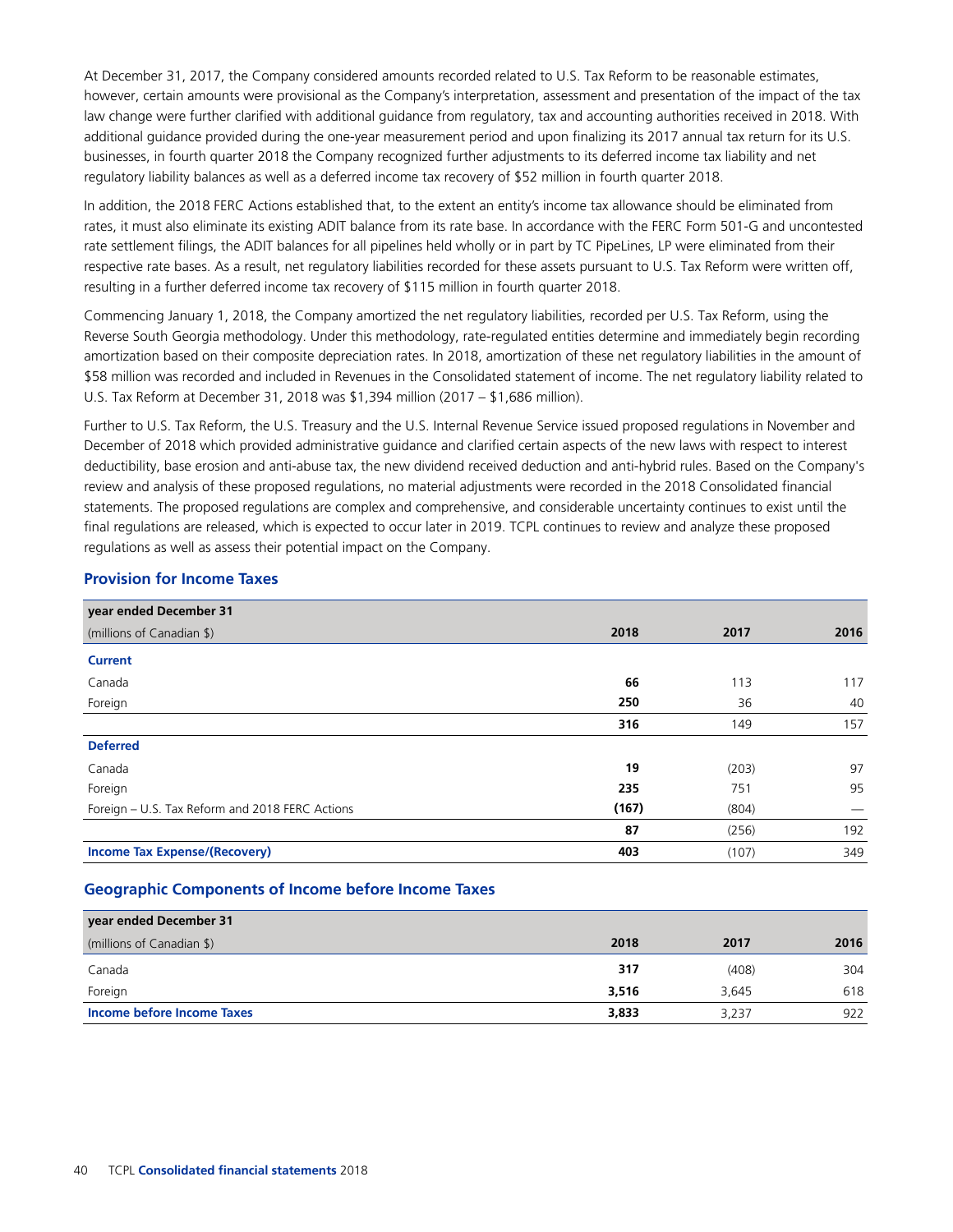At December 31, 2017, the Company considered amounts recorded related to U.S. Tax Reform to be reasonable estimates, however, certain amounts were provisional as the Company's interpretation, assessment and presentation of the impact of the tax law change were further clarified with additional guidance from regulatory, tax and accounting authorities received in 2018. With additional guidance provided during the one-year measurement period and upon finalizing its 2017 annual tax return for its U.S. businesses, in fourth quarter 2018 the Company recognized further adjustments to its deferred income tax liability and net regulatory liability balances as well as a deferred income tax recovery of $52 million in fourth quarter 2018.

In addition, the 2018 FERC Actions established that, to the extent an entity's income tax allowance should be eliminated from rates, it must also eliminate its existing ADIT balance from its rate base. In accordance with the FERC Form 501-G and uncontested rate settlement filings, the ADIT balances for all pipelines held wholly or in part by TC PipeLines, LP were eliminated from their respective rate bases. As a result, net regulatory liabilities recorded for these assets pursuant to U.S. Tax Reform were written off, resulting in a further deferred income tax recovery of $115 million in fourth quarter 2018.

Commencing January 1, 2018, the Company amortized the net regulatory liabilities, recorded per U.S. Tax Reform, using the Reverse South Georgia methodology. Under this methodology, rate-regulated entities determine and immediately begin recording amortization based on their composite depreciation rates. In 2018, amortization of these net regulatory liabilities in the amount of $58 million was recorded and included in Revenues in the Consolidated statement of income. The net regulatory liability related to U.S. Tax Reform at December 31, 2018 was $1,394 million (2017 – $1,686 million).

Further to U.S. Tax Reform, the U.S. Treasury and the U.S. Internal Revenue Service issued proposed regulations in November and December of 2018 which provided administrative guidance and clarified certain aspects of the new laws with respect to interest deductibility, base erosion and anti-abuse tax, the new dividend received deduction and anti-hybrid rules. Based on the Company's review and analysis of these proposed regulations, no material adjustments were recorded in the 2018 Consolidated financial statements. The proposed regulations are complex and comprehensive, and considerable uncertainty continues to exist until the final regulations are released, which is expected to occur later in 2019. TCPL continues to review and analyze these proposed regulations as well as assess their potential impact on the Company.

### Provision for Income Taxes

| year ended December 31<br>(millions of Canadian $) | 2018 | 2017 | 2016 |
|---|---|---|---|
| **Current** | | | |
| Canada | **66** | 113 | 117 |
| Foreign | **250** | 36 | 40 |
| | **316** | 149 | 157 |
| **Deferred** | | | |
| Canada | **19** | (203) | 97 |
| Foreign | **235** | 751 | 95 |
| Foreign – U.S. Tax Reform and 2018 FERC Actions | **(167)** | (804) | — |
| | **87** | (256) | 192 |
| **Income Tax Expense/(Recovery)** | **403** | (107) | 349 |

### Geographic Components of Income before Income Taxes

| year ended December 31<br>(millions of Canadian $) | 2018 | 2017 | 2016 |
|---|---|---|---|
| Canada | **317** | (408) | 304 |
| Foreign | **3,516** | 3,645 | 618 |
| **Income before Income Taxes** | **3,833** | 3,237 | 922 |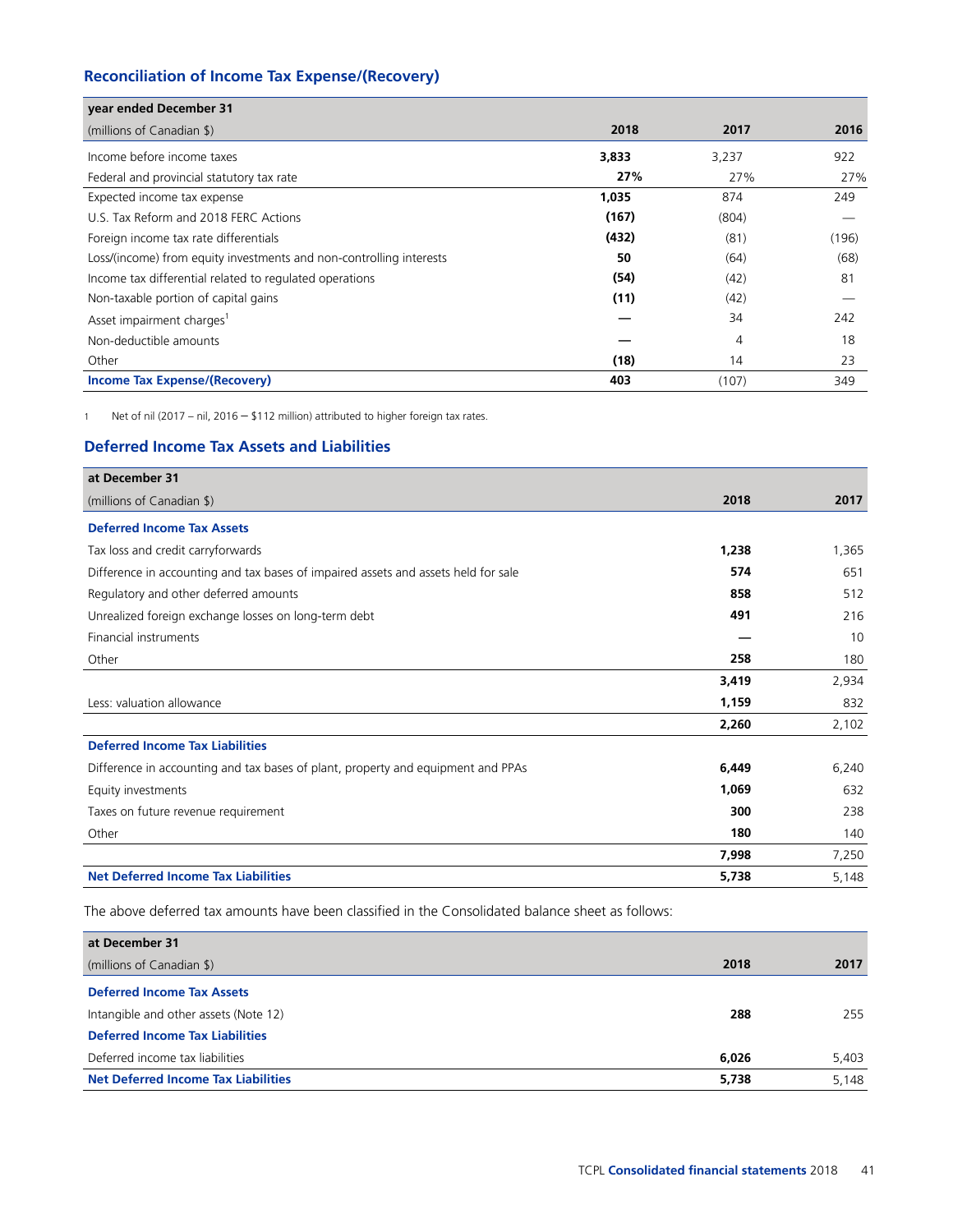## Reconciliation of Income Tax Expense/(Recovery)

| year ended December 31<br>(millions of Canadian $) | 2018 | 2017 | 2016 |
|---|---|---|---|
| Income before income taxes | **3,833** | 3,237 | 922 |
| Federal and provincial statutory tax rate | **27%** | 27% | 27% |
| Expected income tax expense | **1,035** | 874 | 249 |
| U.S. Tax Reform and 2018 FERC Actions | **(167)** | (804) | — |
| Foreign income tax rate differentials | **(432)** | (81) | (196) |
| Loss/(income) from equity investments and non-controlling interests | **50** | (64) | (68) |
| Income tax differential related to regulated operations | **(54)** | (42) | 81 |
| Non-taxable portion of capital gains | **(11)** | (42) | — |
| Asset impairment charges[1] | **—** | 34 | 242 |
| Non-deductible amounts | **—** | 4 | 18 |
| Other | **(18)** | 14 | 23 |
| **Income Tax Expense/(Recovery)** | **403** | (107) | 349 |

1 Net of nil (2017 – nil, 2016 – $112 million) attributed to higher foreign tax rates.

## Deferred Income Tax Assets and Liabilities

| at December 31<br>(millions of Canadian $) | 2018 | 2017 |
|---|---|---|
| **Deferred Income Tax Assets** | | |
| Tax loss and credit carryforwards | **1,238** | 1,365 |
| Difference in accounting and tax bases of impaired assets and assets held for sale | **574** | 651 |
| Regulatory and other deferred amounts | **858** | 512 |
| Unrealized foreign exchange losses on long-term debt | **491** | 216 |
| Financial instruments | **—** | 10 |
| Other | **258** | 180 |
| | **3,419** | 2,934 |
| Less: valuation allowance | **1,159** | 832 |
| | **2,260** | 2,102 |
| **Deferred Income Tax Liabilities** | | |
| Difference in accounting and tax bases of plant, property and equipment and PPAs | **6,449** | 6,240 |
| Equity investments | **1,069** | 632 |
| Taxes on future revenue requirement | **300** | 238 |
| Other | **180** | 140 |
| | **7,998** | 7,250 |
| **Net Deferred Income Tax Liabilities** | **5,738** | 5,148 |

The above deferred tax amounts have been classified in the Consolidated balance sheet as follows:

| at December 31<br>(millions of Canadian $) | 2018 | 2017 |
|---|---|---|
| **Deferred Income Tax Assets** | | |
| Intangible and other assets (Note 12) | **288** | 255 |
| **Deferred Income Tax Liabilities** | | |
| Deferred income tax liabilities | **6,026** | 5,403 |
| **Net Deferred Income Tax Liabilities** | **5,738** | 5,148 |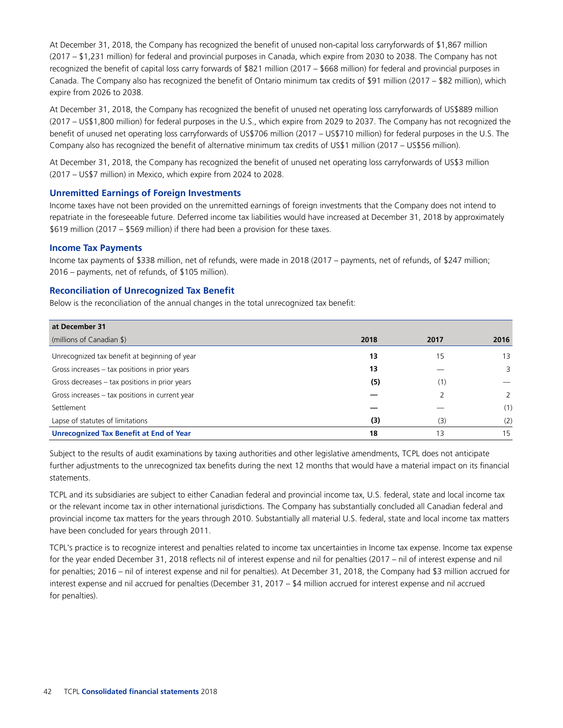At December 31, 2018, the Company has recognized the benefit of unused non-capital loss carryforwards of $1,867 million (2017 – $1,231 million) for federal and provincial purposes in Canada, which expire from 2030 to 2038. The Company has not recognized the benefit of capital loss carry forwards of $821 million (2017 – $668 million) for federal and provincial purposes in Canada. The Company also has recognized the benefit of Ontario minimum tax credits of $91 million (2017 – $82 million), which expire from 2026 to 2038.

At December 31, 2018, the Company has recognized the benefit of unused net operating loss carryforwards of US$889 million (2017 – US$1,800 million) for federal purposes in the U.S., which expire from 2029 to 2037. The Company has not recognized the benefit of unused net operating loss carryforwards of US$706 million (2017 – US$710 million) for federal purposes in the U.S. The Company also has recognized the benefit of alternative minimum tax credits of US$1 million (2017 – US$56 million).

At December 31, 2018, the Company has recognized the benefit of unused net operating loss carryforwards of US$3 million (2017 – US$7 million) in Mexico, which expire from 2024 to 2028.

### Unremitted Earnings of Foreign Investments

Income taxes have not been provided on the unremitted earnings of foreign investments that the Company does not intend to repatriate in the foreseeable future. Deferred income tax liabilities would have increased at December 31, 2018 by approximately $619 million (2017 – $569 million) if there had been a provision for these taxes.

### Income Tax Payments

Income tax payments of $338 million, net of refunds, were made in 2018 (2017 – payments, net of refunds, of $247 million; 2016 – payments, net of refunds, of $105 million).

### Reconciliation of Unrecognized Tax Benefit

Below is the reconciliation of the annual changes in the total unrecognized tax benefit:

| at December 31 (millions of Canadian $) | 2018 | 2017 | 2016 |
|---|---|---|---|
| Unrecognized tax benefit at beginning of year | **13** | 15 | 13 |
| Gross increases – tax positions in prior years | **13** | — | 3 |
| Gross decreases – tax positions in prior years | **(5)** | (1) | — |
| Gross increases – tax positions in current year | **—** | 2 | 2 |
| Settlement | **—** | — | (1) |
| Lapse of statutes of limitations | **(3)** | (3) | (2) |
| **Unrecognized Tax Benefit at End of Year** | **18** | 13 | 15 |

Subject to the results of audit examinations by taxing authorities and other legislative amendments, TCPL does not anticipate further adjustments to the unrecognized tax benefits during the next 12 months that would have a material impact on its financial statements.

TCPL and its subsidiaries are subject to either Canadian federal and provincial income tax, U.S. federal, state and local income tax or the relevant income tax in other international jurisdictions. The Company has substantially concluded all Canadian federal and provincial income tax matters for the years through 2010. Substantially all material U.S. federal, state and local income tax matters have been concluded for years through 2011.

TCPL's practice is to recognize interest and penalties related to income tax uncertainties in Income tax expense. Income tax expense for the year ended December 31, 2018 reflects nil of interest expense and nil for penalties (2017 – nil of interest expense and nil for penalties; 2016 – nil of interest expense and nil for penalties). At December 31, 2018, the Company had $3 million accrued for interest expense and nil accrued for penalties (December 31, 2017 – $4 million accrued for interest expense and nil accrued for penalties).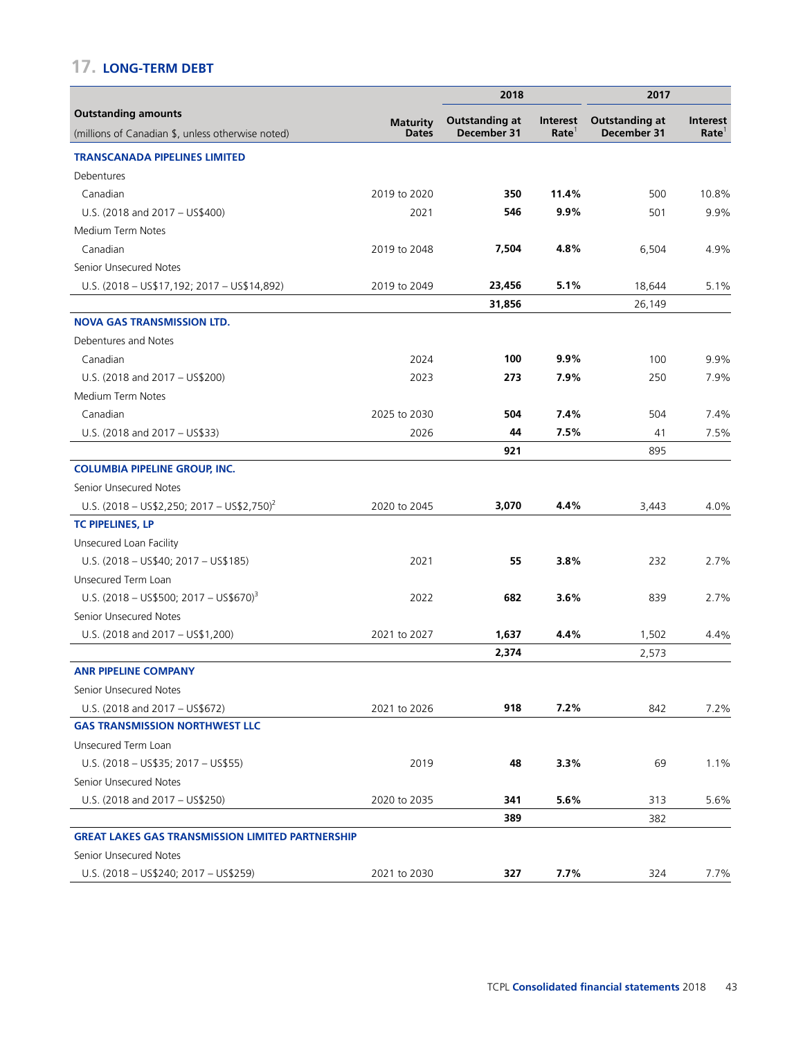## 17. LONG-TERM DEBT

| Outstanding amounts (millions of Canadian $, unless otherwise noted) | Maturity Dates | 2018 Outstanding at December 31 | 2018 Interest Rate[1] | 2017 Outstanding at December 31 | 2017 Interest Rate[1] |
|---|---|---|---|---|---|
| **TRANSCANADA PIPELINES LIMITED** | | | | | |
| Debentures | | | | | |
| Canadian | 2019 to 2020 | **350** | **11.4%** | 500 | 10.8% |
| U.S. (2018 and 2017 – US$400) | 2021 | **546** | **9.9%** | 501 | 9.9% |
| Medium Term Notes | | | | | |
| Canadian | 2019 to 2048 | **7,504** | **4.8%** | 6,504 | 4.9% |
| Senior Unsecured Notes | | | | | |
| U.S. (2018 – US$17,192; 2017 – US$14,892) | 2019 to 2049 | **23,456** | **5.1%** | 18,644 | 5.1% |
| | | **31,856** | | 26,149 | |
| **NOVA GAS TRANSMISSION LTD.** | | | | | |
| Debentures and Notes | | | | | |
| Canadian | 2024 | **100** | **9.9%** | 100 | 9.9% |
| U.S. (2018 and 2017 – US$200) | 2023 | **273** | **7.9%** | 250 | 7.9% |
| Medium Term Notes | | | | | |
| Canadian | 2025 to 2030 | **504** | **7.4%** | 504 | 7.4% |
| U.S. (2018 and 2017 – US$33) | 2026 | **44** | **7.5%** | 41 | 7.5% |
| | | **921** | | 895 | |
| **COLUMBIA PIPELINE GROUP, INC.** | | | | | |
| Senior Unsecured Notes | | | | | |
| U.S. (2018 – US$2,250; 2017 – US$2,750)[2] | 2020 to 2045 | **3,070** | **4.4%** | 3,443 | 4.0% |
| **TC PIPELINES, LP** | | | | | |
| Unsecured Loan Facility | | | | | |
| U.S. (2018 – US$40; 2017 – US$185) | 2021 | **55** | **3.8%** | 232 | 2.7% |
| Unsecured Term Loan | | | | | |
| U.S. (2018 – US$500; 2017 – US$670)[3] | 2022 | **682** | **3.6%** | 839 | 2.7% |
| Senior Unsecured Notes | | | | | |
| U.S. (2018 and 2017 – US$1,200) | 2021 to 2027 | **1,637** | **4.4%** | 1,502 | 4.4% |
| | | **2,374** | | 2,573 | |
| **ANR PIPELINE COMPANY** | | | | | |
| Senior Unsecured Notes | | | | | |
| U.S. (2018 and 2017 – US$672) | 2021 to 2026 | **918** | **7.2%** | 842 | 7.2% |
| **GAS TRANSMISSION NORTHWEST LLC** | | | | | |
| Unsecured Term Loan | | | | | |
| U.S. (2018 – US$35; 2017 – US$55) | 2019 | **48** | **3.3%** | 69 | 1.1% |
| Senior Unsecured Notes | | | | | |
| U.S. (2018 and 2017 – US$250) | 2020 to 2035 | **341** | **5.6%** | 313 | 5.6% |
| | | **389** | | 382 | |
| **GREAT LAKES GAS TRANSMISSION LIMITED PARTNERSHIP** | | | | | |
| Senior Unsecured Notes | | | | | |
| U.S. (2018 – US$240; 2017 – US$259) | 2021 to 2030 | **327** | **7.7%** | 324 | 7.7% |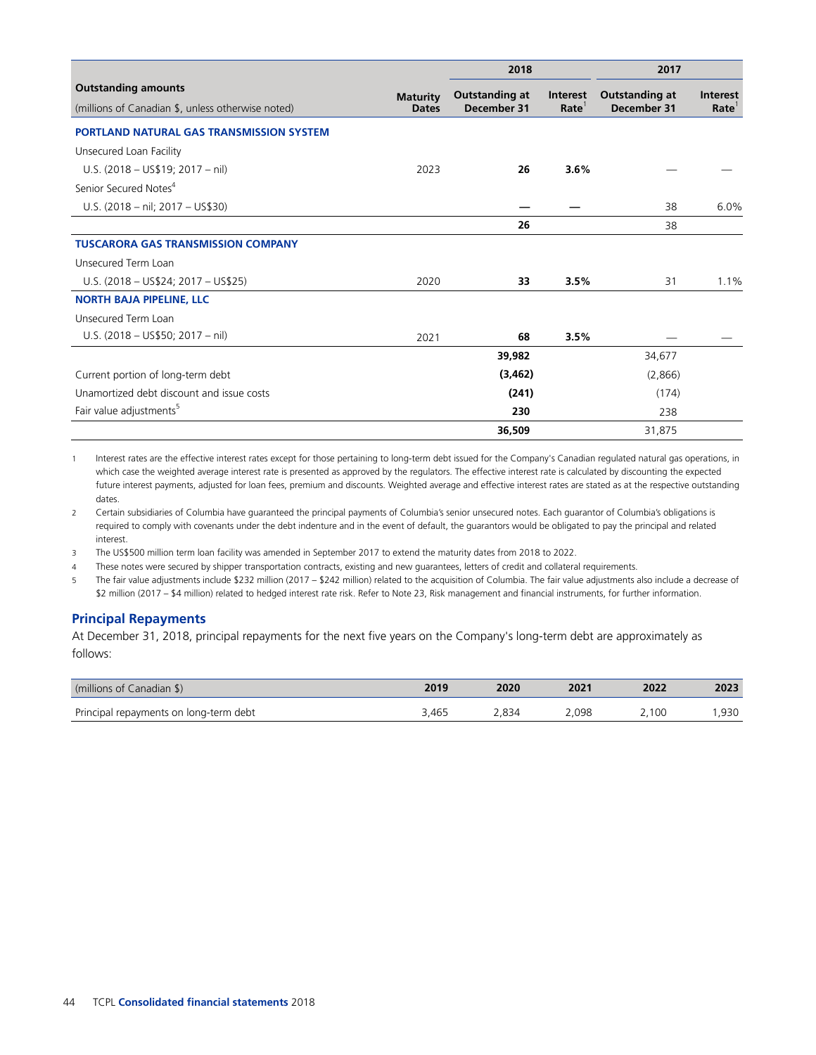| Outstanding amounts<br>(millions of Canadian $, unless otherwise noted) | Maturity Dates | 2018 | | 2017 | |
|---|---|---|---|---|---|
| | | Outstanding at December 31 | Interest Rate[1] | Outstanding at December 31 | Interest Rate[1] |
| **PORTLAND NATURAL GAS TRANSMISSION SYSTEM** | | | | | |
| Unsecured Loan Facility | | | | | |
| U.S. (2018 – US$19; 2017 – nil) | 2023 | **26** | **3.6%** | — | — |
| Senior Secured Notes[4] | | | | | |
| U.S. (2018 – nil; 2017 – US$30) | | **—** | **—** | 38 | 6.0% |
| | | **26** | | 38 | |
| **TUSCARORA GAS TRANSMISSION COMPANY** | | | | | |
| Unsecured Term Loan | | | | | |
| U.S. (2018 – US$24; 2017 – US$25) | 2020 | **33** | **3.5%** | 31 | 1.1% |
| **NORTH BAJA PIPELINE, LLC** | | | | | |
| Unsecured Term Loan | | | | | |
| U.S. (2018 – US$50; 2017 – nil) | 2021 | **68** | **3.5%** | — | — |
| | | **39,982** | | 34,677 | |
| Current portion of long-term debt | | **(3,462)** | | (2,866) | |
| Unamortized debt discount and issue costs | | **(241)** | | (174) | |
| Fair value adjustments[5] | | **230** | | 238 | |
| | | **36,509** | | 31,875 | |

1 Interest rates are the effective interest rates except for those pertaining to long-term debt issued for the Company's Canadian regulated natural gas operations, in which case the weighted average interest rate is presented as approved by the regulators. The effective interest rate is calculated by discounting the expected future interest payments, adjusted for loan fees, premium and discounts. Weighted average and effective interest rates are stated as at the respective outstanding dates.

2 Certain subsidiaries of Columbia have guaranteed the principal payments of Columbia's senior unsecured notes. Each guarantor of Columbia's obligations is required to comply with covenants under the debt indenture and in the event of default, the guarantors would be obligated to pay the principal and related interest.

3 The US$500 million term loan facility was amended in September 2017 to extend the maturity dates from 2018 to 2022.

4 These notes were secured by shipper transportation contracts, existing and new guarantees, letters of credit and collateral requirements.

5 The fair value adjustments include $232 million (2017 – $242 million) related to the acquisition of Columbia. The fair value adjustments also include a decrease of $2 million (2017 – $4 million) related to hedged interest rate risk. Refer to Note 23, Risk management and financial instruments, for further information.

## Principal Repayments

At December 31, 2018, principal repayments for the next five years on the Company's long-term debt are approximately as follows:

| (millions of Canadian $) | 2019 | 2020 | 2021 | 2022 | 2023 |
|---|---|---|---|---|---|
| Principal repayments on long-term debt | 3,465 | 2,834 | 2,098 | 2,100 | 1,930 |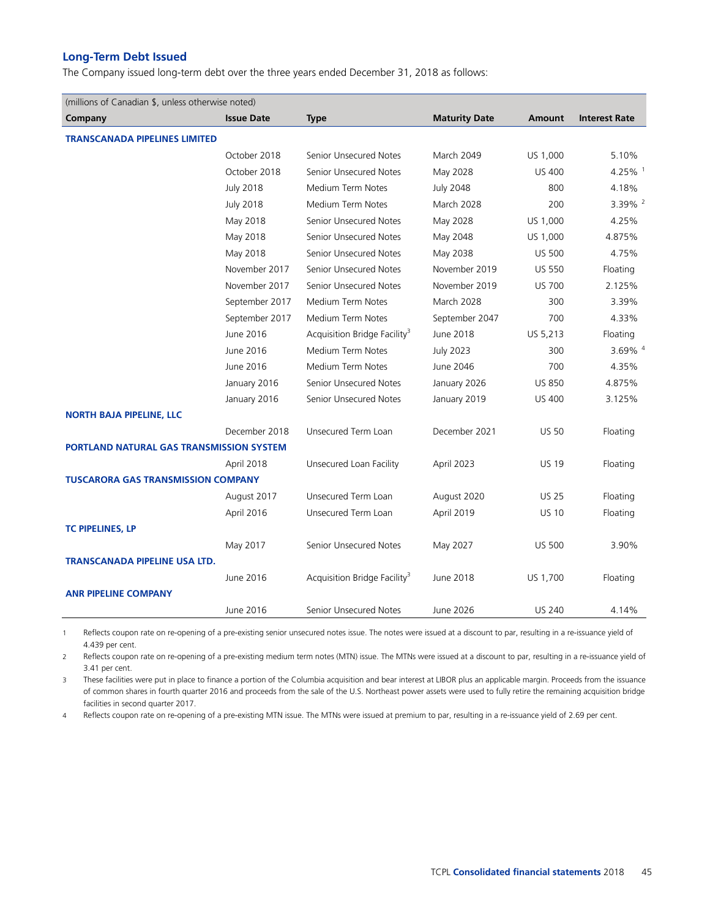## Long-Term Debt Issued

The Company issued long-term debt over the three years ended December 31, 2018 as follows:

| (millions of Canadian $, unless otherwise noted) | | | | | |
|---|---|---|---|---|---|
| **Company** | **Issue Date** | **Type** | **Maturity Date** | **Amount** | **Interest Rate** |
| **TRANSCANADA PIPELINES LIMITED** | | | | | |
| | October 2018 | Senior Unsecured Notes | March 2049 | US 1,000 | 5.10% |
| | October 2018 | Senior Unsecured Notes | May 2028 | US 400 | 4.25% [1] |
| | July 2018 | Medium Term Notes | July 2048 | 800 | 4.18% |
| | July 2018 | Medium Term Notes | March 2028 | 200 | 3.39% [2] |
| | May 2018 | Senior Unsecured Notes | May 2028 | US 1,000 | 4.25% |
| | May 2018 | Senior Unsecured Notes | May 2048 | US 1,000 | 4.875% |
| | May 2018 | Senior Unsecured Notes | May 2038 | US 500 | 4.75% |
| | November 2017 | Senior Unsecured Notes | November 2019 | US 550 | Floating |
| | November 2017 | Senior Unsecured Notes | November 2019 | US 700 | 2.125% |
| | September 2017 | Medium Term Notes | March 2028 | 300 | 3.39% |
| | September 2017 | Medium Term Notes | September 2047 | 700 | 4.33% |
| | June 2016 | Acquisition Bridge Facility[3] | June 2018 | US 5,213 | Floating |
| | June 2016 | Medium Term Notes | July 2023 | 300 | 3.69% [4] |
| | June 2016 | Medium Term Notes | June 2046 | 700 | 4.35% |
| | January 2016 | Senior Unsecured Notes | January 2026 | US 850 | 4.875% |
| | January 2016 | Senior Unsecured Notes | January 2019 | US 400 | 3.125% |
| **NORTH BAJA PIPELINE, LLC** | | | | | |
| | December 2018 | Unsecured Term Loan | December 2021 | US 50 | Floating |
| **PORTLAND NATURAL GAS TRANSMISSION SYSTEM** | | | | | |
| | April 2018 | Unsecured Loan Facility | April 2023 | US 19 | Floating |
| **TUSCARORA GAS TRANSMISSION COMPANY** | | | | | |
| | August 2017 | Unsecured Term Loan | August 2020 | US 25 | Floating |
| | April 2016 | Unsecured Term Loan | April 2019 | US 10 | Floating |
| **TC PIPELINES, LP** | | | | | |
| | May 2017 | Senior Unsecured Notes | May 2027 | US 500 | 3.90% |
| **TRANSCANADA PIPELINE USA LTD.** | | | | | |
| | June 2016 | Acquisition Bridge Facility[3] | June 2018 | US 1,700 | Floating |
| **ANR PIPELINE COMPANY** | | | | | |
| | June 2016 | Senior Unsecured Notes | June 2026 | US 240 | 4.14% |

1. Reflects coupon rate on re-opening of a pre-existing senior unsecured notes issue. The notes were issued at a discount to par, resulting in a re-issuance yield of 4.439 per cent.
2. Reflects coupon rate on re-opening of a pre-existing medium term notes (MTN) issue. The MTNs were issued at a discount to par, resulting in a re-issuance yield of 3.41 per cent.
3. These facilities were put in place to finance a portion of the Columbia acquisition and bear interest at LIBOR plus an applicable margin. Proceeds from the issuance of common shares in fourth quarter 2016 and proceeds from the sale of the U.S. Northeast power assets were used to fully retire the remaining acquisition bridge facilities in second quarter 2017.
4. Reflects coupon rate on re-opening of a pre-existing MTN issue. The MTNs were issued at premium to par, resulting in a re-issuance yield of 2.69 per cent.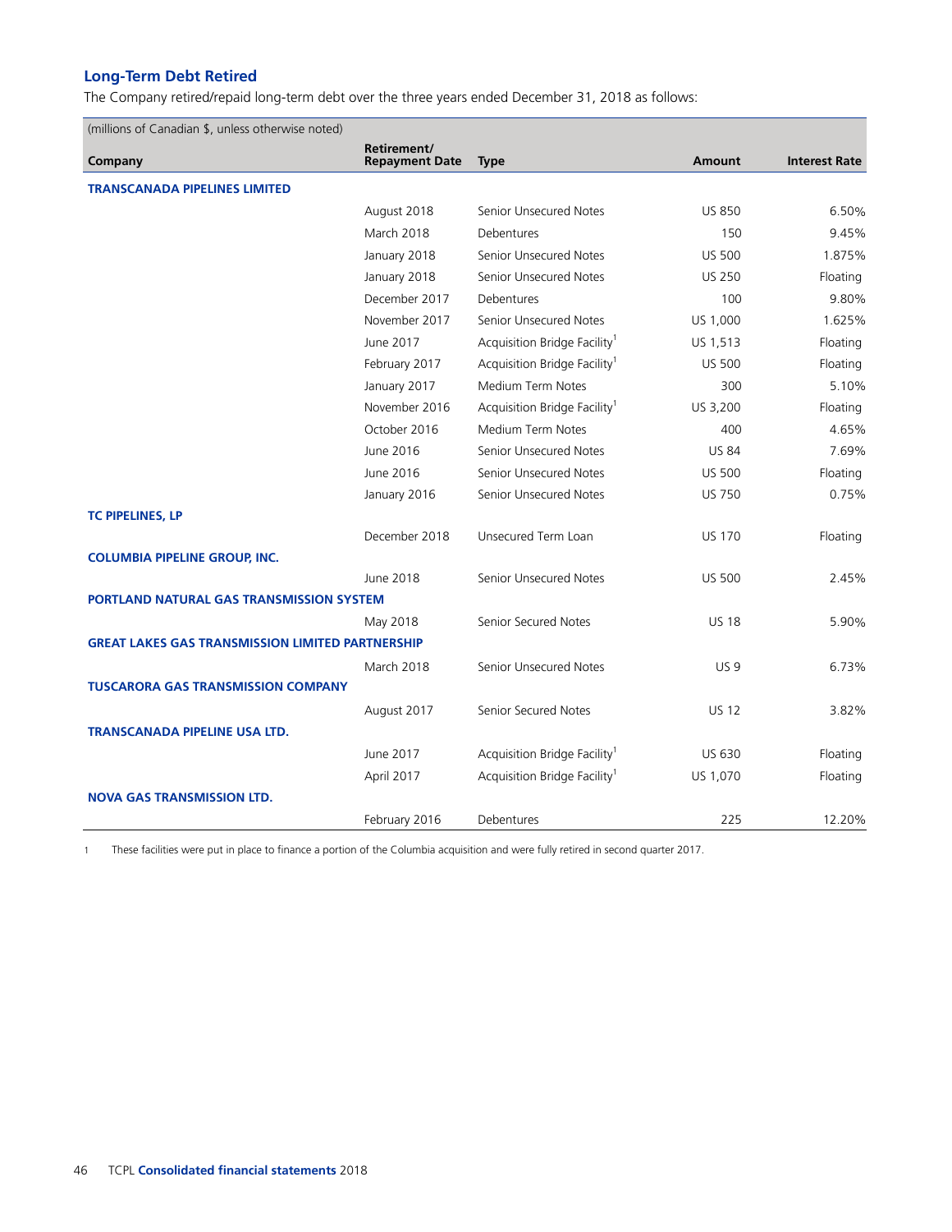## Long-Term Debt Retired

The Company retired/repaid long-term debt over the three years ended December 31, 2018 as follows:

| (millions of Canadian $, unless otherwise noted)<br>Company | Retirement/ Repayment Date | Type | Amount | Interest Rate |
|---|---|---|---|---|
| **TRANSCANADA PIPELINES LIMITED** | | | | |
| | August 2018 | Senior Unsecured Notes | US 850 | 6.50% |
| | March 2018 | Debentures | 150 | 9.45% |
| | January 2018 | Senior Unsecured Notes | US 500 | 1.875% |
| | January 2018 | Senior Unsecured Notes | US 250 | Floating |
| | December 2017 | Debentures | 100 | 9.80% |
| | November 2017 | Senior Unsecured Notes | US 1,000 | 1.625% |
| | June 2017 | Acquisition Bridge Facility[1] | US 1,513 | Floating |
| | February 2017 | Acquisition Bridge Facility[1] | US 500 | Floating |
| | January 2017 | Medium Term Notes | 300 | 5.10% |
| | November 2016 | Acquisition Bridge Facility[1] | US 3,200 | Floating |
| | October 2016 | Medium Term Notes | 400 | 4.65% |
| | June 2016 | Senior Unsecured Notes | US 84 | 7.69% |
| | June 2016 | Senior Unsecured Notes | US 500 | Floating |
| | January 2016 | Senior Unsecured Notes | US 750 | 0.75% |
| **TC PIPELINES, LP** | | | | |
| | December 2018 | Unsecured Term Loan | US 170 | Floating |
| **COLUMBIA PIPELINE GROUP, INC.** | | | | |
| | June 2018 | Senior Unsecured Notes | US 500 | 2.45% |
| **PORTLAND NATURAL GAS TRANSMISSION SYSTEM** | | | | |
| | May 2018 | Senior Secured Notes | US 18 | 5.90% |
| **GREAT LAKES GAS TRANSMISSION LIMITED PARTNERSHIP** | | | | |
| | March 2018 | Senior Unsecured Notes | US 9 | 6.73% |
| **TUSCARORA GAS TRANSMISSION COMPANY** | | | | |
| | August 2017 | Senior Secured Notes | US 12 | 3.82% |
| **TRANSCANADA PIPELINE USA LTD.** | | | | |
| | June 2017 | Acquisition Bridge Facility[1] | US 630 | Floating |
| | April 2017 | Acquisition Bridge Facility[1] | US 1,070 | Floating |
| **NOVA GAS TRANSMISSION LTD.** | | | | |
| | February 2016 | Debentures | 225 | 12.20% |

1 These facilities were put in place to finance a portion of the Columbia acquisition and were fully retired in second quarter 2017.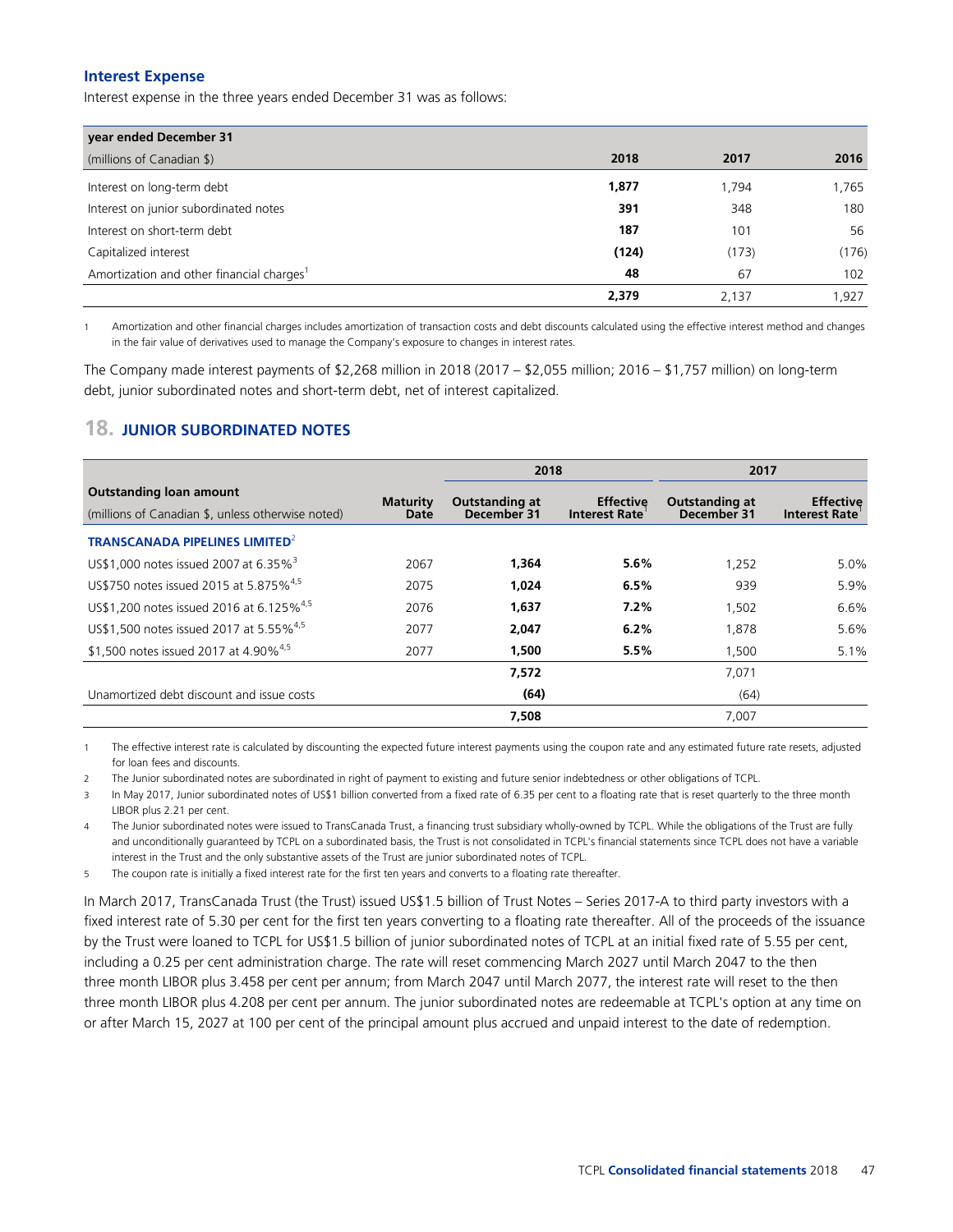### Interest Expense

Interest expense in the three years ended December 31 was as follows:

| year ended December 31<br>(millions of Canadian $) | 2018 | 2017 | 2016 |
|---|---|---|---|
| Interest on long-term debt | **1,877** | 1,794 | 1,765 |
| Interest on junior subordinated notes | **391** | 348 | 180 |
| Interest on short-term debt | **187** | 101 | 56 |
| Capitalized interest | **(124)** | (173) | (176) |
| Amortization and other financial charges[1] | **48** | 67 | 102 |
| | **2,379** | 2,137 | 1,927 |

1 Amortization and other financial charges includes amortization of transaction costs and debt discounts calculated using the effective interest method and changes in the fair value of derivatives used to manage the Company's exposure to changes in interest rates.

The Company made interest payments of $2,268 million in 2018 (2017 – $2,055 million; 2016 – $1,757 million) on long-term debt, junior subordinated notes and short-term debt, net of interest capitalized.

## 18. JUNIOR SUBORDINATED NOTES

| | | 2018 | | 2017 | |
|---|---|---|---|---|---|
| **Outstanding loan amount**<br>(millions of Canadian $, unless otherwise noted) | **Maturity Date** | **Outstanding at December 31** | **Effective Interest Rate**[1] | **Outstanding at December 31** | **Effective Interest Rate**[1] |
| **TRANSCANADA PIPELINES LIMITED**[2] | | | | | |
| US$1,000 notes issued 2007 at 6.35%[3] | 2067 | **1,364** | **5.6%** | 1,252 | 5.0% |
| US$750 notes issued 2015 at 5.875%[4,5] | 2075 | **1,024** | **6.5%** | 939 | 5.9% |
| US$1,200 notes issued 2016 at 6.125%[4,5] | 2076 | **1,637** | **7.2%** | 1,502 | 6.6% |
| US$1,500 notes issued 2017 at 5.55%[4,5] | 2077 | **2,047** | **6.2%** | 1,878 | 5.6% |
| $1,500 notes issued 2017 at 4.90%[4,5] | 2077 | **1,500** | **5.5%** | 1,500 | 5.1% |
| | | **7,572** | | 7,071 | |
| Unamortized debt discount and issue costs | | **(64)** | | (64) | |
| | | **7,508** | | 7,007 | |

1 The effective interest rate is calculated by discounting the expected future interest payments using the coupon rate and any estimated future rate resets, adjusted for loan fees and discounts.

2 The Junior subordinated notes are subordinated in right of payment to existing and future senior indebtedness or other obligations of TCPL.

3 In May 2017, Junior subordinated notes of US$1 billion converted from a fixed rate of 6.35 per cent to a floating rate that is reset quarterly to the three month LIBOR plus 2.21 per cent.

4 The Junior subordinated notes were issued to TransCanada Trust, a financing trust subsidiary wholly-owned by TCPL. While the obligations of the Trust are fully and unconditionally guaranteed by TCPL on a subordinated basis, the Trust is not consolidated in TCPL's financial statements since TCPL does not have a variable interest in the Trust and the only substantive assets of the Trust are junior subordinated notes of TCPL.

5 The coupon rate is initially a fixed interest rate for the first ten years and converts to a floating rate thereafter.

In March 2017, TransCanada Trust (the Trust) issued US$1.5 billion of Trust Notes – Series 2017-A to third party investors with a fixed interest rate of 5.30 per cent for the first ten years converting to a floating rate thereafter. All of the proceeds of the issuance by the Trust were loaned to TCPL for US$1.5 billion of junior subordinated notes of TCPL at an initial fixed rate of 5.55 per cent, including a 0.25 per cent administration charge. The rate will reset commencing March 2027 until March 2047 to the then three month LIBOR plus 3.458 per cent per annum; from March 2047 until March 2077, the interest rate will reset to the then three month LIBOR plus 4.208 per cent per annum. The junior subordinated notes are redeemable at TCPL's option at any time on or after March 15, 2027 at 100 per cent of the principal amount plus accrued and unpaid interest to the date of redemption.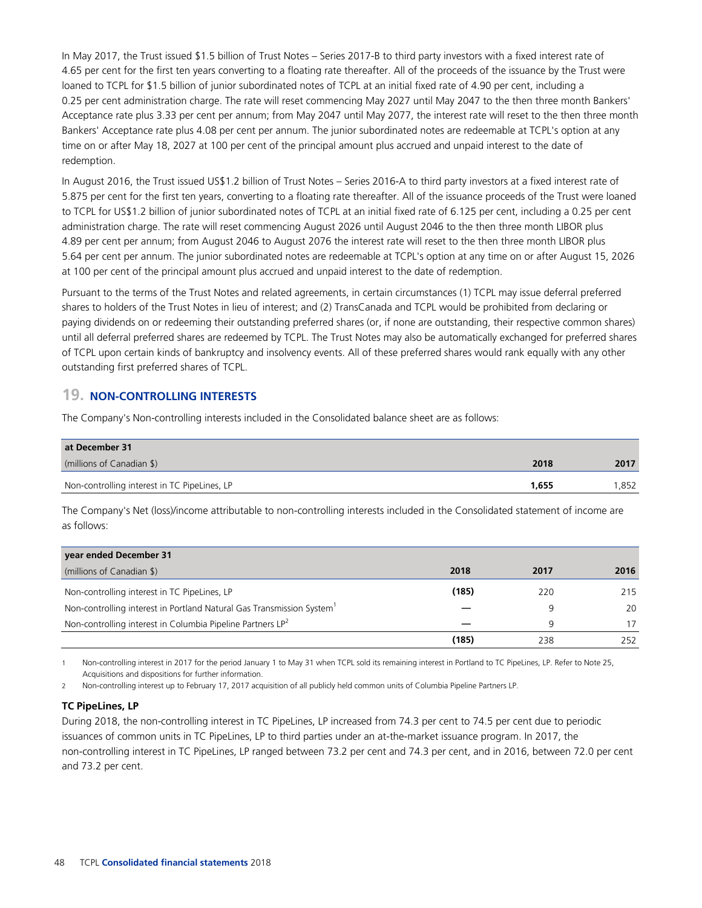In May 2017, the Trust issued $1.5 billion of Trust Notes – Series 2017-B to third party investors with a fixed interest rate of 4.65 per cent for the first ten years converting to a floating rate thereafter. All of the proceeds of the issuance by the Trust were loaned to TCPL for $1.5 billion of junior subordinated notes of TCPL at an initial fixed rate of 4.90 per cent, including a 0.25 per cent administration charge. The rate will reset commencing May 2027 until May 2047 to the then three month Bankers' Acceptance rate plus 3.33 per cent per annum; from May 2047 until May 2077, the interest rate will reset to the then three month Bankers' Acceptance rate plus 4.08 per cent per annum. The junior subordinated notes are redeemable at TCPL's option at any time on or after May 18, 2027 at 100 per cent of the principal amount plus accrued and unpaid interest to the date of redemption.

In August 2016, the Trust issued US$1.2 billion of Trust Notes – Series 2016-A to third party investors at a fixed interest rate of 5.875 per cent for the first ten years, converting to a floating rate thereafter. All of the issuance proceeds of the Trust were loaned to TCPL for US$1.2 billion of junior subordinated notes of TCPL at an initial fixed rate of 6.125 per cent, including a 0.25 per cent administration charge. The rate will reset commencing August 2026 until August 2046 to the then three month LIBOR plus 4.89 per cent per annum; from August 2046 to August 2076 the interest rate will reset to the then three month LIBOR plus 5.64 per cent per annum. The junior subordinated notes are redeemable at TCPL's option at any time on or after August 15, 2026 at 100 per cent of the principal amount plus accrued and unpaid interest to the date of redemption.

Pursuant to the terms of the Trust Notes and related agreements, in certain circumstances (1) TCPL may issue deferral preferred shares to holders of the Trust Notes in lieu of interest; and (2) TransCanada and TCPL would be prohibited from declaring or paying dividends on or redeeming their outstanding preferred shares (or, if none are outstanding, their respective common shares) until all deferral preferred shares are redeemed by TCPL. The Trust Notes may also be automatically exchanged for preferred shares of TCPL upon certain kinds of bankruptcy and insolvency events. All of these preferred shares would rank equally with any other outstanding first preferred shares of TCPL.

## 19. NON-CONTROLLING INTERESTS

The Company's Non-controlling interests included in the Consolidated balance sheet are as follows:

| at December 31 (millions of Canadian $) | 2018 | 2017 |
|---|---|---|
| Non-controlling interest in TC PipeLines, LP | **1,655** | 1,852 |

The Company's Net (loss)/income attributable to non-controlling interests included in the Consolidated statement of income are as follows:

| year ended December 31 (millions of Canadian $) | 2018 | 2017 | 2016 |
|---|---|---|---|
| Non-controlling interest in TC PipeLines, LP | **(185)** | 220 | 215 |
| Non-controlling interest in Portland Natural Gas Transmission System[1] | **—** | 9 | 20 |
| Non-controlling interest in Columbia Pipeline Partners LP[2] | **—** | 9 | 17 |
| | **(185)** | 238 | 252 |

1 Non-controlling interest in 2017 for the period January 1 to May 31 when TCPL sold its remaining interest in Portland to TC PipeLines, LP. Refer to Note 25, Acquisitions and dispositions for further information.

2 Non-controlling interest up to February 17, 2017 acquisition of all publicly held common units of Columbia Pipeline Partners LP.

### TC PipeLines, LP

During 2018, the non-controlling interest in TC PipeLines, LP increased from 74.3 per cent to 74.5 per cent due to periodic issuances of common units in TC PipeLines, LP to third parties under an at-the-market issuance program. In 2017, the non-controlling interest in TC PipeLines, LP ranged between 73.2 per cent and 74.3 per cent, and in 2016, between 72.0 per cent and 73.2 per cent.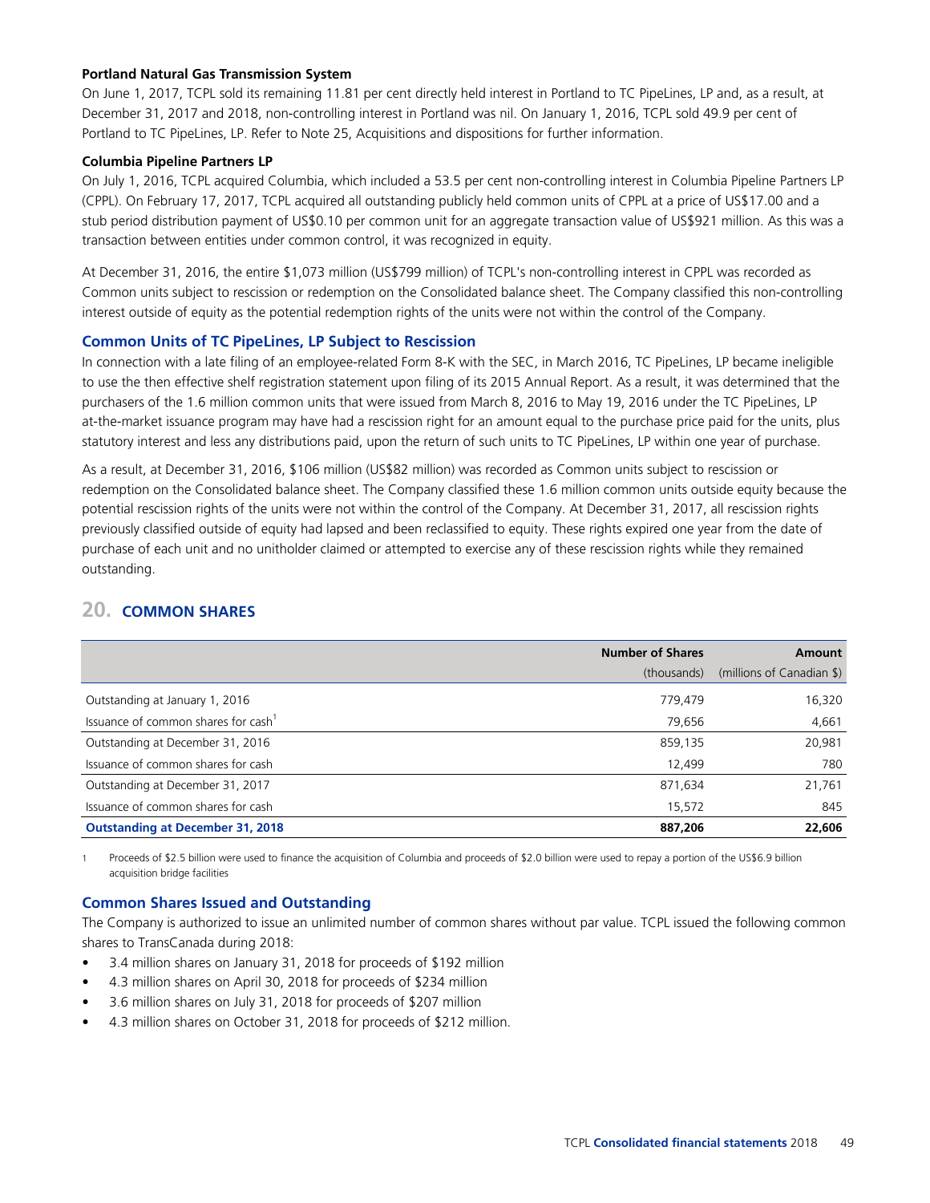**Portland Natural Gas Transmission System**

On June 1, 2017, TCPL sold its remaining 11.81 per cent directly held interest in Portland to TC PipeLines, LP and, as a result, at December 31, 2017 and 2018, non-controlling interest in Portland was nil. On January 1, 2016, TCPL sold 49.9 per cent of Portland to TC PipeLines, LP. Refer to Note 25, Acquisitions and dispositions for further information.

**Columbia Pipeline Partners LP**

On July 1, 2016, TCPL acquired Columbia, which included a 53.5 per cent non-controlling interest in Columbia Pipeline Partners LP (CPPL). On February 17, 2017, TCPL acquired all outstanding publicly held common units of CPPL at a price of US$17.00 and a stub period distribution payment of US$0.10 per common unit for an aggregate transaction value of US$921 million. As this was a transaction between entities under common control, it was recognized in equity.

At December 31, 2016, the entire $1,073 million (US$799 million) of TCPL's non-controlling interest in CPPL was recorded as Common units subject to rescission or redemption on the Consolidated balance sheet. The Company classified this non-controlling interest outside of equity as the potential redemption rights of the units were not within the control of the Company.

### Common Units of TC PipeLines, LP Subject to Rescission

In connection with a late filing of an employee-related Form 8-K with the SEC, in March 2016, TC PipeLines, LP became ineligible to use the then effective shelf registration statement upon filing of its 2015 Annual Report. As a result, it was determined that the purchasers of the 1.6 million common units that were issued from March 8, 2016 to May 19, 2016 under the TC PipeLines, LP at-the-market issuance program may have had a rescission right for an amount equal to the purchase price paid for the units, plus statutory interest and less any distributions paid, upon the return of such units to TC PipeLines, LP within one year of purchase.

As a result, at December 31, 2016, $106 million (US$82 million) was recorded as Common units subject to rescission or redemption on the Consolidated balance sheet. The Company classified these 1.6 million common units outside equity because the potential rescission rights of the units were not within the control of the Company. At December 31, 2017, all rescission rights previously classified outside of equity had lapsed and been reclassified to equity. These rights expired one year from the date of purchase of each unit and no unitholder claimed or attempted to exercise any of these rescission rights while they remained outstanding.

## 20. COMMON SHARES

| | Number of Shares (thousands) | Amount (millions of Canadian $) |
|---|---:|---:|
| Outstanding at January 1, 2016 | 779,479 | 16,320 |
| Issuance of common shares for cash[1] | 79,656 | 4,661 |
| Outstanding at December 31, 2016 | 859,135 | 20,981 |
| Issuance of common shares for cash | 12,499 | 780 |
| Outstanding at December 31, 2017 | 871,634 | 21,761 |
| Issuance of common shares for cash | 15,572 | 845 |
| **Outstanding at December 31, 2018** | **887,206** | **22,606** |

1 Proceeds of $2.5 billion were used to finance the acquisition of Columbia and proceeds of $2.0 billion were used to repay a portion of the US$6.9 billion acquisition bridge facilities

### Common Shares Issued and Outstanding

The Company is authorized to issue an unlimited number of common shares without par value. TCPL issued the following common shares to TransCanada during 2018:

- 3.4 million shares on January 31, 2018 for proceeds of $192 million
- 4.3 million shares on April 30, 2018 for proceeds of $234 million
- 3.6 million shares on July 31, 2018 for proceeds of $207 million
- 4.3 million shares on October 31, 2018 for proceeds of $212 million.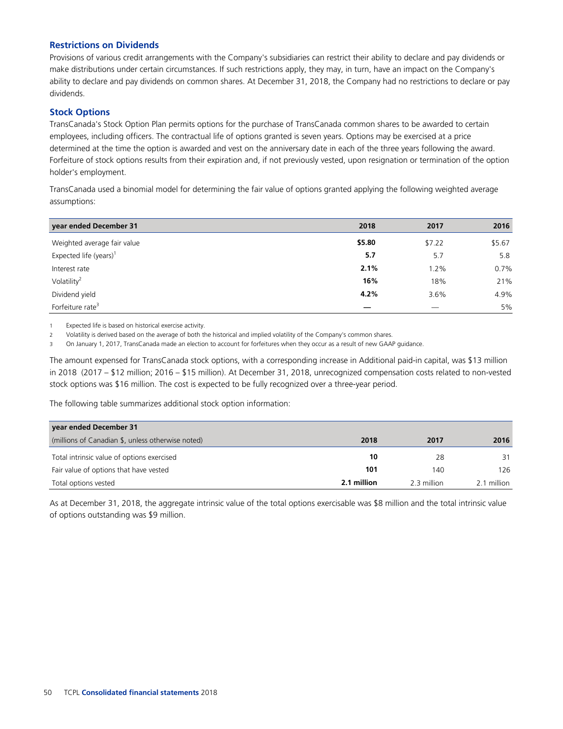## Restrictions on Dividends

Provisions of various credit arrangements with the Company's subsidiaries can restrict their ability to declare and pay dividends or make distributions under certain circumstances. If such restrictions apply, they may, in turn, have an impact on the Company's ability to declare and pay dividends on common shares. At December 31, 2018, the Company had no restrictions to declare or pay dividends.

## Stock Options

TransCanada's Stock Option Plan permits options for the purchase of TransCanada common shares to be awarded to certain employees, including officers. The contractual life of options granted is seven years. Options may be exercised at a price determined at the time the option is awarded and vest on the anniversary date in each of the three years following the award. Forfeiture of stock options results from their expiration and, if not previously vested, upon resignation or termination of the option holder's employment.

TransCanada used a binomial model for determining the fair value of options granted applying the following weighted average assumptions:

| year ended December 31 | 2018 | 2017 | 2016 |
|---|---|---|---|
| Weighted average fair value | **$5.80** | $7.22 | $5.67 |
| Expected life (years)[1] | **5.7** | 5.7 | 5.8 |
| Interest rate | **2.1%** | 1.2% | 0.7% |
| Volatility[2] | **16%** | 18% | 21% |
| Dividend yield | **4.2%** | 3.6% | 4.9% |
| Forfeiture rate[3] | **—** | — | 5% |

1 Expected life is based on historical exercise activity.
2 Volatility is derived based on the average of both the historical and implied volatility of the Company's common shares.
3 On January 1, 2017, TransCanada made an election to account for forfeitures when they occur as a result of new GAAP guidance.

The amount expensed for TransCanada stock options, with a corresponding increase in Additional paid-in capital, was $13 million in 2018 (2017 – $12 million; 2016 – $15 million). At December 31, 2018, unrecognized compensation costs related to non-vested stock options was $16 million. The cost is expected to be fully recognized over a three-year period.

The following table summarizes additional stock option information:

| year ended December 31<br>(millions of Canadian $, unless otherwise noted) | 2018 | 2017 | 2016 |
|---|---|---|---|
| Total intrinsic value of options exercised | **10** | 28 | 31 |
| Fair value of options that have vested | **101** | 140 | 126 |
| Total options vested | **2.1 million** | 2.3 million | 2.1 million |

As at December 31, 2018, the aggregate intrinsic value of the total options exercisable was $8 million and the total intrinsic value of options outstanding was $9 million.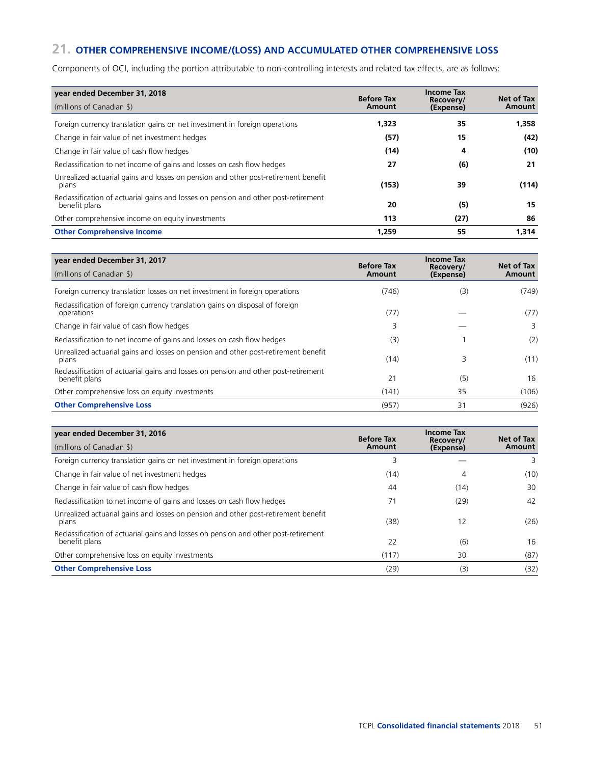## 21. OTHER COMPREHENSIVE INCOME/(LOSS) AND ACCUMULATED OTHER COMPREHENSIVE LOSS

Components of OCI, including the portion attributable to non-controlling interests and related tax effects, are as follows:

| year ended December 31, 2018<br>(millions of Canadian $) | Before Tax Amount | Income Tax Recovery/ (Expense) | Net of Tax Amount |
|---|---|---|---|
| Foreign currency translation gains on net investment in foreign operations | **1,323** | **35** | **1,358** |
| Change in fair value of net investment hedges | **(57)** | **15** | **(42)** |
| Change in fair value of cash flow hedges | **(14)** | **4** | **(10)** |
| Reclassification to net income of gains and losses on cash flow hedges | **27** | **(6)** | **21** |
| Unrealized actuarial gains and losses on pension and other post-retirement benefit plans | **(153)** | **39** | **(114)** |
| Reclassification of actuarial gains and losses on pension and other post-retirement benefit plans | **20** | **(5)** | **15** |
| Other comprehensive income on equity investments | **113** | **(27)** | **86** |
| **Other Comprehensive Income** | **1,259** | **55** | **1,314** |

| year ended December 31, 2017<br>(millions of Canadian $) | Before Tax Amount | Income Tax Recovery/ (Expense) | Net of Tax Amount |
|---|---|---|---|
| Foreign currency translation losses on net investment in foreign operations | (746) | (3) | (749) |
| Reclassification of foreign currency translation gains on disposal of foreign operations | (77) | — | (77) |
| Change in fair value of cash flow hedges | 3 | — | 3 |
| Reclassification to net income of gains and losses on cash flow hedges | (3) | 1 | (2) |
| Unrealized actuarial gains and losses on pension and other post-retirement benefit plans | (14) | 3 | (11) |
| Reclassification of actuarial gains and losses on pension and other post-retirement benefit plans | 21 | (5) | 16 |
| Other comprehensive loss on equity investments | (141) | 35 | (106) |
| **Other Comprehensive Loss** | (957) | 31 | (926) |

| year ended December 31, 2016<br>(millions of Canadian $) | Before Tax Amount | Income Tax Recovery/ (Expense) | Net of Tax Amount |
|---|---|---|---|
| Foreign currency translation gains on net investment in foreign operations | 3 | — | 3 |
| Change in fair value of net investment hedges | (14) | 4 | (10) |
| Change in fair value of cash flow hedges | 44 | (14) | 30 |
| Reclassification to net income of gains and losses on cash flow hedges | 71 | (29) | 42 |
| Unrealized actuarial gains and losses on pension and other post-retirement benefit plans | (38) | 12 | (26) |
| Reclassification of actuarial gains and losses on pension and other post-retirement benefit plans | 22 | (6) | 16 |
| Other comprehensive loss on equity investments | (117) | 30 | (87) |
| **Other Comprehensive Loss** | (29) | (3) | (32) |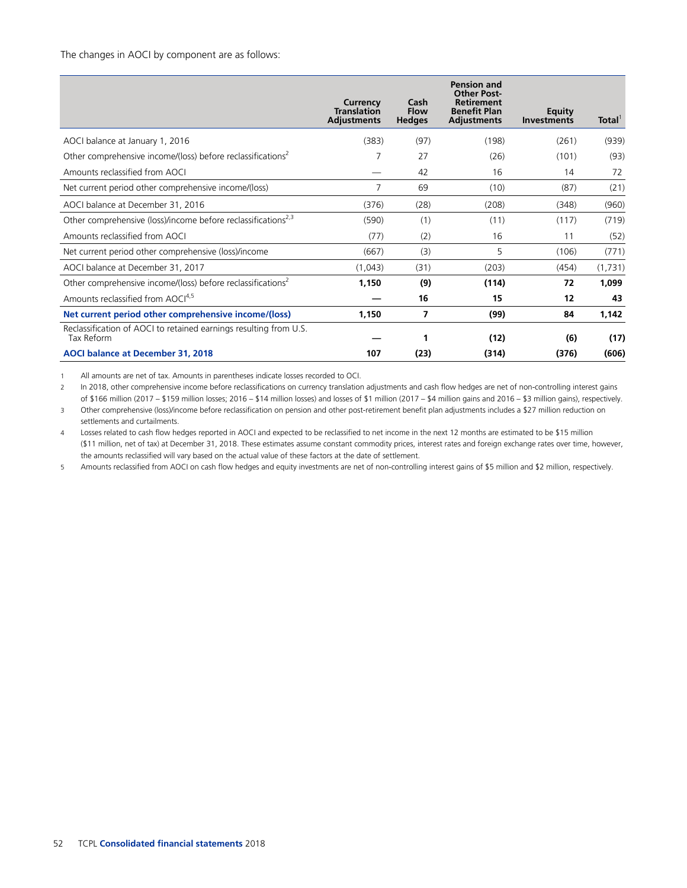The changes in AOCI by component are as follows:

| | Currency Translation Adjustments | Cash Flow Hedges | Pension and Other Post-Retirement Benefit Plan Adjustments | Equity Investments | Total[1] |
|---|---|---|---|---|---|
| AOCI balance at January 1, 2016 | (383) | (97) | (198) | (261) | (939) |
| Other comprehensive income/(loss) before reclassifications[2] | 7 | 27 | (26) | (101) | (93) |
| Amounts reclassified from AOCI | — | 42 | 16 | 14 | 72 |
| Net current period other comprehensive income/(loss) | 7 | 69 | (10) | (87) | (21) |
| AOCI balance at December 31, 2016 | (376) | (28) | (208) | (348) | (960) |
| Other comprehensive (loss)/income before reclassifications[2,3] | (590) | (1) | (11) | (117) | (719) |
| Amounts reclassified from AOCI | (77) | (2) | 16 | 11 | (52) |
| Net current period other comprehensive (loss)/income | (667) | (3) | 5 | (106) | (771) |
| AOCI balance at December 31, 2017 | (1,043) | (31) | (203) | (454) | (1,731) |
| Other comprehensive income/(loss) before reclassifications[2] | **1,150** | **(9)** | **(114)** | **72** | **1,099** |
| Amounts reclassified from AOCI[4,5] | **—** | **16** | **15** | **12** | **43** |
| **Net current period other comprehensive income/(loss)** | **1,150** | **7** | **(99)** | **84** | **1,142** |
| Reclassification of AOCI to retained earnings resulting from U.S. Tax Reform | **—** | **1** | **(12)** | **(6)** | **(17)** |
| **AOCI balance at December 31, 2018** | **107** | **(23)** | **(314)** | **(376)** | **(606)** |

1 All amounts are net of tax. Amounts in parentheses indicate losses recorded to OCI.

2 In 2018, other comprehensive income before reclassifications on currency translation adjustments and cash flow hedges are net of non-controlling interest gains of $166 million (2017 – $159 million losses; 2016 – $14 million losses) and losses of $1 million (2017 – $4 million gains and 2016 – $3 million gains), respectively.

3 Other comprehensive (loss)/income before reclassification on pension and other post-retirement benefit plan adjustments includes a $27 million reduction on settlements and curtailments.

4 Losses related to cash flow hedges reported in AOCI and expected to be reclassified to net income in the next 12 months are estimated to be $15 million ($11 million, net of tax) at December 31, 2018. These estimates assume constant commodity prices, interest rates and foreign exchange rates over time, however, the amounts reclassified will vary based on the actual value of these factors at the date of settlement.

5 Amounts reclassified from AOCI on cash flow hedges and equity investments are net of non-controlling interest gains of $5 million and $2 million, respectively.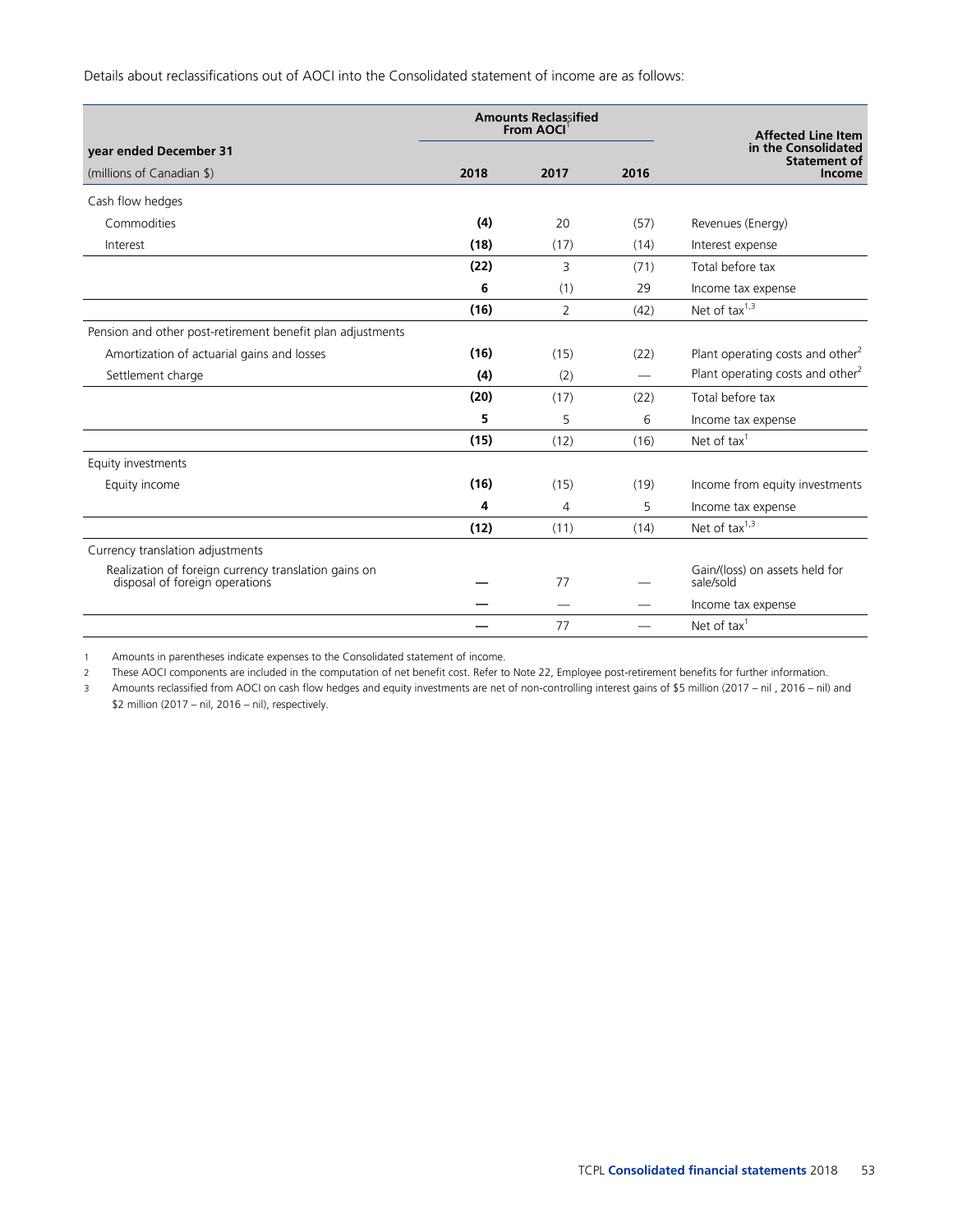Details about reclassifications out of AOCI into the Consolidated statement of income are as follows:

| year ended December 31 | Amounts Reclassified From AOCI[1] | | | Affected Line Item in the Consolidated Statement of Income |
|---|---|---|---|---|
| (millions of Canadian $) | **2018** | 2017 | 2016 | |
| Cash flow hedges | | | | |
| Commodities | **(4)** | 20 | (57) | Revenues (Energy) |
| Interest | **(18)** | (17) | (14) | Interest expense |
| | **(22)** | 3 | (71) | Total before tax |
| | **6** | (1) | 29 | Income tax expense |
| | **(16)** | 2 | (42) | Net of tax[1,3] |
| Pension and other post-retirement benefit plan adjustments | | | | |
| Amortization of actuarial gains and losses | **(16)** | (15) | (22) | Plant operating costs and other[2] |
| Settlement charge | **(4)** | (2) | — | Plant operating costs and other[2] |
| | **(20)** | (17) | (22) | Total before tax |
| | **5** | 5 | 6 | Income tax expense |
| | **(15)** | (12) | (16) | Net of tax[1] |
| Equity investments | | | | |
| Equity income | **(16)** | (15) | (19) | Income from equity investments |
| | **4** | 4 | 5 | Income tax expense |
| | **(12)** | (11) | (14) | Net of tax[1,3] |
| Currency translation adjustments | | | | |
| Realization of foreign currency translation gains on disposal of foreign operations | **—** | 77 | — | Gain/(loss) on assets held for sale/sold |
| | **—** | — | — | Income tax expense |
| | **—** | 77 | — | Net of tax[1] |

1 Amounts in parentheses indicate expenses to the Consolidated statement of income.

2 These AOCI components are included in the computation of net benefit cost. Refer to Note 22, Employee post-retirement benefits for further information.

3 Amounts reclassified from AOCI on cash flow hedges and equity investments are net of non-controlling interest gains of $5 million (2017 – nil , 2016 – nil) and $2 million (2017 – nil, 2016 – nil), respectively.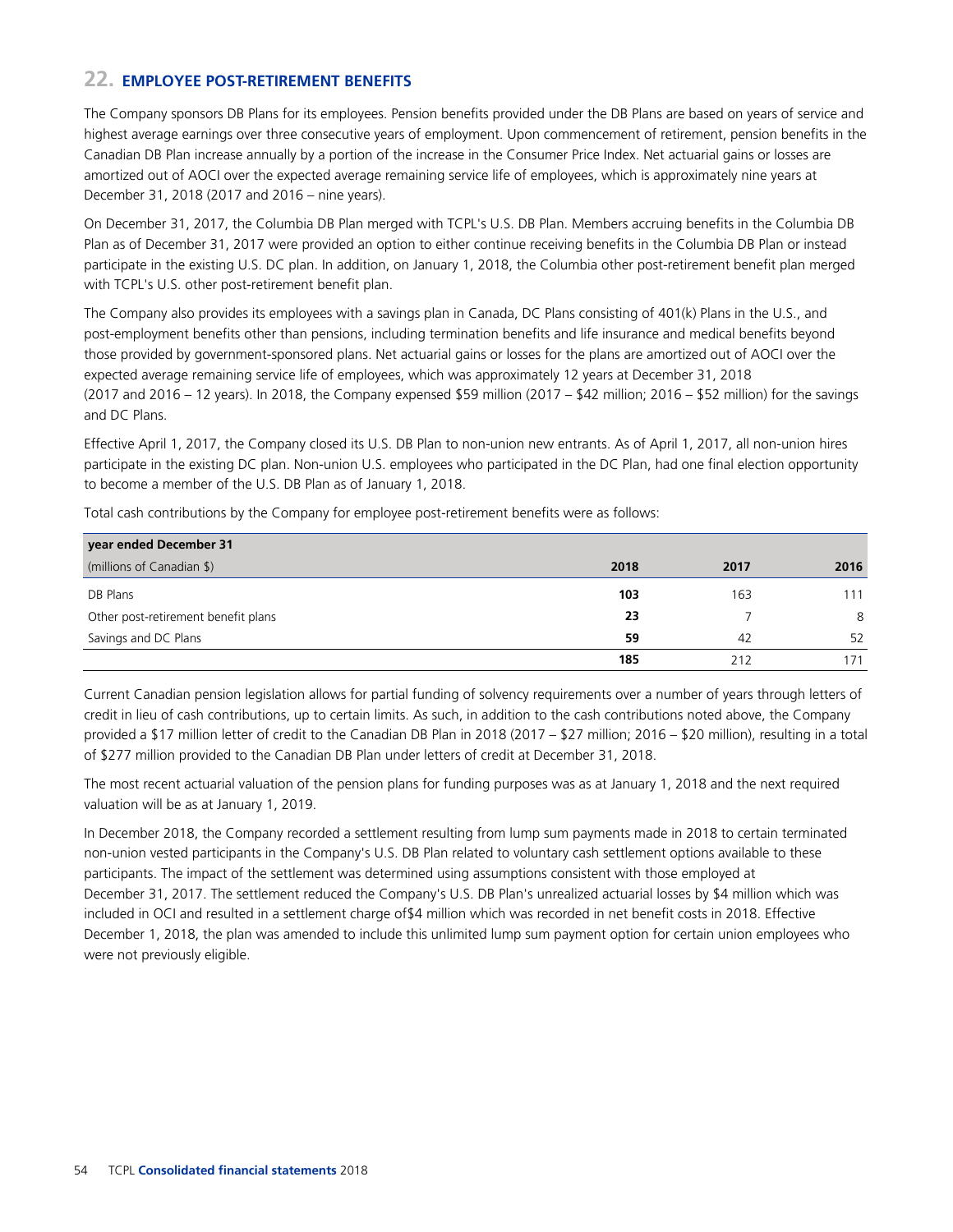## 22. EMPLOYEE POST-RETIREMENT BENEFITS

The Company sponsors DB Plans for its employees. Pension benefits provided under the DB Plans are based on years of service and highest average earnings over three consecutive years of employment. Upon commencement of retirement, pension benefits in the Canadian DB Plan increase annually by a portion of the increase in the Consumer Price Index. Net actuarial gains or losses are amortized out of AOCI over the expected average remaining service life of employees, which is approximately nine years at December 31, 2018 (2017 and 2016 – nine years).

On December 31, 2017, the Columbia DB Plan merged with TCPL's U.S. DB Plan. Members accruing benefits in the Columbia DB Plan as of December 31, 2017 were provided an option to either continue receiving benefits in the Columbia DB Plan or instead participate in the existing U.S. DC plan. In addition, on January 1, 2018, the Columbia other post-retirement benefit plan merged with TCPL's U.S. other post-retirement benefit plan.

The Company also provides its employees with a savings plan in Canada, DC Plans consisting of 401(k) Plans in the U.S., and post-employment benefits other than pensions, including termination benefits and life insurance and medical benefits beyond those provided by government-sponsored plans. Net actuarial gains or losses for the plans are amortized out of AOCI over the expected average remaining service life of employees, which was approximately 12 years at December 31, 2018 (2017 and 2016 – 12 years). In 2018, the Company expensed $59 million (2017 – $42 million; 2016 – $52 million) for the savings and DC Plans.

Effective April 1, 2017, the Company closed its U.S. DB Plan to non-union new entrants. As of April 1, 2017, all non-union hires participate in the existing DC plan. Non-union U.S. employees who participated in the DC Plan, had one final election opportunity to become a member of the U.S. DB Plan as of January 1, 2018.

Total cash contributions by the Company for employee post-retirement benefits were as follows:

| year ended December 31<br>(millions of Canadian $) | 2018 | 2017 | 2016 |
|---|---|---|---|
| DB Plans | **103** | 163 | 111 |
| Other post-retirement benefit plans | **23** | 7 | 8 |
| Savings and DC Plans | **59** | 42 | 52 |
| | **185** | 212 | 171 |

Current Canadian pension legislation allows for partial funding of solvency requirements over a number of years through letters of credit in lieu of cash contributions, up to certain limits. As such, in addition to the cash contributions noted above, the Company provided a $17 million letter of credit to the Canadian DB Plan in 2018 (2017 – $27 million; 2016 – $20 million), resulting in a total of $277 million provided to the Canadian DB Plan under letters of credit at December 31, 2018.

The most recent actuarial valuation of the pension plans for funding purposes was as at January 1, 2018 and the next required valuation will be as at January 1, 2019.

In December 2018, the Company recorded a settlement resulting from lump sum payments made in 2018 to certain terminated non-union vested participants in the Company's U.S. DB Plan related to voluntary cash settlement options available to these participants. The impact of the settlement was determined using assumptions consistent with those employed at December 31, 2017. The settlement reduced the Company's U.S. DB Plan's unrealized actuarial losses by $4 million which was included in OCI and resulted in a settlement charge of$4 million which was recorded in net benefit costs in 2018. Effective December 1, 2018, the plan was amended to include this unlimited lump sum payment option for certain union employees who were not previously eligible.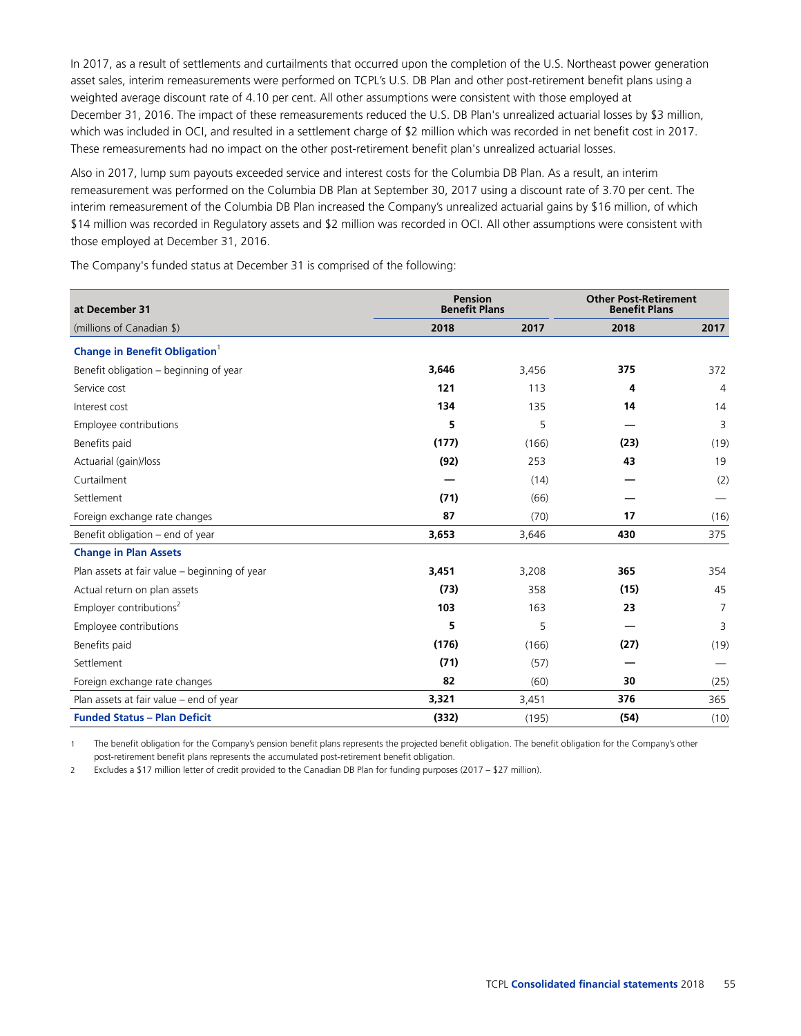In 2017, as a result of settlements and curtailments that occurred upon the completion of the U.S. Northeast power generation asset sales, interim remeasurements were performed on TCPL's U.S. DB Plan and other post-retirement benefit plans using a weighted average discount rate of 4.10 per cent. All other assumptions were consistent with those employed at December 31, 2016. The impact of these remeasurements reduced the U.S. DB Plan's unrealized actuarial losses by $3 million, which was included in OCI, and resulted in a settlement charge of $2 million which was recorded in net benefit cost in 2017. These remeasurements had no impact on the other post-retirement benefit plan's unrealized actuarial losses.

Also in 2017, lump sum payouts exceeded service and interest costs for the Columbia DB Plan. As a result, an interim remeasurement was performed on the Columbia DB Plan at September 30, 2017 using a discount rate of 3.70 per cent. The interim remeasurement of the Columbia DB Plan increased the Company's unrealized actuarial gains by $16 million, of which $14 million was recorded in Regulatory assets and $2 million was recorded in OCI. All other assumptions were consistent with those employed at December 31, 2016.

The Company's funded status at December 31 is comprised of the following:

| at December 31 | Pension Benefit Plans | | Other Post-Retirement Benefit Plans | |
|---|---|---|---|---|
| (millions of Canadian $) | **2018** | 2017 | **2018** | 2017 |
| **Change in Benefit Obligation**[1] | | | | |
| Benefit obligation – beginning of year | **3,646** | 3,456 | **375** | 372 |
| Service cost | **121** | 113 | **4** | 4 |
| Interest cost | **134** | 135 | **14** | 14 |
| Employee contributions | **5** | 5 | **—** | 3 |
| Benefits paid | **(177)** | (166) | **(23)** | (19) |
| Actuarial (gain)/loss | **(92)** | 253 | **43** | 19 |
| Curtailment | **—** | (14) | **—** | (2) |
| Settlement | **(71)** | (66) | **—** | — |
| Foreign exchange rate changes | **87** | (70) | **17** | (16) |
| Benefit obligation – end of year | **3,653** | 3,646 | **430** | 375 |
| **Change in Plan Assets** | | | | |
| Plan assets at fair value – beginning of year | **3,451** | 3,208 | **365** | 354 |
| Actual return on plan assets | **(73)** | 358 | **(15)** | 45 |
| Employer contributions[2] | **103** | 163 | **23** | 7 |
| Employee contributions | **5** | 5 | **—** | 3 |
| Benefits paid | **(176)** | (166) | **(27)** | (19) |
| Settlement | **(71)** | (57) | **—** | — |
| Foreign exchange rate changes | **82** | (60) | **30** | (25) |
| Plan assets at fair value – end of year | **3,321** | 3,451 | **376** | 365 |
| **Funded Status – Plan Deficit** | **(332)** | (195) | **(54)** | (10) |

1 The benefit obligation for the Company's pension benefit plans represents the projected benefit obligation. The benefit obligation for the Company's other post-retirement benefit plans represents the accumulated post-retirement benefit obligation.

2 Excludes a $17 million letter of credit provided to the Canadian DB Plan for funding purposes (2017 – $27 million).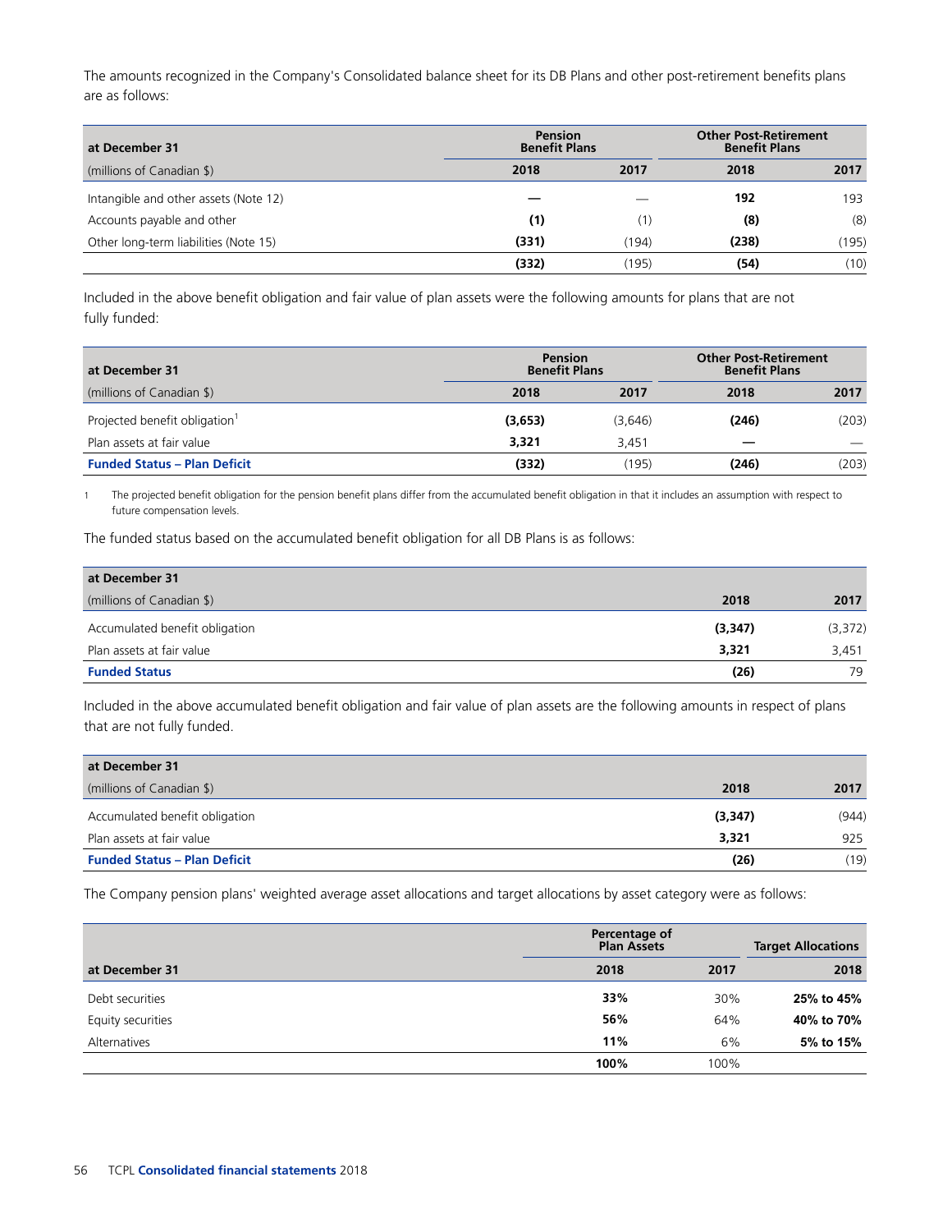The amounts recognized in the Company's Consolidated balance sheet for its DB Plans and other post-retirement benefits plans are as follows:

| at December 31 | Pension Benefit Plans | | Other Post-Retirement Benefit Plans | |
|---|---|---|---|---|
| (millions of Canadian $) | **2018** | 2017 | **2018** | 2017 |
| Intangible and other assets (Note 12) | **—** | — | **192** | 193 |
| Accounts payable and other | **(1)** | (1) | **(8)** | (8) |
| Other long-term liabilities (Note 15) | **(331)** | (194) | **(238)** | (195) |
| | **(332)** | (195) | **(54)** | (10) |

Included in the above benefit obligation and fair value of plan assets were the following amounts for plans that are not fully funded:

| at December 31 | Pension Benefit Plans | | Other Post-Retirement Benefit Plans | |
|---|---|---|---|---|
| (millions of Canadian $) | **2018** | 2017 | **2018** | 2017 |
| Projected benefit obligation[1] | **(3,653)** | (3,646) | **(246)** | (203) |
| Plan assets at fair value | **3,321** | 3,451 | **—** | — |
| **Funded Status – Plan Deficit** | **(332)** | (195) | **(246)** | (203) |

1 The projected benefit obligation for the pension benefit plans differ from the accumulated benefit obligation in that it includes an assumption with respect to future compensation levels.

The funded status based on the accumulated benefit obligation for all DB Plans is as follows:

| at December 31 | | |
|---|---|---|
| (millions of Canadian $) | **2018** | 2017 |
| Accumulated benefit obligation | **(3,347)** | (3,372) |
| Plan assets at fair value | **3,321** | 3,451 |
| **Funded Status** | **(26)** | 79 |

Included in the above accumulated benefit obligation and fair value of plan assets are the following amounts in respect of plans that are not fully funded.

| at December 31 | | |
|---|---|---|
| (millions of Canadian $) | **2018** | 2017 |
| Accumulated benefit obligation | **(3,347)** | (944) |
| Plan assets at fair value | **3,321** | 925 |
| **Funded Status – Plan Deficit** | **(26)** | (19) |

The Company pension plans' weighted average asset allocations and target allocations by asset category were as follows:

| | Percentage of Plan Assets | | Target Allocations |
|---|---|---|---|
| at December 31 | **2018** | 2017 | **2018** |
| Debt securities | **33%** | 30% | **25% to 45%** |
| Equity securities | **56%** | 64% | **40% to 70%** |
| Alternatives | **11%** | 6% | **5% to 15%** |
| | **100%** | 100% | |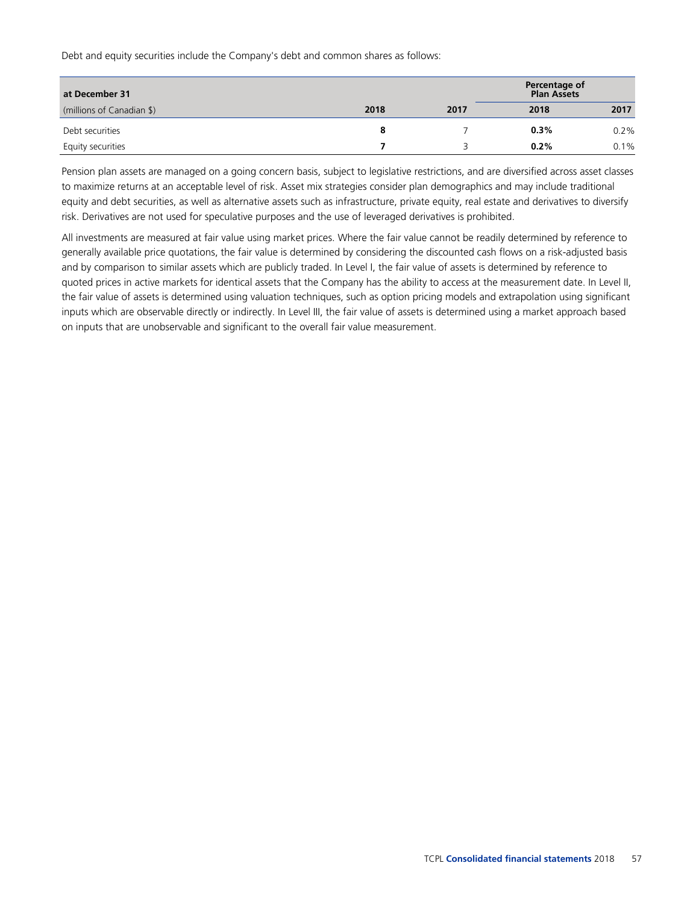Debt and equity securities include the Company's debt and common shares as follows:

| at December 31 | | | Percentage of Plan Assets | |
|---|---|---|---|---|
| (millions of Canadian $) | **2018** | 2017 | **2018** | 2017 |
| Debt securities | **8** | 7 | **0.3%** | 0.2% |
| Equity securities | **7** | 3 | **0.2%** | 0.1% |

Pension plan assets are managed on a going concern basis, subject to legislative restrictions, and are diversified across asset classes to maximize returns at an acceptable level of risk. Asset mix strategies consider plan demographics and may include traditional equity and debt securities, as well as alternative assets such as infrastructure, private equity, real estate and derivatives to diversify risk. Derivatives are not used for speculative purposes and the use of leveraged derivatives is prohibited.

All investments are measured at fair value using market prices. Where the fair value cannot be readily determined by reference to generally available price quotations, the fair value is determined by considering the discounted cash flows on a risk-adjusted basis and by comparison to similar assets which are publicly traded. In Level I, the fair value of assets is determined by reference to quoted prices in active markets for identical assets that the Company has the ability to access at the measurement date. In Level II, the fair value of assets is determined using valuation techniques, such as option pricing models and extrapolation using significant inputs which are observable directly or indirectly. In Level III, the fair value of assets is determined using a market approach based on inputs that are unobservable and significant to the overall fair value measurement.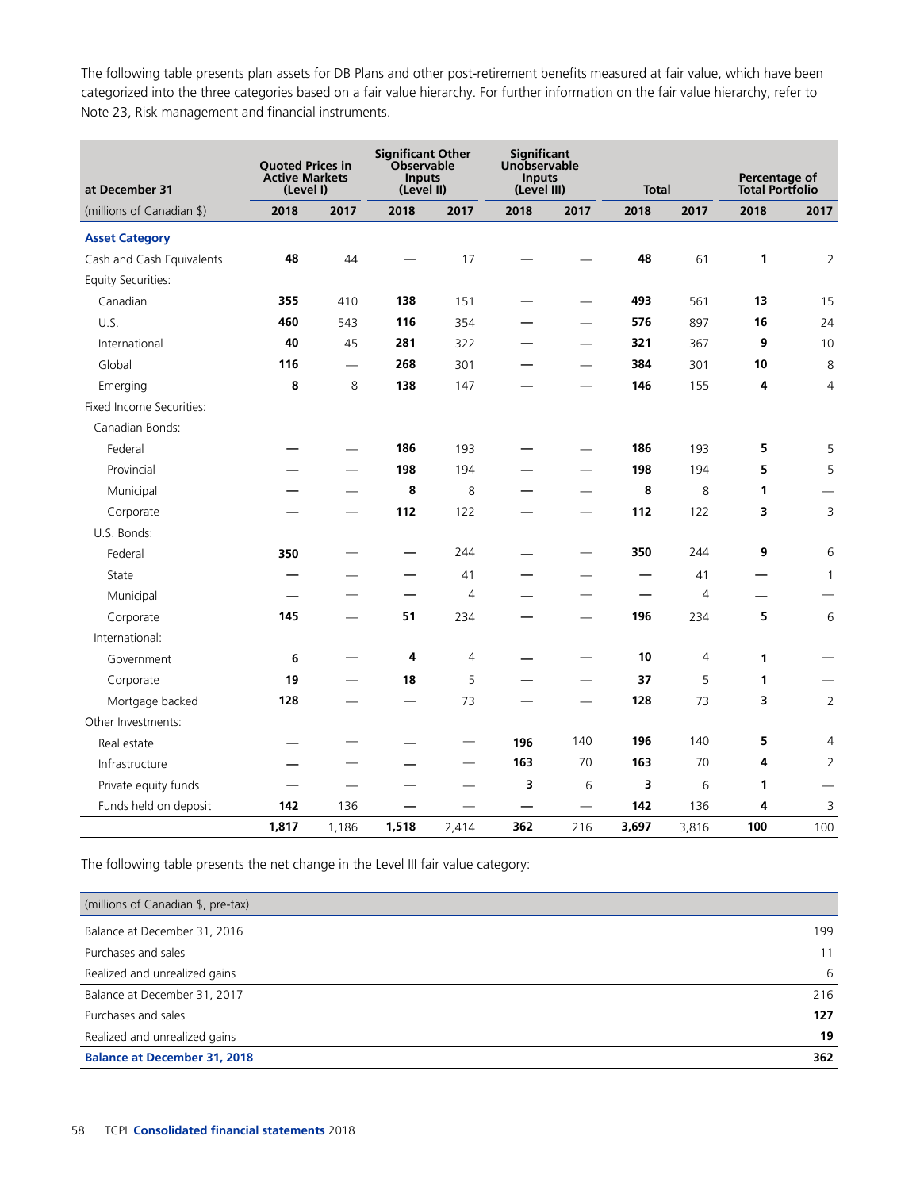The following table presents plan assets for DB Plans and other post-retirement benefits measured at fair value, which have been categorized into the three categories based on a fair value hierarchy. For further information on the fair value hierarchy, refer to Note 23, Risk management and financial instruments.

| at December 31 | Quoted Prices in Active Markets (Level I) | | Significant Other Observable Inputs (Level II) | | Significant Unobservable Inputs (Level III) | | Total | | Percentage of Total Portfolio | |
|---|---|---|---|---|---|---|---|---|---|---|
| (millions of Canadian $) | **2018** | 2017 | **2018** | 2017 | **2018** | 2017 | **2018** | 2017 | **2018** | 2017 |
| **Asset Category** | | | | | | | | | | |
| Cash and Cash Equivalents | **48** | 44 | **—** | 17 | **—** | — | **48** | 61 | **1** | 2 |
| Equity Securities: | | | | | | | | | | |
| Canadian | **355** | 410 | **138** | 151 | **—** | — | **493** | 561 | **13** | 15 |
| U.S. | **460** | 543 | **116** | 354 | **—** | — | **576** | 897 | **16** | 24 |
| International | **40** | 45 | **281** | 322 | **—** | — | **321** | 367 | **9** | 10 |
| Global | **116** | — | **268** | 301 | **—** | — | **384** | 301 | **10** | 8 |
| Emerging | **8** | 8 | **138** | 147 | **—** | — | **146** | 155 | **4** | 4 |
| Fixed Income Securities: | | | | | | | | | | |
| Canadian Bonds: | | | | | | | | | | |
| Federal | **—** | — | **186** | 193 | **—** | — | **186** | 193 | **5** | 5 |
| Provincial | **—** | — | **198** | 194 | **—** | — | **198** | 194 | **5** | 5 |
| Municipal | **—** | — | **8** | 8 | **—** | — | **8** | 8 | **1** | — |
| Corporate | **—** | — | **112** | 122 | **—** | — | **112** | 122 | **3** | 3 |
| U.S. Bonds: | | | | | | | | | | |
| Federal | **350** | — | **—** | 244 | **—** | — | **350** | 244 | **9** | 6 |
| State | **—** | — | **—** | 41 | **—** | — | **—** | 41 | **—** | 1 |
| Municipal | **—** | — | **—** | 4 | **—** | — | **—** | 4 | **—** | — |
| Corporate | **145** | — | **51** | 234 | **—** | — | **196** | 234 | **5** | 6 |
| International: | | | | | | | | | | |
| Government | **6** | — | **4** | 4 | **—** | — | **10** | 4 | **1** | — |
| Corporate | **19** | — | **18** | 5 | **—** | — | **37** | 5 | **1** | — |
| Mortgage backed | **128** | — | **—** | 73 | **—** | — | **128** | 73 | **3** | 2 |
| Other Investments: | | | | | | | | | | |
| Real estate | **—** | — | **—** | — | **196** | 140 | **196** | 140 | **5** | 4 |
| Infrastructure | **—** | — | **—** | — | **163** | 70 | **163** | 70 | **4** | 2 |
| Private equity funds | **—** | — | **—** | — | **3** | 6 | **3** | 6 | **1** | — |
| Funds held on deposit | **142** | 136 | **—** | — | **—** | — | **142** | 136 | **4** | 3 |
| | **1,817** | 1,186 | **1,518** | 2,414 | **362** | 216 | **3,697** | 3,816 | **100** | 100 |

The following table presents the net change in the Level III fair value category:

| (millions of Canadian $, pre-tax) | |
|---|---|
| Balance at December 31, 2016 | 199 |
| Purchases and sales | 11 |
| Realized and unrealized gains | 6 |
| Balance at December 31, 2017 | 216 |
| Purchases and sales | **127** |
| Realized and unrealized gains | **19** |
| **Balance at December 31, 2018** | **362** |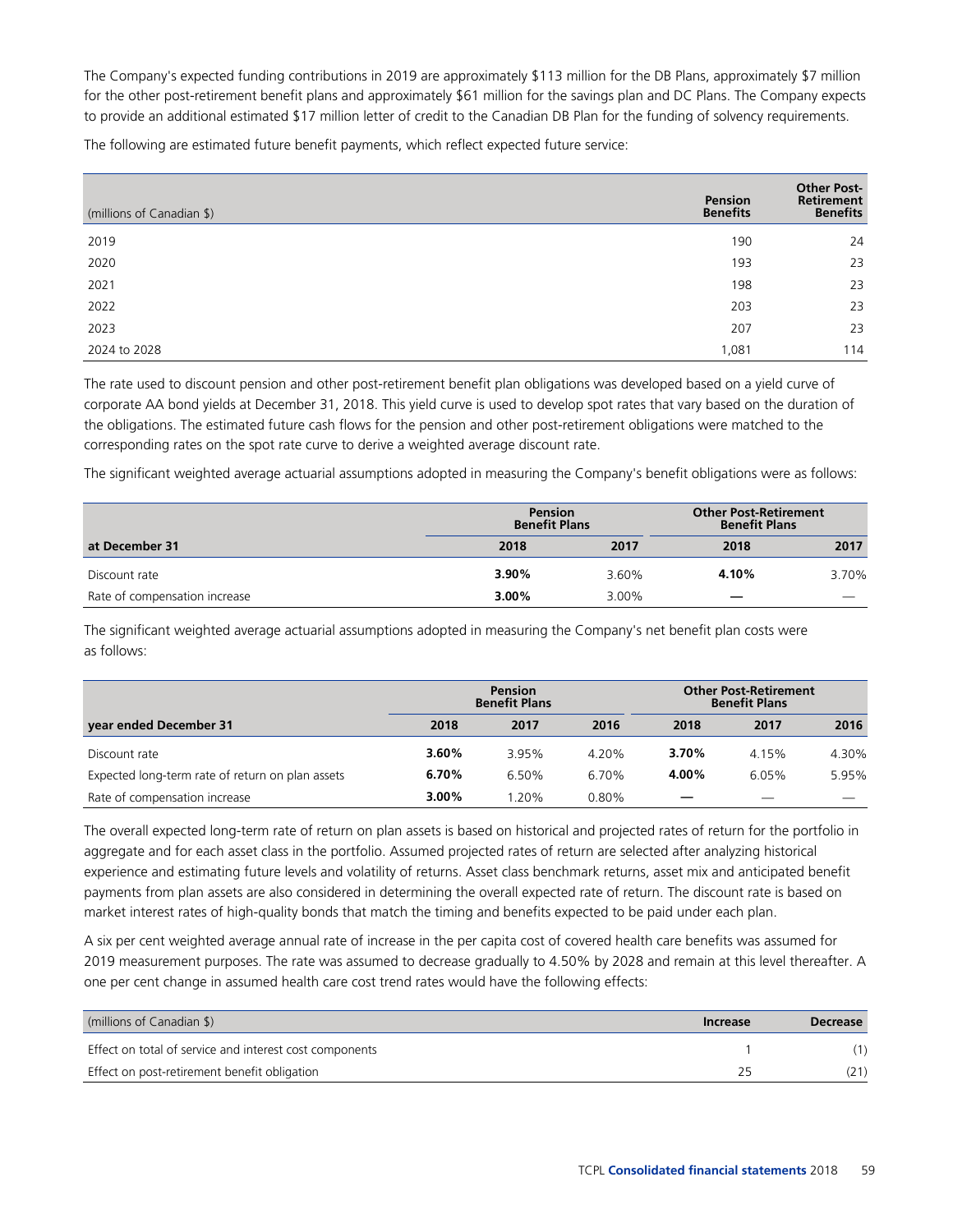The Company's expected funding contributions in 2019 are approximately $113 million for the DB Plans, approximately $7 million for the other post-retirement benefit plans and approximately $61 million for the savings plan and DC Plans. The Company expects to provide an additional estimated $17 million letter of credit to the Canadian DB Plan for the funding of solvency requirements.

The following are estimated future benefit payments, which reflect expected future service:

| (millions of Canadian $) | Pension Benefits | Other Post-Retirement Benefits |
|---|---|---|
| 2019 | 190 | 24 |
| 2020 | 193 | 23 |
| 2021 | 198 | 23 |
| 2022 | 203 | 23 |
| 2023 | 207 | 23 |
| 2024 to 2028 | 1,081 | 114 |

The rate used to discount pension and other post-retirement benefit plan obligations was developed based on a yield curve of corporate AA bond yields at December 31, 2018. This yield curve is used to develop spot rates that vary based on the duration of the obligations. The estimated future cash flows for the pension and other post-retirement obligations were matched to the corresponding rates on the spot rate curve to derive a weighted average discount rate.

The significant weighted average actuarial assumptions adopted in measuring the Company's benefit obligations were as follows:

| | Pension Benefit Plans | | Other Post-Retirement Benefit Plans | |
|---|---|---|---|---|
| **at December 31** | **2018** | **2017** | **2018** | **2017** |
| Discount rate | **3.90%** | 3.60% | **4.10%** | 3.70% |
| Rate of compensation increase | **3.00%** | 3.00% | **—** | — |

The significant weighted average actuarial assumptions adopted in measuring the Company's net benefit plan costs were as follows:

| | Pension Benefit Plans | | | Other Post-Retirement Benefit Plans | | |
|---|---|---|---|---|---|---|
| **year ended December 31** | **2018** | **2017** | **2016** | **2018** | **2017** | **2016** |
| Discount rate | **3.60%** | 3.95% | 4.20% | **3.70%** | 4.15% | 4.30% |
| Expected long-term rate of return on plan assets | **6.70%** | 6.50% | 6.70% | **4.00%** | 6.05% | 5.95% |
| Rate of compensation increase | **3.00%** | 1.20% | 0.80% | **—** | — | — |

The overall expected long-term rate of return on plan assets is based on historical and projected rates of return for the portfolio in aggregate and for each asset class in the portfolio. Assumed projected rates of return are selected after analyzing historical experience and estimating future levels and volatility of returns. Asset class benchmark returns, asset mix and anticipated benefit payments from plan assets are also considered in determining the overall expected rate of return. The discount rate is based on market interest rates of high-quality bonds that match the timing and benefits expected to be paid under each plan.

A six per cent weighted average annual rate of increase in the per capita cost of covered health care benefits was assumed for 2019 measurement purposes. The rate was assumed to decrease gradually to 4.50% by 2028 and remain at this level thereafter. A one per cent change in assumed health care cost trend rates would have the following effects:

| (millions of Canadian $) | Increase | Decrease |
|---|---|---|
| Effect on total of service and interest cost components | 1 | (1) |
| Effect on post-retirement benefit obligation | 25 | (21) |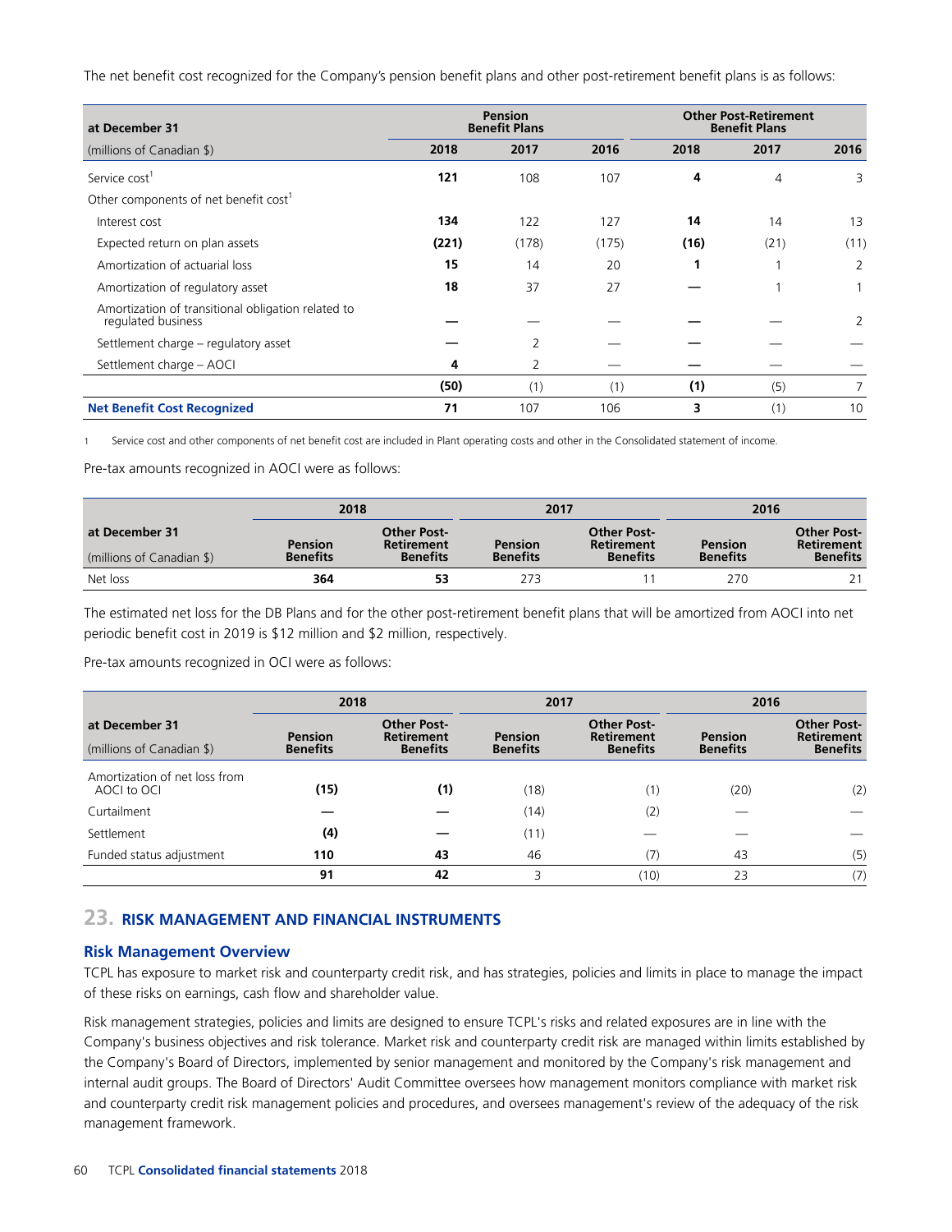The net benefit cost recognized for the Company's pension benefit plans and other post-retirement benefit plans is as follows:

| at December 31 | Pension Benefit Plans | | | Other Post-Retirement Benefit Plans | | |
|---|---|---|---|---|---|---|
| (millions of Canadian $) | **2018** | 2017 | 2016 | **2018** | 2017 | 2016 |
| Service cost[1] | **121** | 108 | 107 | **4** | 4 | 3 |
| Other components of net benefit cost[1] | | | | | | |
| Interest cost | **134** | 122 | 127 | **14** | 14 | 13 |
| Expected return on plan assets | **(221)** | (178) | (175) | **(16)** | (21) | (11) |
| Amortization of actuarial loss | **15** | 14 | 20 | **1** | 1 | 2 |
| Amortization of regulatory asset | **18** | 37 | 27 | **—** | 1 | 1 |
| Amortization of transitional obligation related to regulated business | **—** | — | — | **—** | — | 2 |
| Settlement charge – regulatory asset | **—** | 2 | — | **—** | — | — |
| Settlement charge – AOCI | **4** | 2 | — | **—** | — | — |
| | **(50)** | (1) | (1) | **(1)** | (5) | 7 |
| **Net Benefit Cost Recognized** | **71** | 107 | 106 | **3** | (1) | 10 |

1 Service cost and other components of net benefit cost are included in Plant operating costs and other in the Consolidated statement of income.

Pre-tax amounts recognized in AOCI were as follows:

| at December 31 | 2018 | | 2017 | | 2016 | |
|---|---|---|---|---|---|---|
| (millions of Canadian $) | **Pension Benefits** | **Other Post-Retirement Benefits** | Pension Benefits | Other Post-Retirement Benefits | Pension Benefits | Other Post-Retirement Benefits |
| Net loss | **364** | **53** | 273 | 11 | 270 | 21 |

The estimated net loss for the DB Plans and for the other post-retirement benefit plans that will be amortized from AOCI into net periodic benefit cost in 2019 is $12 million and $2 million, respectively.

Pre-tax amounts recognized in OCI were as follows:

| at December 31 | 2018 | | 2017 | | 2016 | |
|---|---|---|---|---|---|---|
| (millions of Canadian $) | **Pension Benefits** | **Other Post-Retirement Benefits** | Pension Benefits | Other Post-Retirement Benefits | Pension Benefits | Other Post-Retirement Benefits |
| Amortization of net loss from AOCI to OCI | **(15)** | **(1)** | (18) | (1) | (20) | (2) |
| Curtailment | **—** | **—** | (14) | (2) | — | — |
| Settlement | **(4)** | **—** | (11) | — | — | — |
| Funded status adjustment | **110** | **43** | 46 | (7) | 43 | (5) |
| | **91** | **42** | 3 | (10) | 23 | (7) |

## 23. RISK MANAGEMENT AND FINANCIAL INSTRUMENTS

### Risk Management Overview

TCPL has exposure to market risk and counterparty credit risk, and has strategies, policies and limits in place to manage the impact of these risks on earnings, cash flow and shareholder value.

Risk management strategies, policies and limits are designed to ensure TCPL's risks and related exposures are in line with the Company's business objectives and risk tolerance. Market risk and counterparty credit risk are managed within limits established by the Company's Board of Directors, implemented by senior management and monitored by the Company's risk management and internal audit groups. The Board of Directors' Audit Committee oversees how management monitors compliance with market risk and counterparty credit risk management policies and procedures, and oversees management's review of the adequacy of the risk management framework.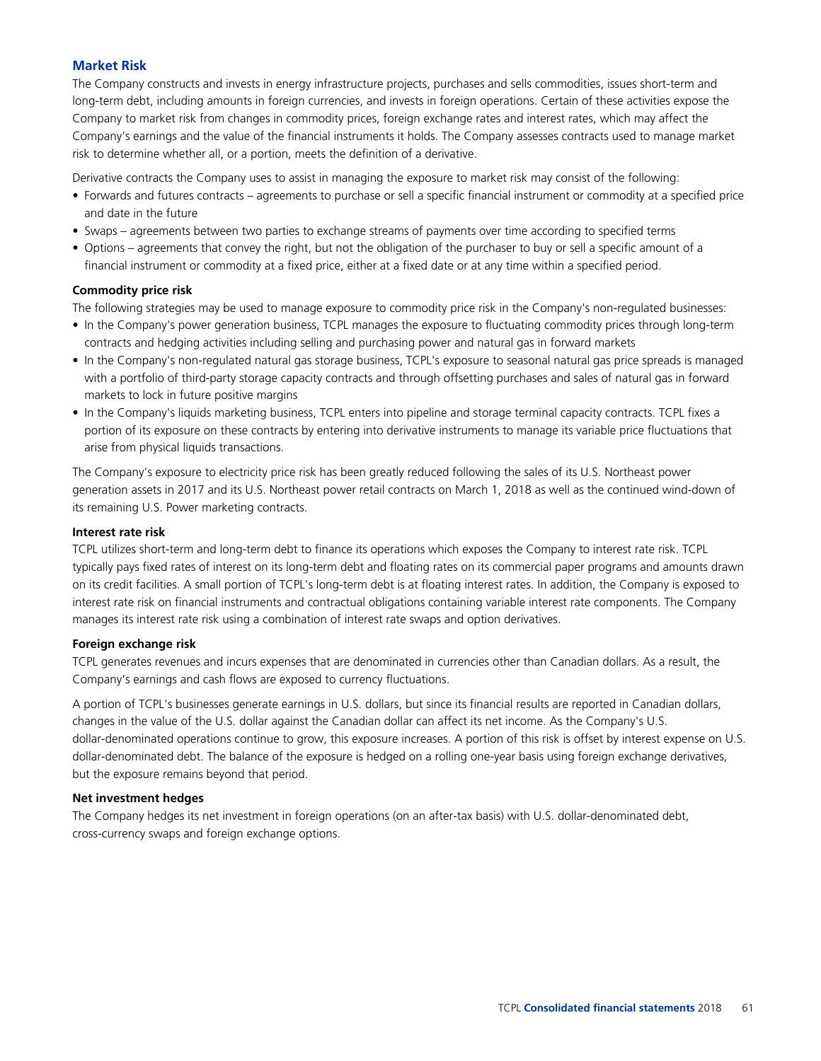## Market Risk

The Company constructs and invests in energy infrastructure projects, purchases and sells commodities, issues short-term and long-term debt, including amounts in foreign currencies, and invests in foreign operations. Certain of these activities expose the Company to market risk from changes in commodity prices, foreign exchange rates and interest rates, which may affect the Company's earnings and the value of the financial instruments it holds. The Company assesses contracts used to manage market risk to determine whether all, or a portion, meets the definition of a derivative.

Derivative contracts the Company uses to assist in managing the exposure to market risk may consist of the following:

- Forwards and futures contracts – agreements to purchase or sell a specific financial instrument or commodity at a specified price and date in the future
- Swaps – agreements between two parties to exchange streams of payments over time according to specified terms
- Options – agreements that convey the right, but not the obligation of the purchaser to buy or sell a specific amount of a financial instrument or commodity at a fixed price, either at a fixed date or at any time within a specified period.

### Commodity price risk

The following strategies may be used to manage exposure to commodity price risk in the Company's non-regulated businesses:

- In the Company's power generation business, TCPL manages the exposure to fluctuating commodity prices through long-term contracts and hedging activities including selling and purchasing power and natural gas in forward markets
- In the Company's non-regulated natural gas storage business, TCPL's exposure to seasonal natural gas price spreads is managed with a portfolio of third-party storage capacity contracts and through offsetting purchases and sales of natural gas in forward markets to lock in future positive margins
- In the Company's liquids marketing business, TCPL enters into pipeline and storage terminal capacity contracts. TCPL fixes a portion of its exposure on these contracts by entering into derivative instruments to manage its variable price fluctuations that arise from physical liquids transactions.

The Company's exposure to electricity price risk has been greatly reduced following the sales of its U.S. Northeast power generation assets in 2017 and its U.S. Northeast power retail contracts on March 1, 2018 as well as the continued wind-down of its remaining U.S. Power marketing contracts.

### Interest rate risk

TCPL utilizes short-term and long-term debt to finance its operations which exposes the Company to interest rate risk. TCPL typically pays fixed rates of interest on its long-term debt and floating rates on its commercial paper programs and amounts drawn on its credit facilities. A small portion of TCPL's long-term debt is at floating interest rates. In addition, the Company is exposed to interest rate risk on financial instruments and contractual obligations containing variable interest rate components. The Company manages its interest rate risk using a combination of interest rate swaps and option derivatives.

### Foreign exchange risk

TCPL generates revenues and incurs expenses that are denominated in currencies other than Canadian dollars. As a result, the Company's earnings and cash flows are exposed to currency fluctuations.

A portion of TCPL's businesses generate earnings in U.S. dollars, but since its financial results are reported in Canadian dollars, changes in the value of the U.S. dollar against the Canadian dollar can affect its net income. As the Company's U.S. dollar-denominated operations continue to grow, this exposure increases. A portion of this risk is offset by interest expense on U.S. dollar-denominated debt. The balance of the exposure is hedged on a rolling one-year basis using foreign exchange derivatives, but the exposure remains beyond that period.

### Net investment hedges

The Company hedges its net investment in foreign operations (on an after-tax basis) with U.S. dollar-denominated debt, cross-currency swaps and foreign exchange options.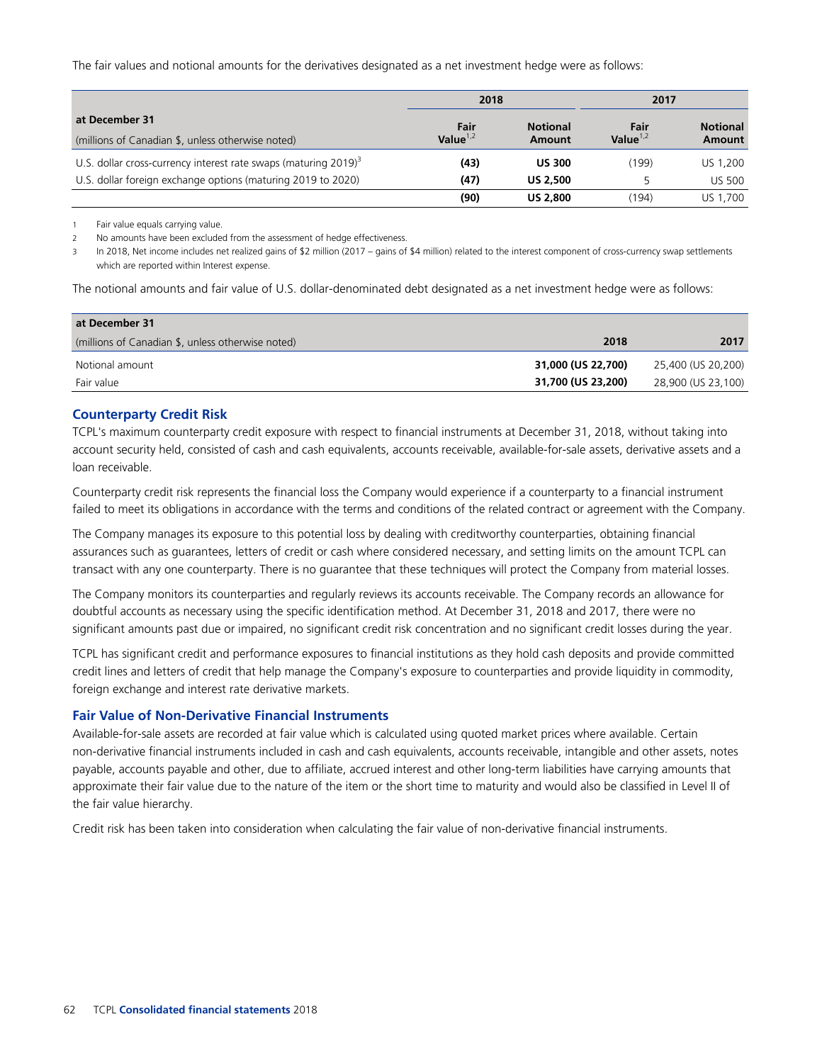The fair values and notional amounts for the derivatives designated as a net investment hedge were as follows:

| at December 31<br>(millions of Canadian $, unless otherwise noted) | 2018 | | 2017 | |
|---|---|---|---|---|
| | Fair Value[1,2] | Notional Amount | Fair Value[1,2] | Notional Amount |
| U.S. dollar cross-currency interest rate swaps (maturing 2019)[3] | **(43)** | **US 300** | (199) | US 1,200 |
| U.S. dollar foreign exchange options (maturing 2019 to 2020) | **(47)** | **US 2,500** | 5 | US 500 |
| | **(90)** | **US 2,800** | (194) | US 1,700 |

1 Fair value equals carrying value.

2 No amounts have been excluded from the assessment of hedge effectiveness.

3 In 2018, Net income includes net realized gains of $2 million (2017 – gains of $4 million) related to the interest component of cross-currency swap settlements which are reported within Interest expense.

The notional amounts and fair value of U.S. dollar-denominated debt designated as a net investment hedge were as follows:

| at December 31<br>(millions of Canadian $, unless otherwise noted) | 2018 | 2017 |
|---|---|---|
| Notional amount | **31,000 (US 22,700)** | 25,400 (US 20,200) |
| Fair value | **31,700 (US 23,200)** | 28,900 (US 23,100) |

### Counterparty Credit Risk

TCPL's maximum counterparty credit exposure with respect to financial instruments at December 31, 2018, without taking into account security held, consisted of cash and cash equivalents, accounts receivable, available-for-sale assets, derivative assets and a loan receivable.

Counterparty credit risk represents the financial loss the Company would experience if a counterparty to a financial instrument failed to meet its obligations in accordance with the terms and conditions of the related contract or agreement with the Company.

The Company manages its exposure to this potential loss by dealing with creditworthy counterparties, obtaining financial assurances such as guarantees, letters of credit or cash where considered necessary, and setting limits on the amount TCPL can transact with any one counterparty. There is no guarantee that these techniques will protect the Company from material losses.

The Company monitors its counterparties and regularly reviews its accounts receivable. The Company records an allowance for doubtful accounts as necessary using the specific identification method. At December 31, 2018 and 2017, there were no significant amounts past due or impaired, no significant credit risk concentration and no significant credit losses during the year.

TCPL has significant credit and performance exposures to financial institutions as they hold cash deposits and provide committed credit lines and letters of credit that help manage the Company's exposure to counterparties and provide liquidity in commodity, foreign exchange and interest rate derivative markets.

### Fair Value of Non-Derivative Financial Instruments

Available-for-sale assets are recorded at fair value which is calculated using quoted market prices where available. Certain non-derivative financial instruments included in cash and cash equivalents, accounts receivable, intangible and other assets, notes payable, accounts payable and other, due to affiliate, accrued interest and other long-term liabilities have carrying amounts that approximate their fair value due to the nature of the item or the short time to maturity and would also be classified in Level II of the fair value hierarchy.

Credit risk has been taken into consideration when calculating the fair value of non-derivative financial instruments.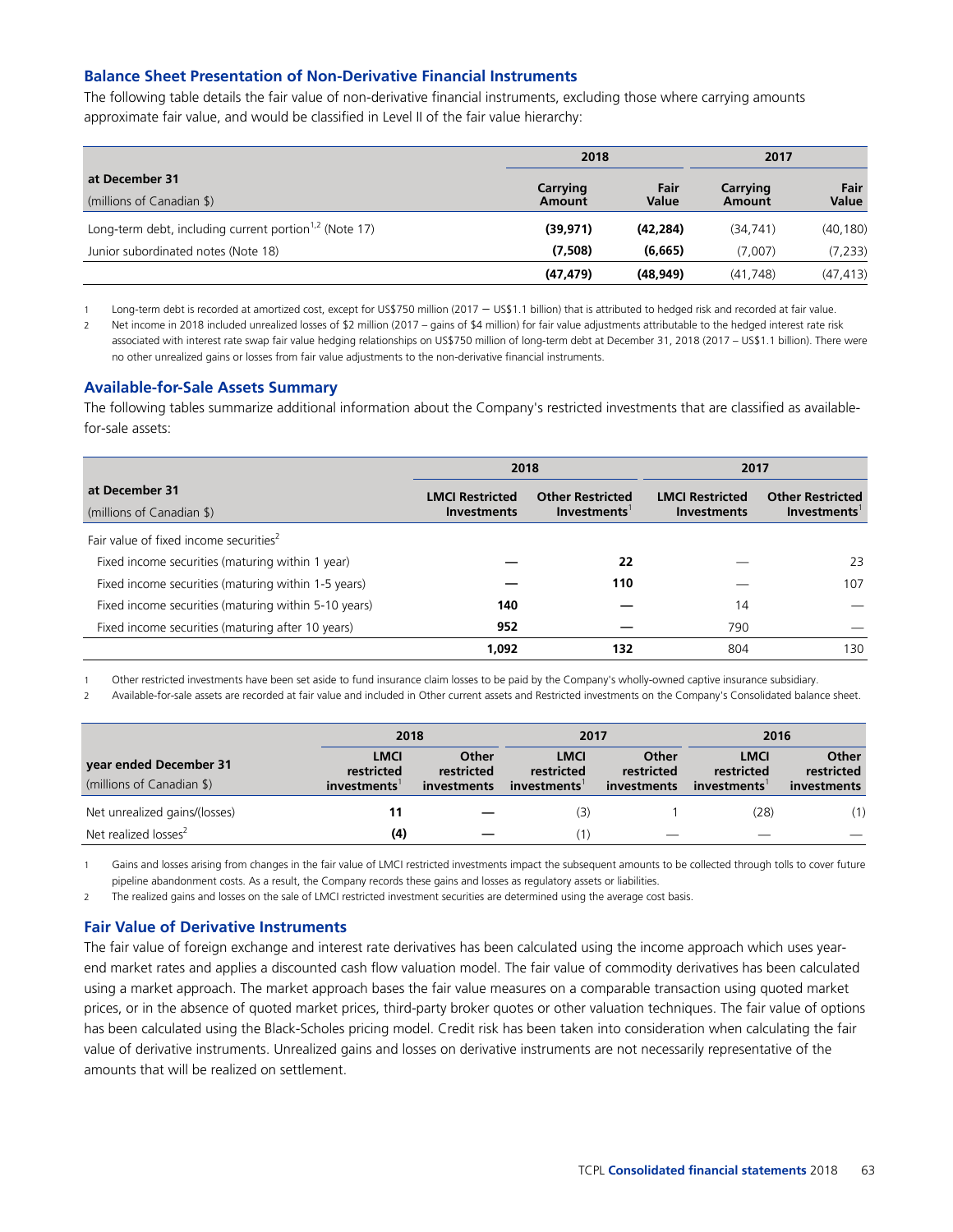### Balance Sheet Presentation of Non-Derivative Financial Instruments

The following table details the fair value of non-derivative financial instruments, excluding those where carrying amounts approximate fair value, and would be classified in Level II of the fair value hierarchy:

| at December 31<br>(millions of Canadian $) | 2018 | | 2017 | |
|---|---|---|---|---|
| | **Carrying Amount** | **Fair Value** | **Carrying Amount** | **Fair Value** |
| Long-term debt, including current portion[1,2] (Note 17) | **(39,971)** | **(42,284)** | (34,741) | (40,180) |
| Junior subordinated notes (Note 18) | **(7,508)** | **(6,665)** | (7,007) | (7,233) |
| | **(47,479)** | **(48,949)** | (41,748) | (47,413) |

1 Long-term debt is recorded at amortized cost, except for US$750 million (2017 – US$1.1 billion) that is attributed to hedged risk and recorded at fair value.

2 Net income in 2018 included unrealized losses of $2 million (2017 – gains of $4 million) for fair value adjustments attributable to the hedged interest rate risk associated with interest rate swap fair value hedging relationships on US$750 million of long-term debt at December 31, 2018 (2017 – US$1.1 billion). There were no other unrealized gains or losses from fair value adjustments to the non-derivative financial instruments.

### Available-for-Sale Assets Summary

The following tables summarize additional information about the Company's restricted investments that are classified as available-for-sale assets:

| at December 31<br>(millions of Canadian $) | 2018 | | 2017 | |
|---|---|---|---|---|
| | **LMCI Restricted Investments** | **Other Restricted Investments[1]** | **LMCI Restricted Investments** | **Other Restricted Investments[1]** |
| Fair value of fixed income securities[2] | | | | |
| Fixed income securities (maturing within 1 year) | **—** | **22** | — | 23 |
| Fixed income securities (maturing within 1-5 years) | **—** | **110** | — | 107 |
| Fixed income securities (maturing within 5-10 years) | **140** | **—** | 14 | — |
| Fixed income securities (maturing after 10 years) | **952** | **—** | 790 | — |
| | **1,092** | **132** | 804 | 130 |

1 Other restricted investments have been set aside to fund insurance claim losses to be paid by the Company's wholly-owned captive insurance subsidiary.

2 Available-for-sale assets are recorded at fair value and included in Other current assets and Restricted investments on the Company's Consolidated balance sheet.

| year ended December 31<br>(millions of Canadian $) | 2018 | | 2017 | | 2016 | |
|---|---|---|---|---|---|---|
| | **LMCI restricted investments[1]** | **Other restricted investments** | **LMCI restricted investments[1]** | **Other restricted investments** | **LMCI restricted investments[1]** | **Other restricted investments** |
| Net unrealized gains/(losses) | **11** | **—** | (3) | 1 | (28) | (1) |
| Net realized losses[2] | **(4)** | **—** | (1) | — | — | — |

1 Gains and losses arising from changes in the fair value of LMCI restricted investments impact the subsequent amounts to be collected through tolls to cover future pipeline abandonment costs. As a result, the Company records these gains and losses as regulatory assets or liabilities.

2 The realized gains and losses on the sale of LMCI restricted investment securities are determined using the average cost basis.

### Fair Value of Derivative Instruments

The fair value of foreign exchange and interest rate derivatives has been calculated using the income approach which uses year-end market rates and applies a discounted cash flow valuation model. The fair value of commodity derivatives has been calculated using a market approach. The market approach bases the fair value measures on a comparable transaction using quoted market prices, or in the absence of quoted market prices, third-party broker quotes or other valuation techniques. The fair value of options has been calculated using the Black-Scholes pricing model. Credit risk has been taken into consideration when calculating the fair value of derivative instruments. Unrealized gains and losses on derivative instruments are not necessarily representative of the amounts that will be realized on settlement.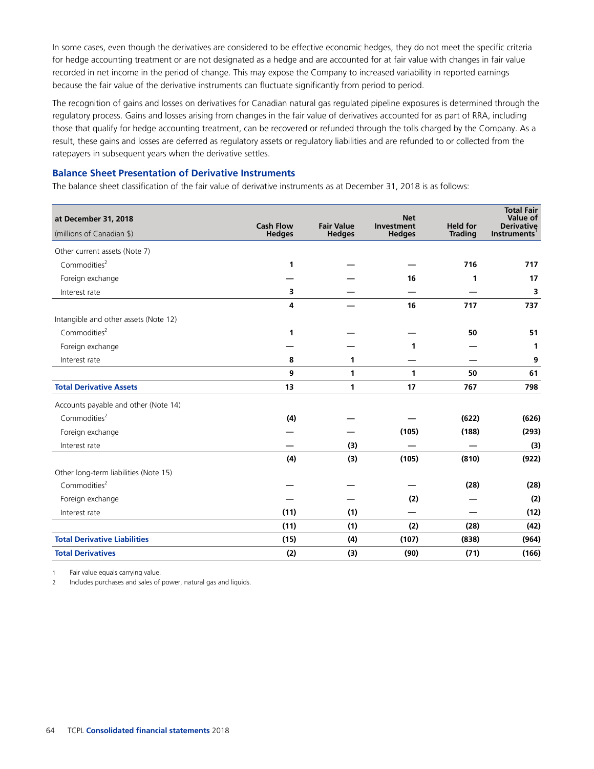In some cases, even though the derivatives are considered to be effective economic hedges, they do not meet the specific criteria for hedge accounting treatment or are not designated as a hedge and are accounted for at fair value with changes in fair value recorded in net income in the period of change. This may expose the Company to increased variability in reported earnings because the fair value of the derivative instruments can fluctuate significantly from period to period.

The recognition of gains and losses on derivatives for Canadian natural gas regulated pipeline exposures is determined through the regulatory process. Gains and losses arising from changes in the fair value of derivatives accounted for as part of RRA, including those that qualify for hedge accounting treatment, can be recovered or refunded through the tolls charged by the Company. As a result, these gains and losses are deferred as regulatory assets or regulatory liabilities and are refunded to or collected from the ratepayers in subsequent years when the derivative settles.

### Balance Sheet Presentation of Derivative Instruments

The balance sheet classification of the fair value of derivative instruments as at December 31, 2018 is as follows:

| at December 31, 2018<br>(millions of Canadian $) | Cash Flow Hedges | Fair Value Hedges | Net Investment Hedges | Held for Trading | Total Fair Value of Derivative Instruments[1] |
|---|---|---|---|---|---|
| Other current assets (Note 7) | | | | | |
| Commodities[2] | 1 | — | — | 716 | 717 |
| Foreign exchange | — | — | 16 | 1 | 17 |
| Interest rate | 3 | — | — | — | 3 |
| | 4 | — | 16 | 717 | 737 |
| Intangible and other assets (Note 12) | | | | | |
| Commodities[2] | 1 | — | — | 50 | 51 |
| Foreign exchange | — | — | 1 | — | 1 |
| Interest rate | 8 | 1 | — | — | 9 |
| | 9 | 1 | 1 | 50 | 61 |
| **Total Derivative Assets** | 13 | 1 | 17 | 767 | 798 |
| Accounts payable and other (Note 14) | | | | | |
| Commodities[2] | (4) | — | — | (622) | (626) |
| Foreign exchange | — | — | (105) | (188) | (293) |
| Interest rate | — | (3) | — | — | (3) |
| | (4) | (3) | (105) | (810) | (922) |
| Other long-term liabilities (Note 15) | | | | | |
| Commodities[2] | — | — | — | (28) | (28) |
| Foreign exchange | — | — | (2) | — | (2) |
| Interest rate | (11) | (1) | — | — | (12) |
| | (11) | (1) | (2) | (28) | (42) |
| **Total Derivative Liabilities** | (15) | (4) | (107) | (838) | (964) |
| **Total Derivatives** | (2) | (3) | (90) | (71) | (166) |

1 Fair value equals carrying value.

2 Includes purchases and sales of power, natural gas and liquids.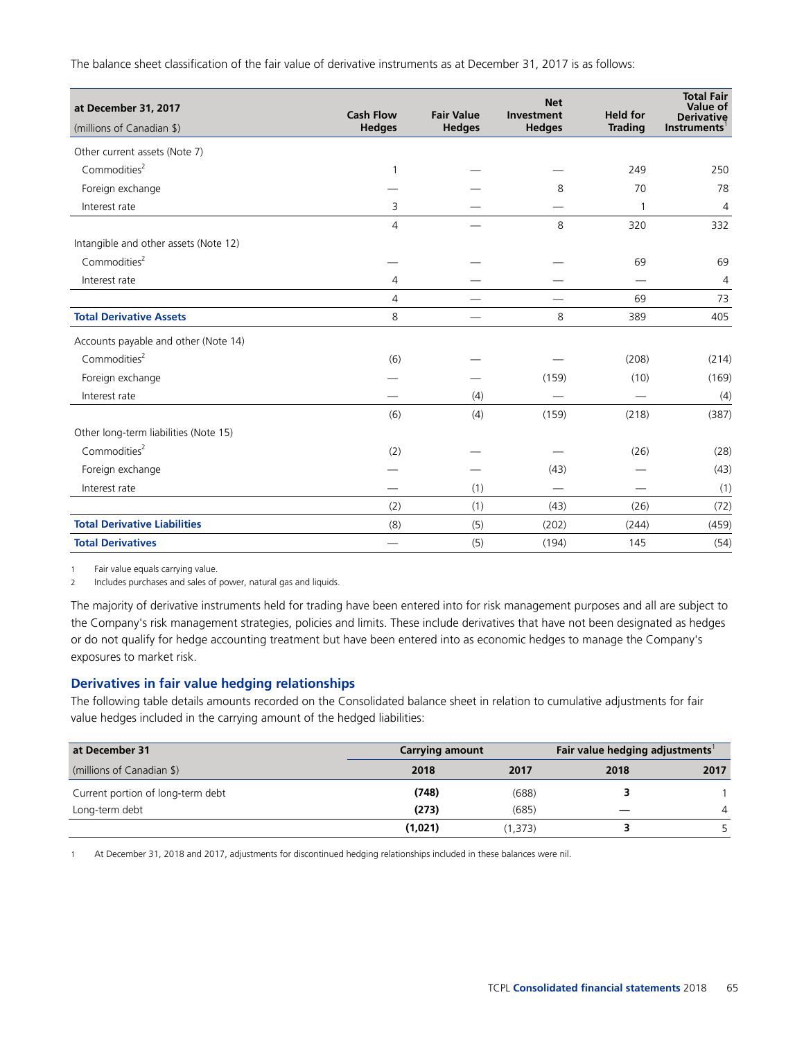The balance sheet classification of the fair value of derivative instruments as at December 31, 2017 is as follows:

| at December 31, 2017 (millions of Canadian $) | Cash Flow Hedges | Fair Value Hedges | Net Investment Hedges | Held for Trading | Total Fair Value of Derivative Instruments[1] |
|---|---|---|---|---|---|
| Other current assets (Note 7) | | | | | |
| Commodities[2] | 1 | — | — | 249 | 250 |
| Foreign exchange | — | — | 8 | 70 | 78 |
| Interest rate | 3 | — | — | 1 | 4 |
| | 4 | — | 8 | 320 | 332 |
| Intangible and other assets (Note 12) | | | | | |
| Commodities[2] | — | — | — | 69 | 69 |
| Interest rate | 4 | — | — | — | 4 |
| | 4 | — | — | 69 | 73 |
| **Total Derivative Assets** | 8 | — | 8 | 389 | 405 |
| Accounts payable and other (Note 14) | | | | | |
| Commodities[2] | (6) | — | — | (208) | (214) |
| Foreign exchange | — | — | (159) | (10) | (169) |
| Interest rate | — | (4) | — | — | (4) |
| | (6) | (4) | (159) | (218) | (387) |
| Other long-term liabilities (Note 15) | | | | | |
| Commodities[2] | (2) | — | — | (26) | (28) |
| Foreign exchange | — | — | (43) | — | (43) |
| Interest rate | — | (1) | — | — | (1) |
| | (2) | (1) | (43) | (26) | (72) |
| **Total Derivative Liabilities** | (8) | (5) | (202) | (244) | (459) |
| **Total Derivatives** | — | (5) | (194) | 145 | (54) |

1 Fair value equals carrying value.

2 Includes purchases and sales of power, natural gas and liquids.

The majority of derivative instruments held for trading have been entered into for risk management purposes and all are subject to the Company's risk management strategies, policies and limits. These include derivatives that have not been designated as hedges or do not qualify for hedge accounting treatment but have been entered into as economic hedges to manage the Company's exposures to market risk.

## Derivatives in fair value hedging relationships

The following table details amounts recorded on the Consolidated balance sheet in relation to cumulative adjustments for fair value hedges included in the carrying amount of the hedged liabilities:

| at December 31 | Carrying amount | | Fair value hedging adjustments[1] | |
|---|---|---|---|---|
| (millions of Canadian $) | 2018 | 2017 | 2018 | 2017 |
| Current portion of long-term debt | **(748)** | (688) | **3** | 1 |
| Long-term debt | **(273)** | (685) | **—** | 4 |
| | **(1,021)** | (1,373) | **3** | 5 |

1 At December 31, 2018 and 2017, adjustments for discontinued hedging relationships included in these balances were nil.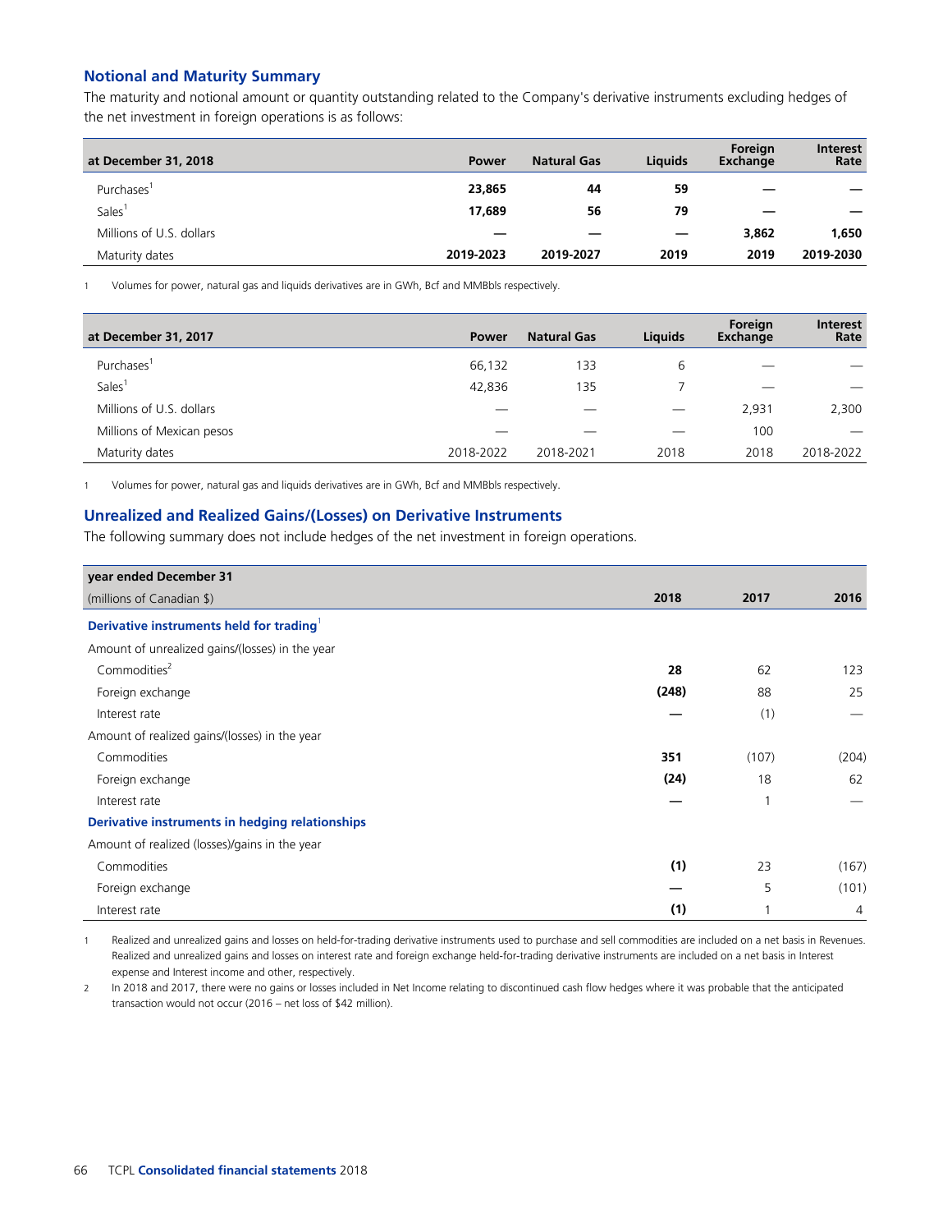## Notional and Maturity Summary

The maturity and notional amount or quantity outstanding related to the Company's derivative instruments excluding hedges of the net investment in foreign operations is as follows:

| at December 31, 2018 | Power | Natural Gas | Liquids | Foreign Exchange | Interest Rate |
|---|---|---|---|---|---|
| Purchases[1] | **23,865** | **44** | **59** | **—** | **—** |
| Sales[1] | **17,689** | **56** | **79** | **—** | **—** |
| Millions of U.S. dollars | **—** | **—** | **—** | **3,862** | **1,650** |
| Maturity dates | **2019-2023** | **2019-2027** | **2019** | **2019** | **2019-2030** |

1 Volumes for power, natural gas and liquids derivatives are in GWh, Bcf and MMBbls respectively.

| at December 31, 2017 | Power | Natural Gas | Liquids | Foreign Exchange | Interest Rate |
|---|---|---|---|---|---|
| Purchases[1] | 66,132 | 133 | 6 | — | — |
| Sales[1] | 42,836 | 135 | 7 | — | — |
| Millions of U.S. dollars | — | — | — | 2,931 | 2,300 |
| Millions of Mexican pesos | — | — | — | 100 | — |
| Maturity dates | 2018-2022 | 2018-2021 | 2018 | 2018 | 2018-2022 |

1 Volumes for power, natural gas and liquids derivatives are in GWh, Bcf and MMBbls respectively.

## Unrealized and Realized Gains/(Losses) on Derivative Instruments

The following summary does not include hedges of the net investment in foreign operations.

| year ended December 31<br>(millions of Canadian $) | 2018 | 2017 | 2016 |
|---|---|---|---|
| **Derivative instruments held for trading[1]** | | | |
| Amount of unrealized gains/(losses) in the year | | | |
| Commodities[2] | **28** | 62 | 123 |
| Foreign exchange | **(248)** | 88 | 25 |
| Interest rate | **—** | (1) | — |
| Amount of realized gains/(losses) in the year | | | |
| Commodities | **351** | (107) | (204) |
| Foreign exchange | **(24)** | 18 | 62 |
| Interest rate | **—** | 1 | — |
| **Derivative instruments in hedging relationships** | | | |
| Amount of realized (losses)/gains in the year | | | |
| Commodities | **(1)** | 23 | (167) |
| Foreign exchange | **—** | 5 | (101) |
| Interest rate | **(1)** | 1 | 4 |

1 Realized and unrealized gains and losses on held-for-trading derivative instruments used to purchase and sell commodities are included on a net basis in Revenues. Realized and unrealized gains and losses on interest rate and foreign exchange held-for-trading derivative instruments are included on a net basis in Interest expense and Interest income and other, respectively.

2 In 2018 and 2017, there were no gains or losses included in Net Income relating to discontinued cash flow hedges where it was probable that the anticipated transaction would not occur (2016 – net loss of $42 million).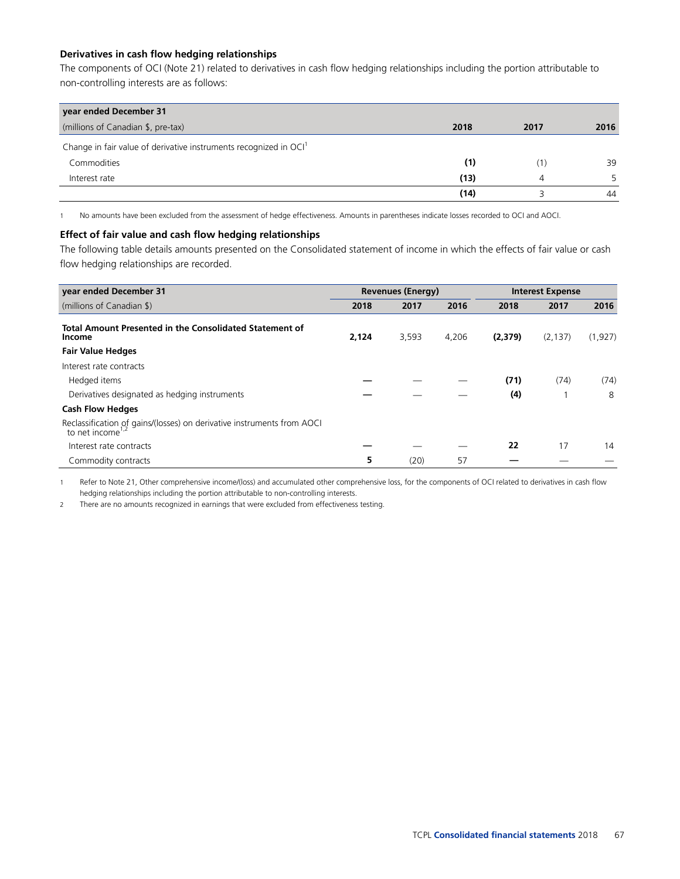### Derivatives in cash flow hedging relationships

The components of OCI (Note 21) related to derivatives in cash flow hedging relationships including the portion attributable to non-controlling interests are as follows:

| year ended December 31 | | | |
|---|---|---|---|
| (millions of Canadian $, pre-tax) | **2018** | 2017 | 2016 |
| Change in fair value of derivative instruments recognized in OCI[1] | | | |
| Commodities | **(1)** | (1) | 39 |
| Interest rate | **(13)** | 4 | 5 |
| | **(14)** | 3 | 44 |

1 No amounts have been excluded from the assessment of hedge effectiveness. Amounts in parentheses indicate losses recorded to OCI and AOCI.

### Effect of fair value and cash flow hedging relationships

The following table details amounts presented on the Consolidated statement of income in which the effects of fair value or cash flow hedging relationships are recorded.

| year ended December 31 | Revenues (Energy) | | | Interest Expense | | |
|---|---|---|---|---|---|---|
| (millions of Canadian $) | **2018** | 2017 | 2016 | **2018** | 2017 | 2016 |
| **Total Amount Presented in the Consolidated Statement of Income** | **2,124** | 3,593 | 4,206 | **(2,379)** | (2,137) | (1,927) |
| **Fair Value Hedges** | | | | | | |
| Interest rate contracts | | | | | | |
| Hedged items | **—** | — | — | **(71)** | (74) | (74) |
| Derivatives designated as hedging instruments | **—** | — | — | **(4)** | 1 | 8 |
| **Cash Flow Hedges** | | | | | | |
| Reclassification of gains/(losses) on derivative instruments from AOCI to net income[1,2] | | | | | | |
| Interest rate contracts | **—** | — | — | **22** | 17 | 14 |
| Commodity contracts | **5** | (20) | 57 | **—** | — | — |

1 Refer to Note 21, Other comprehensive income/(loss) and accumulated other comprehensive loss, for the components of OCI related to derivatives in cash flow hedging relationships including the portion attributable to non-controlling interests.

2 There are no amounts recognized in earnings that were excluded from effectiveness testing.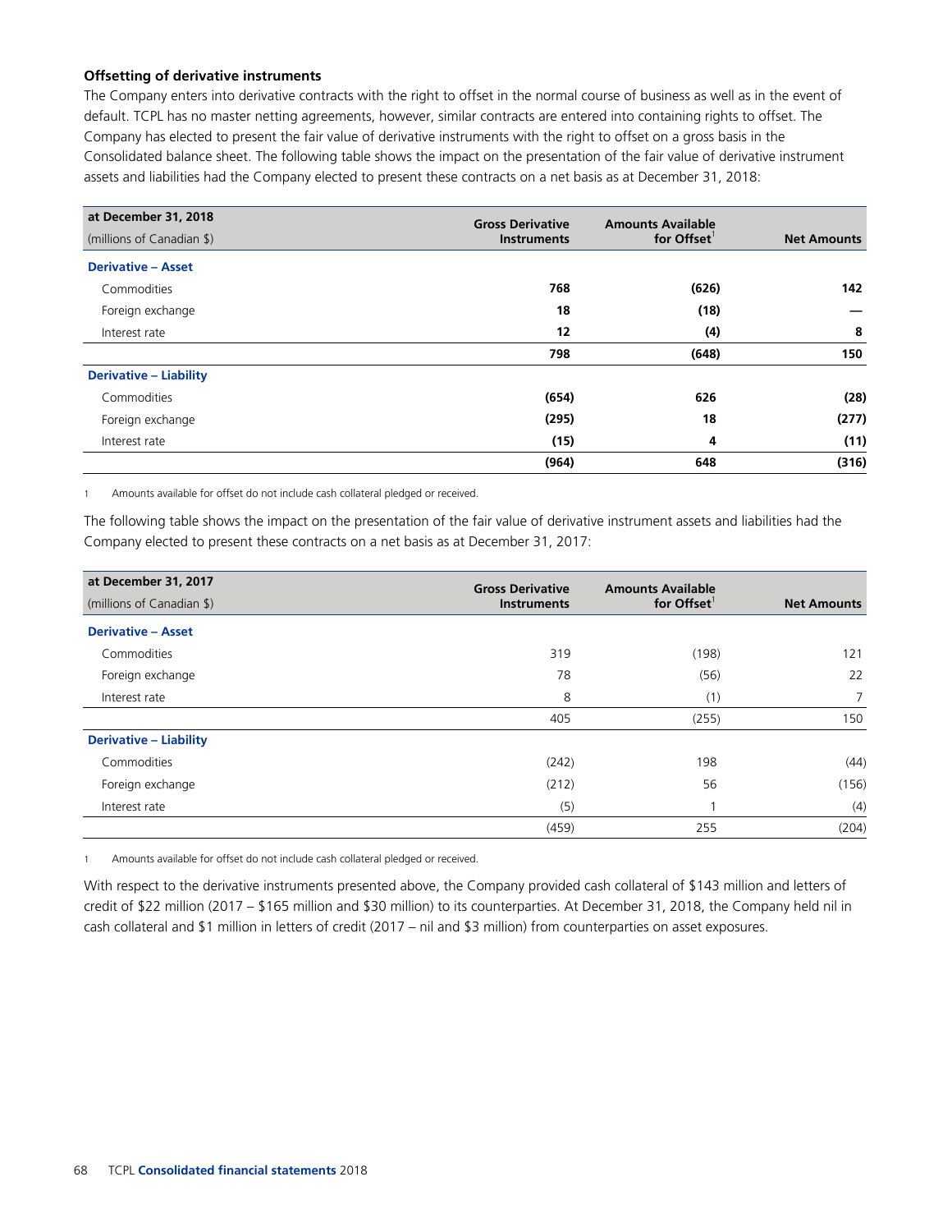**Offsetting of derivative instruments**

The Company enters into derivative contracts with the right to offset in the normal course of business as well as in the event of default. TCPL has no master netting agreements, however, similar contracts are entered into containing rights to offset. The Company has elected to present the fair value of derivative instruments with the right to offset on a gross basis in the Consolidated balance sheet. The following table shows the impact on the presentation of the fair value of derivative instrument assets and liabilities had the Company elected to present these contracts on a net basis as at December 31, 2018:

| at December 31, 2018<br>(millions of Canadian $) | Gross Derivative Instruments | Amounts Available for Offset[1] | Net Amounts |
|---|---|---|---|
| **Derivative – Asset** | | | |
| Commodities | **768** | **(626)** | **142** |
| Foreign exchange | **18** | **(18)** | **—** |
| Interest rate | **12** | **(4)** | **8** |
| | **798** | **(648)** | **150** |
| **Derivative – Liability** | | | |
| Commodities | **(654)** | **626** | **(28)** |
| Foreign exchange | **(295)** | **18** | **(277)** |
| Interest rate | **(15)** | **4** | **(11)** |
| | **(964)** | **648** | **(316)** |

1 Amounts available for offset do not include cash collateral pledged or received.

The following table shows the impact on the presentation of the fair value of derivative instrument assets and liabilities had the Company elected to present these contracts on a net basis as at December 31, 2017:

| at December 31, 2017<br>(millions of Canadian $) | Gross Derivative Instruments | Amounts Available for Offset[1] | Net Amounts |
|---|---|---|---|
| **Derivative – Asset** | | | |
| Commodities | 319 | (198) | 121 |
| Foreign exchange | 78 | (56) | 22 |
| Interest rate | 8 | (1) | 7 |
| | 405 | (255) | 150 |
| **Derivative – Liability** | | | |
| Commodities | (242) | 198 | (44) |
| Foreign exchange | (212) | 56 | (156) |
| Interest rate | (5) | 1 | (4) |
| | (459) | 255 | (204) |

1 Amounts available for offset do not include cash collateral pledged or received.

With respect to the derivative instruments presented above, the Company provided cash collateral of $143 million and letters of credit of $22 million (2017 – $165 million and $30 million) to its counterparties. At December 31, 2018, the Company held nil in cash collateral and $1 million in letters of credit (2017 – nil and $3 million) from counterparties on asset exposures.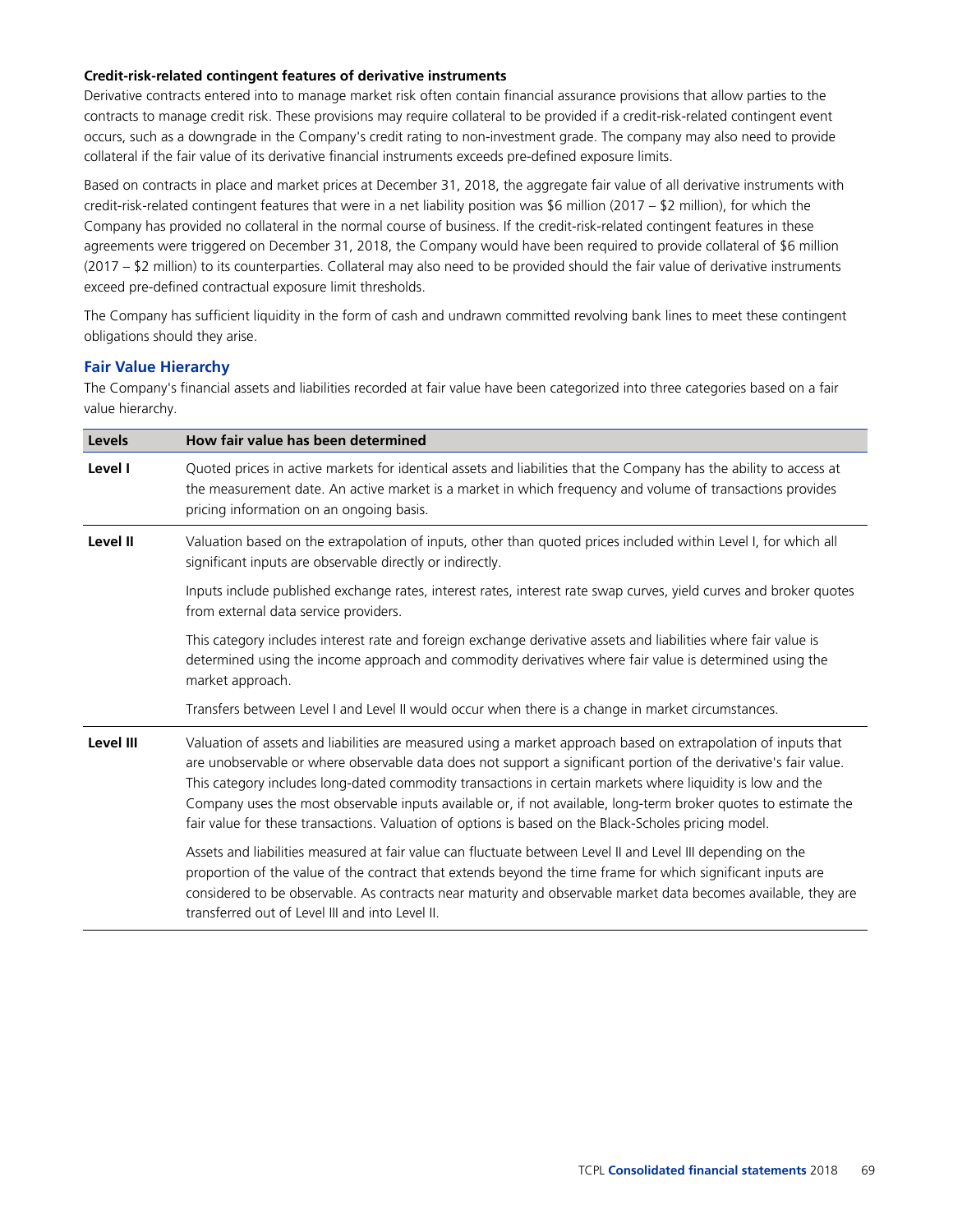**Credit-risk-related contingent features of derivative instruments**

Derivative contracts entered into to manage market risk often contain financial assurance provisions that allow parties to the contracts to manage credit risk. These provisions may require collateral to be provided if a credit-risk-related contingent event occurs, such as a downgrade in the Company's credit rating to non-investment grade. The company may also need to provide collateral if the fair value of its derivative financial instruments exceeds pre-defined exposure limits.

Based on contracts in place and market prices at December 31, 2018, the aggregate fair value of all derivative instruments with credit-risk-related contingent features that were in a net liability position was $6 million (2017 – $2 million), for which the Company has provided no collateral in the normal course of business. If the credit-risk-related contingent features in these agreements were triggered on December 31, 2018, the Company would have been required to provide collateral of $6 million (2017 – $2 million) to its counterparties. Collateral may also need to be provided should the fair value of derivative instruments exceed pre-defined contractual exposure limit thresholds.

The Company has sufficient liquidity in the form of cash and undrawn committed revolving bank lines to meet these contingent obligations should they arise.

## Fair Value Hierarchy

The Company's financial assets and liabilities recorded at fair value have been categorized into three categories based on a fair value hierarchy.

| Levels | How fair value has been determined |
| --- | --- |
| **Level I** | Quoted prices in active markets for identical assets and liabilities that the Company has the ability to access at the measurement date. An active market is a market in which frequency and volume of transactions provides pricing information on an ongoing basis. |
| **Level II** | Valuation based on the extrapolation of inputs, other than quoted prices included within Level I, for which all significant inputs are observable directly or indirectly. |
| | Inputs include published exchange rates, interest rates, interest rate swap curves, yield curves and broker quotes from external data service providers. |
| | This category includes interest rate and foreign exchange derivative assets and liabilities where fair value is determined using the income approach and commodity derivatives where fair value is determined using the market approach. |
| | Transfers between Level I and Level II would occur when there is a change in market circumstances. |
| **Level III** | Valuation of assets and liabilities are measured using a market approach based on extrapolation of inputs that are unobservable or where observable data does not support a significant portion of the derivative's fair value. This category includes long-dated commodity transactions in certain markets where liquidity is low and the Company uses the most observable inputs available or, if not available, long-term broker quotes to estimate the fair value for these transactions. Valuation of options is based on the Black-Scholes pricing model. |
| | Assets and liabilities measured at fair value can fluctuate between Level II and Level III depending on the proportion of the value of the contract that extends beyond the time frame for which significant inputs are considered to be observable. As contracts near maturity and observable market data becomes available, they are transferred out of Level III and into Level II. |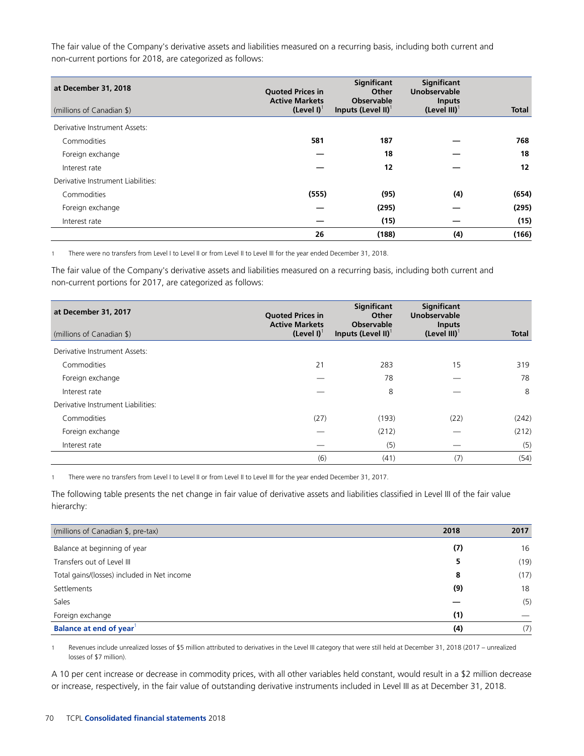The fair value of the Company's derivative assets and liabilities measured on a recurring basis, including both current and non-current portions for 2018, are categorized as follows:

| at December 31, 2018<br>(millions of Canadian $) | Quoted Prices in Active Markets (Level I)[1] | Significant Other Observable Inputs (Level II)[1] | Significant Unobservable Inputs (Level III)[1] | Total |
|---|---|---|---|---|
| Derivative Instrument Assets: | | | | |
| Commodities | **581** | **187** | **—** | **768** |
| Foreign exchange | **—** | **18** | **—** | **18** |
| Interest rate | **—** | **12** | **—** | **12** |
| Derivative Instrument Liabilities: | | | | |
| Commodities | **(555)** | **(95)** | **(4)** | **(654)** |
| Foreign exchange | **—** | **(295)** | **—** | **(295)** |
| Interest rate | **—** | **(15)** | **—** | **(15)** |
| | **26** | **(188)** | **(4)** | **(166)** |

1 There were no transfers from Level I to Level II or from Level II to Level III for the year ended December 31, 2018.

The fair value of the Company's derivative assets and liabilities measured on a recurring basis, including both current and non-current portions for 2017, are categorized as follows:

| at December 31, 2017<br>(millions of Canadian $) | Quoted Prices in Active Markets (Level I)[1] | Significant Other Observable Inputs (Level II)[1] | Significant Unobservable Inputs (Level III)[1] | Total |
|---|---|---|---|---|
| Derivative Instrument Assets: | | | | |
| Commodities | 21 | 283 | 15 | 319 |
| Foreign exchange | — | 78 | — | 78 |
| Interest rate | — | 8 | — | 8 |
| Derivative Instrument Liabilities: | | | | |
| Commodities | (27) | (193) | (22) | (242) |
| Foreign exchange | — | (212) | — | (212) |
| Interest rate | — | (5) | — | (5) |
| | (6) | (41) | (7) | (54) |

1 There were no transfers from Level I to Level II or from Level II to Level III for the year ended December 31, 2017.

The following table presents the net change in fair value of derivative assets and liabilities classified in Level III of the fair value hierarchy:

| (millions of Canadian $, pre-tax) | 2018 | 2017 |
|---|---|---|
| Balance at beginning of year | **(7)** | 16 |
| Transfers out of Level III | **5** | (19) |
| Total gains/(losses) included in Net income | **8** | (17) |
| Settlements | **(9)** | 18 |
| Sales | **—** | (5) |
| Foreign exchange | **(1)** | — |
| **Balance at end of year**[1] | **(4)** | (7) |

1 Revenues include unrealized losses of $5 million attributed to derivatives in the Level III category that were still held at December 31, 2018 (2017 – unrealized losses of $7 million).

A 10 per cent increase or decrease in commodity prices, with all other variables held constant, would result in a $2 million decrease or increase, respectively, in the fair value of outstanding derivative instruments included in Level III as at December 31, 2018.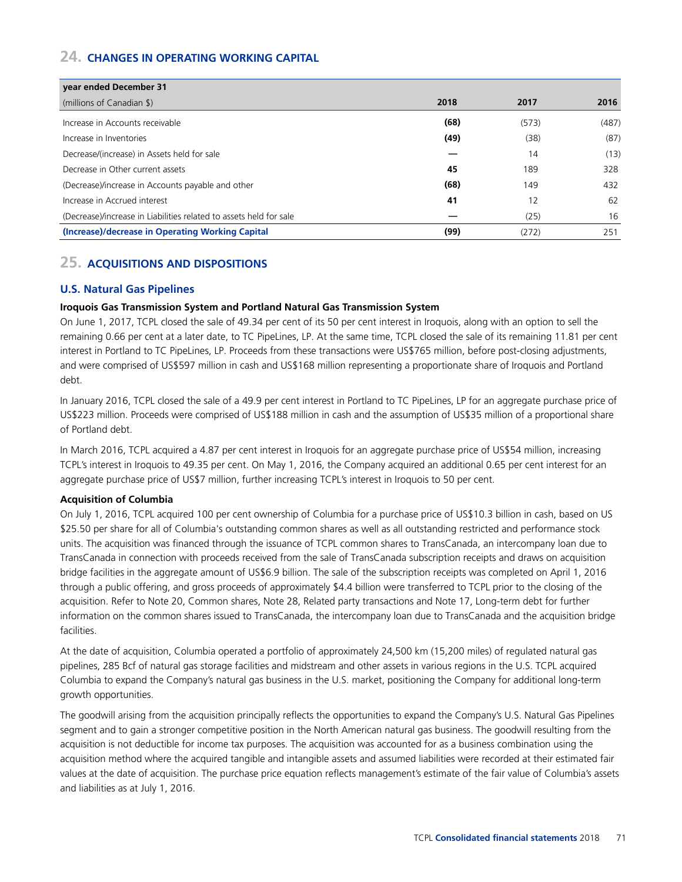## 24. CHANGES IN OPERATING WORKING CAPITAL

| year ended December 31<br>(millions of Canadian $) | 2018 | 2017 | 2016 |
|---|---|---|---|
| Increase in Accounts receivable | **(68)** | (573) | (487) |
| Increase in Inventories | **(49)** | (38) | (87) |
| Decrease/(increase) in Assets held for sale | **—** | 14 | (13) |
| Decrease in Other current assets | **45** | 189 | 328 |
| (Decrease)/increase in Accounts payable and other | **(68)** | 149 | 432 |
| Increase in Accrued interest | **41** | 12 | 62 |
| (Decrease)/increase in Liabilities related to assets held for sale | **—** | (25) | 16 |
| **(Increase)/decrease in Operating Working Capital** | **(99)** | (272) | 251 |

## 25. ACQUISITIONS AND DISPOSITIONS

### U.S. Natural Gas Pipelines

**Iroquois Gas Transmission System and Portland Natural Gas Transmission System**

On June 1, 2017, TCPL closed the sale of 49.34 per cent of its 50 per cent interest in Iroquois, along with an option to sell the remaining 0.66 per cent at a later date, to TC PipeLines, LP. At the same time, TCPL closed the sale of its remaining 11.81 per cent interest in Portland to TC PipeLines, LP. Proceeds from these transactions were US$765 million, before post-closing adjustments, and were comprised of US$597 million in cash and US$168 million representing a proportionate share of Iroquois and Portland debt.

In January 2016, TCPL closed the sale of a 49.9 per cent interest in Portland to TC PipeLines, LP for an aggregate purchase price of US$223 million. Proceeds were comprised of US$188 million in cash and the assumption of US$35 million of a proportional share of Portland debt.

In March 2016, TCPL acquired a 4.87 per cent interest in Iroquois for an aggregate purchase price of US$54 million, increasing TCPL's interest in Iroquois to 49.35 per cent. On May 1, 2016, the Company acquired an additional 0.65 per cent interest for an aggregate purchase price of US$7 million, further increasing TCPL's interest in Iroquois to 50 per cent.

**Acquisition of Columbia**

On July 1, 2016, TCPL acquired 100 per cent ownership of Columbia for a purchase price of US$10.3 billion in cash, based on US $25.50 per share for all of Columbia's outstanding common shares as well as all outstanding restricted and performance stock units. The acquisition was financed through the issuance of TCPL common shares to TransCanada, an intercompany loan due to TransCanada in connection with proceeds received from the sale of TransCanada subscription receipts and draws on acquisition bridge facilities in the aggregate amount of US$6.9 billion. The sale of the subscription receipts was completed on April 1, 2016 through a public offering, and gross proceeds of approximately $4.4 billion were transferred to TCPL prior to the closing of the acquisition. Refer to Note 20, Common shares, Note 28, Related party transactions and Note 17, Long-term debt for further information on the common shares issued to TransCanada, the intercompany loan due to TransCanada and the acquisition bridge facilities.

At the date of acquisition, Columbia operated a portfolio of approximately 24,500 km (15,200 miles) of regulated natural gas pipelines, 285 Bcf of natural gas storage facilities and midstream and other assets in various regions in the U.S. TCPL acquired Columbia to expand the Company's natural gas business in the U.S. market, positioning the Company for additional long-term growth opportunities.

The goodwill arising from the acquisition principally reflects the opportunities to expand the Company's U.S. Natural Gas Pipelines segment and to gain a stronger competitive position in the North American natural gas business. The goodwill resulting from the acquisition is not deductible for income tax purposes. The acquisition was accounted for as a business combination using the acquisition method where the acquired tangible and intangible assets and assumed liabilities were recorded at their estimated fair values at the date of acquisition. The purchase price equation reflects management's estimate of the fair value of Columbia's assets and liabilities as at July 1, 2016.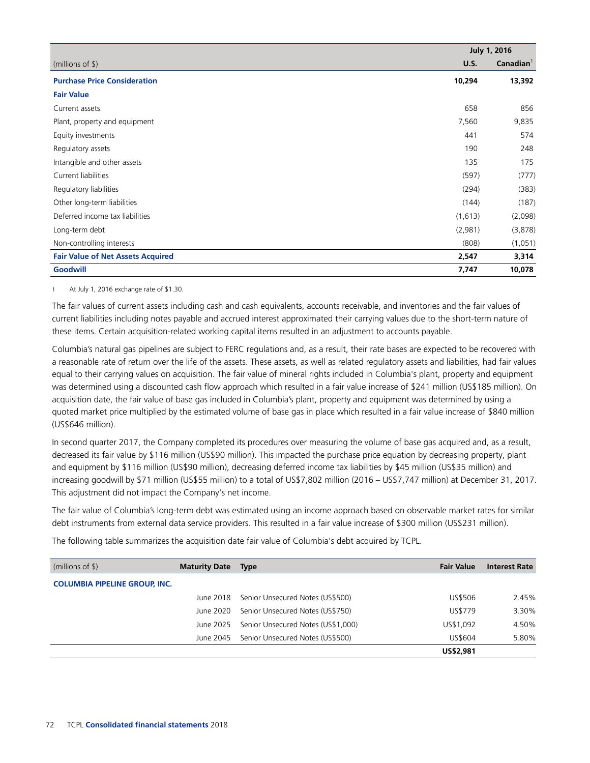| (millions of $) | July 1, 2016 U.S. | Canadian[1] |
|---|---|---|
| **Purchase Price Consideration** | **10,294** | **13,392** |
| **Fair Value** | | |
| Current assets | 658 | 856 |
| Plant, property and equipment | 7,560 | 9,835 |
| Equity investments | 441 | 574 |
| Regulatory assets | 190 | 248 |
| Intangible and other assets | 135 | 175 |
| Current liabilities | (597) | (777) |
| Regulatory liabilities | (294) | (383) |
| Other long-term liabilities | (144) | (187) |
| Deferred income tax liabilities | (1,613) | (2,098) |
| Long-term debt | (2,981) | (3,878) |
| Non-controlling interests | (808) | (1,051) |
| **Fair Value of Net Assets Acquired** | **2,547** | **3,314** |
| **Goodwill** | **7,747** | **10,078** |

1 At July 1, 2016 exchange rate of $1.30.

The fair values of current assets including cash and cash equivalents, accounts receivable, and inventories and the fair values of current liabilities including notes payable and accrued interest approximated their carrying values due to the short-term nature of these items. Certain acquisition-related working capital items resulted in an adjustment to accounts payable.

Columbia's natural gas pipelines are subject to FERC regulations and, as a result, their rate bases are expected to be recovered with a reasonable rate of return over the life of the assets. These assets, as well as related regulatory assets and liabilities, had fair values equal to their carrying values on acquisition. The fair value of mineral rights included in Columbia's plant, property and equipment was determined using a discounted cash flow approach which resulted in a fair value increase of $241 million (US$185 million). On acquisition date, the fair value of base gas included in Columbia's plant, property and equipment was determined by using a quoted market price multiplied by the estimated volume of base gas in place which resulted in a fair value increase of $840 million (US$646 million).

In second quarter 2017, the Company completed its procedures over measuring the volume of base gas acquired and, as a result, decreased its fair value by $116 million (US$90 million). This impacted the purchase price equation by decreasing property, plant and equipment by $116 million (US$90 million), decreasing deferred income tax liabilities by $45 million (US$35 million) and increasing goodwill by $71 million (US$55 million) to a total of US$7,802 million (2016 – US$7,747 million) at December 31, 2017. This adjustment did not impact the Company's net income.

The fair value of Columbia's long-term debt was estimated using an income approach based on observable market rates for similar debt instruments from external data service providers. This resulted in a fair value increase of $300 million (US$231 million).

The following table summarizes the acquisition date fair value of Columbia's debt acquired by TCPL.

| (millions of $) | Maturity Date | Type | Fair Value | Interest Rate |
|---|---|---|---|---|
| **COLUMBIA PIPELINE GROUP, INC.** | | | | |
| | June 2018 | Senior Unsecured Notes (US$500) | US$506 | 2.45% |
| | June 2020 | Senior Unsecured Notes (US$750) | US$779 | 3.30% |
| | June 2025 | Senior Unsecured Notes (US$1,000) | US$1,092 | 4.50% |
| | June 2045 | Senior Unsecured Notes (US$500) | US$604 | 5.80% |
| | | | **US$2,981** | |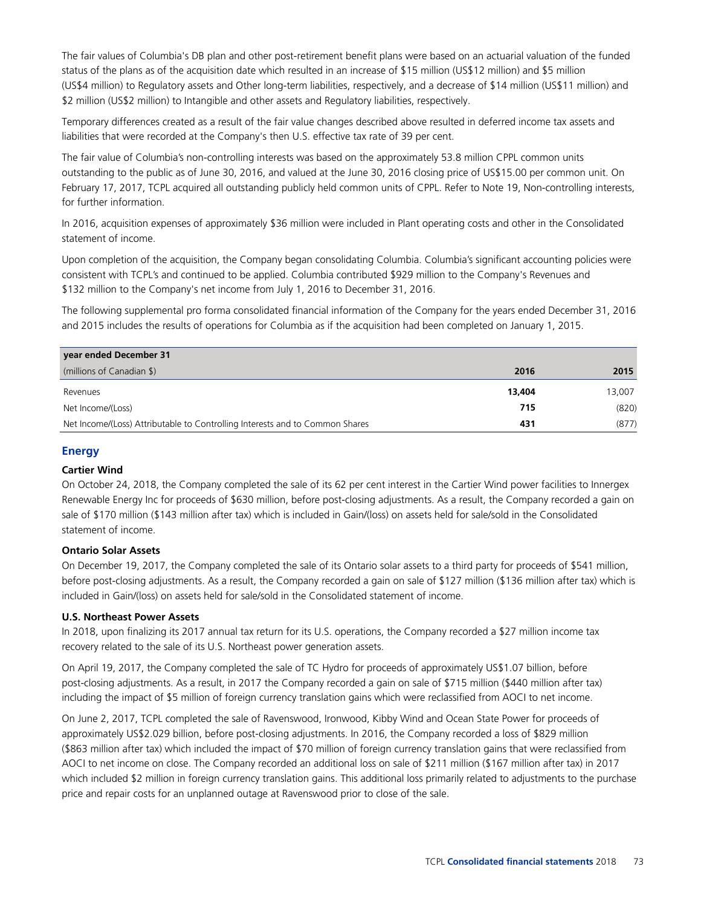The fair values of Columbia's DB plan and other post-retirement benefit plans were based on an actuarial valuation of the funded status of the plans as of the acquisition date which resulted in an increase of $15 million (US$12 million) and $5 million (US$4 million) to Regulatory assets and Other long-term liabilities, respectively, and a decrease of $14 million (US$11 million) and $2 million (US$2 million) to Intangible and other assets and Regulatory liabilities, respectively.

Temporary differences created as a result of the fair value changes described above resulted in deferred income tax assets and liabilities that were recorded at the Company's then U.S. effective tax rate of 39 per cent.

The fair value of Columbia's non-controlling interests was based on the approximately 53.8 million CPPL common units outstanding to the public as of June 30, 2016, and valued at the June 30, 2016 closing price of US$15.00 per common unit. On February 17, 2017, TCPL acquired all outstanding publicly held common units of CPPL. Refer to Note 19, Non-controlling interests, for further information.

In 2016, acquisition expenses of approximately $36 million were included in Plant operating costs and other in the Consolidated statement of income.

Upon completion of the acquisition, the Company began consolidating Columbia. Columbia's significant accounting policies were consistent with TCPL's and continued to be applied. Columbia contributed $929 million to the Company's Revenues and $132 million to the Company's net income from July 1, 2016 to December 31, 2016.

The following supplemental pro forma consolidated financial information of the Company for the years ended December 31, 2016 and 2015 includes the results of operations for Columbia as if the acquisition had been completed on January 1, 2015.

| **year ended December 31** | | |
|---|---|---|
| (millions of Canadian $) | **2016** | **2015** |
| Revenues | **13,404** | 13,007 |
| Net Income/(Loss) | **715** | (820) |
| Net Income/(Loss) Attributable to Controlling Interests and to Common Shares | **431** | (877) |

## Energy

### Cartier Wind

On October 24, 2018, the Company completed the sale of its 62 per cent interest in the Cartier Wind power facilities to Innergex Renewable Energy Inc for proceeds of $630 million, before post-closing adjustments. As a result, the Company recorded a gain on sale of $170 million ($143 million after tax) which is included in Gain/(loss) on assets held for sale/sold in the Consolidated statement of income.

### Ontario Solar Assets

On December 19, 2017, the Company completed the sale of its Ontario solar assets to a third party for proceeds of $541 million, before post-closing adjustments. As a result, the Company recorded a gain on sale of $127 million ($136 million after tax) which is included in Gain/(loss) on assets held for sale/sold in the Consolidated statement of income.

### U.S. Northeast Power Assets

In 2018, upon finalizing its 2017 annual tax return for its U.S. operations, the Company recorded a $27 million income tax recovery related to the sale of its U.S. Northeast power generation assets.

On April 19, 2017, the Company completed the sale of TC Hydro for proceeds of approximately US$1.07 billion, before post-closing adjustments. As a result, in 2017 the Company recorded a gain on sale of $715 million ($440 million after tax) including the impact of $5 million of foreign currency translation gains which were reclassified from AOCI to net income.

On June 2, 2017, TCPL completed the sale of Ravenswood, Ironwood, Kibby Wind and Ocean State Power for proceeds of approximately US$2.029 billion, before post-closing adjustments. In 2016, the Company recorded a loss of $829 million ($863 million after tax) which included the impact of $70 million of foreign currency translation gains that were reclassified from AOCI to net income on close. The Company recorded an additional loss on sale of $211 million ($167 million after tax) in 2017 which included $2 million in foreign currency translation gains. This additional loss primarily related to adjustments to the purchase price and repair costs for an unplanned outage at Ravenswood prior to close of the sale.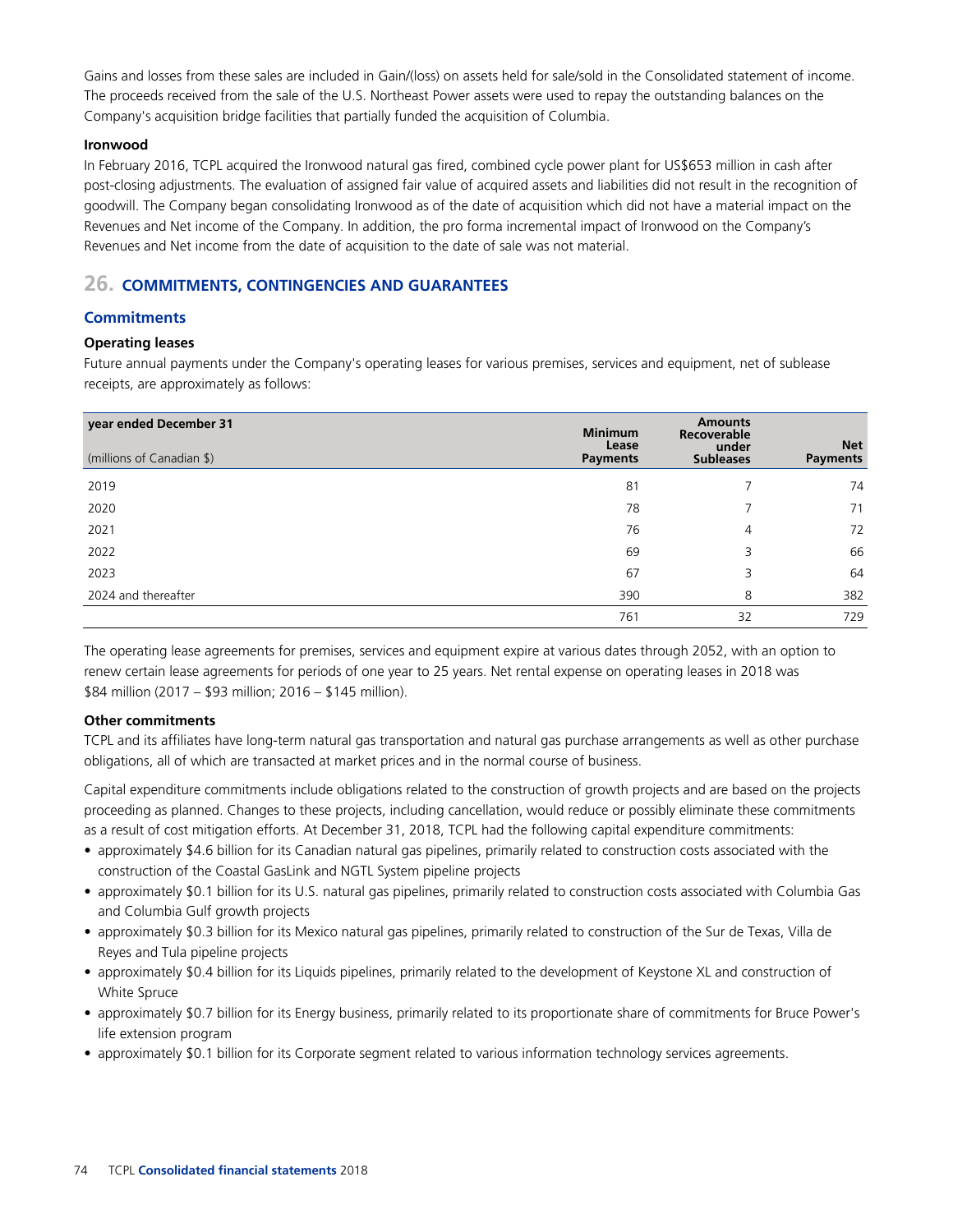Gains and losses from these sales are included in Gain/(loss) on assets held for sale/sold in the Consolidated statement of income. The proceeds received from the sale of the U.S. Northeast Power assets were used to repay the outstanding balances on the Company's acquisition bridge facilities that partially funded the acquisition of Columbia.

**Ironwood**

In February 2016, TCPL acquired the Ironwood natural gas fired, combined cycle power plant for US$653 million in cash after post-closing adjustments. The evaluation of assigned fair value of acquired assets and liabilities did not result in the recognition of goodwill. The Company began consolidating Ironwood as of the date of acquisition which did not have a material impact on the Revenues and Net income of the Company. In addition, the pro forma incremental impact of Ironwood on the Company's Revenues and Net income from the date of acquisition to the date of sale was not material.

## 26. COMMITMENTS, CONTINGENCIES AND GUARANTEES

### Commitments

**Operating leases**

Future annual payments under the Company's operating leases for various premises, services and equipment, net of sublease receipts, are approximately as follows:

| year ended December 31<br>(millions of Canadian $) | Minimum Lease Payments | Amounts Recoverable under Subleases | Net Payments |
|---|---|---|---|
| 2019 | 81 | 7 | 74 |
| 2020 | 78 | 7 | 71 |
| 2021 | 76 | 4 | 72 |
| 2022 | 69 | 3 | 66 |
| 2023 | 67 | 3 | 64 |
| 2024 and thereafter | 390 | 8 | 382 |
| | 761 | 32 | 729 |

The operating lease agreements for premises, services and equipment expire at various dates through 2052, with an option to renew certain lease agreements for periods of one year to 25 years. Net rental expense on operating leases in 2018 was $84 million (2017 – $93 million; 2016 – $145 million).

**Other commitments**

TCPL and its affiliates have long-term natural gas transportation and natural gas purchase arrangements as well as other purchase obligations, all of which are transacted at market prices and in the normal course of business.

Capital expenditure commitments include obligations related to the construction of growth projects and are based on the projects proceeding as planned. Changes to these projects, including cancellation, would reduce or possibly eliminate these commitments as a result of cost mitigation efforts. At December 31, 2018, TCPL had the following capital expenditure commitments:

- approximately $4.6 billion for its Canadian natural gas pipelines, primarily related to construction costs associated with the construction of the Coastal GasLink and NGTL System pipeline projects
- approximately $0.1 billion for its U.S. natural gas pipelines, primarily related to construction costs associated with Columbia Gas and Columbia Gulf growth projects
- approximately $0.3 billion for its Mexico natural gas pipelines, primarily related to construction of the Sur de Texas, Villa de Reyes and Tula pipeline projects
- approximately $0.4 billion for its Liquids pipelines, primarily related to the development of Keystone XL and construction of White Spruce
- approximately $0.7 billion for its Energy business, primarily related to its proportionate share of commitments for Bruce Power's life extension program
- approximately $0.1 billion for its Corporate segment related to various information technology services agreements.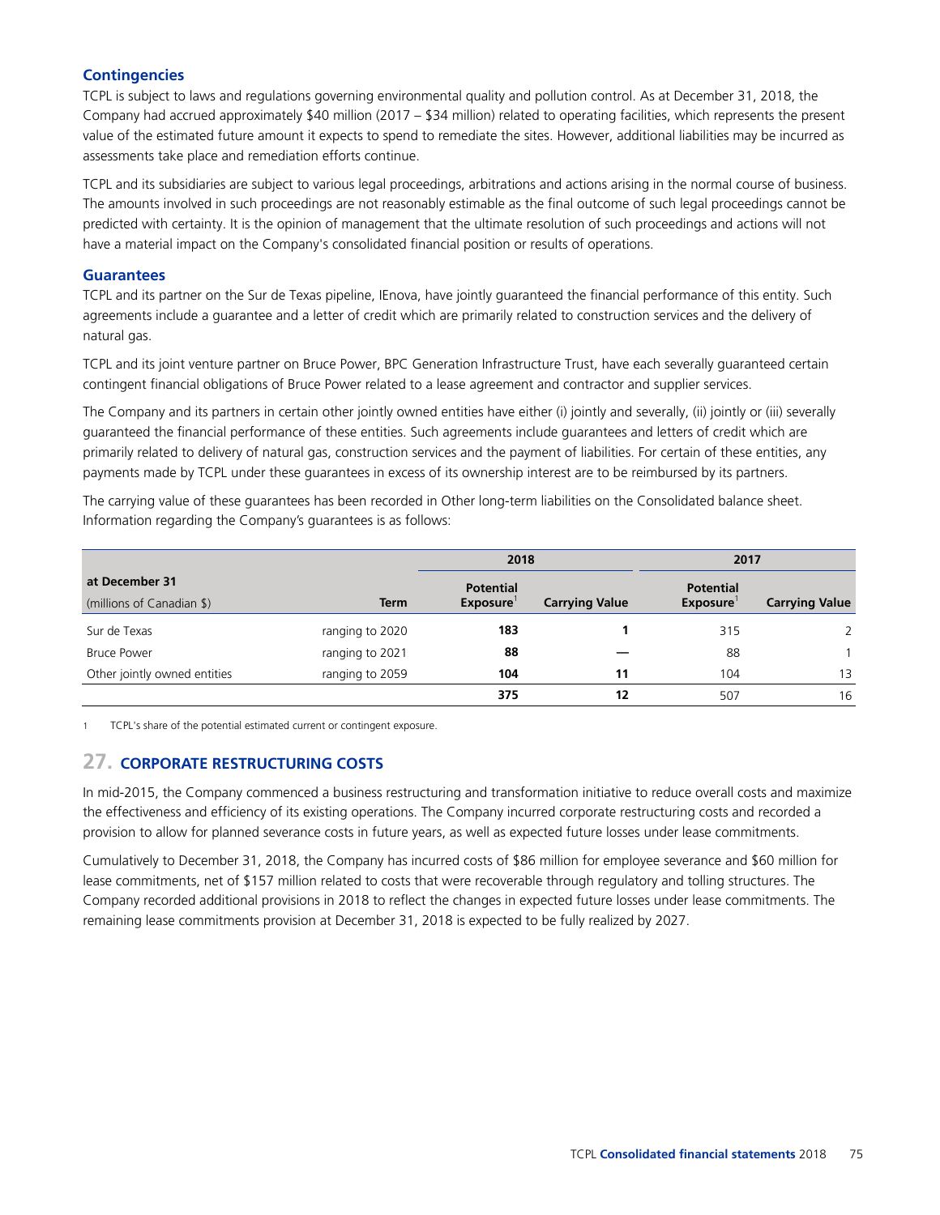### Contingencies

TCPL is subject to laws and regulations governing environmental quality and pollution control. As at December 31, 2018, the Company had accrued approximately $40 million (2017 – $34 million) related to operating facilities, which represents the present value of the estimated future amount it expects to spend to remediate the sites. However, additional liabilities may be incurred as assessments take place and remediation efforts continue.

TCPL and its subsidiaries are subject to various legal proceedings, arbitrations and actions arising in the normal course of business. The amounts involved in such proceedings are not reasonably estimable as the final outcome of such legal proceedings cannot be predicted with certainty. It is the opinion of management that the ultimate resolution of such proceedings and actions will not have a material impact on the Company's consolidated financial position or results of operations.

### Guarantees

TCPL and its partner on the Sur de Texas pipeline, IEnova, have jointly guaranteed the financial performance of this entity. Such agreements include a guarantee and a letter of credit which are primarily related to construction services and the delivery of natural gas.

TCPL and its joint venture partner on Bruce Power, BPC Generation Infrastructure Trust, have each severally guaranteed certain contingent financial obligations of Bruce Power related to a lease agreement and contractor and supplier services.

The Company and its partners in certain other jointly owned entities have either (i) jointly and severally, (ii) jointly or (iii) severally guaranteed the financial performance of these entities. Such agreements include guarantees and letters of credit which are primarily related to delivery of natural gas, construction services and the payment of liabilities. For certain of these entities, any payments made by TCPL under these guarantees in excess of its ownership interest are to be reimbursed by its partners.

The carrying value of these guarantees has been recorded in Other long-term liabilities on the Consolidated balance sheet. Information regarding the Company's guarantees is as follows:

| at December 31 | | 2018 | | 2017 | |
|---|---|---|---|---|---|
| (millions of Canadian $) | Term | Potential Exposure[1] | Carrying Value | Potential Exposure[1] | Carrying Value |
| Sur de Texas | ranging to 2020 | **183** | **1** | 315 | 2 |
| Bruce Power | ranging to 2021 | **88** | **—** | 88 | 1 |
| Other jointly owned entities | ranging to 2059 | **104** | **11** | 104 | 13 |
| | | **375** | **12** | 507 | 16 |

1 TCPL's share of the potential estimated current or contingent exposure.

## 27. CORPORATE RESTRUCTURING COSTS

In mid-2015, the Company commenced a business restructuring and transformation initiative to reduce overall costs and maximize the effectiveness and efficiency of its existing operations. The Company incurred corporate restructuring costs and recorded a provision to allow for planned severance costs in future years, as well as expected future losses under lease commitments.

Cumulatively to December 31, 2018, the Company has incurred costs of $86 million for employee severance and $60 million for lease commitments, net of $157 million related to costs that were recoverable through regulatory and tolling structures. The Company recorded additional provisions in 2018 to reflect the changes in expected future losses under lease commitments. The remaining lease commitments provision at December 31, 2018 is expected to be fully realized by 2027.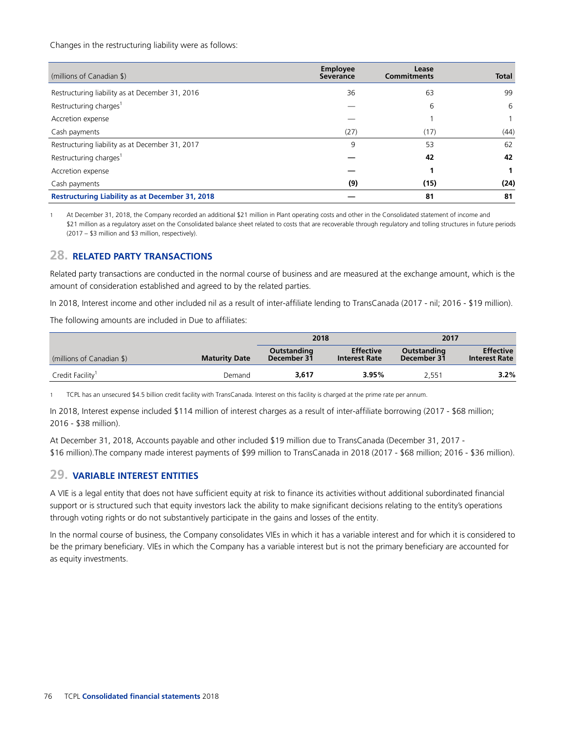Changes in the restructuring liability were as follows:

| (millions of Canadian $) | Employee Severance | Lease Commitments | Total |
|---|---|---|---|
| Restructuring liability as at December 31, 2016 | 36 | 63 | 99 |
| Restructuring charges[1] | — | 6 | 6 |
| Accretion expense | — | 1 | 1 |
| Cash payments | (27) | (17) | (44) |
| Restructuring liability as at December 31, 2017 | 9 | 53 | 62 |
| Restructuring charges[1] | **—** | **42** | **42** |
| Accretion expense | **—** | **1** | **1** |
| Cash payments | **(9)** | **(15)** | **(24)** |
| **Restructuring Liability as at December 31, 2018** | **—** | **81** | **81** |

1 At December 31, 2018, the Company recorded an additional $21 million in Plant operating costs and other in the Consolidated statement of income and $21 million as a regulatory asset on the Consolidated balance sheet related to costs that are recoverable through regulatory and tolling structures in future periods (2017 – $3 million and $3 million, respectively).

## 28. RELATED PARTY TRANSACTIONS

Related party transactions are conducted in the normal course of business and are measured at the exchange amount, which is the amount of consideration established and agreed to by the related parties.

In 2018, Interest income and other included nil as a result of inter-affiliate lending to TransCanada (2017 - nil; 2016 - $19 million).

The following amounts are included in Due to affiliates:

| | | 2018 | | 2017 | |
|---|---|---|---|---|---|
| (millions of Canadian $) | Maturity Date | Outstanding December 31 | Effective Interest Rate | Outstanding December 31 | Effective Interest Rate |
| Credit Facility[1] | Demand | **3,617** | **3.95%** | 2,551 | **3.2%** |

1 TCPL has an unsecured $4.5 billion credit facility with TransCanada. Interest on this facility is charged at the prime rate per annum.

In 2018, Interest expense included $114 million of interest charges as a result of inter-affiliate borrowing (2017 - $68 million; 2016 - $38 million).

At December 31, 2018, Accounts payable and other included $19 million due to TransCanada (December 31, 2017 - $16 million).The company made interest payments of $99 million to TransCanada in 2018 (2017 - $68 million; 2016 - $36 million).

## 29. VARIABLE INTEREST ENTITIES

A VIE is a legal entity that does not have sufficient equity at risk to finance its activities without additional subordinated financial support or is structured such that equity investors lack the ability to make significant decisions relating to the entity's operations through voting rights or do not substantively participate in the gains and losses of the entity.

In the normal course of business, the Company consolidates VIEs in which it has a variable interest and for which it is considered to be the primary beneficiary. VIEs in which the Company has a variable interest but is not the primary beneficiary are accounted for as equity investments.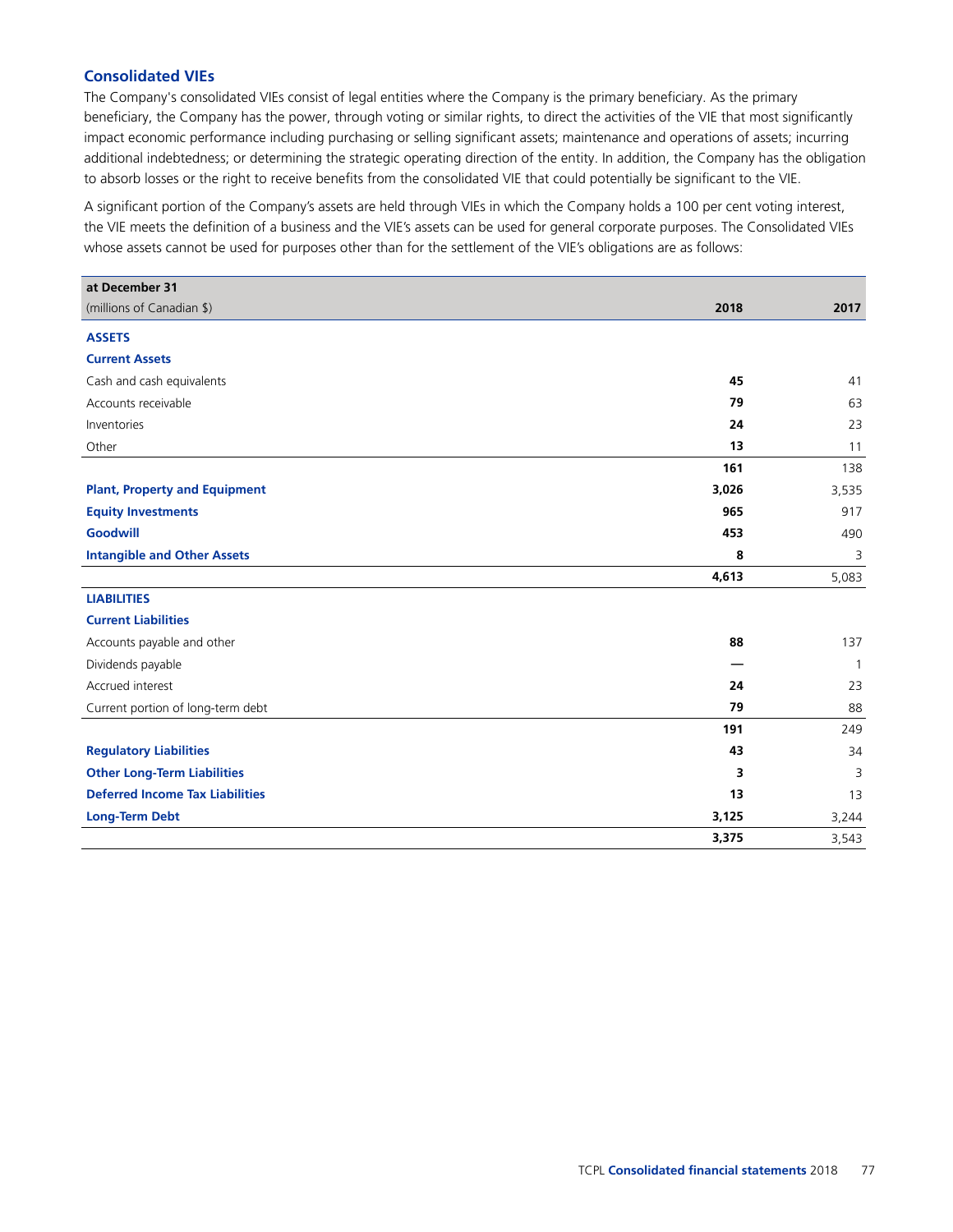### Consolidated VIEs

The Company's consolidated VIEs consist of legal entities where the Company is the primary beneficiary. As the primary beneficiary, the Company has the power, through voting or similar rights, to direct the activities of the VIE that most significantly impact economic performance including purchasing or selling significant assets; maintenance and operations of assets; incurring additional indebtedness; or determining the strategic operating direction of the entity. In addition, the Company has the obligation to absorb losses or the right to receive benefits from the consolidated VIE that could potentially be significant to the VIE.

A significant portion of the Company's assets are held through VIEs in which the Company holds a 100 per cent voting interest, the VIE meets the definition of a business and the VIE's assets can be used for general corporate purposes. The Consolidated VIEs whose assets cannot be used for purposes other than for the settlement of the VIE's obligations are as follows:

| at December 31<br>(millions of Canadian $) | 2018 | 2017 |
|---|---|---|
| **ASSETS** | | |
| **Current Assets** | | |
| Cash and cash equivalents | **45** | 41 |
| Accounts receivable | **79** | 63 |
| Inventories | **24** | 23 |
| Other | **13** | 11 |
| | **161** | 138 |
| **Plant, Property and Equipment** | **3,026** | 3,535 |
| **Equity Investments** | **965** | 917 |
| **Goodwill** | **453** | 490 |
| **Intangible and Other Assets** | **8** | 3 |
| | **4,613** | 5,083 |
| **LIABILITIES** | | |
| **Current Liabilities** | | |
| Accounts payable and other | **88** | 137 |
| Dividends payable | **—** | 1 |
| Accrued interest | **24** | 23 |
| Current portion of long-term debt | **79** | 88 |
| | **191** | 249 |
| **Regulatory Liabilities** | **43** | 34 |
| **Other Long-Term Liabilities** | **3** | 3 |
| **Deferred Income Tax Liabilities** | **13** | 13 |
| **Long-Term Debt** | **3,125** | 3,244 |
| | **3,375** | 3,543 |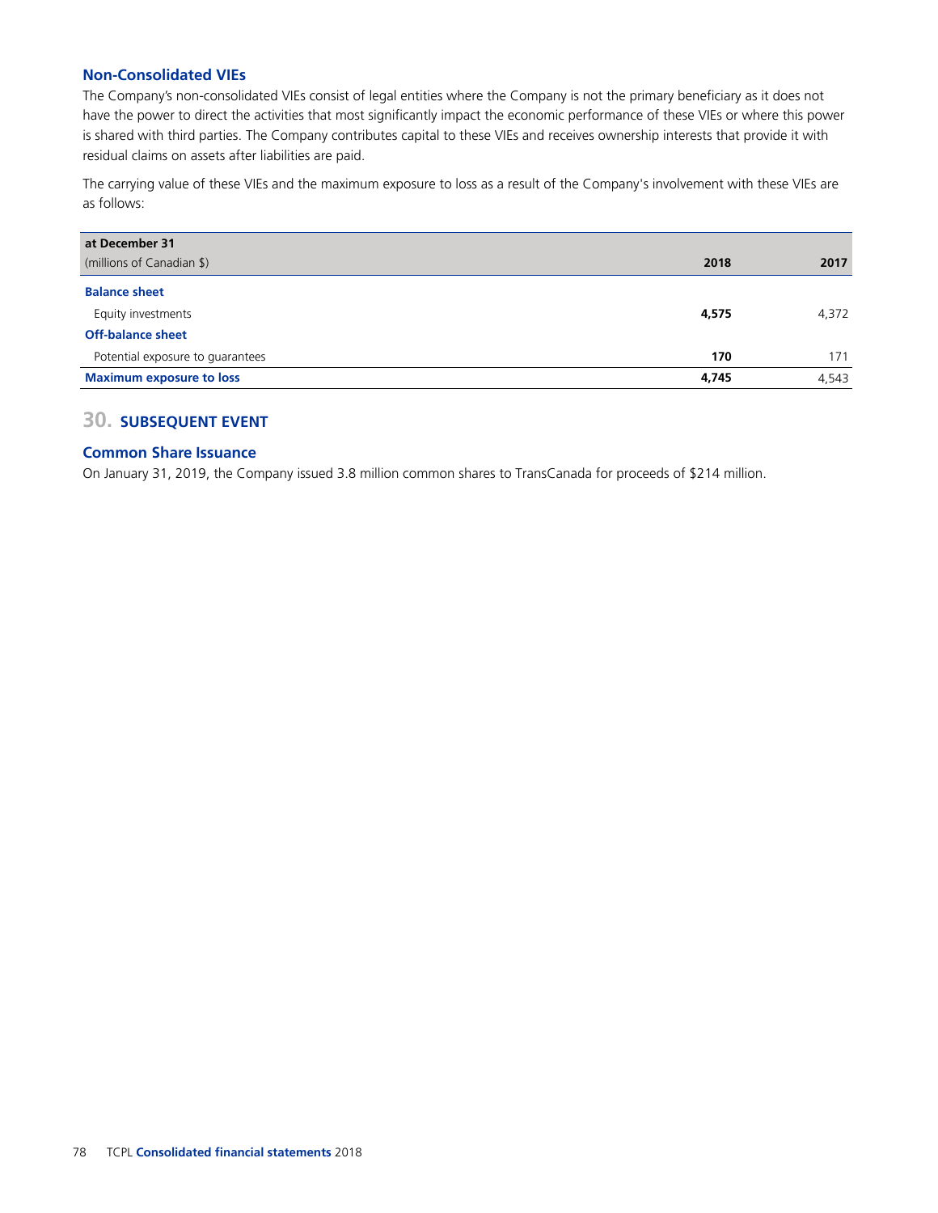### Non-Consolidated VIEs

The Company's non-consolidated VIEs consist of legal entities where the Company is not the primary beneficiary as it does not have the power to direct the activities that most significantly impact the economic performance of these VIEs or where this power is shared with third parties. The Company contributes capital to these VIEs and receives ownership interests that provide it with residual claims on assets after liabilities are paid.

The carrying value of these VIEs and the maximum exposure to loss as a result of the Company's involvement with these VIEs are as follows:

| at December 31<br>(millions of Canadian $) | 2018 | 2017 |
|---|---|---|
| **Balance sheet** | | |
| Equity investments | **4,575** | 4,372 |
| **Off-balance sheet** | | |
| Potential exposure to guarantees | **170** | 171 |
| **Maximum exposure to loss** | **4,745** | 4,543 |

## 30. SUBSEQUENT EVENT

### Common Share Issuance

On January 31, 2019, the Company issued 3.8 million common shares to TransCanada for proceeds of $214 million.